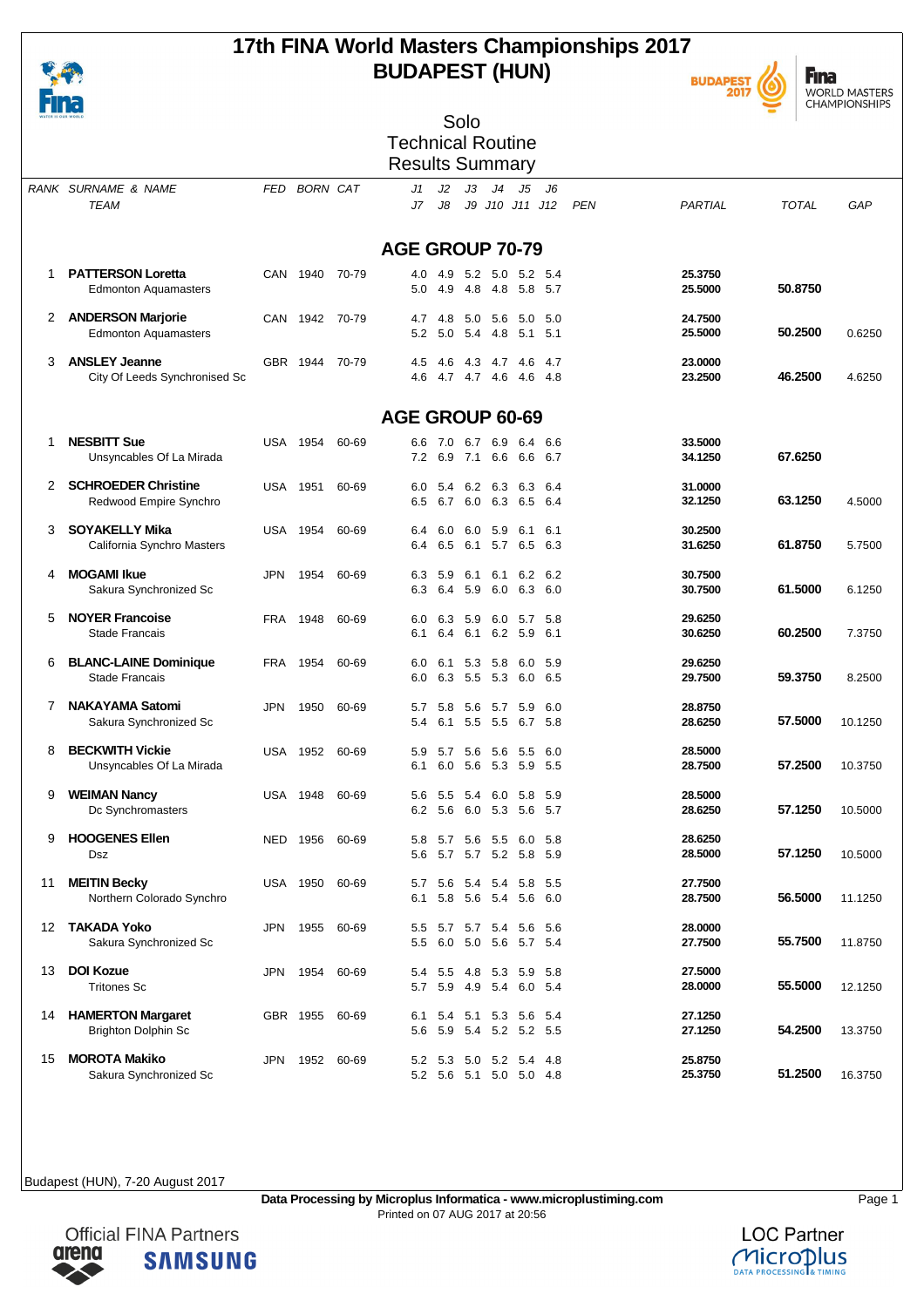# 17th FINA World Masters Championships 2017
# BUDAPEST (HUN)

## Solo
## Technical Routine
## Results Summary

| RANK | SURNAME & NAME / TEAM | FED | BORN | CAT | J1 J2 J3 J4 J5 J6 / J7 J8 J9 J10 J11 J12 | PEN | PARTIAL | TOTAL | GAP |
|---|---|---|---|---|---|---|---|---|---|
| | **AGE GROUP 70-79** | | | | | | | | |
| 1 | **PATTERSON Loretta** | CAN | 1940 | 70-79 | 4.0 4.9 5.2 5.0 5.2 5.4 | | **25.3750** | | |
| | Edmonton Aquamasters | | | | 5.0 4.9 4.8 4.8 5.8 5.7 | | **25.5000** | **50.8750** | |
| 2 | **ANDERSON Marjorie** | CAN | 1942 | 70-79 | 4.7 4.8 5.0 5.6 5.0 5.0 | | **24.7500** | | |
| | Edmonton Aquamasters | | | | 5.2 5.0 5.4 4.8 5.1 5.1 | | **25.5000** | **50.2500** | 0.6250 |
| 3 | **ANSLEY Jeanne** | GBR | 1944 | 70-79 | 4.5 4.6 4.3 4.7 4.6 4.7 | | **23.0000** | | |
| | City Of Leeds Synchronised Sc | | | | 4.6 4.7 4.7 4.6 4.6 4.8 | | **23.2500** | **46.2500** | 4.6250 |
| | **AGE GROUP 60-69** | | | | | | | | |
| 1 | **NESBITT Sue** | USA | 1954 | 60-69 | 6.6 7.0 6.7 6.9 6.4 6.6 | | **33.5000** | | |
| | Unsyncables Of La Mirada | | | | 7.2 6.9 7.1 6.6 6.6 6.7 | | **34.1250** | **67.6250** | |
| 2 | **SCHROEDER Christine** | USA | 1951 | 60-69 | 6.0 5.4 6.2 6.3 6.3 6.4 | | **31.0000** | | |
| | Redwood Empire Synchro | | | | 6.5 6.7 6.0 6.3 6.5 6.4 | | **32.1250** | **63.1250** | 4.5000 |
| 3 | **SOYAKELLY Mika** | USA | 1954 | 60-69 | 6.4 6.0 6.0 5.9 6.1 6.1 | | **30.2500** | | |
| | California Synchro Masters | | | | 6.4 6.5 6.1 5.7 6.5 6.3 | | **31.6250** | **61.8750** | 5.7500 |
| 4 | **MOGAMI Ikue** | JPN | 1954 | 60-69 | 6.3 5.9 6.1 6.1 6.2 6.2 | | **30.7500** | | |
| | Sakura Synchronized Sc | | | | 6.3 6.4 5.9 6.0 6.3 6.0 | | **30.7500** | **61.5000** | 6.1250 |
| 5 | **NOYER Francoise** | FRA | 1948 | 60-69 | 6.0 6.3 5.9 6.0 5.7 5.8 | | **29.6250** | | |
| | Stade Francais | | | | 6.1 6.4 6.1 6.2 5.9 6.1 | | **30.6250** | **60.2500** | 7.3750 |
| 6 | **BLANC-LAINE Dominique** | FRA | 1954 | 60-69 | 6.0 6.1 5.3 5.8 6.0 5.9 | | **29.6250** | | |
| | Stade Francais | | | | 6.0 6.3 5.5 5.3 6.0 6.5 | | **29.7500** | **59.3750** | 8.2500 |
| 7 | **NAKAYAMA Satomi** | JPN | 1950 | 60-69 | 5.7 5.8 5.6 5.7 5.9 6.0 | | **28.8750** | | |
| | Sakura Synchronized Sc | | | | 5.4 6.1 5.5 5.5 6.7 5.8 | | **28.6250** | **57.5000** | 10.1250 |
| 8 | **BECKWITH Vickie** | USA | 1952 | 60-69 | 5.9 5.7 5.6 5.6 5.5 6.0 | | **28.5000** | | |
| | Unsyncables Of La Mirada | | | | 6.1 6.0 5.6 5.3 5.9 5.5 | | **28.7500** | **57.2500** | 10.3750 |
| 9 | **WEIMAN Nancy** | USA | 1948 | 60-69 | 5.6 5.5 5.4 6.0 5.8 5.9 | | **28.5000** | | |
| | Dc Synchromasters | | | | 6.2 5.6 6.0 5.3 5.6 5.7 | | **28.6250** | **57.1250** | 10.5000 |
| 9 | **HOOGENES Ellen** | NED | 1956 | 60-69 | 5.8 5.7 5.6 5.5 6.0 5.8 | | **28.6250** | | |
| | Dsz | | | | 5.6 5.7 5.7 5.2 5.8 5.9 | | **28.5000** | **57.1250** | 10.5000 |
| 11 | **MEITIN Becky** | USA | 1950 | 60-69 | 5.7 5.6 5.4 5.4 5.8 5.5 | | **27.7500** | | |
| | Northern Colorado Synchro | | | | 6.1 5.8 5.6 5.4 5.6 6.0 | | **28.7500** | **56.5000** | 11.1250 |
| 12 | **TAKADA Yoko** | JPN | 1955 | 60-69 | 5.5 5.7 5.7 5.4 5.6 5.6 | | **28.0000** | | |
| | Sakura Synchronized Sc | | | | 5.5 6.0 5.0 5.6 5.7 5.4 | | **27.7500** | **55.7500** | 11.8750 |
| 13 | **DOI Kozue** | JPN | 1954 | 60-69 | 5.4 5.5 4.8 5.3 5.9 5.8 | | **27.5000** | | |
| | Tritones Sc | | | | 5.7 5.9 4.9 5.4 6.0 5.4 | | **28.0000** | **55.5000** | 12.1250 |
| 14 | **HAMERTON Margaret** | GBR | 1955 | 60-69 | 6.1 5.4 5.1 5.3 5.6 5.4 | | **27.1250** | | |
| | Brighton Dolphin Sc | | | | 5.6 5.9 5.4 5.2 5.2 5.5 | | **27.1250** | **54.2500** | 13.3750 |
| 15 | **MOROTA Makiko** | JPN | 1952 | 60-69 | 5.2 5.3 5.0 5.2 5.4 4.8 | | **25.8750** | | |
| | Sakura Synchronized Sc | | | | 5.2 5.6 5.1 5.0 5.0 4.8 | | **25.3750** | **51.2500** | 16.3750 |

Budapest (HUN), 7-20 August 2017

**Data Processing by Microplus Informatica - www.microplustiming.com**
Printed on 07 AUG 2017 at 20:56

Official FINA Partners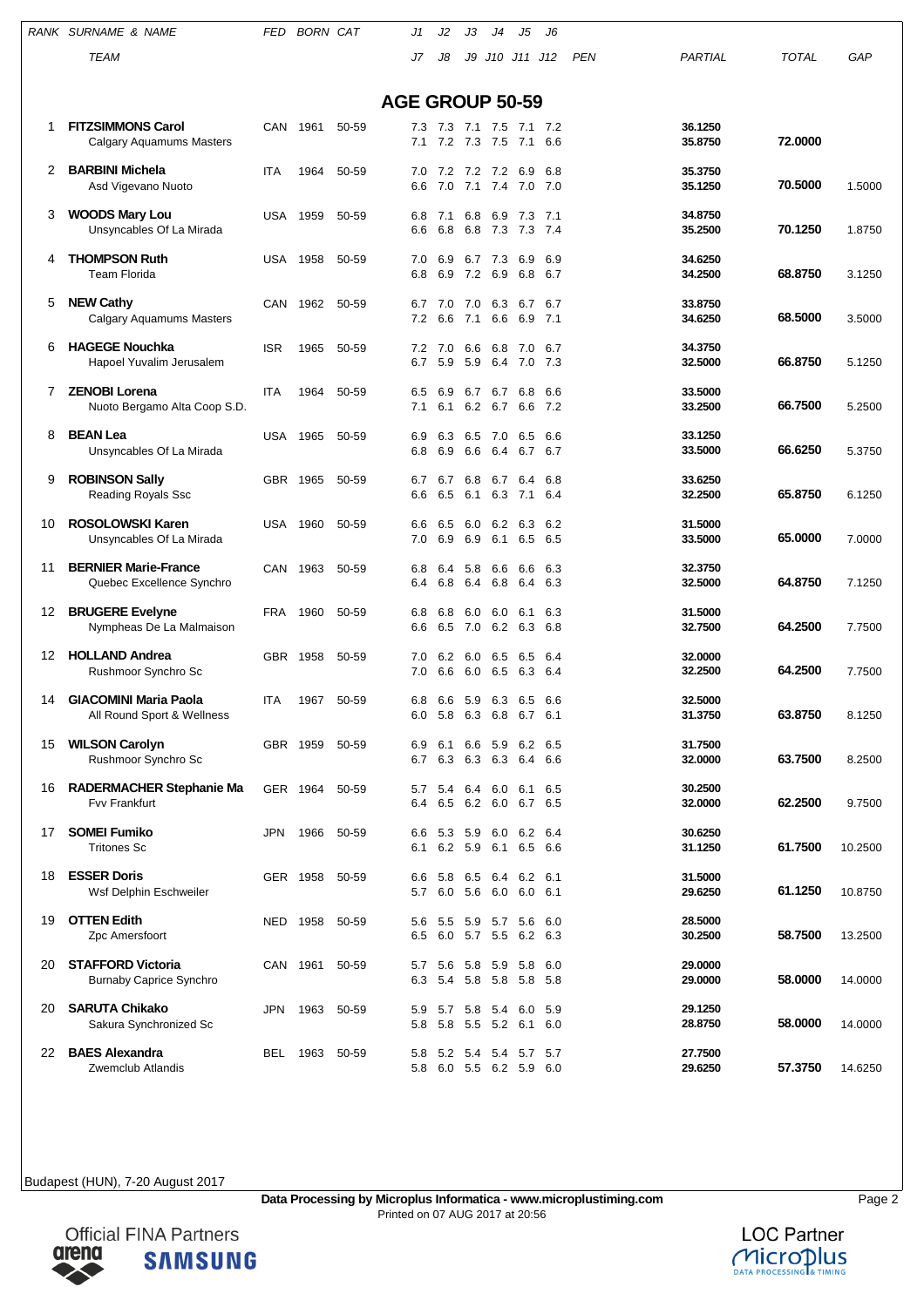| RANK | SURNAME & NAME / TEAM | FED | BORN | CAT | J1 J2 J3 J4 J5 J6 / J7 J8 J9 J10 J11 J12 | PEN | PARTIAL | TOTAL | GAP |
|---|---|---|---|---|---|---|---|---|---|

## AGE GROUP 50-59

| RANK | SURNAME & NAME / TEAM | FED | BORN | CAT | J1 J2 J3 J4 J5 J6 / J7 J8 J9 J10 J11 J12 | PEN | PARTIAL | TOTAL | GAP |
|---|---|---|---|---|---|---|---|---|---|
| 1 | **FITZSIMMONS Carol** | CAN | 1961 | 50-59 | 7.3 7.3 7.1 7.5 7.1 7.2 | | 36.1250 | | |
| | Calgary Aquamums Masters | | | | 7.1 7.2 7.3 7.5 7.1 6.6 | | 35.8750 | 72.0000 | |
| 2 | **BARBINI Michela** | ITA | 1964 | 50-59 | 7.0 7.2 7.2 7.2 6.9 6.8 | | 35.3750 | | |
| | Asd Vigevano Nuoto | | | | 6.6 7.0 7.1 7.4 7.0 7.0 | | 35.1250 | 70.5000 | 1.5000 |
| 3 | **WOODS Mary Lou** | USA | 1959 | 50-59 | 6.8 7.1 6.8 6.9 7.3 7.1 | | 34.8750 | | |
| | Unsyncables Of La Mirada | | | | 6.6 6.8 6.8 7.3 7.3 7.4 | | 35.2500 | 70.1250 | 1.8750 |
| 4 | **THOMPSON Ruth** | USA | 1958 | 50-59 | 7.0 6.9 6.7 7.3 6.9 6.9 | | 34.6250 | | |
| | Team Florida | | | | 6.8 6.9 7.2 6.9 6.8 6.7 | | 34.2500 | 68.8750 | 3.1250 |
| 5 | **NEW Cathy** | CAN | 1962 | 50-59 | 6.7 7.0 7.0 6.3 6.7 6.7 | | 33.8750 | | |
| | Calgary Aquamums Masters | | | | 7.2 6.6 7.1 6.6 6.9 7.1 | | 34.6250 | 68.5000 | 3.5000 |
| 6 | **HAGEGE Nouchka** | ISR | 1965 | 50-59 | 7.2 7.0 6.6 6.8 7.0 6.7 | | 34.3750 | | |
| | Hapoel Yuvalim Jerusalem | | | | 6.7 5.9 5.9 6.4 7.0 7.3 | | 32.5000 | 66.8750 | 5.1250 |
| 7 | **ZENOBI Lorena** | ITA | 1964 | 50-59 | 6.5 6.9 6.7 6.7 6.8 6.6 | | 33.5000 | | |
| | Nuoto Bergamo Alta Coop S.D. | | | | 7.1 6.1 6.2 6.7 6.6 7.2 | | 33.2500 | 66.7500 | 5.2500 |
| 8 | **BEAN Lea** | USA | 1965 | 50-59 | 6.9 6.3 6.5 7.0 6.5 6.6 | | 33.1250 | | |
| | Unsyncables Of La Mirada | | | | 6.8 6.9 6.6 6.4 6.7 6.7 | | 33.5000 | 66.6250 | 5.3750 |
| 9 | **ROBINSON Sally** | GBR | 1965 | 50-59 | 6.7 6.7 6.8 6.7 6.4 6.8 | | 33.6250 | | |
| | Reading Royals Ssc | | | | 6.6 6.5 6.1 6.3 7.1 6.4 | | 32.2500 | 65.8750 | 6.1250 |
| 10 | **ROSOLOWSKI Karen** | USA | 1960 | 50-59 | 6.6 6.5 6.0 6.2 6.3 6.2 | | 31.5000 | | |
| | Unsyncables Of La Mirada | | | | 7.0 6.9 6.9 6.1 6.5 6.5 | | 33.5000 | 65.0000 | 7.0000 |
| 11 | **BERNIER Marie-France** | CAN | 1963 | 50-59 | 6.8 6.4 5.8 6.6 6.6 6.3 | | 32.3750 | | |
| | Quebec Excellence Synchro | | | | 6.4 6.8 6.4 6.8 6.4 6.3 | | 32.5000 | 64.8750 | 7.1250 |
| 12 | **BRUGERE Evelyne** | FRA | 1960 | 50-59 | 6.8 6.8 6.0 6.0 6.1 6.3 | | 31.5000 | | |
| | Nympheas De La Malmaison | | | | 6.6 6.5 7.0 6.2 6.3 6.8 | | 32.7500 | 64.2500 | 7.7500 |
| 12 | **HOLLAND Andrea** | GBR | 1958 | 50-59 | 7.0 6.2 6.0 6.5 6.5 6.4 | | 32.0000 | | |
| | Rushmoor Synchro Sc | | | | 7.0 6.6 6.0 6.5 6.3 6.4 | | 32.2500 | 64.2500 | 7.7500 |
| 14 | **GIACOMINI Maria Paola** | ITA | 1967 | 50-59 | 6.8 6.6 5.9 6.3 6.5 6.6 | | 32.5000 | | |
| | All Round Sport & Wellness | | | | 6.0 5.8 6.3 6.8 6.7 6.1 | | 31.3750 | 63.8750 | 8.1250 |
| 15 | **WILSON Carolyn** | GBR | 1959 | 50-59 | 6.9 6.1 6.6 5.9 6.2 6.5 | | 31.7500 | | |
| | Rushmoor Synchro Sc | | | | 6.7 6.3 6.3 6.3 6.4 6.6 | | 32.0000 | 63.7500 | 8.2500 |
| 16 | **RADERMACHER Stephanie Ma** | GER | 1964 | 50-59 | 5.7 5.4 6.4 6.0 6.1 6.5 | | 30.2500 | | |
| | Fvv Frankfurt | | | | 6.4 6.5 6.2 6.0 6.7 6.5 | | 32.0000 | 62.2500 | 9.7500 |
| 17 | **SOMEI Fumiko** | JPN | 1966 | 50-59 | 6.6 5.3 5.9 6.0 6.2 6.4 | | 30.6250 | | |
| | Tritones Sc | | | | 6.1 6.2 5.9 6.1 6.5 6.6 | | 31.1250 | 61.7500 | 10.2500 |
| 18 | **ESSER Doris** | GER | 1958 | 50-59 | 6.6 5.8 6.5 6.4 6.2 6.1 | | 31.5000 | | |
| | Wsf Delphin Eschweiler | | | | 5.7 6.0 5.6 6.0 6.0 6.1 | | 29.6250 | 61.1250 | 10.8750 |
| 19 | **OTTEN Edith** | NED | 1958 | 50-59 | 5.6 5.5 5.9 5.7 5.6 6.0 | | 28.5000 | | |
| | Zpc Amersfoort | | | | 6.5 6.0 5.7 5.5 6.2 6.3 | | 30.2500 | 58.7500 | 13.2500 |
| 20 | **STAFFORD Victoria** | CAN | 1961 | 50-59 | 5.7 5.6 5.8 5.9 5.8 6.0 | | 29.0000 | | |
| | Burnaby Caprice Synchro | | | | 6.3 5.4 5.8 5.8 5.8 5.8 | | 29.0000 | 58.0000 | 14.0000 |
| 20 | **SARUTA Chikako** | JPN | 1963 | 50-59 | 5.9 5.7 6.4 5.4 6.0 5.9 | | 29.1250 | | |
| | Sakura Synchronized Sc | | | | 5.8 5.8 5.5 5.2 6.1 6.0 | | 28.8750 | 58.0000 | 14.0000 |
| 22 | **BAES Alexandra** | BEL | 1963 | 50-59 | 5.8 5.2 5.4 5.4 5.7 5.7 | | 27.7500 | | |
| | Zwemclub Atlandis | | | | 5.8 6.0 5.5 6.2 5.9 6.0 | | 29.6250 | 57.3750 | 14.6250 |

Budapest (HUN), 7-20 August 2017

**Data Processing by Microplus Informatica - www.microplustiming.com**
Printed on 07 AUG 2017 at 20:56

Official FINA Partners arena SAMSUNG

LOC Partner Microplus DATA PROCESSING & TIMING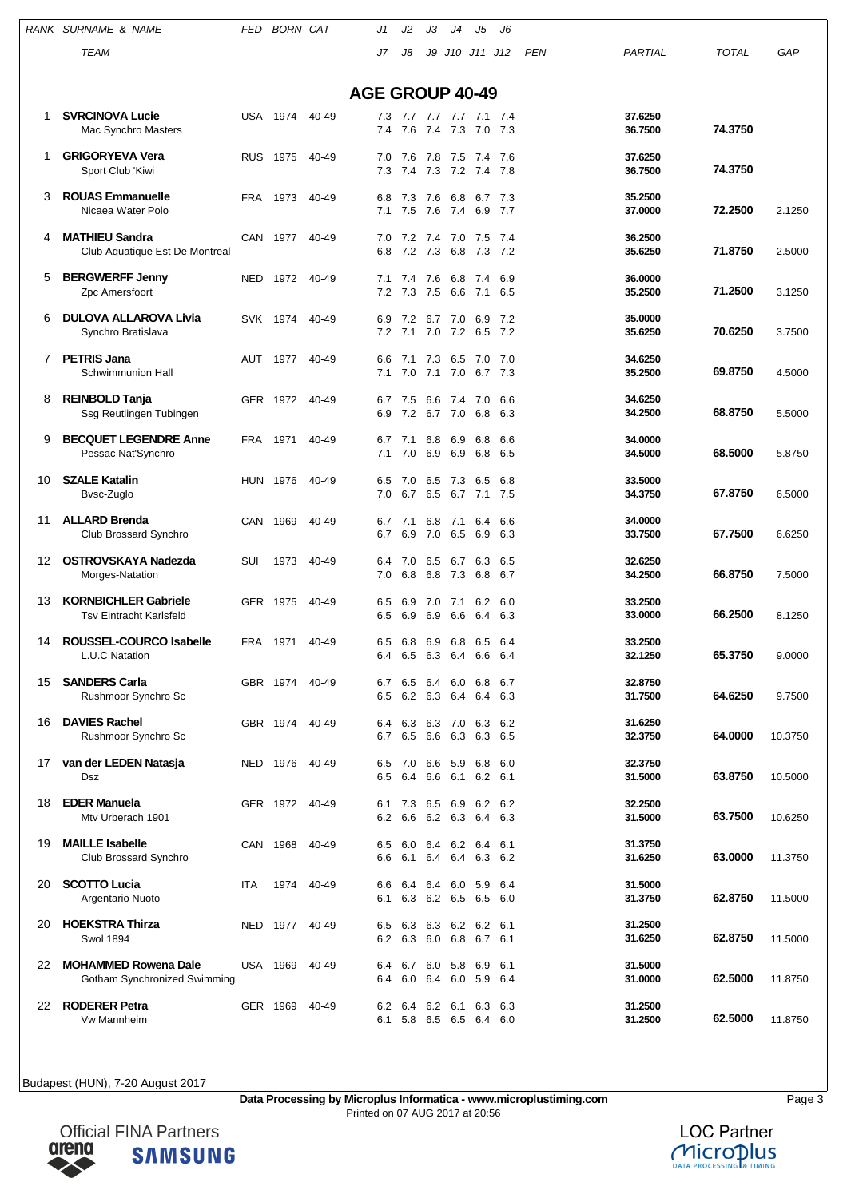| RANK | SURNAME & NAME / TEAM | FED | BORN | CAT | J1 / J7 | J2 / J8 | J3 / J9 | J4 / J10 | J5 / J11 | J6 / J12 | PEN | PARTIAL | TOTAL | GAP |
|---|---|---|---|---|---|---|---|---|---|---|---|---|---|---|

## AGE GROUP 40-49

| RANK | SURNAME & NAME / TEAM | FED | BORN | CAT | J1 / J7 | J2 / J8 | J3 / J9 | J4 / J10 | J5 / J11 | J6 / J12 | PEN | PARTIAL | TOTAL | GAP |
|---|---|---|---|---|---|---|---|---|---|---|---|---|---|---|
| 1 | **SVRCINOVA Lucie** | USA | 1974 | 40-49 | 7.3 | 7.7 | 7.7 | 7.7 | 7.1 | 7.4 | | 37.6250 | | |
| | Mac Synchro Masters | | | | 7.4 | 7.6 | 7.4 | 7.3 | 7.0 | 7.3 | | 36.7500 | **74.3750** | |
| 1 | **GRIGORYEVA Vera** | RUS | 1975 | 40-49 | 7.0 | 7.6 | 7.8 | 7.5 | 7.4 | 7.6 | | 37.6250 | | |
| | Sport Club 'Kiwi | | | | 7.3 | 7.4 | 7.3 | 7.2 | 7.4 | 7.8 | | 36.7500 | **74.3750** | |
| 3 | **ROUAS Emmanuelle** | FRA | 1973 | 40-49 | 6.8 | 7.3 | 7.6 | 6.8 | 6.7 | 7.3 | | 35.2500 | | |
| | Nicaea Water Polo | | | | 7.1 | 7.5 | 7.6 | 7.4 | 6.9 | 7.7 | | 37.0000 | **72.2500** | 2.1250 |
| 4 | **MATHIEU Sandra** | CAN | 1977 | 40-49 | 7.0 | 7.2 | 7.4 | 7.0 | 7.5 | 7.4 | | 36.2500 | | |
| | Club Aquatique Est De Montreal | | | | 6.8 | 7.2 | 7.3 | 6.8 | 7.3 | 7.2 | | 35.6250 | **71.8750** | 2.5000 |
| 5 | **BERGWERFF Jenny** | NED | 1972 | 40-49 | 7.1 | 7.4 | 7.6 | 6.8 | 7.4 | 6.9 | | 36.0000 | | |
| | Zpc Amersfoort | | | | 7.2 | 7.3 | 7.5 | 6.6 | 7.1 | 6.5 | | 35.2500 | **71.2500** | 3.1250 |
| 6 | **DULOVA ALLAROVA Livia** | SVK | 1974 | 40-49 | 6.9 | 7.2 | 6.7 | 7.0 | 6.9 | 7.2 | | 35.0000 | | |
| | Synchro Bratislava | | | | 7.2 | 7.1 | 7.0 | 7.2 | 6.5 | 7.2 | | 35.6250 | **70.6250** | 3.7500 |
| 7 | **PETRIS Jana** | AUT | 1977 | 40-49 | 6.6 | 7.1 | 7.3 | 6.5 | 7.0 | 7.0 | | 34.6250 | | |
| | Schwimmunion Hall | | | | 7.1 | 7.0 | 7.1 | 7.0 | 6.7 | 7.3 | | 35.2500 | **69.8750** | 4.5000 |
| 8 | **REINBOLD Tanja** | GER | 1972 | 40-49 | 6.7 | 7.5 | 6.6 | 7.4 | 7.0 | 6.6 | | 34.6250 | | |
| | Ssg Reutlingen Tubingen | | | | 6.9 | 7.2 | 6.7 | 7.0 | 6.8 | 6.3 | | 34.2500 | **68.8750** | 5.5000 |
| 9 | **BECQUET LEGENDRE Anne** | FRA | 1971 | 40-49 | 6.7 | 7.1 | 6.8 | 6.9 | 6.8 | 6.6 | | 34.0000 | | |
| | Pessac Nat'Synchro | | | | 7.1 | 7.0 | 6.9 | 6.9 | 6.8 | 6.5 | | 34.5000 | **68.5000** | 5.8750 |
| 10 | **SZALE Katalin** | HUN | 1976 | 40-49 | 6.5 | 7.0 | 6.5 | 7.3 | 6.5 | 6.8 | | 33.5000 | | |
| | Bvsc-Zuglo | | | | 7.0 | 6.7 | 6.5 | 6.7 | 7.1 | 7.5 | | 34.3750 | **67.8750** | 6.5000 |
| 11 | **ALLARD Brenda** | CAN | 1969 | 40-49 | 6.7 | 7.1 | 6.8 | 7.1 | 6.4 | 6.6 | | 34.0000 | | |
| | Club Brossard Synchro | | | | 6.7 | 6.9 | 7.0 | 6.5 | 6.9 | 6.3 | | 33.7500 | **67.7500** | 6.6250 |
| 12 | **OSTROVSKAYA Nadezda** | SUI | 1973 | 40-49 | 6.4 | 7.0 | 6.5 | 6.7 | 6.3 | 6.5 | | 32.6250 | | |
| | Morges-Natation | | | | 7.0 | 6.8 | 6.8 | 7.3 | 6.8 | 6.7 | | 34.2500 | **66.8750** | 7.5000 |
| 13 | **KORNBICHLER Gabriele** | GER | 1975 | 40-49 | 6.5 | 6.9 | 7.0 | 7.1 | 6.2 | 6.0 | | 33.2500 | | |
| | Tsv Eintracht Karlsfeld | | | | 6.5 | 6.9 | 6.9 | 6.6 | 6.4 | 6.3 | | 33.0000 | **66.2500** | 8.1250 |
| 14 | **ROUSSEL-COURCO Isabelle** | FRA | 1971 | 40-49 | 6.5 | 6.8 | 6.9 | 6.8 | 6.5 | 6.4 | | 33.2500 | | |
| | L.U.C Natation | | | | 6.4 | 6.5 | 6.3 | 6.4 | 6.6 | 6.4 | | 32.1250 | **65.3750** | 9.0000 |
| 15 | **SANDERS Carla** | GBR | 1974 | 40-49 | 6.7 | 6.5 | 6.4 | 6.0 | 6.8 | 6.7 | | 32.8750 | | |
| | Rushmoor Synchro Sc | | | | 6.5 | 6.2 | 6.3 | 6.4 | 6.4 | 6.3 | | 31.7500 | **64.6250** | 9.7500 |
| 16 | **DAVIES Rachel** | GBR | 1974 | 40-49 | 6.4 | 6.3 | 6.3 | 7.0 | 6.3 | 6.2 | | 31.6250 | | |
| | Rushmoor Synchro Sc | | | | 6.7 | 6.5 | 6.6 | 6.3 | 6.3 | 6.5 | | 32.3750 | **64.0000** | 10.3750 |
| 17 | **van der LEDEN Natasja** | NED | 1976 | 40-49 | 6.5 | 7.0 | 6.6 | 5.9 | 6.8 | 6.0 | | 32.3750 | | |
| | Dsz | | | | 6.5 | 6.4 | 6.6 | 6.1 | 6.2 | 6.1 | | 31.5000 | **63.8750** | 10.5000 |
| 18 | **EDER Manuela** | GER | 1972 | 40-49 | 6.1 | 7.3 | 6.5 | 6.9 | 6.2 | 6.2 | | 32.2500 | | |
| | Mtv Urberach 1901 | | | | 6.2 | 6.6 | 6.2 | 6.3 | 6.4 | 6.3 | | 31.5000 | **63.7500** | 10.6250 |
| 19 | **MAILLE Isabelle** | CAN | 1968 | 40-49 | 6.5 | 6.0 | 6.4 | 6.2 | 6.4 | 6.1 | | 31.3750 | | |
| | Club Brossard Synchro | | | | 6.6 | 6.1 | 6.4 | 6.4 | 6.3 | 6.2 | | 31.6250 | **63.0000** | 11.3750 |
| 20 | **SCOTTO Lucia** | ITA | 1974 | 40-49 | 6.6 | 6.4 | 6.4 | 6.0 | 5.9 | 6.4 | | 31.5000 | | |
| | Argentario Nuoto | | | | 6.1 | 6.3 | 6.2 | 6.5 | 6.5 | 6.0 | | 31.3750 | **62.8750** | 11.5000 |
| 20 | **HOEKSTRA Thirza** | NED | 1977 | 40-49 | 6.5 | 6.3 | 6.3 | 6.2 | 6.2 | 6.1 | | 31.2500 | | |
| | Swol 1894 | | | | 6.2 | 6.3 | 6.0 | 6.8 | 6.7 | 6.1 | | 31.6250 | **62.8750** | 11.5000 |
| 22 | **MOHAMMED Rowena Dale** | USA | 1969 | 40-49 | 6.4 | 6.7 | 6.0 | 5.8 | 6.9 | 6.1 | | 31.5000 | | |
| | Gotham Synchronized Swimming | | | | 6.4 | 6.0 | 6.4 | 6.0 | 5.9 | 6.4 | | 31.0000 | **62.5000** | 11.8750 |
| 22 | **RODERER Petra** | GER | 1969 | 40-49 | 6.2 | 6.4 | 6.2 | 6.1 | 6.3 | 6.3 | | 31.2500 | | |
| | Vw Mannheim | | | | 6.1 | 5.8 | 6.5 | 6.5 | 6.4 | 6.0 | | 31.2500 | **62.5000** | 11.8750 |

Budapest (HUN), 7-20 August 2017

**Data Processing by Microplus Informatica - www.microplustiming.com**
Printed on 07 AUG 2017 at 20:56

Official FINA Partners arena SAMSUNG

LOC Partner Microplus DATA PROCESSING & TIMING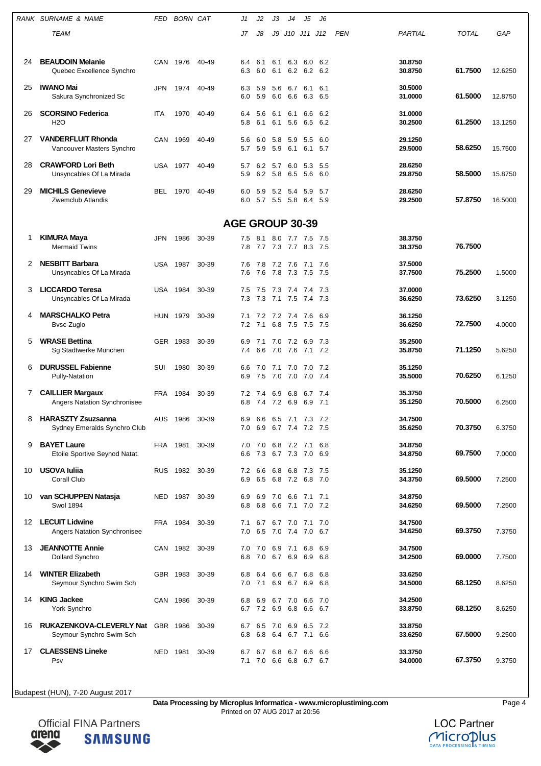| RANK | SURNAME & NAME | FED | BORN | CAT | J1 | J2 | J3 | J4 | J5 | J6 | | | | |
|---|---|---|---|---|---|---|---|---|---|---|---|---|---|---|
| | TEAM | | | | J7 | J8 | J9 | J10 | J11 | J12 | PEN | PARTIAL | TOTAL | GAP |
| 24 | **BEAUDOIN Melanie** | CAN | 1976 | 40-49 | 6.4 | 6.1 | 6.1 | 6.3 | 6.0 | 6.2 | | 30.8750 | | |
| | Quebec Excellence Synchro | | | | 6.3 | 6.0 | 6.1 | 6.2 | 6.2 | 6.2 | | 30.8750 | 61.7500 | 12.6250 |
| 25 | **IWANO Mai** | JPN | 1974 | 40-49 | 6.3 | 5.9 | 5.6 | 6.7 | 6.1 | 6.1 | | 30.5000 | | |
| | Sakura Synchronized Sc | | | | 6.0 | 5.9 | 6.0 | 6.6 | 6.3 | 6.5 | | 31.0000 | 61.5000 | 12.8750 |
| 26 | **SCORSINO Federica** | ITA | 1970 | 40-49 | 6.4 | 5.6 | 6.1 | 6.1 | 6.6 | 6.2 | | 31.0000 | | |
| | H2O | | | | 5.8 | 6.1 | 6.1 | 5.6 | 6.5 | 6.2 | | 30.2500 | 61.2500 | 13.1250 |
| 27 | **VANDERFLUIT Rhonda** | CAN | 1969 | 40-49 | 5.6 | 6.0 | 5.8 | 5.9 | 5.5 | 6.0 | | 29.1250 | | |
| | Vancouver Masters Synchro | | | | 5.7 | 5.9 | 5.9 | 6.1 | 6.1 | 5.7 | | 29.5000 | 58.6250 | 15.7500 |
| 28 | **CRAWFORD Lori Beth** | USA | 1977 | 40-49 | 5.7 | 6.2 | 5.7 | 6.0 | 5.3 | 5.5 | | 28.6250 | | |
| | Unsyncables Of La Mirada | | | | 5.9 | 6.2 | 5.8 | 6.5 | 5.6 | 6.0 | | 29.8750 | 58.5000 | 15.8750 |
| 29 | **MICHILS Genevieve** | BEL | 1970 | 40-49 | 6.0 | 5.9 | 5.2 | 5.4 | 5.9 | 5.7 | | 28.6250 | | |
| | Zwemclub Atlandis | | | | 6.0 | 5.7 | 5.5 | 5.8 | 6.4 | 5.9 | | 29.2500 | 57.8750 | 16.5000 |

## AGE GROUP 30-39

| RANK | SURNAME & NAME | FED | BORN | CAT | J1 | J2 | J3 | J4 | J5 | J6 | | | | |
|---|---|---|---|---|---|---|---|---|---|---|---|---|---|---|
| | TEAM | | | | J7 | J8 | J9 | J10 | J11 | J12 | PEN | PARTIAL | TOTAL | GAP |
| 1 | **KIMURA Maya** | JPN | 1986 | 30-39 | 7.5 | 8.1 | 8.0 | 7.7 | 7.5 | 7.5 | | 38.3750 | | |
| | Mermaid Twins | | | | 7.8 | 7.7 | 7.3 | 7.7 | 8.3 | 7.5 | | 38.3750 | 76.7500 | |
| 2 | **NESBITT Barbara** | USA | 1987 | 30-39 | 7.6 | 7.8 | 7.2 | 7.6 | 7.1 | 7.6 | | 37.5000 | | |
| | Unsyncables Of La Mirada | | | | 7.6 | 7.6 | 7.8 | 7.3 | 7.5 | 7.5 | | 37.7500 | 75.2500 | 1.5000 |
| 3 | **LICCARDO Teresa** | USA | 1984 | 30-39 | 7.5 | 7.5 | 7.3 | 7.4 | 7.4 | 7.3 | | 37.0000 | | |
| | Unsyncables Of La Mirada | | | | 7.3 | 7.3 | 7.1 | 7.5 | 7.4 | 7.3 | | 36.6250 | 73.6250 | 3.1250 |
| 4 | **MARSCHALKO Petra** | HUN | 1979 | 30-39 | 7.1 | 7.2 | 7.2 | 7.4 | 7.6 | 6.9 | | 36.1250 | | |
| | Bvsc-Zuglo | | | | 7.2 | 7.1 | 6.8 | 7.5 | 7.5 | 7.5 | | 36.6250 | 72.7500 | 4.0000 |
| 5 | **WRASE Bettina** | GER | 1983 | 30-39 | 6.9 | 7.1 | 7.0 | 7.2 | 6.9 | 7.3 | | 35.2500 | | |
| | Sg Stadtwerke Munchen | | | | 7.4 | 6.6 | 7.0 | 7.6 | 7.1 | 7.2 | | 35.8750 | 71.1250 | 5.6250 |
| 6 | **DURUSSEL Fabienne** | SUI | 1980 | 30-39 | 6.6 | 7.0 | 7.1 | 7.0 | 7.0 | 7.2 | | 35.1250 | | |
| | Pully-Natation | | | | 6.9 | 7.5 | 7.0 | 7.0 | 7.0 | 7.4 | | 35.5000 | 70.6250 | 6.1250 |
| 7 | **CAILLIER Margaux** | FRA | 1984 | 30-39 | 7.2 | 7.4 | 6.9 | 6.8 | 6.7 | 7.4 | | 35.3750 | | |
| | Angers Natation Synchronisee | | | | 6.8 | 7.4 | 7.2 | 6.9 | 6.9 | 7.1 | | 35.1250 | 70.5000 | 6.2500 |
| 8 | **HARASZTY Zsuzsanna** | AUS | 1986 | 30-39 | 6.9 | 6.6 | 6.5 | 7.1 | 7.3 | 7.2 | | 34.7500 | | |
| | Sydney Emeralds Synchro Club | | | | 7.0 | 6.9 | 6.7 | 7.4 | 7.2 | 7.5 | | 35.6250 | 70.3750 | 6.3750 |
| 9 | **BAYET Laure** | FRA | 1981 | 30-39 | 7.0 | 7.0 | 6.8 | 7.2 | 7.1 | 6.8 | | 34.8750 | | |
| | Etoile Sportive Seynod Natat. | | | | 6.6 | 7.3 | 6.7 | 7.3 | 7.0 | 6.9 | | 34.8750 | 69.7500 | 7.0000 |
| 10 | **USOVA Iuliia** | RUS | 1982 | 30-39 | 7.2 | 6.6 | 6.8 | 6.8 | 7.3 | 7.5 | | 35.1250 | | |
| | Corall Club | | | | 6.9 | 6.5 | 6.8 | 7.2 | 6.8 | 7.0 | | 34.3750 | 69.5000 | 7.2500 |
| 10 | **van SCHUPPEN Natasja** | NED | 1987 | 30-39 | 6.9 | 6.9 | 7.0 | 6.6 | 7.1 | 7.1 | | 34.8750 | | |
| | Swol 1894 | | | | 6.8 | 6.8 | 6.6 | 7.1 | 7.0 | 7.2 | | 34.6250 | 69.5000 | 7.2500 |
| 12 | **LECUIT Lidwine** | FRA | 1984 | 30-39 | 7.1 | 6.7 | 6.7 | 7.0 | 7.1 | 7.0 | | 34.7500 | | |
| | Angers Natation Synchronisee | | | | 7.0 | 6.5 | 7.0 | 7.4 | 7.0 | 6.7 | | 34.6250 | 69.3750 | 7.3750 |
| 13 | **JEANNOTTE Annie** | CAN | 1982 | 30-39 | 7.0 | 7.0 | 6.9 | 7.1 | 6.8 | 6.9 | | 34.7500 | | |
| | Dollard Synchro | | | | 6.8 | 7.0 | 6.7 | 6.9 | 6.9 | 6.8 | | 34.2500 | 69.0000 | 7.7500 |
| 14 | **WINTER Elizabeth** | GBR | 1983 | 30-39 | 6.8 | 6.4 | 6.6 | 6.7 | 6.8 | 6.8 | | 33.6250 | | |
| | Seymour Synchro Swim Sch | | | | 7.0 | 7.1 | 6.9 | 6.7 | 6.9 | 6.8 | | 34.5000 | 68.1250 | 8.6250 |
| 14 | **KING Jackee** | CAN | 1986 | 30-39 | 6.8 | 6.9 | 6.7 | 7.0 | 6.6 | 7.0 | | 34.2500 | | |
| | York Synchro | | | | 6.7 | 7.2 | 6.9 | 6.8 | 6.6 | 6.7 | | 33.8750 | 68.1250 | 8.6250 |
| 16 | **RUKAZENKOVA-CLEVERLY Nat** | GBR | 1986 | 30-39 | 6.7 | 6.5 | 7.0 | 6.9 | 6.5 | 7.2 | | 33.8750 | | |
| | Seymour Synchro Swim Sch | | | | 6.8 | 6.8 | 6.4 | 6.7 | 7.1 | 6.6 | | 33.6250 | 67.5000 | 9.2500 |
| 17 | **CLAESSENS Lineke** | NED | 1981 | 30-39 | 6.7 | 6.7 | 6.8 | 6.7 | 6.6 | 6.6 | | 33.3750 | | |
| | Psv | | | | 7.1 | 7.0 | 6.6 | 6.8 | 6.7 | 6.7 | | 34.0000 | 67.3750 | 9.3750 |

Budapest (HUN), 7-20 August 2017

**Data Processing by Microplus Informatica - www.microplustiming.com**
Printed on 07 AUG 2017 at 20:56

Official FINA Partners arena SAMSUNG

LOC Partner Microplus DATA PROCESSING & TIMING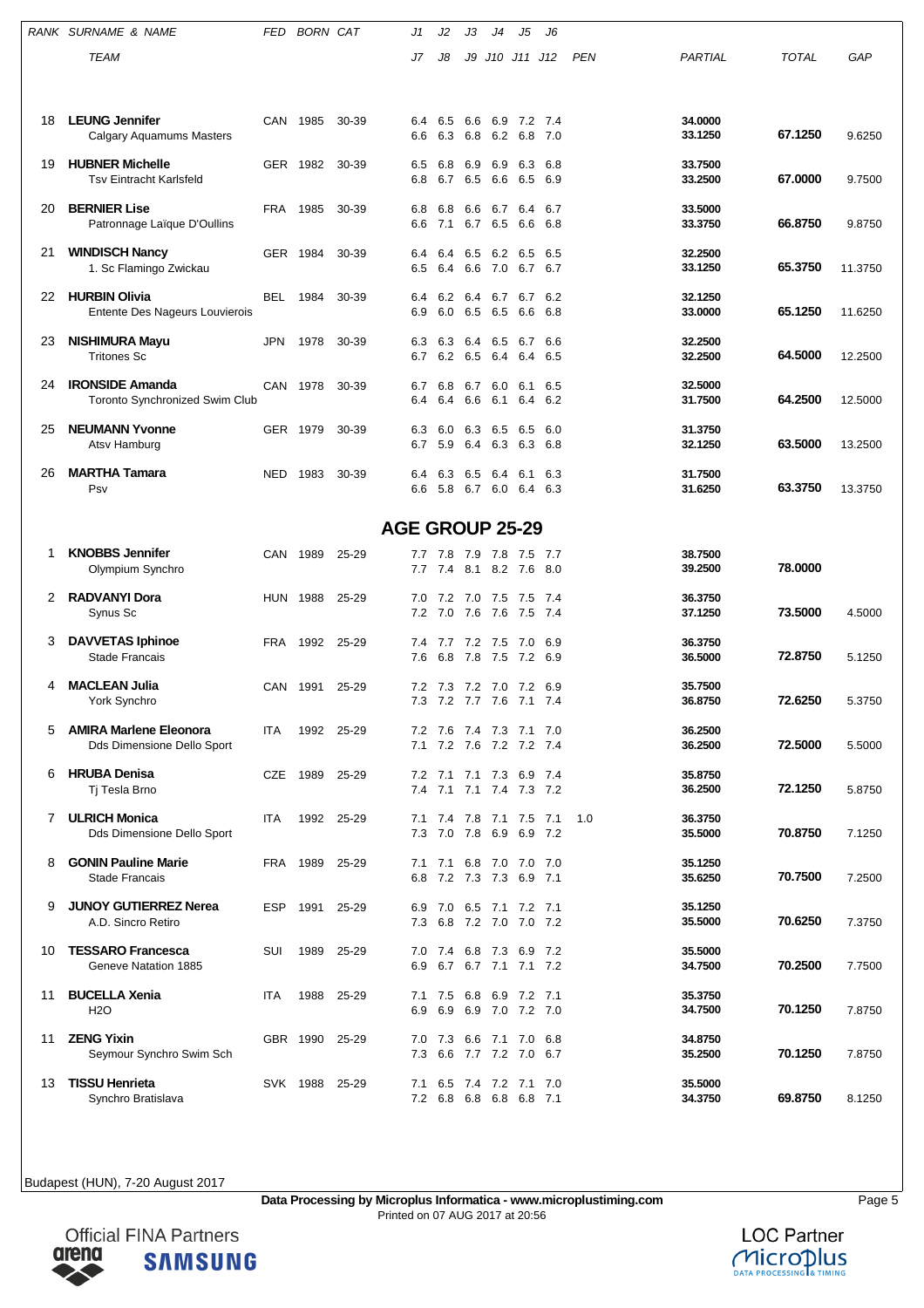| RANK | SURNAME & NAME | FED | BORN | CAT | J1 | J2 | J3 | J4 | J5 | J6 | | | |
|---|---|---|---|---|---|---|---|---|---|---|---|---|---|
| | TEAM | | | | J7 | J8 | J9 | J10 | J11 | J12 | PEN | PARTIAL | TOTAL | GAP |
| 18 | **LEUNG Jennifer** | CAN | 1985 | 30-39 | 6.4 | 6.5 | 6.6 | 6.9 | 7.2 | 7.4 | | **34.0000** | | |
| | Calgary Aquamums Masters | | | | 6.6 | 6.3 | 6.8 | 6.2 | 6.8 | 7.0 | | **33.1250** | **67.1250** | 9.6250 |
| 19 | **HUBNER Michelle** | GER | 1982 | 30-39 | 6.5 | 6.8 | 6.9 | 6.9 | 6.3 | 6.8 | | **33.7500** | | |
| | Tsv Eintracht Karlsfeld | | | | 6.8 | 6.7 | 6.5 | 6.6 | 6.5 | 6.9 | | **33.2500** | **67.0000** | 9.7500 |
| 20 | **BERNIER Lise** | FRA | 1985 | 30-39 | 6.8 | 6.8 | 6.6 | 6.7 | 6.4 | 6.7 | | **33.5000** | | |
| | Patronnage Laïque D'Oullins | | | | 6.6 | 7.1 | 6.7 | 6.5 | 6.6 | 6.8 | | **33.3750** | **66.8750** | 9.8750 |
| 21 | **WINDISCH Nancy** | GER | 1984 | 30-39 | 6.4 | 6.4 | 6.5 | 6.2 | 6.5 | 6.5 | | **32.2500** | | |
| | 1. Sc Flamingo Zwickau | | | | 6.5 | 6.4 | 6.6 | 7.0 | 6.7 | 6.7 | | **33.1250** | **65.3750** | 11.3750 |
| 22 | **HURBIN Olivia** | BEL | 1984 | 30-39 | 6.4 | 6.2 | 6.4 | 6.7 | 6.7 | 6.2 | | **32.1250** | | |
| | Entente Des Nageurs Louvierois | | | | 6.9 | 6.0 | 6.5 | 6.5 | 6.6 | 6.8 | | **33.0000** | **65.1250** | 11.6250 |
| 23 | **NISHIMURA Mayu** | JPN | 1978 | 30-39 | 6.3 | 6.3 | 6.4 | 6.5 | 6.7 | 6.6 | | **32.2500** | | |
| | Tritones Sc | | | | 6.7 | 6.2 | 6.5 | 6.4 | 6.4 | 6.5 | | **32.2500** | **64.5000** | 12.2500 |
| 24 | **IRONSIDE Amanda** | CAN | 1978 | 30-39 | 6.7 | 6.8 | 6.7 | 6.0 | 6.1 | 6.5 | | **32.5000** | | |
| | Toronto Synchronized Swim Club | | | | 6.4 | 6.4 | 6.6 | 6.1 | 6.4 | 6.2 | | **31.7500** | **64.2500** | 12.5000 |
| 25 | **NEUMANN Yvonne** | GER | 1979 | 30-39 | 6.3 | 6.0 | 6.3 | 6.5 | 6.5 | 6.0 | | **31.3750** | | |
| | Atsv Hamburg | | | | 6.7 | 5.9 | 6.4 | 6.3 | 6.3 | 6.8 | | **32.1250** | **63.5000** | 13.2500 |
| 26 | **MARTHA Tamara** | NED | 1983 | 30-39 | 6.4 | 6.3 | 6.5 | 6.4 | 6.1 | 6.3 | | **31.7500** | | |
| | Psv | | | | 6.6 | 5.8 | 6.7 | 6.0 | 6.4 | 6.3 | | **31.6250** | **63.3750** | 13.3750 |

## AGE GROUP 25-29

| RANK | SURNAME & NAME | FED | BORN | CAT | J1 | J2 | J3 | J4 | J5 | J6 | | | |
|---|---|---|---|---|---|---|---|---|---|---|---|---|---|
| | TEAM | | | | J7 | J8 | J9 | J10 | J11 | J12 | PEN | PARTIAL | TOTAL | GAP |
| 1 | **KNOBBS Jennifer** | CAN | 1989 | 25-29 | 7.7 | 7.8 | 7.9 | 7.8 | 7.5 | 7.7 | | **38.7500** | | |
| | Olympium Synchro | | | | 7.7 | 7.4 | 8.1 | 8.2 | 7.6 | 8.0 | | **39.2500** | **78.0000** | |
| 2 | **RADVANYI Dora** | HUN | 1988 | 25-29 | 7.0 | 7.2 | 7.0 | 7.5 | 7.5 | 7.4 | | **36.3750** | | |
| | Synus Sc | | | | 7.2 | 7.0 | 7.6 | 7.6 | 7.5 | 7.4 | | **37.1250** | **73.5000** | 4.5000 |
| 3 | **DAVVETAS Iphinoe** | FRA | 1992 | 25-29 | 7.4 | 7.7 | 7.2 | 7.5 | 7.0 | 6.9 | | **36.3750** | | |
| | Stade Francais | | | | 7.6 | 6.8 | 7.8 | 7.5 | 7.2 | 6.9 | | **36.5000** | **72.8750** | 5.1250 |
| 4 | **MACLEAN Julia** | CAN | 1991 | 25-29 | 7.2 | 7.3 | 7.2 | 7.0 | 7.2 | 6.9 | | **35.7500** | | |
| | York Synchro | | | | 7.3 | 7.2 | 7.7 | 7.6 | 7.1 | 7.4 | | **36.8750** | **72.6250** | 5.3750 |
| 5 | **AMIRA Marlene Eleonora** | ITA | 1992 | 25-29 | 7.2 | 7.6 | 7.4 | 7.3 | 7.1 | 7.0 | | **36.2500** | | |
| | Dds Dimensione Dello Sport | | | | 7.1 | 7.2 | 7.6 | 7.2 | 7.2 | 7.4 | | **36.2500** | **72.5000** | 5.5000 |
| 6 | **HRUBA Denisa** | CZE | 1989 | 25-29 | 7.2 | 7.1 | 7.1 | 7.3 | 6.9 | 7.4 | | **35.8750** | | |
| | Tj Tesla Brno | | | | 7.4 | 7.1 | 7.1 | 7.4 | 7.3 | 7.2 | | **36.2500** | **72.1250** | 5.8750 |
| 7 | **ULRICH Monica** | ITA | 1992 | 25-29 | 7.1 | 7.4 | 7.8 | 7.1 | 7.5 | 7.1 | 1.0 | **36.3750** | | |
| | Dds Dimensione Dello Sport | | | | 7.3 | 7.0 | 7.8 | 6.9 | 6.9 | 7.2 | | **35.5000** | **70.8750** | 7.1250 |
| 8 | **GONIN Pauline Marie** | FRA | 1989 | 25-29 | 7.1 | 7.1 | 6.8 | 7.0 | 7.0 | 7.0 | | **35.1250** | | |
| | Stade Francais | | | | 6.8 | 7.2 | 7.3 | 7.3 | 6.9 | 7.1 | | **35.6250** | **70.7500** | 7.2500 |
| 9 | **JUNOY GUTIERREZ Nerea** | ESP | 1991 | 25-29 | 6.9 | 7.0 | 6.5 | 7.1 | 7.2 | 7.1 | | **35.1250** | | |
| | A.D. Sincro Retiro | | | | 7.3 | 6.8 | 7.2 | 7.0 | 7.0 | 7.2 | | **35.5000** | **70.6250** | 7.3750 |
| 10 | **TESSARO Francesca** | SUI | 1989 | 25-29 | 7.0 | 7.4 | 6.8 | 7.3 | 6.9 | 7.2 | | **35.5000** | | |
| | Geneve Natation 1885 | | | | 6.9 | 6.7 | 6.7 | 7.1 | 7.1 | 7.2 | | **34.7500** | **70.2500** | 7.7500 |
| 11 | **BUCELLA Xenia** | ITA | 1988 | 25-29 | 7.1 | 7.5 | 6.8 | 6.9 | 7.2 | 7.1 | | **35.3750** | | |
| | H2O | | | | 6.9 | 6.9 | 6.9 | 7.0 | 7.2 | 7.0 | | **34.7500** | **70.1250** | 7.8750 |
| 11 | **ZENG Yixin** | GBR | 1990 | 25-29 | 7.0 | 7.3 | 6.6 | 7.1 | 7.0 | 6.8 | | **34.8750** | | |
| | Seymour Synchro Swim Sch | | | | 7.3 | 6.6 | 7.7 | 7.2 | 7.0 | 6.7 | | **35.2500** | **70.1250** | 7.8750 |
| 13 | **TISSU Henrieta** | SVK | 1988 | 25-29 | 7.1 | 6.5 | 7.4 | 7.2 | 7.1 | 7.0 | | **35.5000** | | |
| | Synchro Bratislava | | | | 7.2 | 6.8 | 6.8 | 6.8 | 6.8 | 7.1 | | **34.3750** | **69.8750** | 8.1250 |

Budapest (HUN), 7-20 August 2017

**Data Processing by Microplus Informatica - www.microplustiming.com**
Printed on 07 AUG 2017 at 20:56

Official FINA Partners arena SAMSUNG

LOC Partner Microplus DATA PROCESSING & TIMING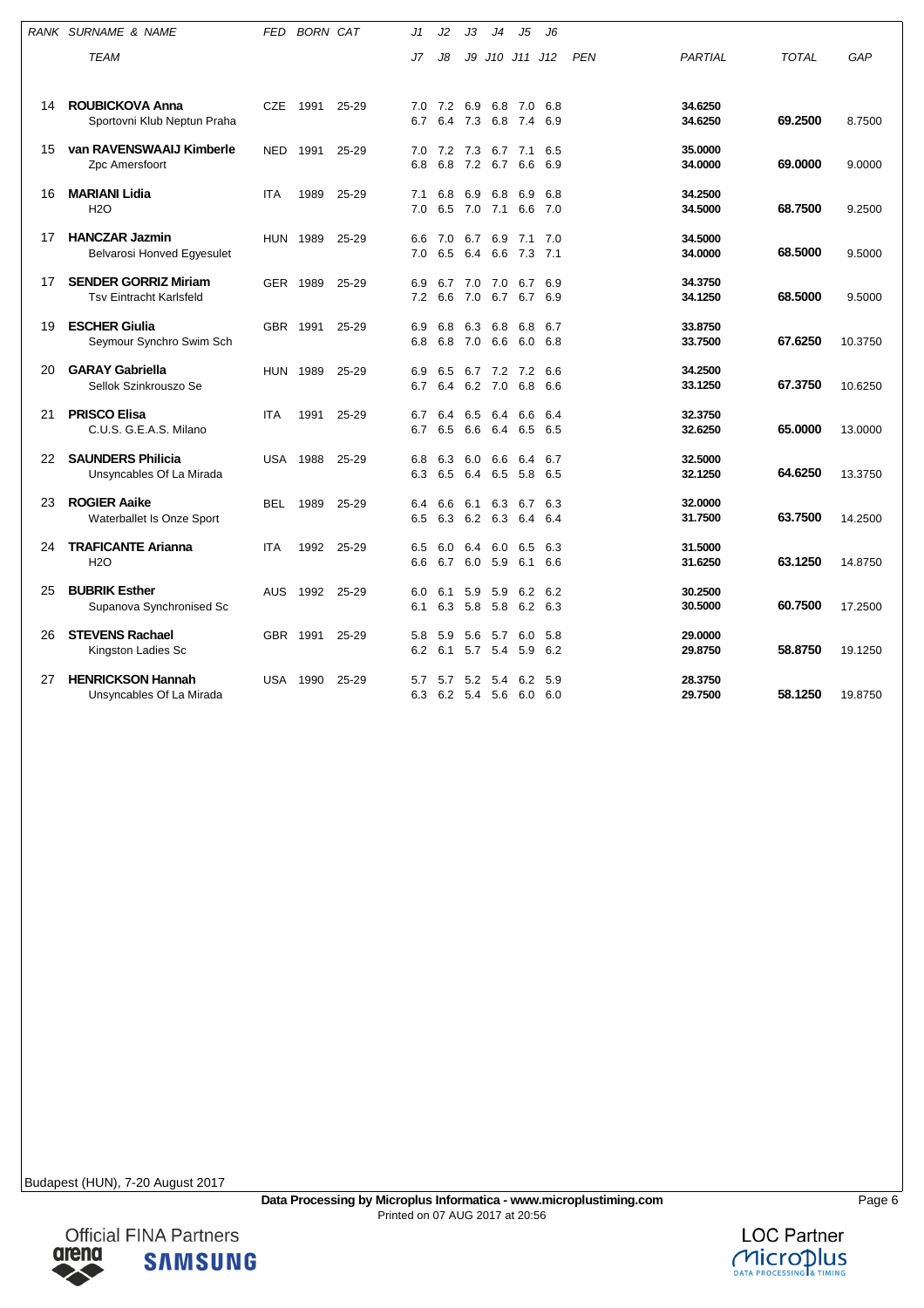| RANK | SURNAME & NAME / TEAM | FED | BORN | CAT | J1 J2 J3 J4 J5 J6 / J7 J8 J9 J10 J11 J12 | PEN | PARTIAL | TOTAL | GAP |
|---|---|---|---|---|---|---|---|---|---|
| 14 | **ROUBICKOVA Anna**<br>Sportovni Klub Neptun Praha | CZE | 1991 | 25-29 | 7.0 7.2 6.9 6.8 7.0 6.8<br>6.7 6.4 7.3 6.8 7.4 6.9 | | **34.6250**<br>**34.6250** | **69.2500** | 8.7500 |
| 15 | **van RAVENSWAAIJ Kimberle**<br>Zpc Amersfoort | NED | 1991 | 25-29 | 7.0 7.2 7.3 6.7 7.1 6.5<br>6.8 6.8 7.2 6.7 6.6 6.9 | | **35.0000**<br>**34.0000** | **69.0000** | 9.0000 |
| 16 | **MARIANI Lidia**<br>H2O | ITA | 1989 | 25-29 | 7.1 6.8 6.9 6.8 6.9 6.8<br>7.0 6.5 7.0 7.1 6.6 7.0 | | **34.2500**<br>**34.5000** | **68.7500** | 9.2500 |
| 17 | **HANCZAR Jazmin**<br>Belvarosi Honved Egyesulet | HUN | 1989 | 25-29 | 6.6 7.0 6.7 6.9 7.1 7.0<br>7.0 6.5 6.4 6.6 7.3 7.1 | | **34.5000**<br>**34.0000** | **68.5000** | 9.5000 |
| 17 | **SENDER GORRIZ Miriam**<br>Tsv Eintracht Karlsfeld | GER | 1989 | 25-29 | 6.9 6.7 7.0 7.0 6.7 6.9<br>7.2 6.6 7.0 6.7 6.7 6.9 | | **34.3750**<br>**34.1250** | **68.5000** | 9.5000 |
| 19 | **ESCHER Giulia**<br>Seymour Synchro Swim Sch | GBR | 1991 | 25-29 | 6.9 6.8 6.3 6.8 6.8 6.7<br>6.8 6.8 7.0 6.6 6.0 6.8 | | **33.8750**<br>**33.7500** | **67.6250** | 10.3750 |
| 20 | **GARAY Gabriella**<br>Sellok Szinkrouszo Se | HUN | 1989 | 25-29 | 6.9 6.5 6.7 7.2 7.2 6.6<br>6.7 6.4 6.2 7.0 6.8 6.6 | | **34.2500**<br>**33.1250** | **67.3750** | 10.6250 |
| 21 | **PRISCO Elisa**<br>C.U.S. G.E.A.S. Milano | ITA | 1991 | 25-29 | 6.7 6.4 6.5 6.4 6.6 6.4<br>6.7 6.5 6.6 6.4 6.5 6.5 | | **32.3750**<br>**32.6250** | **65.0000** | 13.0000 |
| 22 | **SAUNDERS Philicia**<br>Unsyncables Of La Mirada | USA | 1988 | 25-29 | 6.8 6.3 6.0 6.6 6.4 6.7<br>6.3 6.5 6.4 6.5 5.8 6.5 | | **32.5000**<br>**32.1250** | **64.6250** | 13.3750 |
| 23 | **ROGIER Aaike**<br>Waterballet Is Onze Sport | BEL | 1989 | 25-29 | 6.4 6.6 6.1 6.3 6.7 6.3<br>6.5 6.3 6.2 6.3 6.4 6.4 | | **32.0000**<br>**31.7500** | **63.7500** | 14.2500 |
| 24 | **TRAFICANTE Arianna**<br>H2O | ITA | 1992 | 25-29 | 6.5 6.0 6.4 6.0 6.5 6.3<br>6.6 6.7 6.0 5.9 6.1 6.6 | | **31.5000**<br>**31.6250** | **63.1250** | 14.8750 |
| 25 | **BUBRIK Esther**<br>Supanova Synchronised Sc | AUS | 1992 | 25-29 | 6.0 6.1 5.9 5.9 6.2 6.2<br>6.1 6.3 5.8 5.8 6.2 6.3 | | **30.2500**<br>**30.5000** | **60.7500** | 17.2500 |
| 26 | **STEVENS Rachael**<br>Kingston Ladies Sc | GBR | 1991 | 25-29 | 5.8 5.9 5.6 5.7 6.0 5.8<br>6.2 6.1 5.7 5.4 5.9 6.2 | | **29.0000**<br>**29.8750** | **58.8750** | 19.1250 |
| 27 | **HENRICKSON Hannah**<br>Unsyncables Of La Mirada | USA | 1990 | 25-29 | 5.7 5.7 5.2 5.4 6.2 5.9<br>6.3 6.2 5.4 5.6 6.0 6.0 | | **28.3750**<br>**29.7500** | **58.1250** | 19.8750 |

Budapest (HUN), 7-20 August 2017

**Data Processing by Microplus Informatica - www.microplustiming.com**
Printed on 07 AUG 2017 at 20:56

Official FINA Partners arena SAMSUNG

LOC Partner Microplus DATA PROCESSING & TIMING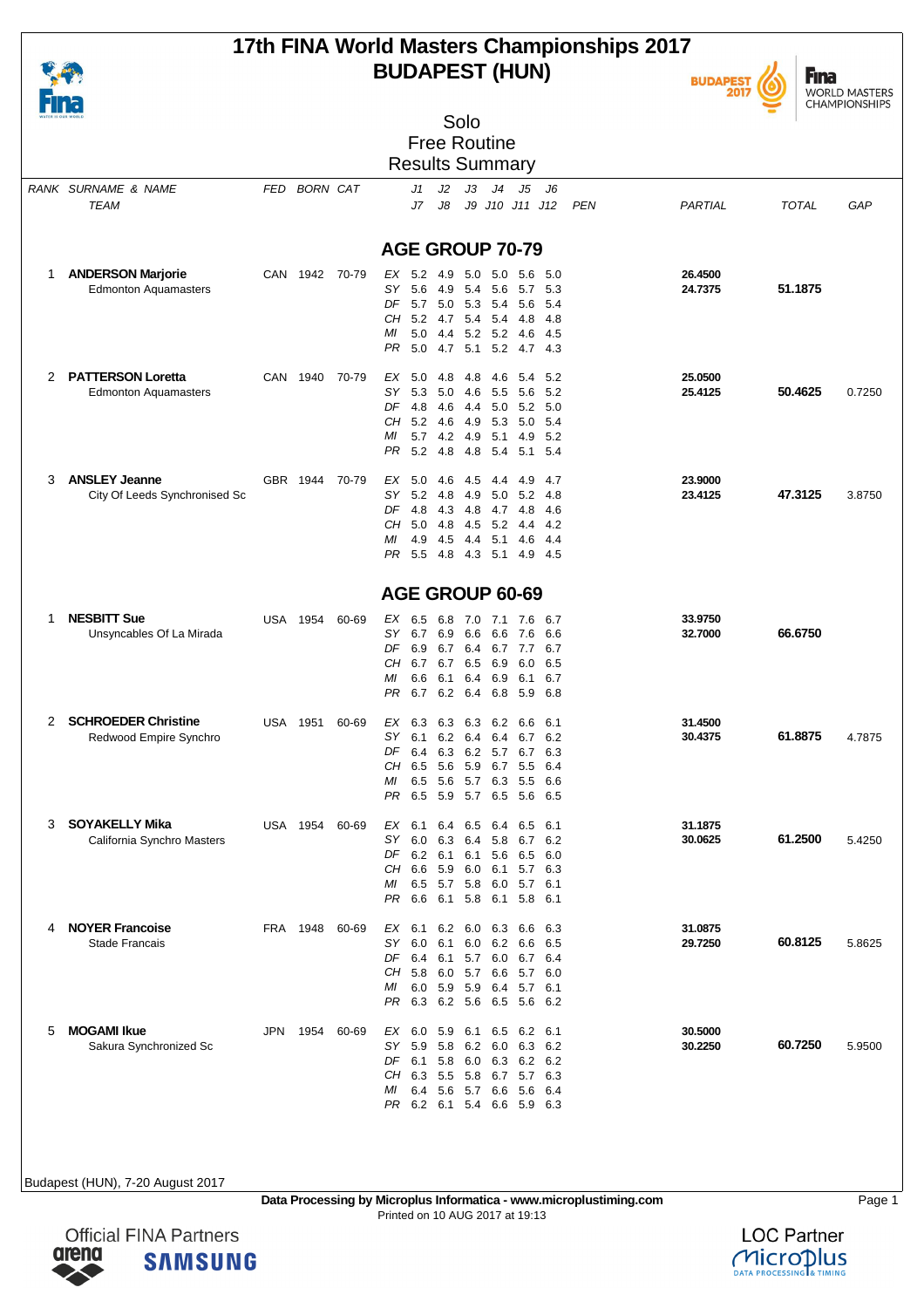# 17th FINA World Masters Championships 2017
# BUDAPEST (HUN)

## Solo
## Free Routine
## Results Summary

| RANK | SURNAME & NAME / TEAM | FED | BORN | CAT | | J1 | J2 | J3 | J4 | J5 | J6 | PEN | PARTIAL | TOTAL | GAP |
|---|---|---|---|---|---|---|---|---|---|---|---|---|---|---|---|
| | | | | | | J7 | J8 | J9 | J10 | J11 | J12 | | | | |

### AGE GROUP 70-79

| RANK | SURNAME & NAME / TEAM | FED | BORN | CAT | | J1 | J2 | J3 | J4 | J5 | J6 | PEN | PARTIAL | TOTAL | GAP |
|---|---|---|---|---|---|---|---|---|---|---|---|---|---|---|---|
| 1 | **ANDERSON Marjorie** | CAN | 1942 | 70-79 | EX | 5.2 | 4.9 | 5.0 | 5.0 | 5.6 | 5.0 | | **26.4500** | **51.1875** | |
| | Edmonton Aquamasters | | | | SY | 5.6 | 4.9 | 5.4 | 5.6 | 5.7 | 5.3 | | **24.7375** | | |
| | | | | | DF | 5.7 | 5.0 | 5.3 | 5.4 | 5.6 | 5.4 | | | | |
| | | | | | CH | 5.2 | 4.7 | 5.4 | 5.4 | 4.8 | 4.8 | | | | |
| | | | | | MI | 5.0 | 4.4 | 5.2 | 5.2 | 4.6 | 4.5 | | | | |
| | | | | | PR | 5.0 | 4.7 | 5.1 | 5.2 | 4.7 | 4.3 | | | | |
| 2 | **PATTERSON Loretta** | CAN | 1940 | 70-79 | EX | 5.0 | 4.8 | 4.8 | 4.6 | 5.4 | 5.2 | | **25.0500** | **50.4625** | 0.7250 |
| | Edmonton Aquamasters | | | | SY | 5.3 | 5.0 | 4.6 | 5.5 | 5.6 | 5.2 | | **25.4125** | | |
| | | | | | DF | 4.8 | 4.6 | 4.4 | 5.0 | 5.2 | 5.0 | | | | |
| | | | | | CH | 5.2 | 4.6 | 4.9 | 5.3 | 5.0 | 5.4 | | | | |
| | | | | | MI | 5.7 | 4.2 | 4.9 | 5.1 | 4.9 | 5.2 | | | | |
| | | | | | PR | 5.2 | 4.8 | 4.8 | 5.4 | 5.1 | 5.4 | | | | |
| 3 | **ANSLEY Jeanne** | GBR | 1944 | 70-79 | EX | 5.0 | 4.6 | 4.5 | 4.4 | 4.9 | 4.7 | | **23.9000** | **47.3125** | 3.8750 |
| | City Of Leeds Synchronised Sc | | | | SY | 5.2 | 4.8 | 4.9 | 5.0 | 5.2 | 4.8 | | **23.4125** | | |
| | | | | | DF | 4.8 | 4.3 | 4.8 | 4.7 | 4.8 | 4.6 | | | | |
| | | | | | CH | 5.0 | 4.8 | 4.5 | 5.2 | 4.4 | 4.2 | | | | |
| | | | | | MI | 4.9 | 4.5 | 4.4 | 5.1 | 4.6 | 4.4 | | | | |
| | | | | | PR | 5.5 | 4.8 | 4.3 | 5.1 | 4.9 | 4.5 | | | | |

### AGE GROUP 60-69

| RANK | SURNAME & NAME / TEAM | FED | BORN | CAT | | J1 | J2 | J3 | J4 | J5 | J6 | PEN | PARTIAL | TOTAL | GAP |
|---|---|---|---|---|---|---|---|---|---|---|---|---|---|---|---|
| 1 | **NESBITT Sue** | USA | 1954 | 60-69 | EX | 6.5 | 6.8 | 7.0 | 7.1 | 7.6 | 6.7 | | **33.9750** | **66.6750** | |
| | Unsyncables Of La Mirada | | | | SY | 6.7 | 6.9 | 6.6 | 6.6 | 7.6 | 6.6 | | **32.7000** | | |
| | | | | | DF | 6.9 | 6.7 | 6.4 | 6.7 | 7.7 | 6.7 | | | | |
| | | | | | CH | 6.7 | 6.7 | 6.5 | 6.9 | 6.0 | 6.5 | | | | |
| | | | | | MI | 6.6 | 6.1 | 6.4 | 6.9 | 6.1 | 6.7 | | | | |
| | | | | | PR | 6.7 | 6.2 | 6.4 | 6.8 | 5.9 | 6.8 | | | | |
| 2 | **SCHROEDER Christine** | USA | 1951 | 60-69 | EX | 6.3 | 6.3 | 6.3 | 6.2 | 6.6 | 6.1 | | **31.4500** | **61.8875** | 4.7875 |
| | Redwood Empire Synchro | | | | SY | 6.1 | 6.2 | 6.4 | 6.4 | 6.7 | 6.2 | | **30.4375** | | |
| | | | | | DF | 6.4 | 6.3 | 6.2 | 5.7 | 6.7 | 6.3 | | | | |
| | | | | | CH | 6.5 | 5.6 | 5.9 | 6.7 | 5.5 | 6.4 | | | | |
| | | | | | MI | 6.5 | 5.6 | 5.7 | 6.3 | 5.5 | 6.6 | | | | |
| | | | | | PR | 6.5 | 5.9 | 5.7 | 6.5 | 5.6 | 6.5 | | | | |
| 3 | **SOYAKELLY Mika** | USA | 1954 | 60-69 | EX | 6.1 | 6.4 | 6.5 | 6.4 | 6.5 | 6.1 | | **31.1875** | **61.2500** | 5.4250 |
| | California Synchro Masters | | | | SY | 6.0 | 6.3 | 6.4 | 5.8 | 6.7 | 6.2 | | **30.0625** | | |
| | | | | | DF | 6.2 | 6.1 | 6.1 | 5.6 | 6.5 | 6.0 | | | | |
| | | | | | CH | 6.6 | 5.9 | 6.0 | 6.1 | 5.7 | 6.3 | | | | |
| | | | | | MI | 6.5 | 5.7 | 5.8 | 6.0 | 5.7 | 6.1 | | | | |
| | | | | | PR | 6.6 | 6.1 | 5.8 | 6.1 | 5.8 | 6.1 | | | | |
| 4 | **NOYER Francoise** | FRA | 1948 | 60-69 | EX | 6.1 | 6.2 | 6.0 | 6.3 | 6.6 | 6.3 | | **31.0875** | **60.8125** | 5.8625 |
| | Stade Francais | | | | SY | 6.0 | 6.1 | 6.0 | 6.2 | 6.6 | 6.5 | | **29.7250** | | |
| | | | | | DF | 6.4 | 6.1 | 5.7 | 6.0 | 6.7 | 6.4 | | | | |
| | | | | | CH | 5.8 | 6.0 | 5.7 | 6.6 | 5.7 | 6.0 | | | | |
| | | | | | MI | 6.0 | 5.9 | 5.9 | 6.4 | 5.7 | 6.1 | | | | |
| | | | | | PR | 6.3 | 6.2 | 5.6 | 6.5 | 5.6 | 6.2 | | | | |
| 5 | **MOGAMI Ikue** | JPN | 1954 | 60-69 | EX | 6.0 | 5.9 | 6.1 | 6.5 | 6.2 | 6.1 | | **30.5000** | **60.7250** | 5.9500 |
| | Sakura Synchronized Sc | | | | SY | 5.9 | 5.8 | 6.2 | 6.0 | 6.3 | 6.2 | | **30.2250** | | |
| | | | | | DF | 6.1 | 5.8 | 6.0 | 6.3 | 6.2 | 6.2 | | | | |
| | | | | | CH | 6.3 | 5.5 | 5.8 | 6.7 | 5.7 | 6.3 | | | | |
| | | | | | MI | 6.4 | 5.6 | 5.7 | 6.6 | 5.6 | 6.4 | | | | |
| | | | | | PR | 6.2 | 6.1 | 5.4 | 6.6 | 5.9 | 6.3 | | | | |

Budapest (HUN), 7-20 August 2017

**Data Processing by Microplus Informatica - www.microplustiming.com**
Printed on 10 AUG 2017 at 19:13

Official FINA Partners

LOC Partner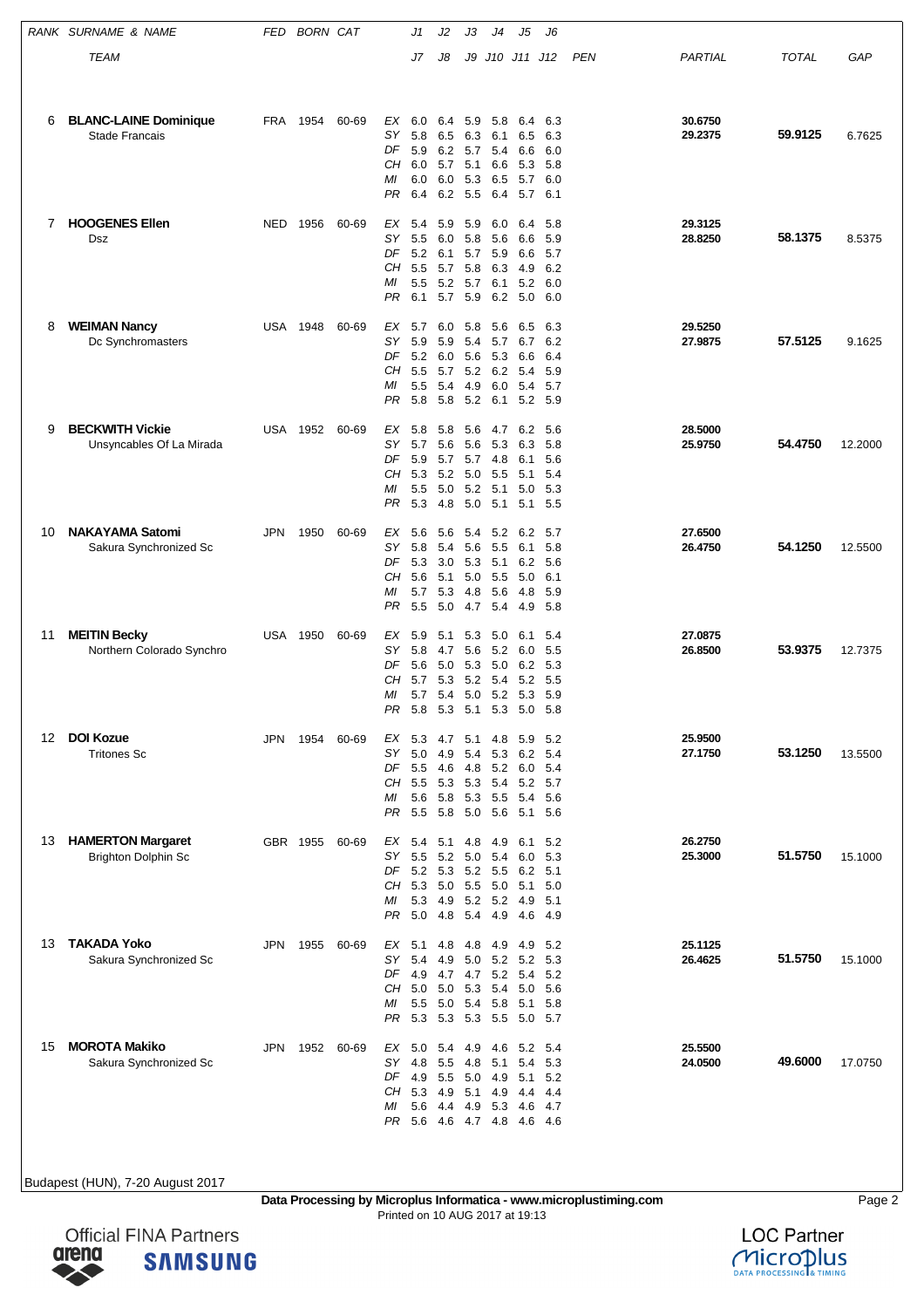| RANK | SURNAME & NAME / TEAM | FED | BORN | CAT | | J1 | J2 | J3 | J4 | J5 | J6 | PEN | PARTIAL | TOTAL | GAP |
|---|---|---|---|---|---|---|---|---|---|---|---|---|---|---|---|
| 6 | **BLANC-LAINE Dominique** | FRA | 1954 | 60-69 | EX | 6.0 | 6.4 | 5.9 | 5.8 | 6.4 | 6.3 | | 30.6750 | **59.9125** | 6.7625 |
| | Stade Francais | | | | SY | 5.8 | 6.5 | 6.3 | 6.1 | 6.5 | 6.3 | | 29.2375 | | |
| | | | | | DF | 5.9 | 6.2 | 5.7 | 5.4 | 6.6 | 6.0 | | | | |
| | | | | | CH | 6.0 | 5.7 | 5.1 | 6.6 | 5.3 | 5.8 | | | | |
| | | | | | MI | 6.0 | 6.0 | 5.3 | 6.5 | 5.7 | 6.0 | | | | |
| | | | | | PR | 6.4 | 6.2 | 5.5 | 6.4 | 5.7 | 6.1 | | | | |
| 7 | **HOOGENES Ellen** | NED | 1956 | 60-69 | EX | 5.4 | 5.9 | 5.9 | 6.0 | 6.4 | 5.8 | | 29.3125 | **58.1375** | 8.5375 |
| | Dsz | | | | SY | 5.5 | 6.0 | 5.8 | 5.6 | 6.6 | 5.9 | | 28.8250 | | |
| | | | | | DF | 5.2 | 6.1 | 5.7 | 5.9 | 6.6 | 5.7 | | | | |
| | | | | | CH | 5.5 | 5.7 | 5.8 | 6.3 | 4.9 | 6.2 | | | | |
| | | | | | MI | 5.5 | 5.2 | 5.7 | 6.1 | 5.2 | 6.0 | | | | |
| | | | | | PR | 6.1 | 5.7 | 5.9 | 6.2 | 5.0 | 6.0 | | | | |
| 8 | **WEIMAN Nancy** | USA | 1948 | 60-69 | EX | 5.7 | 6.0 | 5.8 | 5.6 | 6.5 | 6.3 | | 29.5250 | **57.5125** | 9.1625 |
| | Dc Synchromasters | | | | SY | 5.9 | 5.9 | 5.4 | 5.7 | 6.7 | 6.2 | | 27.9875 | | |
| | | | | | DF | 5.2 | 6.0 | 5.6 | 5.3 | 6.6 | 6.4 | | | | |
| | | | | | CH | 5.5 | 5.7 | 5.2 | 6.2 | 5.4 | 5.9 | | | | |
| | | | | | MI | 5.5 | 5.4 | 4.9 | 6.0 | 5.4 | 5.7 | | | | |
| | | | | | PR | 5.8 | 5.8 | 5.2 | 6.1 | 5.2 | 5.9 | | | | |
| 9 | **BECKWITH Vickie** | USA | 1952 | 60-69 | EX | 5.8 | 5.8 | 5.6 | 4.7 | 6.2 | 5.6 | | 28.5000 | **54.4750** | 12.2000 |
| | Unsyncables Of La Mirada | | | | SY | 5.7 | 5.6 | 5.6 | 5.3 | 6.3 | 5.8 | | 25.9750 | | |
| | | | | | DF | 5.9 | 5.7 | 5.7 | 4.8 | 6.1 | 5.6 | | | | |
| | | | | | CH | 5.3 | 5.2 | 5.0 | 5.5 | 5.1 | 5.4 | | | | |
| | | | | | MI | 5.5 | 5.0 | 5.2 | 5.1 | 5.0 | 5.3 | | | | |
| | | | | | PR | 5.3 | 4.8 | 5.0 | 5.1 | 5.1 | 5.5 | | | | |
| 10 | **NAKAYAMA Satomi** | JPN | 1950 | 60-69 | EX | 5.6 | 5.6 | 5.4 | 5.2 | 6.2 | 5.7 | | 27.6500 | **54.1250** | 12.5500 |
| | Sakura Synchronized Sc | | | | SY | 5.8 | 5.4 | 5.6 | 5.5 | 6.1 | 5.8 | | 26.4750 | | |
| | | | | | DF | 5.3 | 3.0 | 5.3 | 5.1 | 6.2 | 5.6 | | | | |
| | | | | | CH | 5.6 | 5.1 | 5.0 | 5.5 | 5.0 | 6.1 | | | | |
| | | | | | MI | 5.7 | 5.3 | 4.8 | 5.6 | 4.8 | 5.9 | | | | |
| | | | | | PR | 5.5 | 5.0 | 4.7 | 5.4 | 4.9 | 5.8 | | | | |
| 11 | **MEITIN Becky** | USA | 1950 | 60-69 | EX | 5.9 | 5.1 | 5.3 | 5.0 | 6.1 | 5.4 | | 27.0875 | **53.9375** | 12.7375 |
| | Northern Colorado Synchro | | | | SY | 5.8 | 4.7 | 5.6 | 5.2 | 6.0 | 5.5 | | 26.8500 | | |
| | | | | | DF | 5.6 | 5.0 | 5.3 | 5.0 | 6.2 | 5.3 | | | | |
| | | | | | CH | 5.7 | 5.3 | 5.2 | 5.4 | 5.2 | 5.5 | | | | |
| | | | | | MI | 5.7 | 5.4 | 5.0 | 5.2 | 5.3 | 5.9 | | | | |
| | | | | | PR | 5.8 | 5.3 | 5.1 | 5.3 | 5.0 | 5.8 | | | | |
| 12 | **DOI Kozue** | JPN | 1954 | 60-69 | EX | 5.3 | 4.7 | 5.1 | 4.8 | 5.9 | 5.2 | | 25.9500 | **53.1250** | 13.5500 |
| | Tritones Sc | | | | SY | 5.0 | 4.9 | 5.4 | 5.3 | 6.2 | 5.4 | | 27.1750 | | |
| | | | | | DF | 5.5 | 4.6 | 4.8 | 5.2 | 6.0 | 5.4 | | | | |
| | | | | | CH | 5.5 | 5.3 | 5.3 | 5.4 | 5.2 | 5.7 | | | | |
| | | | | | MI | 5.6 | 5.8 | 5.3 | 5.5 | 5.4 | 5.6 | | | | |
| | | | | | PR | 5.5 | 5.8 | 5.0 | 5.6 | 5.1 | 5.6 | | | | |
| 13 | **HAMERTON Margaret** | GBR | 1955 | 60-69 | EX | 5.4 | 5.1 | 4.8 | 4.9 | 6.1 | 5.2 | | 26.2750 | **51.5750** | 15.1000 |
| | Brighton Dolphin Sc | | | | SY | 5.5 | 5.2 | 5.0 | 5.4 | 6.0 | 5.3 | | 25.3000 | | |
| | | | | | DF | 5.2 | 5.3 | 5.2 | 5.5 | 6.2 | 5.1 | | | | |
| | | | | | CH | 5.3 | 5.0 | 5.5 | 5.0 | 5.1 | 5.0 | | | | |
| | | | | | MI | 5.3 | 4.9 | 5.2 | 5.2 | 4.9 | 5.1 | | | | |
| | | | | | PR | 5.0 | 4.8 | 5.4 | 4.9 | 4.6 | 4.9 | | | | |
| 13 | **TAKADA Yoko** | JPN | 1955 | 60-69 | EX | 5.1 | 4.8 | 4.8 | 4.9 | 4.9 | 5.2 | | 25.1125 | **51.5750** | 15.1000 |
| | Sakura Synchronized Sc | | | | SY | 5.4 | 4.9 | 5.0 | 5.2 | 5.2 | 5.3 | | 26.4625 | | |
| | | | | | DF | 4.9 | 4.7 | 4.7 | 5.2 | 5.4 | 5.2 | | | | |
| | | | | | CH | 5.0 | 5.0 | 5.3 | 5.4 | 5.0 | 5.6 | | | | |
| | | | | | MI | 5.5 | 5.0 | 5.4 | 5.8 | 5.1 | 5.8 | | | | |
| | | | | | PR | 5.3 | 5.3 | 5.3 | 5.5 | 5.0 | 5.7 | | | | |
| 15 | **MOROTA Makiko** | JPN | 1952 | 60-69 | EX | 5.0 | 5.4 | 4.9 | 4.6 | 5.2 | 5.4 | | 25.5500 | **49.6000** | 17.0750 |
| | Sakura Synchronized Sc | | | | SY | 4.8 | 5.5 | 4.8 | 5.1 | 5.4 | 5.3 | | 24.0500 | | |
| | | | | | DF | 4.9 | 5.5 | 5.0 | 4.9 | 5.1 | 5.2 | | | | |
| | | | | | CH | 5.3 | 4.9 | 5.1 | 4.9 | 4.4 | 4.4 | | | | |
| | | | | | MI | 5.6 | 4.4 | 4.9 | 5.3 | 4.6 | 4.7 | | | | |
| | | | | | PR | 5.6 | 4.6 | 4.7 | 4.8 | 4.6 | 4.6 | | | | |

Budapest (HUN), 7-20 August 2017

**Data Processing by Microplus Informatica - www.microplustiming.com**
Printed on 10 AUG 2017 at 19:13

Official FINA Partners arena SAMSUNG

LOC Partner Microplus DATA PROCESSING & TIMING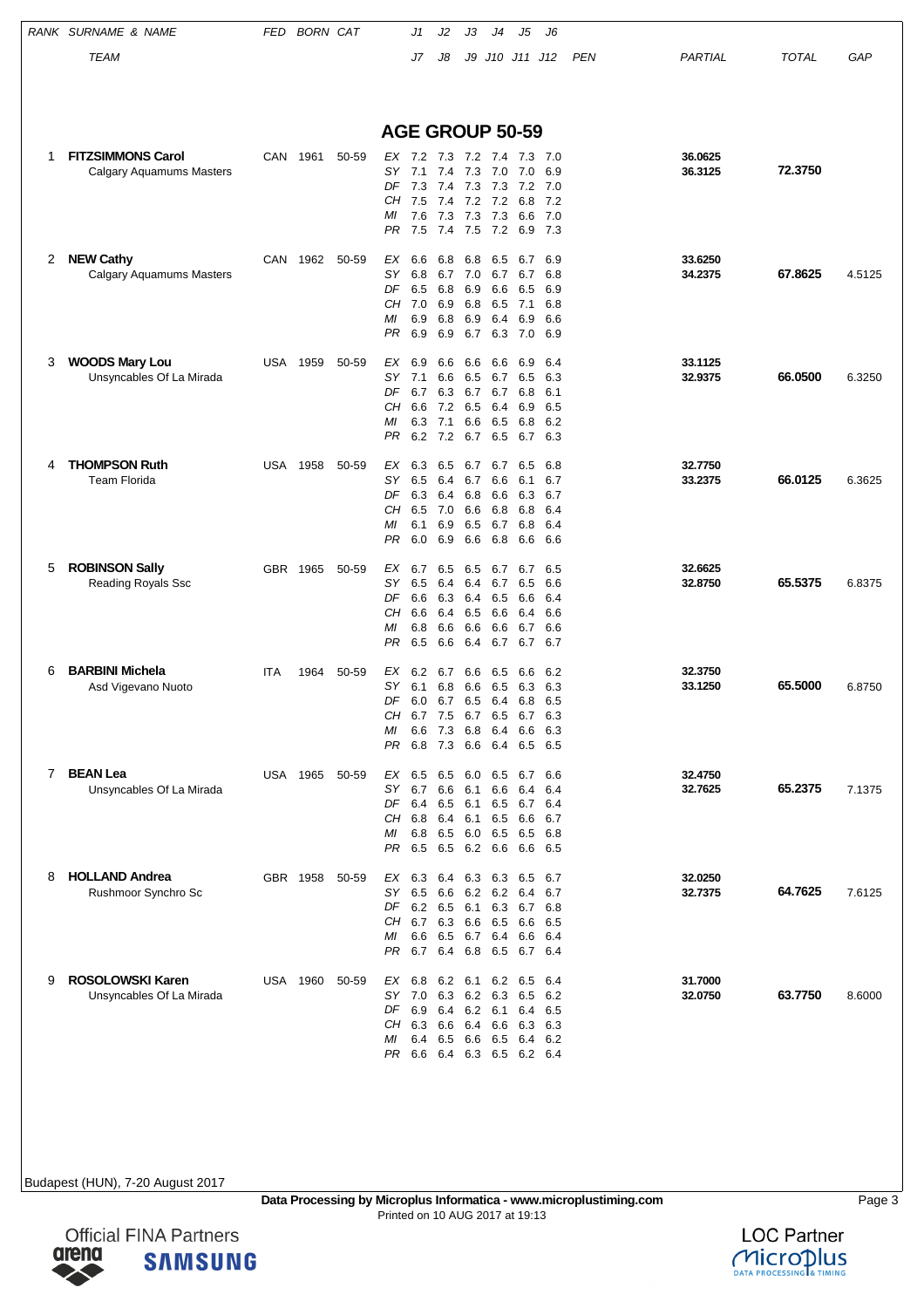| RANK | SURNAME & NAME / TEAM | FED | BORN | CAT | | J1 | J2 | J3 | J4 | J5 | J6 | PEN | PARTIAL | TOTAL | GAP |
|---|---|---|---|---|---|---|---|---|---|---|---|---|---|---|---|
| | | | | | | J7 | J8 | J9 | J10 | J11 | J12 | | | | |

## AGE GROUP 50-59

| RANK | SURNAME & NAME / TEAM | FED | BORN | CAT | | J1 | J2 | J3 | J4 | J5 | J6 | PEN | PARTIAL | TOTAL | GAP |
|---|---|---|---|---|---|---|---|---|---|---|---|---|---|---|---|
| 1 | **FITZSIMMONS Carol** | CAN | 1961 | 50-59 | EX | 7.2 | 7.3 | 7.2 | 7.4 | 7.3 | 7.0 | | **36.0625** | | |
| | Calgary Aquamums Masters | | | | SY | 7.1 | 7.4 | 7.3 | 7.0 | 7.0 | 6.9 | | **36.3125** | **72.3750** | |
| | | | | | DF | 7.3 | 7.4 | 7.3 | 7.3 | 7.2 | 7.0 | | | | |
| | | | | | CH | 7.5 | 7.4 | 7.2 | 7.2 | 6.8 | 7.2 | | | | |
| | | | | | MI | 7.6 | 7.3 | 7.3 | 7.3 | 6.6 | 7.0 | | | | |
| | | | | | PR | 7.5 | 7.4 | 7.5 | 7.2 | 6.9 | 7.3 | | | | |
| 2 | **NEW Cathy** | CAN | 1962 | 50-59 | EX | 6.6 | 6.8 | 6.8 | 6.5 | 6.7 | 6.9 | | **33.6250** | | |
| | Calgary Aquamums Masters | | | | SY | 6.8 | 6.7 | 7.0 | 6.7 | 6.7 | 6.8 | | **34.2375** | **67.8625** | 4.5125 |
| | | | | | DF | 6.5 | 6.8 | 6.9 | 6.6 | 6.5 | 6.9 | | | | |
| | | | | | CH | 7.0 | 6.9 | 6.8 | 6.5 | 7.1 | 6.8 | | | | |
| | | | | | MI | 6.9 | 6.8 | 6.9 | 6.4 | 6.9 | 6.6 | | | | |
| | | | | | PR | 6.9 | 6.9 | 6.7 | 6.3 | 7.0 | 6.9 | | | | |
| 3 | **WOODS Mary Lou** | USA | 1959 | 50-59 | EX | 6.9 | 6.6 | 6.6 | 6.6 | 6.9 | 6.4 | | **33.1125** | | |
| | Unsyncables Of La Mirada | | | | SY | 7.1 | 6.6 | 6.5 | 6.7 | 6.5 | 6.3 | | **32.9375** | **66.0500** | 6.3250 |
| | | | | | DF | 6.7 | 6.3 | 6.7 | 6.7 | 6.8 | 6.1 | | | | |
| | | | | | CH | 6.6 | 7.2 | 6.5 | 6.4 | 6.9 | 6.5 | | | | |
| | | | | | MI | 6.3 | 7.1 | 6.6 | 6.5 | 6.8 | 6.2 | | | | |
| | | | | | PR | 6.2 | 7.2 | 6.7 | 6.5 | 6.7 | 6.3 | | | | |
| 4 | **THOMPSON Ruth** | USA | 1958 | 50-59 | EX | 6.3 | 6.5 | 6.7 | 6.7 | 6.5 | 6.8 | | **32.7750** | | |
| | Team Florida | | | | SY | 6.5 | 6.4 | 6.7 | 6.6 | 6.1 | 6.7 | | **33.2375** | **66.0125** | 6.3625 |
| | | | | | DF | 6.3 | 6.4 | 6.8 | 6.6 | 6.3 | 6.7 | | | | |
| | | | | | CH | 6.5 | 7.0 | 6.6 | 6.8 | 6.8 | 6.4 | | | | |
| | | | | | MI | 6.1 | 6.9 | 6.5 | 6.7 | 6.8 | 6.4 | | | | |
| | | | | | PR | 6.0 | 6.9 | 6.6 | 6.8 | 6.6 | 6.6 | | | | |
| 5 | **ROBINSON Sally** | GBR | 1965 | 50-59 | EX | 6.7 | 6.5 | 6.5 | 6.7 | 6.7 | 6.5 | | **32.6625** | | |
| | Reading Royals Ssc | | | | SY | 6.5 | 6.4 | 6.4 | 6.7 | 6.5 | 6.6 | | **32.8750** | **65.5375** | 6.8375 |
| | | | | | DF | 6.6 | 6.3 | 6.4 | 6.5 | 6.6 | 6.4 | | | | |
| | | | | | CH | 6.6 | 6.4 | 6.5 | 6.6 | 6.4 | 6.6 | | | | |
| | | | | | MI | 6.8 | 6.6 | 6.6 | 6.6 | 6.7 | 6.6 | | | | |
| | | | | | PR | 6.5 | 6.6 | 6.4 | 6.7 | 6.7 | 6.7 | | | | |
| 6 | **BARBINI Michela** | ITA | 1964 | 50-59 | EX | 6.2 | 6.7 | 6.6 | 6.5 | 6.6 | 6.2 | | **32.3750** | | |
| | Asd Vigevano Nuoto | | | | SY | 6.1 | 6.8 | 6.6 | 6.5 | 6.3 | 6.3 | | **33.1250** | **65.5000** | 6.8750 |
| | | | | | DF | 6.0 | 6.7 | 6.5 | 6.4 | 6.8 | 6.5 | | | | |
| | | | | | CH | 6.7 | 7.5 | 6.7 | 6.5 | 6.7 | 6.3 | | | | |
| | | | | | MI | 6.6 | 7.3 | 6.8 | 6.4 | 6.6 | 6.3 | | | | |
| | | | | | PR | 6.8 | 7.3 | 6.6 | 6.4 | 6.5 | 6.5 | | | | |
| 7 | **BEAN Lea** | USA | 1965 | 50-59 | EX | 6.5 | 6.5 | 6.0 | 6.5 | 6.7 | 6.6 | | **32.4750** | | |
| | Unsyncables Of La Mirada | | | | SY | 6.7 | 6.6 | 6.1 | 6.6 | 6.4 | 6.4 | | **32.7625** | **65.2375** | 7.1375 |
| | | | | | DF | 6.4 | 6.5 | 6.1 | 6.5 | 6.7 | 6.4 | | | | |
| | | | | | CH | 6.8 | 6.4 | 6.1 | 6.5 | 6.6 | 6.7 | | | | |
| | | | | | MI | 6.8 | 6.5 | 6.0 | 6.5 | 6.5 | 6.8 | | | | |
| | | | | | PR | 6.5 | 6.5 | 6.2 | 6.6 | 6.6 | 6.5 | | | | |
| 8 | **HOLLAND Andrea** | GBR | 1958 | 50-59 | EX | 6.3 | 6.4 | 6.3 | 6.3 | 6.5 | 6.7 | | **32.0250** | | |
| | Rushmoor Synchro Sc | | | | SY | 6.5 | 6.6 | 6.2 | 6.2 | 6.4 | 6.7 | | **32.7375** | **64.7625** | 7.6125 |
| | | | | | DF | 6.2 | 6.5 | 6.1 | 6.3 | 6.7 | 6.8 | | | | |
| | | | | | CH | 6.7 | 6.3 | 6.6 | 6.5 | 6.6 | 6.5 | | | | |
| | | | | | MI | 6.6 | 6.5 | 6.7 | 6.4 | 6.6 | 6.4 | | | | |
| | | | | | PR | 6.7 | 6.4 | 6.8 | 6.5 | 6.7 | 6.4 | | | | |
| 9 | **ROSOLOWSKI Karen** | USA | 1960 | 50-59 | EX | 6.8 | 6.2 | 6.1 | 6.2 | 6.5 | 6.4 | | **31.7000** | | |
| | Unsyncables Of La Mirada | | | | SY | 7.0 | 6.3 | 6.2 | 6.3 | 6.5 | 6.2 | | **32.0750** | **63.7750** | 8.6000 |
| | | | | | DF | 6.9 | 6.4 | 6.2 | 6.1 | 6.4 | 6.5 | | | | |
| | | | | | CH | 6.3 | 6.6 | 6.4 | 6.6 | 6.3 | 6.3 | | | | |
| | | | | | MI | 6.4 | 6.5 | 6.6 | 6.5 | 6.4 | 6.2 | | | | |
| | | | | | PR | 6.6 | 6.4 | 6.3 | 6.5 | 6.2 | 6.4 | | | | |

Budapest (HUN), 7-20 August 2017

**Data Processing by Microplus Informatica - www.microplustiming.com**
Printed on 10 AUG 2017 at 19:13

Official FINA Partners
arena SAMSUNG

LOC Partner
Microplus DATA PROCESSING & TIMING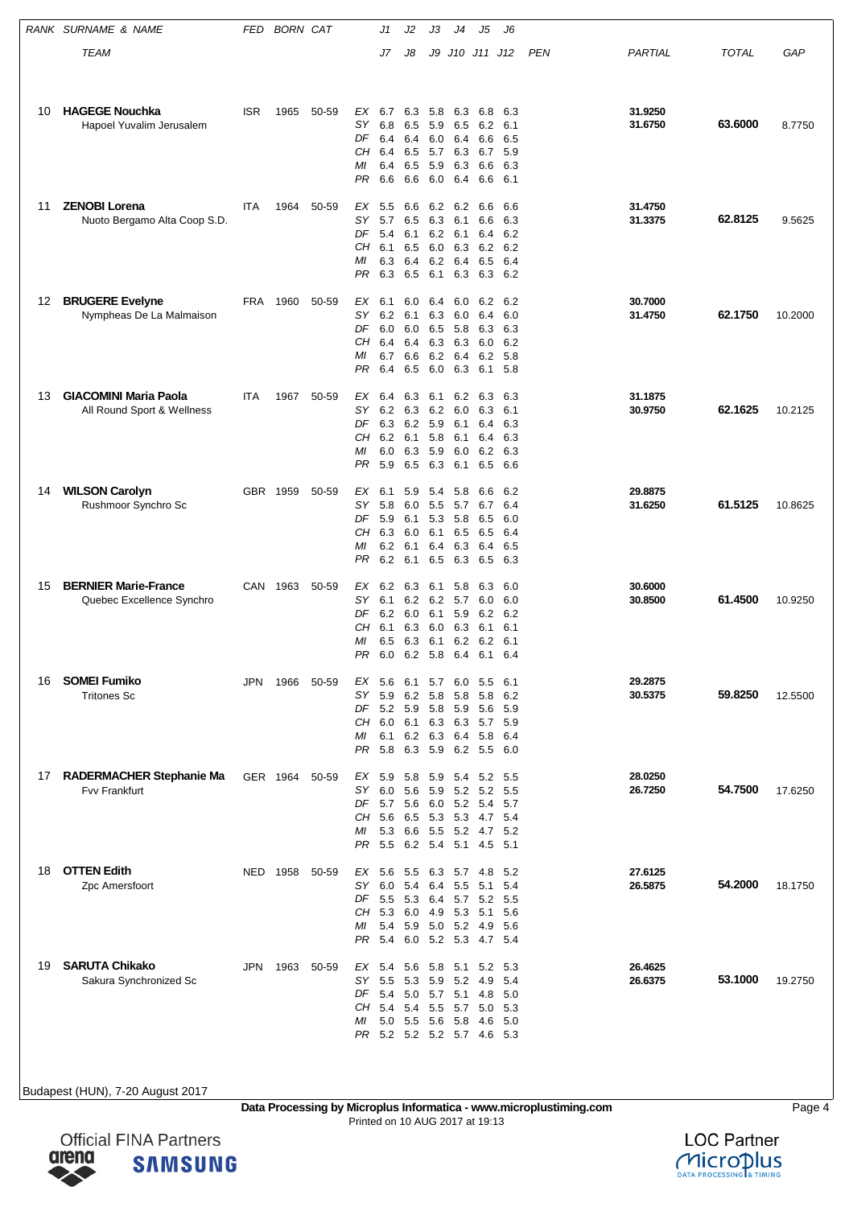| RANK | SURNAME & NAME / TEAM | FED | BORN | CAT | | J1 / J7 | J2 / J8 | J3 / J9 | J4 / J10 | J5 / J11 | J6 / J12 | PEN | PARTIAL | TOTAL | GAP |
|---|---|---|---|---|---|---|---|---|---|---|---|---|---|---|---|
| 10 | **HAGEGE Nouchka** | ISR | 1965 | 50-59 | EX | 6.7 | 6.3 | 5.8 | 6.3 | 6.8 | 6.3 | | 31.9250 | **63.6000** | 8.7750 |
| | Hapoel Yuvalim Jerusalem | | | | SY | 6.8 | 6.5 | 5.9 | 6.5 | 6.2 | 6.1 | | 31.6750 | | |
| | | | | | DF | 6.4 | 6.4 | 6.0 | 6.4 | 6.6 | 6.5 | | | | |
| | | | | | CH | 6.4 | 6.5 | 5.7 | 6.3 | 6.7 | 5.9 | | | | |
| | | | | | MI | 6.4 | 6.5 | 5.9 | 6.3 | 6.6 | 6.3 | | | | |
| | | | | | PR | 6.6 | 6.6 | 6.0 | 6.4 | 6.6 | 6.1 | | | | |
| 11 | **ZENOBI Lorena** | ITA | 1964 | 50-59 | EX | 5.5 | 6.6 | 6.2 | 6.2 | 6.6 | 6.6 | | 31.4750 | **62.8125** | 9.5625 |
| | Nuoto Bergamo Alta Coop S.D. | | | | SY | 5.7 | 6.5 | 6.3 | 6.1 | 6.6 | 6.3 | | 31.3375 | | |
| | | | | | DF | 5.4 | 6.1 | 6.2 | 6.1 | 6.4 | 6.2 | | | | |
| | | | | | CH | 6.1 | 6.5 | 6.0 | 6.3 | 6.2 | 6.2 | | | | |
| | | | | | MI | 6.3 | 6.4 | 6.2 | 6.4 | 6.5 | 6.4 | | | | |
| | | | | | PR | 6.3 | 6.5 | 6.1 | 6.3 | 6.3 | 6.2 | | | | |
| 12 | **BRUGERE Evelyne** | FRA | 1960 | 50-59 | EX | 6.1 | 6.0 | 6.4 | 6.0 | 6.2 | 6.2 | | 30.7000 | **62.1750** | 10.2000 |
| | Nympheas De La Malmaison | | | | SY | 6.2 | 6.1 | 6.3 | 6.0 | 6.4 | 6.0 | | 31.4750 | | |
| | | | | | DF | 6.0 | 6.0 | 6.5 | 5.8 | 6.3 | 6.3 | | | | |
| | | | | | CH | 6.4 | 6.4 | 6.3 | 6.3 | 6.0 | 6.2 | | | | |
| | | | | | MI | 6.7 | 6.6 | 6.2 | 6.4 | 6.2 | 5.8 | | | | |
| | | | | | PR | 6.4 | 6.5 | 6.0 | 6.3 | 6.1 | 5.8 | | | | |
| 13 | **GIACOMINI Maria Paola** | ITA | 1967 | 50-59 | EX | 6.4 | 6.3 | 6.1 | 6.2 | 6.3 | 6.3 | | 31.1875 | **62.1625** | 10.2125 |
| | All Round Sport & Wellness | | | | SY | 6.2 | 6.3 | 6.2 | 6.0 | 6.3 | 6.1 | | 30.9750 | | |
| | | | | | DF | 6.3 | 6.2 | 5.9 | 6.1 | 6.4 | 6.3 | | | | |
| | | | | | CH | 6.2 | 6.1 | 5.8 | 6.1 | 6.4 | 6.3 | | | | |
| | | | | | MI | 6.0 | 6.3 | 5.9 | 6.0 | 6.2 | 6.3 | | | | |
| | | | | | PR | 5.9 | 6.5 | 6.3 | 6.1 | 6.5 | 6.6 | | | | |
| 14 | **WILSON Carolyn** | GBR | 1959 | 50-59 | EX | 6.1 | 5.9 | 5.4 | 5.8 | 6.6 | 6.2 | | 29.8875 | **61.5125** | 10.8625 |
| | Rushmoor Synchro Sc | | | | SY | 5.8 | 6.0 | 5.5 | 5.7 | 6.7 | 6.4 | | 31.6250 | | |
| | | | | | DF | 5.9 | 6.1 | 5.3 | 5.8 | 6.5 | 6.0 | | | | |
| | | | | | CH | 6.3 | 6.0 | 6.1 | 6.5 | 6.5 | 6.4 | | | | |
| | | | | | MI | 6.2 | 6.1 | 6.4 | 6.3 | 6.4 | 6.5 | | | | |
| | | | | | PR | 6.2 | 6.1 | 6.5 | 6.3 | 6.5 | 6.3 | | | | |
| 15 | **BERNIER Marie-France** | CAN | 1963 | 50-59 | EX | 6.2 | 6.3 | 6.1 | 5.8 | 6.3 | 6.0 | | 30.6000 | **61.4500** | 10.9250 |
| | Quebec Excellence Synchro | | | | SY | 6.1 | 6.2 | 6.2 | 5.7 | 6.0 | 6.0 | | 30.8500 | | |
| | | | | | DF | 6.2 | 6.0 | 6.1 | 5.9 | 6.2 | 6.2 | | | | |
| | | | | | CH | 6.1 | 6.3 | 6.0 | 6.3 | 6.1 | 6.1 | | | | |
| | | | | | MI | 6.5 | 6.3 | 6.1 | 6.2 | 6.2 | 6.1 | | | | |
| | | | | | PR | 6.0 | 6.2 | 5.8 | 6.4 | 6.1 | 6.4 | | | | |
| 16 | **SOMEI Fumiko** | JPN | 1966 | 50-59 | EX | 5.6 | 6.1 | 5.7 | 6.0 | 5.5 | 6.1 | | 29.2875 | **59.8250** | 12.5500 |
| | Tritones Sc | | | | SY | 5.9 | 6.2 | 5.8 | 5.8 | 5.8 | 6.2 | | 30.5375 | | |
| | | | | | DF | 5.2 | 5.9 | 5.8 | 5.9 | 5.6 | 5.9 | | | | |
| | | | | | CH | 6.0 | 6.1 | 6.3 | 6.3 | 5.7 | 5.9 | | | | |
| | | | | | MI | 6.1 | 6.2 | 6.3 | 6.4 | 5.8 | 6.4 | | | | |
| | | | | | PR | 5.8 | 6.3 | 5.9 | 6.2 | 5.5 | 6.0 | | | | |
| 17 | **RADERMACHER Stephanie Ma** | GER | 1964 | 50-59 | EX | 5.9 | 5.8 | 5.9 | 5.4 | 5.2 | 5.5 | | 28.0250 | **54.7500** | 17.6250 |
| | Fvv Frankfurt | | | | SY | 6.0 | 5.6 | 5.9 | 5.2 | 5.2 | 5.5 | | 26.7250 | | |
| | | | | | DF | 5.7 | 5.6 | 6.0 | 5.2 | 5.4 | 5.7 | | | | |
| | | | | | CH | 5.6 | 6.5 | 5.3 | 5.3 | 4.7 | 5.4 | | | | |
| | | | | | MI | 5.3 | 6.6 | 5.5 | 5.2 | 4.7 | 5.2 | | | | |
| | | | | | PR | 5.5 | 6.2 | 5.4 | 5.1 | 4.5 | 5.1 | | | | |
| 18 | **OTTEN Edith** | NED | 1958 | 50-59 | EX | 5.6 | 5.5 | 6.3 | 5.7 | 4.8 | 5.2 | | 27.6125 | **54.2000** | 18.1750 |
| | Zpc Amersfoort | | | | SY | 6.0 | 5.4 | 6.4 | 5.5 | 5.1 | 5.4 | | 26.5875 | | |
| | | | | | DF | 5.5 | 5.3 | 6.4 | 5.7 | 5.2 | 5.5 | | | | |
| | | | | | CH | 5.3 | 6.0 | 4.9 | 5.3 | 5.1 | 5.6 | | | | |
| | | | | | MI | 5.4 | 5.9 | 5.0 | 5.2 | 4.9 | 5.6 | | | | |
| | | | | | PR | 5.4 | 6.0 | 5.2 | 5.3 | 4.7 | 5.4 | | | | |
| 19 | **SARUTA Chikako** | JPN | 1963 | 50-59 | EX | 5.4 | 5.6 | 5.8 | 5.1 | 5.2 | 5.3 | | 26.4625 | **53.1000** | 19.2750 |
| | Sakura Synchronized Sc | | | | SY | 5.5 | 5.3 | 5.9 | 5.2 | 4.9 | 5.4 | | 26.6375 | | |
| | | | | | DF | 5.4 | 5.0 | 5.7 | 5.1 | 4.8 | 5.0 | | | | |
| | | | | | CH | 5.4 | 5.4 | 5.5 | 5.7 | 5.0 | 5.3 | | | | |
| | | | | | MI | 5.0 | 5.5 | 5.6 | 5.8 | 4.6 | 5.0 | | | | |
| | | | | | PR | 5.2 | 5.2 | 5.2 | 5.7 | 4.6 | 5.3 | | | | |

Budapest (HUN), 7-20 August 2017

**Data Processing by Microplus Informatica - www.microplustiming.com**
Printed on 10 AUG 2017 at 19:13

Official FINA Partners arena SAMSUNG

LOC Partner Microplus DATA PROCESSING & TIMING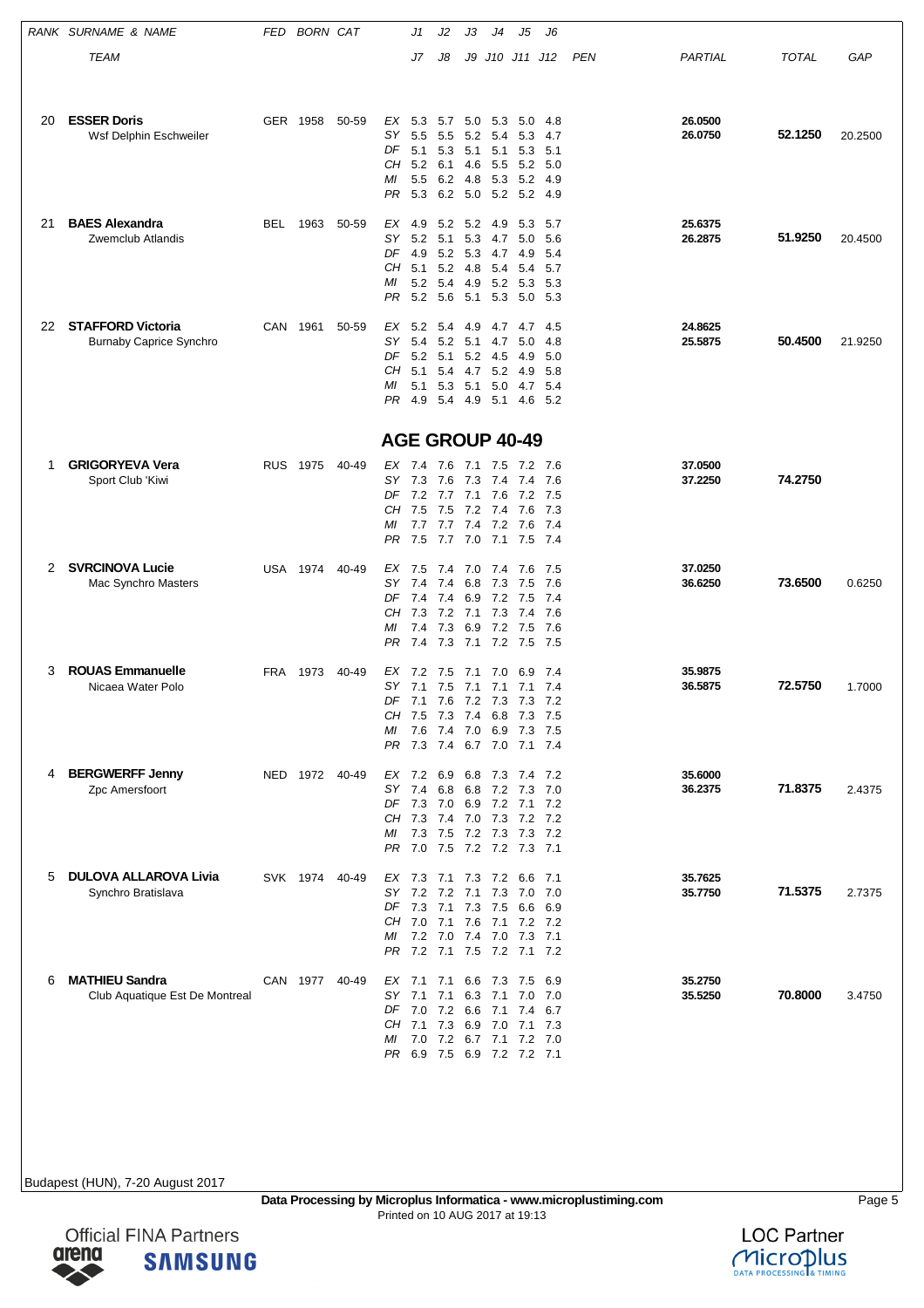| RANK | SURNAME & NAME / TEAM | FED | BORN | CAT | | J1 / J7 | J2 / J8 | J3 / J9 | J4 / J10 | J5 / J11 | J6 / J12 | PEN | PARTIAL | TOTAL | GAP |
|---|---|---|---|---|---|---|---|---|---|---|---|---|---|---|---|
| 20 | **ESSER Doris** | GER | 1958 | 50-59 | EX | 5.3 | 5.7 | 5.0 | 5.3 | 5.0 | 4.8 | | **26.0500** | **52.1250** | 20.2500 |
| | Wsf Delphin Eschweiler | | | | SY | 5.5 | 5.5 | 5.2 | 5.4 | 5.3 | 4.7 | | **26.0750** | | |
| | | | | | DF | 5.1 | 5.3 | 5.1 | 5.1 | 5.3 | 5.1 | | | | |
| | | | | | CH | 5.2 | 6.1 | 4.6 | 5.5 | 5.2 | 5.0 | | | | |
| | | | | | MI | 5.5 | 6.2 | 4.8 | 5.3 | 5.2 | 4.9 | | | | |
| | | | | | PR | 5.3 | 6.2 | 5.0 | 5.2 | 5.2 | 4.9 | | | | |
| 21 | **BAES Alexandra** | BEL | 1963 | 50-59 | EX | 4.9 | 5.2 | 5.2 | 4.9 | 5.3 | 5.7 | | **25.6375** | **51.9250** | 20.4500 |
| | Zwemclub Atlandis | | | | SY | 5.2 | 5.1 | 5.3 | 4.7 | 5.0 | 5.6 | | **26.2875** | | |
| | | | | | DF | 4.9 | 5.2 | 5.3 | 4.7 | 4.9 | 5.4 | | | | |
| | | | | | CH | 5.1 | 5.2 | 4.8 | 5.4 | 5.4 | 5.7 | | | | |
| | | | | | MI | 5.2 | 5.4 | 4.9 | 5.2 | 5.3 | 5.3 | | | | |
| | | | | | PR | 5.2 | 5.6 | 5.1 | 5.3 | 5.0 | 5.3 | | | | |
| 22 | **STAFFORD Victoria** | CAN | 1961 | 50-59 | EX | 5.2 | 5.4 | 4.9 | 4.7 | 4.7 | 4.5 | | **24.8625** | **50.4500** | 21.9250 |
| | Burnaby Caprice Synchro | | | | SY | 5.4 | 5.2 | 5.1 | 4.7 | 5.0 | 4.8 | | **25.5875** | | |
| | | | | | DF | 5.2 | 5.1 | 5.2 | 4.5 | 4.9 | 5.0 | | | | |
| | | | | | CH | 5.1 | 5.4 | 4.7 | 5.2 | 4.9 | 5.8 | | | | |
| | | | | | MI | 5.1 | 5.3 | 5.1 | 5.0 | 4.7 | 5.4 | | | | |
| | | | | | PR | 4.9 | 5.4 | 4.9 | 5.1 | 4.6 | 5.2 | | | | |

## AGE GROUP 40-49

| RANK | SURNAME & NAME / TEAM | FED | BORN | CAT | | J1 / J7 | J2 / J8 | J3 / J9 | J4 / J10 | J5 / J11 | J6 / J12 | PEN | PARTIAL | TOTAL | GAP |
|---|---|---|---|---|---|---|---|---|---|---|---|---|---|---|---|
| 1 | **GRIGORYEVA Vera** | RUS | 1975 | 40-49 | EX | 7.4 | 7.6 | 7.1 | 7.5 | 7.2 | 7.6 | | **37.0500** | **74.2750** | |
| | Sport Club 'Kiwi | | | | SY | 7.3 | 7.6 | 7.3 | 7.4 | 7.4 | 7.6 | | **37.2250** | | |
| | | | | | DF | 7.2 | 7.7 | 7.1 | 7.6 | 7.2 | 7.5 | | | | |
| | | | | | CH | 7.5 | 7.5 | 7.2 | 7.4 | 7.6 | 7.3 | | | | |
| | | | | | MI | 7.7 | 7.7 | 7.4 | 7.2 | 7.6 | 7.4 | | | | |
| | | | | | PR | 7.5 | 7.7 | 7.0 | 7.1 | 7.5 | 7.4 | | | | |
| 2 | **SVRCINOVA Lucie** | USA | 1974 | 40-49 | EX | 7.5 | 7.4 | 7.0 | 7.4 | 7.6 | 7.5 | | **37.0250** | **73.6500** | 0.6250 |
| | Mac Synchro Masters | | | | SY | 7.4 | 7.4 | 6.8 | 7.3 | 7.5 | 7.6 | | **36.6250** | | |
| | | | | | DF | 7.4 | 7.4 | 6.9 | 7.2 | 7.5 | 7.4 | | | | |
| | | | | | CH | 7.3 | 7.2 | 7.1 | 7.3 | 7.4 | 7.6 | | | | |
| | | | | | MI | 7.4 | 7.3 | 6.9 | 7.2 | 7.5 | 7.6 | | | | |
| | | | | | PR | 7.4 | 7.3 | 7.1 | 7.2 | 7.5 | 7.5 | | | | |
| 3 | **ROUAS Emmanuelle** | FRA | 1973 | 40-49 | EX | 7.2 | 7.5 | 7.1 | 7.0 | 6.9 | 7.4 | | **35.9875** | **72.5750** | 1.7000 |
| | Nicaea Water Polo | | | | SY | 7.1 | 7.5 | 7.1 | 7.1 | 7.1 | 7.4 | | **36.5875** | | |
| | | | | | DF | 7.1 | 7.6 | 7.2 | 7.3 | 7.3 | 7.2 | | | | |
| | | | | | CH | 7.5 | 7.3 | 7.4 | 6.8 | 7.3 | 7.5 | | | | |
| | | | | | MI | 7.6 | 7.4 | 7.0 | 6.9 | 7.3 | 7.5 | | | | |
| | | | | | PR | 7.3 | 7.4 | 6.7 | 7.0 | 7.1 | 7.4 | | | | |
| 4 | **BERGWERFF Jenny** | NED | 1972 | 40-49 | EX | 7.2 | 6.9 | 6.8 | 7.3 | 7.4 | 7.2 | | **35.6000** | **71.8375** | 2.4375 |
| | Zpc Amersfoort | | | | SY | 7.4 | 6.8 | 6.8 | 7.2 | 7.3 | 7.0 | | **36.2375** | | |
| | | | | | DF | 7.3 | 7.0 | 6.9 | 7.2 | 7.1 | 7.2 | | | | |
| | | | | | CH | 7.3 | 7.4 | 7.0 | 7.3 | 7.2 | 7.2 | | | | |
| | | | | | MI | 7.3 | 7.5 | 7.2 | 7.3 | 7.3 | 7.2 | | | | |
| | | | | | PR | 7.0 | 7.5 | 7.2 | 7.2 | 7.3 | 7.1 | | | | |
| 5 | **DULOVA ALLAROVA Livia** | SVK | 1974 | 40-49 | EX | 7.3 | 7.1 | 7.3 | 7.2 | 6.6 | 7.1 | | **35.7625** | **71.5375** | 2.7375 |
| | Synchro Bratislava | | | | SY | 7.2 | 7.2 | 7.1 | 7.3 | 7.0 | 7.0 | | **35.7750** | | |
| | | | | | DF | 7.3 | 7.1 | 7.3 | 7.5 | 6.6 | 6.9 | | | | |
| | | | | | CH | 7.0 | 7.1 | 7.6 | 7.1 | 7.2 | 7.2 | | | | |
| | | | | | MI | 7.2 | 7.0 | 7.4 | 7.0 | 7.3 | 7.1 | | | | |
| | | | | | PR | 7.2 | 7.1 | 7.5 | 7.2 | 7.1 | 7.2 | | | | |
| 6 | **MATHIEU Sandra** | CAN | 1977 | 40-49 | EX | 7.1 | 7.1 | 6.6 | 7.3 | 7.5 | 6.9 | | **35.2750** | **70.8000** | 3.4750 |
| | Club Aquatique Est De Montreal | | | | SY | 7.1 | 7.1 | 6.3 | 7.1 | 7.0 | 7.0 | | **35.5250** | | |
| | | | | | DF | 7.0 | 7.2 | 6.6 | 7.1 | 7.4 | 6.7 | | | | |
| | | | | | CH | 7.1 | 7.3 | 6.9 | 7.0 | 7.1 | 7.3 | | | | |
| | | | | | MI | 7.0 | 7.2 | 6.7 | 7.1 | 7.2 | 7.0 | | | | |
| | | | | | PR | 6.9 | 7.5 | 6.9 | 7.2 | 7.2 | 7.1 | | | | |

Budapest (HUN), 7-20 August 2017

**Data Processing by Microplus Informatica - www.microplustiming.com**
Printed on 10 AUG 2017 at 19:13

Official FINA Partners arena SAMSUNG

LOC Partner Microplus DATA PROCESSING & TIMING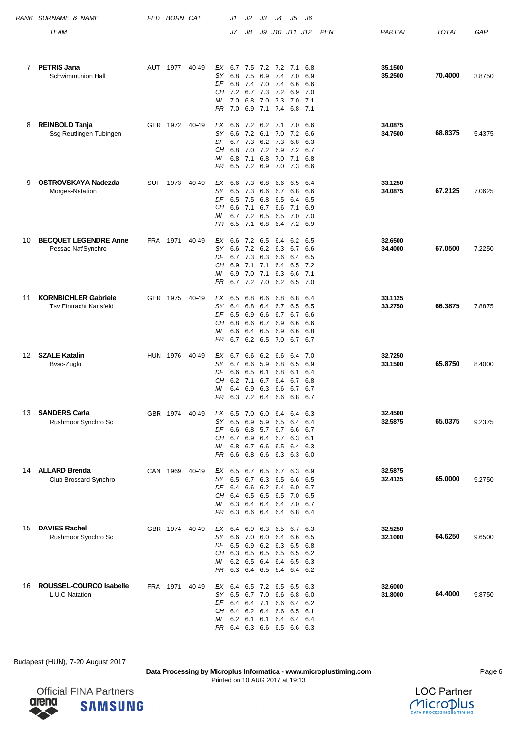| RANK | SURNAME & NAME | FED | BORN | CAT | | J1 | J2 | J3 | J4 | J5 | J6 | PEN | PARTIAL | TOTAL | GAP |
|---|---|---|---|---|---|---|---|---|---|---|---|---|---|---|---|
| | TEAM | | | | | J7 | J8 | J9 | J10 | J11 | J12 | | | | |
| 7 | **PETRIS Jana** | AUT | 1977 | 40-49 | EX | 6.7 | 7.5 | 7.2 | 7.2 | 7.1 | 6.8 | | **35.1500** | **70.4000** | 3.8750 |
| | Schwimmunion Hall | | | | SY | 6.8 | 7.5 | 6.9 | 7.4 | 7.0 | 6.9 | | **35.2500** | | |
| | | | | | DF | 6.8 | 7.4 | 7.0 | 7.4 | 6.6 | 6.6 | | | | |
| | | | | | CH | 7.2 | 6.7 | 7.3 | 7.2 | 6.9 | 7.0 | | | | |
| | | | | | MI | 7.0 | 6.8 | 7.0 | 7.3 | 7.0 | 7.1 | | | | |
| | | | | | PR | 7.0 | 6.9 | 7.1 | 7.4 | 6.8 | 7.1 | | | | |
| 8 | **REINBOLD Tanja** | GER | 1972 | 40-49 | EX | 6.6 | 7.2 | 6.2 | 7.1 | 7.0 | 6.6 | | **34.0875** | **68.8375** | 5.4375 |
| | Ssg Reutlingen Tubingen | | | | SY | 6.6 | 7.2 | 6.1 | 7.0 | 7.2 | 6.6 | | **34.7500** | | |
| | | | | | DF | 6.7 | 7.3 | 6.2 | 7.3 | 6.8 | 6.3 | | | | |
| | | | | | CH | 6.8 | 7.0 | 7.2 | 6.9 | 7.2 | 6.7 | | | | |
| | | | | | MI | 6.8 | 7.1 | 6.8 | 7.0 | 7.1 | 6.8 | | | | |
| | | | | | PR | 6.5 | 7.2 | 6.9 | 7.0 | 7.3 | 6.6 | | | | |
| 9 | **OSTROVSKAYA Nadezda** | SUI | 1973 | 40-49 | EX | 6.6 | 7.3 | 6.8 | 6.6 | 6.5 | 6.4 | | **33.1250** | **67.2125** | 7.0625 |
| | Morges-Natation | | | | SY | 6.5 | 7.3 | 6.6 | 6.7 | 6.8 | 6.6 | | **34.0875** | | |
| | | | | | DF | 6.5 | 7.5 | 6.8 | 6.5 | 6.4 | 6.5 | | | | |
| | | | | | CH | 6.6 | 7.1 | 6.7 | 6.6 | 7.1 | 6.9 | | | | |
| | | | | | MI | 6.7 | 7.2 | 6.5 | 6.5 | 7.0 | 7.0 | | | | |
| | | | | | PR | 6.5 | 7.1 | 6.8 | 6.4 | 7.2 | 6.9 | | | | |
| 10 | **BECQUET LEGENDRE Anne** | FRA | 1971 | 40-49 | EX | 6.6 | 7.2 | 6.5 | 6.4 | 6.2 | 6.5 | | **32.6500** | **67.0500** | 7.2250 |
| | Pessac Nat'Synchro | | | | SY | 6.6 | 7.2 | 6.2 | 6.3 | 6.7 | 6.6 | | **34.4000** | | |
| | | | | | DF | 6.7 | 7.3 | 6.3 | 6.6 | 6.4 | 6.5 | | | | |
| | | | | | CH | 6.9 | 7.1 | 7.1 | 6.4 | 6.5 | 7.2 | | | | |
| | | | | | MI | 6.9 | 7.0 | 7.1 | 6.3 | 6.6 | 7.1 | | | | |
| | | | | | PR | 6.7 | 7.2 | 7.0 | 6.2 | 6.5 | 7.0 | | | | |
| 11 | **KORNBICHLER Gabriele** | GER | 1975 | 40-49 | EX | 6.5 | 6.8 | 6.6 | 6.8 | 6.8 | 6.4 | | **33.1125** | **66.3875** | 7.8875 |
| | Tsv Eintracht Karlsfeld | | | | SY | 6.4 | 6.8 | 6.4 | 6.7 | 6.5 | 6.5 | | **33.2750** | | |
| | | | | | DF | 6.5 | 6.9 | 6.6 | 6.7 | 6.7 | 6.6 | | | | |
| | | | | | CH | 6.8 | 6.6 | 6.7 | 6.9 | 6.6 | 6.6 | | | | |
| | | | | | MI | 6.6 | 6.4 | 6.5 | 6.9 | 6.6 | 6.8 | | | | |
| | | | | | PR | 6.7 | 6.2 | 6.5 | 7.0 | 6.7 | 6.7 | | | | |
| 12 | **SZALE Katalin** | HUN | 1976 | 40-49 | EX | 6.7 | 6.6 | 6.2 | 6.6 | 6.4 | 7.0 | | **32.7250** | **65.8750** | 8.4000 |
| | Bvsc-Zuglo | | | | SY | 6.7 | 6.6 | 5.9 | 6.8 | 6.5 | 6.9 | | **33.1500** | | |
| | | | | | DF | 6.6 | 6.5 | 6.1 | 6.8 | 6.1 | 6.4 | | | | |
| | | | | | CH | 6.2 | 7.1 | 6.7 | 6.4 | 6.7 | 6.8 | | | | |
| | | | | | MI | 6.4 | 6.9 | 6.3 | 6.6 | 6.7 | 6.7 | | | | |
| | | | | | PR | 6.3 | 7.2 | 6.4 | 6.6 | 6.8 | 6.7 | | | | |
| 13 | **SANDERS Carla** | GBR | 1974 | 40-49 | EX | 6.5 | 7.0 | 6.0 | 6.4 | 6.4 | 6.3 | | **32.4500** | **65.0375** | 9.2375 |
| | Rushmoor Synchro Sc | | | | SY | 6.5 | 6.9 | 5.9 | 6.5 | 6.4 | 6.4 | | **32.5875** | | |
| | | | | | DF | 6.6 | 6.8 | 5.7 | 6.7 | 6.6 | 6.7 | | | | |
| | | | | | CH | 6.7 | 6.9 | 6.4 | 6.7 | 6.3 | 6.1 | | | | |
| | | | | | MI | 6.8 | 6.7 | 6.6 | 6.5 | 6.4 | 6.3 | | | | |
| | | | | | PR | 6.6 | 6.8 | 6.6 | 6.3 | 6.3 | 6.0 | | | | |
| 14 | **ALLARD Brenda** | CAN | 1969 | 40-49 | EX | 6.5 | 6.7 | 6.5 | 6.7 | 6.3 | 6.9 | | **32.5875** | **65.0000** | 9.2750 |
| | Club Brossard Synchro | | | | SY | 6.5 | 6.7 | 6.3 | 6.5 | 6.6 | 6.5 | | **32.4125** | | |
| | | | | | DF | 6.4 | 6.6 | 6.2 | 6.4 | 6.0 | 6.7 | | | | |
| | | | | | CH | 6.4 | 6.5 | 6.5 | 6.5 | 7.0 | 6.5 | | | | |
| | | | | | MI | 6.3 | 6.4 | 6.4 | 6.4 | 7.0 | 6.7 | | | | |
| | | | | | PR | 6.3 | 6.6 | 6.4 | 6.4 | 6.8 | 6.4 | | | | |
| 15 | **DAVIES Rachel** | GBR | 1974 | 40-49 | EX | 6.4 | 6.9 | 6.3 | 6.5 | 6.7 | 6.3 | | **32.5250** | **64.6250** | 9.6500 |
| | Rushmoor Synchro Sc | | | | SY | 6.6 | 7.0 | 6.0 | 6.4 | 6.6 | 6.5 | | **32.1000** | | |
| | | | | | DF | 6.5 | 6.9 | 6.2 | 6.3 | 6.5 | 6.8 | | | | |
| | | | | | CH | 6.3 | 6.5 | 6.5 | 6.5 | 6.5 | 6.2 | | | | |
| | | | | | MI | 6.2 | 6.5 | 6.4 | 6.4 | 6.5 | 6.3 | | | | |
| | | | | | PR | 6.3 | 6.4 | 6.5 | 6.4 | 6.4 | 6.2 | | | | |
| 16 | **ROUSSEL-COURCO Isabelle** | FRA | 1971 | 40-49 | EX | 6.4 | 6.5 | 7.2 | 6.5 | 6.5 | 6.3 | | **32.6000** | **64.4000** | 9.8750 |
| | L.U.C Natation | | | | SY | 6.5 | 6.7 | 7.0 | 6.6 | 6.8 | 6.0 | | **31.8000** | | |
| | | | | | DF | 6.4 | 6.4 | 7.1 | 6.6 | 6.4 | 6.2 | | | | |
| | | | | | CH | 6.4 | 6.2 | 6.4 | 6.6 | 6.5 | 6.1 | | | | |
| | | | | | MI | 6.2 | 6.1 | 6.1 | 6.4 | 6.4 | 6.4 | | | | |
| | | | | | PR | 6.4 | 6.3 | 6.6 | 6.5 | 6.6 | 6.3 | | | | |

Budapest (HUN), 7-20 August 2017

**Data Processing by Microplus Informatica - www.microplustiming.com**
Printed on 10 AUG 2017 at 19:13

Official FINA Partners arena SAMSUNG

LOC Partner Microplus DATA PROCESSING & TIMING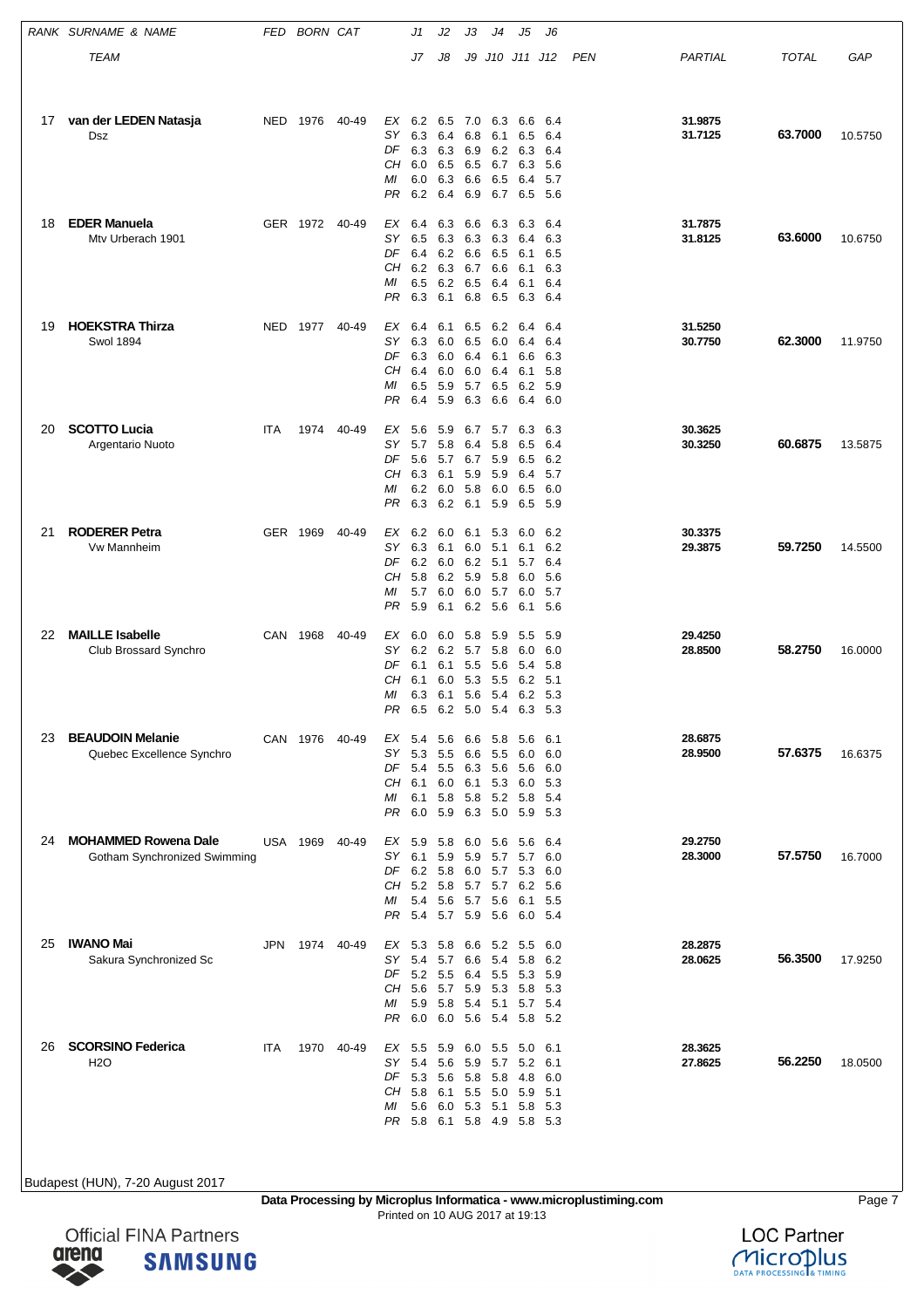| RANK | SURNAME & NAME | FED | BORN | CAT | | J1 | J2 | J3 | J4 | J5 | J6 | PEN | PARTIAL | TOTAL | GAP |
|---|---|---|---|---|---|---|---|---|---|---|---|---|---|---|---|
| | TEAM | | | | | J7 | J8 | J9 | J10 | J11 | J12 | | | | |
| 17 | **van der LEDEN Natasja** | NED | 1976 | 40-49 | EX | 6.2 | 6.5 | 7.0 | 6.3 | 6.6 | 6.4 | | **31.9875** | **63.7000** | 10.5750 |
| | Dsz | | | | SY | 6.3 | 6.4 | 6.8 | 6.1 | 6.5 | 6.4 | | **31.7125** | | |
| | | | | | DF | 6.3 | 6.3 | 6.9 | 6.2 | 6.3 | 6.4 | | | | |
| | | | | | CH | 6.0 | 6.5 | 6.5 | 6.7 | 6.3 | 5.6 | | | | |
| | | | | | MI | 6.0 | 6.3 | 6.6 | 6.5 | 6.4 | 5.7 | | | | |
| | | | | | PR | 6.2 | 6.4 | 6.9 | 6.7 | 6.5 | 5.6 | | | | |
| 18 | **EDER Manuela** | GER | 1972 | 40-49 | EX | 6.4 | 6.3 | 6.6 | 6.3 | 6.3 | 6.4 | | **31.7875** | **63.6000** | 10.6750 |
| | Mtv Urberach 1901 | | | | SY | 6.5 | 6.3 | 6.3 | 6.3 | 6.4 | 6.3 | | **31.8125** | | |
| | | | | | DF | 6.4 | 6.2 | 6.6 | 6.5 | 6.1 | 6.5 | | | | |
| | | | | | CH | 6.2 | 6.3 | 6.7 | 6.6 | 6.1 | 6.3 | | | | |
| | | | | | MI | 6.5 | 6.2 | 6.5 | 6.4 | 6.1 | 6.4 | | | | |
| | | | | | PR | 6.3 | 6.1 | 6.8 | 6.5 | 6.3 | 6.4 | | | | |
| 19 | **HOEKSTRA Thirza** | NED | 1977 | 40-49 | EX | 6.4 | 6.1 | 6.5 | 6.2 | 6.4 | 6.4 | | **31.5250** | **62.3000** | 11.9750 |
| | Swol 1894 | | | | SY | 6.3 | 6.0 | 6.5 | 6.0 | 6.4 | 6.4 | | **30.7750** | | |
| | | | | | DF | 6.3 | 6.0 | 6.4 | 6.1 | 6.6 | 6.3 | | | | |
| | | | | | CH | 6.4 | 6.0 | 6.0 | 6.4 | 6.1 | 5.8 | | | | |
| | | | | | MI | 6.5 | 5.9 | 5.7 | 6.5 | 6.2 | 5.9 | | | | |
| | | | | | PR | 6.4 | 5.9 | 6.3 | 6.6 | 6.4 | 6.0 | | | | |
| 20 | **SCOTTO Lucia** | ITA | 1974 | 40-49 | EX | 5.6 | 5.9 | 6.7 | 5.7 | 6.3 | 6.3 | | **30.3625** | **60.6875** | 13.5875 |
| | Argentario Nuoto | | | | SY | 5.7 | 5.8 | 6.4 | 5.8 | 6.5 | 6.4 | | **30.3250** | | |
| | | | | | DF | 5.6 | 5.7 | 6.7 | 5.9 | 6.5 | 6.2 | | | | |
| | | | | | CH | 6.3 | 6.1 | 5.9 | 5.9 | 6.4 | 5.7 | | | | |
| | | | | | MI | 6.2 | 6.0 | 5.8 | 6.0 | 6.5 | 6.0 | | | | |
| | | | | | PR | 6.3 | 6.2 | 6.1 | 5.9 | 6.5 | 5.9 | | | | |
| 21 | **RODERER Petra** | GER | 1969 | 40-49 | EX | 6.2 | 6.0 | 6.1 | 5.3 | 6.0 | 6.2 | | **30.3375** | **59.7250** | 14.5500 |
| | Vw Mannheim | | | | SY | 6.3 | 6.1 | 6.0 | 5.1 | 6.1 | 6.2 | | **29.3875** | | |
| | | | | | DF | 6.2 | 6.0 | 6.2 | 5.1 | 5.7 | 6.4 | | | | |
| | | | | | CH | 5.8 | 6.2 | 5.9 | 5.8 | 6.0 | 5.6 | | | | |
| | | | | | MI | 5.7 | 6.0 | 6.0 | 5.7 | 6.0 | 5.7 | | | | |
| | | | | | PR | 5.9 | 6.1 | 6.2 | 5.6 | 6.1 | 5.6 | | | | |
| 22 | **MAILLE Isabelle** | CAN | 1968 | 40-49 | EX | 6.0 | 6.0 | 5.8 | 5.9 | 5.5 | 5.9 | | **29.4250** | **58.2750** | 16.0000 |
| | Club Brossard Synchro | | | | SY | 6.2 | 6.2 | 5.7 | 5.8 | 6.0 | 6.0 | | **28.8500** | | |
| | | | | | DF | 6.1 | 6.1 | 5.5 | 5.6 | 5.4 | 5.8 | | | | |
| | | | | | CH | 6.1 | 6.0 | 5.3 | 5.5 | 6.2 | 5.1 | | | | |
| | | | | | MI | 6.3 | 6.1 | 5.6 | 5.4 | 6.2 | 5.3 | | | | |
| | | | | | PR | 6.5 | 6.2 | 5.0 | 5.4 | 6.3 | 5.3 | | | | |
| 23 | **BEAUDOIN Melanie** | CAN | 1976 | 40-49 | EX | 5.4 | 5.6 | 6.6 | 5.8 | 5.6 | 6.1 | | **28.6875** | **57.6375** | 16.6375 |
| | Quebec Excellence Synchro | | | | SY | 5.3 | 5.5 | 6.6 | 5.5 | 6.0 | 6.0 | | **28.9500** | | |
| | | | | | DF | 5.4 | 5.5 | 6.3 | 5.6 | 5.6 | 6.0 | | | | |
| | | | | | CH | 6.1 | 6.0 | 6.1 | 5.3 | 6.0 | 5.3 | | | | |
| | | | | | MI | 6.1 | 5.8 | 5.8 | 5.2 | 5.8 | 5.4 | | | | |
| | | | | | PR | 6.0 | 5.9 | 6.3 | 5.0 | 5.9 | 5.3 | | | | |
| 24 | **MOHAMMED Rowena Dale** | USA | 1969 | 40-49 | EX | 5.9 | 5.8 | 6.0 | 5.6 | 5.6 | 6.4 | | **29.2750** | **57.5750** | 16.7000 |
| | Gotham Synchronized Swimming | | | | SY | 6.1 | 5.9 | 5.9 | 5.7 | 5.7 | 6.0 | | **28.3000** | | |
| | | | | | DF | 6.2 | 5.8 | 6.0 | 5.7 | 5.3 | 6.0 | | | | |
| | | | | | CH | 5.2 | 5.8 | 5.7 | 5.7 | 6.2 | 5.6 | | | | |
| | | | | | MI | 5.4 | 5.6 | 5.7 | 5.6 | 6.1 | 5.5 | | | | |
| | | | | | PR | 5.4 | 5.7 | 5.9 | 5.6 | 6.0 | 5.4 | | | | |
| 25 | **IWANO Mai** | JPN | 1974 | 40-49 | EX | 5.3 | 5.8 | 6.6 | 5.2 | 5.5 | 6.0 | | **28.2875** | **56.3500** | 17.9250 |
| | Sakura Synchronized Sc | | | | SY | 5.4 | 5.7 | 6.6 | 5.4 | 5.8 | 6.2 | | **28.0625** | | |
| | | | | | DF | 5.2 | 5.5 | 6.4 | 5.5 | 5.3 | 5.9 | | | | |
| | | | | | CH | 5.6 | 5.7 | 5.9 | 5.3 | 5.8 | 5.3 | | | | |
| | | | | | MI | 5.9 | 5.8 | 5.4 | 5.1 | 5.7 | 5.4 | | | | |
| | | | | | PR | 6.0 | 6.0 | 5.6 | 5.4 | 5.8 | 5.2 | | | | |
| 26 | **SCORSINO Federica** | ITA | 1970 | 40-49 | EX | 5.5 | 5.9 | 6.0 | 5.5 | 5.0 | 6.1 | | **28.3625** | **56.2250** | 18.0500 |
| | H2O | | | | SY | 5.4 | 5.6 | 5.9 | 5.7 | 5.2 | 6.1 | | **27.8625** | | |
| | | | | | DF | 5.3 | 5.6 | 5.8 | 5.8 | 4.8 | 6.0 | | | | |
| | | | | | CH | 5.8 | 6.1 | 5.5 | 5.0 | 5.9 | 5.1 | | | | |
| | | | | | MI | 5.6 | 6.0 | 5.3 | 5.1 | 5.8 | 5.3 | | | | |
| | | | | | PR | 5.8 | 6.1 | 5.8 | 4.9 | 5.8 | 5.3 | | | | |

Budapest (HUN), 7-20 August 2017

**Data Processing by Microplus Informatica - www.microplustiming.com**
Printed on 10 AUG 2017 at 19:13

Official FINA Partners
arena SAMSUNG

LOC Partner
Microplus DATA PROCESSING & TIMING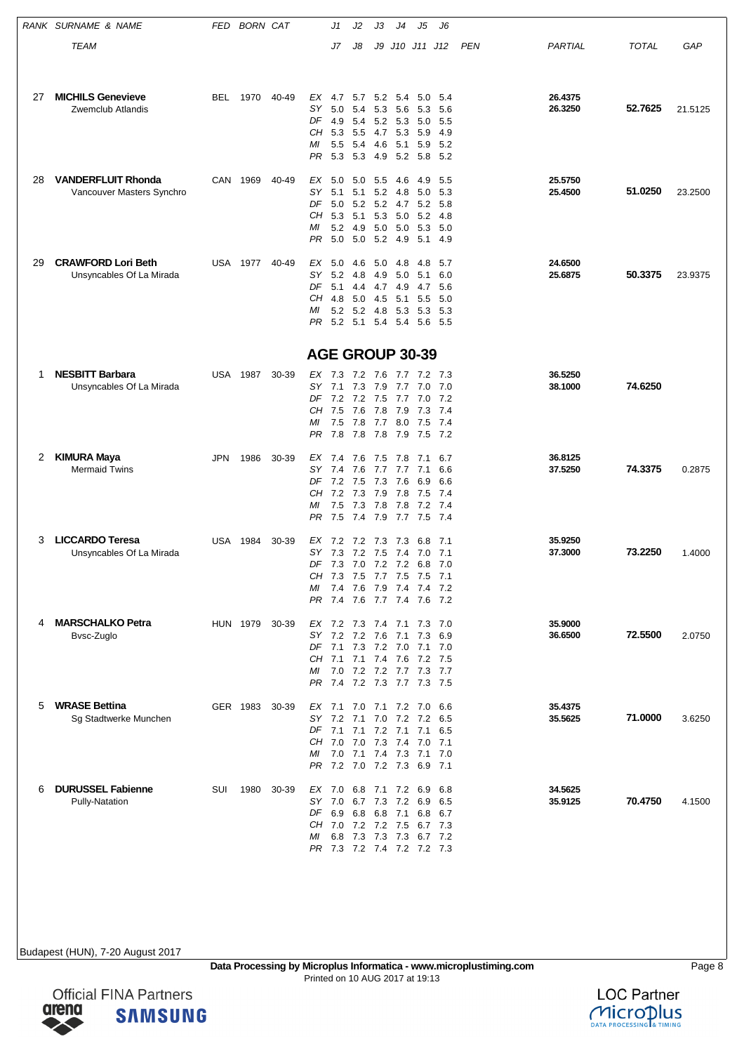| RANK | SURNAME & NAME / TEAM | FED | BORN | CAT | | J1 / J7 | J2 / J8 | J3 / J9 | J4 / J10 | J5 / J11 | J6 / J12 | PEN | PARTIAL | TOTAL | GAP |
|---|---|---|---|---|---|---|---|---|---|---|---|---|---|---|---|
| 27 | **MICHILS Genevieve** | BEL | 1970 | 40-49 | EX | 4.7 | 5.7 | 5.2 | 5.4 | 5.0 | 5.4 | | 26.4375 | **52.7625** | 21.5125 |
| | Zwemclub Atlandis | | | | SY | 5.0 | 5.4 | 5.3 | 5.6 | 5.3 | 5.6 | | 26.3250 | | |
| | | | | | DF | 4.9 | 5.4 | 5.2 | 5.3 | 5.0 | 5.5 | | | | |
| | | | | | CH | 5.3 | 5.5 | 4.7 | 5.3 | 5.9 | 4.9 | | | | |
| | | | | | MI | 5.5 | 5.4 | 4.6 | 5.1 | 5.9 | 5.2 | | | | |
| | | | | | PR | 5.3 | 5.3 | 4.9 | 5.2 | 5.8 | 5.2 | | | | |
| 28 | **VANDERFLUIT Rhonda** | CAN | 1969 | 40-49 | EX | 5.0 | 5.0 | 5.5 | 4.6 | 4.9 | 5.5 | | 25.5750 | **51.0250** | 23.2500 |
| | Vancouver Masters Synchro | | | | SY | 5.1 | 5.1 | 5.2 | 4.8 | 5.0 | 5.3 | | 25.4500 | | |
| | | | | | DF | 5.0 | 5.2 | 5.2 | 4.7 | 5.2 | 5.8 | | | | |
| | | | | | CH | 5.3 | 5.1 | 5.3 | 5.0 | 5.2 | 4.8 | | | | |
| | | | | | MI | 5.2 | 4.9 | 5.0 | 5.0 | 5.3 | 5.0 | | | | |
| | | | | | PR | 5.0 | 5.0 | 5.2 | 4.9 | 5.1 | 4.9 | | | | |
| 29 | **CRAWFORD Lori Beth** | USA | 1977 | 40-49 | EX | 5.0 | 4.6 | 5.0 | 4.8 | 4.8 | 5.7 | | 24.6500 | **50.3375** | 23.9375 |
| | Unsyncables Of La Mirada | | | | SY | 5.2 | 4.8 | 4.9 | 5.0 | 5.1 | 6.0 | | 25.6875 | | |
| | | | | | DF | 5.1 | 4.4 | 4.7 | 4.9 | 4.7 | 5.6 | | | | |
| | | | | | CH | 4.8 | 5.0 | 4.5 | 5.1 | 5.5 | 5.0 | | | | |
| | | | | | MI | 5.2 | 5.2 | 4.8 | 5.3 | 5.3 | 5.3 | | | | |
| | | | | | PR | 5.2 | 5.1 | 5.4 | 5.4 | 5.6 | 5.5 | | | | |

## AGE GROUP 30-39

| RANK | SURNAME & NAME / TEAM | FED | BORN | CAT | | J1 / J7 | J2 / J8 | J3 / J9 | J4 / J10 | J5 / J11 | J6 / J12 | PEN | PARTIAL | TOTAL | GAP |
|---|---|---|---|---|---|---|---|---|---|---|---|---|---|---|---|
| 1 | **NESBITT Barbara** | USA | 1987 | 30-39 | EX | 7.3 | 7.2 | 7.6 | 7.7 | 7.2 | 7.3 | | 36.5250 | **74.6250** | |
| | Unsyncables Of La Mirada | | | | SY | 7.1 | 7.3 | 7.9 | 7.7 | 7.0 | 7.0 | | 38.1000 | | |
| | | | | | DF | 7.2 | 7.2 | 7.5 | 7.7 | 7.0 | 7.2 | | | | |
| | | | | | CH | 7.5 | 7.6 | 7.8 | 7.9 | 7.3 | 7.4 | | | | |
| | | | | | MI | 7.5 | 7.8 | 7.7 | 8.0 | 7.5 | 7.4 | | | | |
| | | | | | PR | 7.8 | 7.8 | 7.8 | 7.9 | 7.5 | 7.2 | | | | |
| 2 | **KIMURA Maya** | JPN | 1986 | 30-39 | EX | 7.4 | 7.6 | 7.5 | 7.8 | 7.1 | 6.7 | | 36.8125 | **74.3375** | 0.2875 |
| | Mermaid Twins | | | | SY | 7.4 | 7.6 | 7.7 | 7.7 | 7.1 | 6.6 | | 37.5250 | | |
| | | | | | DF | 7.2 | 7.5 | 7.3 | 7.6 | 6.9 | 6.6 | | | | |
| | | | | | CH | 7.2 | 7.3 | 7.9 | 7.8 | 7.5 | 7.4 | | | | |
| | | | | | MI | 7.5 | 7.3 | 7.8 | 7.8 | 7.2 | 7.4 | | | | |
| | | | | | PR | 7.5 | 7.4 | 7.9 | 7.7 | 7.5 | 7.4 | | | | |
| 3 | **LICCARDO Teresa** | USA | 1984 | 30-39 | EX | 7.2 | 7.2 | 7.3 | 7.3 | 6.8 | 7.1 | | 35.9250 | **73.2250** | 1.4000 |
| | Unsyncables Of La Mirada | | | | SY | 7.3 | 7.2 | 7.5 | 7.4 | 7.0 | 7.1 | | 37.3000 | | |
| | | | | | DF | 7.3 | 7.0 | 7.2 | 7.2 | 6.8 | 7.0 | | | | |
| | | | | | CH | 7.3 | 7.5 | 7.7 | 7.5 | 7.5 | 7.1 | | | | |
| | | | | | MI | 7.4 | 7.6 | 7.9 | 7.4 | 7.4 | 7.2 | | | | |
| | | | | | PR | 7.4 | 7.6 | 7.7 | 7.4 | 7.6 | 7.2 | | | | |
| 4 | **MARSCHALKO Petra** | HUN | 1979 | 30-39 | EX | 7.2 | 7.3 | 7.4 | 7.1 | 7.3 | 7.0 | | 35.9000 | **72.5500** | 2.0750 |
| | Bvsc-Zuglo | | | | SY | 7.2 | 7.2 | 7.6 | 7.1 | 7.3 | 6.9 | | 36.6500 | | |
| | | | | | DF | 7.1 | 7.3 | 7.2 | 7.0 | 7.1 | 7.0 | | | | |
| | | | | | CH | 7.1 | 7.1 | 7.4 | 7.6 | 7.2 | 7.5 | | | | |
| | | | | | MI | 7.0 | 7.2 | 7.2 | 7.7 | 7.3 | 7.7 | | | | |
| | | | | | PR | 7.4 | 7.2 | 7.3 | 7.7 | 7.3 | 7.5 | | | | |
| 5 | **WRASE Bettina** | GER | 1983 | 30-39 | EX | 7.1 | 7.0 | 7.1 | 7.2 | 7.0 | 6.6 | | 35.4375 | **71.0000** | 3.6250 |
| | Sg Stadtwerke Munchen | | | | SY | 7.2 | 7.1 | 7.0 | 7.2 | 7.2 | 6.5 | | 35.5625 | | |
| | | | | | DF | 7.1 | 7.1 | 7.2 | 7.1 | 7.1 | 6.5 | | | | |
| | | | | | CH | 7.0 | 7.0 | 7.3 | 7.4 | 7.0 | 7.1 | | | | |
| | | | | | MI | 7.0 | 7.1 | 7.4 | 7.3 | 7.1 | 7.0 | | | | |
| | | | | | PR | 7.2 | 7.0 | 7.2 | 7.3 | 6.9 | 7.1 | | | | |
| 6 | **DURUSSEL Fabienne** | SUI | 1980 | 30-39 | EX | 7.0 | 6.8 | 7.1 | 7.2 | 6.9 | 6.8 | | 34.5625 | **70.4750** | 4.1500 |
| | Pully-Natation | | | | SY | 7.0 | 6.7 | 7.3 | 7.2 | 6.9 | 6.5 | | 35.9125 | | |
| | | | | | DF | 6.9 | 6.8 | 6.8 | 7.1 | 6.8 | 6.7 | | | | |
| | | | | | CH | 7.0 | 7.2 | 7.2 | 7.5 | 6.7 | 7.3 | | | | |
| | | | | | MI | 6.8 | 7.3 | 7.3 | 7.3 | 6.7 | 7.2 | | | | |
| | | | | | PR | 7.3 | 7.2 | 7.4 | 7.2 | 7.2 | 7.3 | | | | |

Budapest (HUN), 7-20 August 2017

**Data Processing by Microplus Informatica - www.microplustiming.com**
Printed on 10 AUG 2017 at 19:13

Official FINA Partners arena SAMSUNG

LOC Partner Microplus DATA PROCESSING & TIMING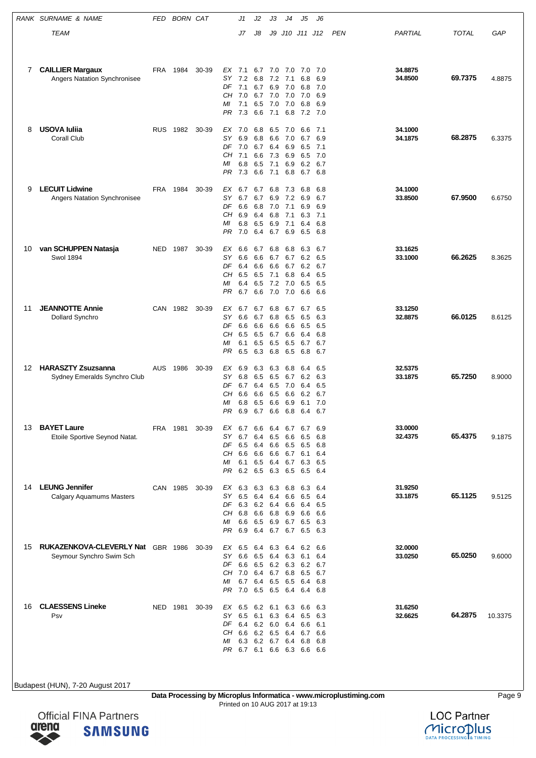| RANK | SURNAME & NAME / TEAM | FED | BORN | CAT | | J1 / J7 | J2 / J8 | J3 / J9 | J4 / J10 | J5 / J11 | J6 / J12 | PEN | PARTIAL | TOTAL | GAP |
|---|---|---|---|---|---|---|---|---|---|---|---|---|---|---|---|
| 7 | **CAILLIER Margaux** | FRA | 1984 | 30-39 | EX | 7.1 | 6.7 | 7.0 | 7.0 | 7.0 | 7.0 | | 34.8875 | | |
| | Angers Natation Synchronisee | | | | SY | 7.2 | 6.8 | 7.2 | 7.1 | 6.8 | 6.9 | | 34.8500 | 69.7375 | 4.8875 |
| | | | | | DF | 7.1 | 6.7 | 6.9 | 7.0 | 6.8 | 7.0 | | | | |
| | | | | | CH | 7.0 | 6.7 | 7.0 | 7.0 | 7.0 | 6.9 | | | | |
| | | | | | MI | 7.1 | 6.5 | 7.0 | 7.0 | 6.8 | 6.9 | | | | |
| | | | | | PR | 7.3 | 6.6 | 7.1 | 6.8 | 7.2 | 7.0 | | | | |
| 8 | **USOVA Iuliia** | RUS | 1982 | 30-39 | EX | 7.0 | 6.8 | 6.5 | 7.0 | 6.6 | 7.1 | | 34.1000 | | |
| | Corall Club | | | | SY | 6.9 | 6.8 | 6.6 | 7.0 | 6.7 | 6.9 | | 34.1875 | 68.2875 | 6.3375 |
| | | | | | DF | 7.0 | 6.7 | 6.4 | 6.9 | 6.5 | 7.1 | | | | |
| | | | | | CH | 7.1 | 6.6 | 7.3 | 6.9 | 6.5 | 7.0 | | | | |
| | | | | | MI | 6.8 | 6.5 | 7.1 | 6.9 | 6.2 | 6.7 | | | | |
| | | | | | PR | 7.3 | 6.6 | 7.1 | 6.8 | 6.7 | 6.8 | | | | |
| 9 | **LECUIT Lidwine** | FRA | 1984 | 30-39 | EX | 6.7 | 6.7 | 6.8 | 7.3 | 6.8 | 6.8 | | 34.1000 | | |
| | Angers Natation Synchronisee | | | | SY | 6.7 | 6.7 | 6.9 | 7.2 | 6.9 | 6.7 | | 33.8500 | 67.9500 | 6.6750 |
| | | | | | DF | 6.6 | 6.8 | 7.0 | 7.1 | 6.9 | 6.9 | | | | |
| | | | | | CH | 6.9 | 6.4 | 6.8 | 7.1 | 6.3 | 7.1 | | | | |
| | | | | | MI | 6.8 | 6.5 | 6.9 | 7.1 | 6.4 | 6.8 | | | | |
| | | | | | PR | 7.0 | 6.4 | 6.7 | 6.9 | 6.5 | 6.8 | | | | |
| 10 | **van SCHUPPEN Natasja** | NED | 1987 | 30-39 | EX | 6.6 | 6.7 | 6.8 | 6.8 | 6.3 | 6.7 | | 33.1625 | | |
| | Swol 1894 | | | | SY | 6.6 | 6.6 | 6.7 | 6.7 | 6.2 | 6.5 | | 33.1000 | 66.2625 | 8.3625 |
| | | | | | DF | 6.4 | 6.6 | 6.6 | 6.7 | 6.2 | 6.7 | | | | |
| | | | | | CH | 6.5 | 6.5 | 7.1 | 6.8 | 6.4 | 6.5 | | | | |
| | | | | | MI | 6.4 | 6.5 | 7.2 | 7.0 | 6.5 | 6.5 | | | | |
| | | | | | PR | 6.7 | 6.6 | 7.0 | 7.0 | 6.6 | 6.6 | | | | |
| 11 | **JEANNOTTE Annie** | CAN | 1982 | 30-39 | EX | 6.7 | 6.7 | 6.8 | 6.7 | 6.7 | 6.5 | | 33.1250 | | |
| | Dollard Synchro | | | | SY | 6.6 | 6.7 | 6.8 | 6.5 | 6.5 | 6.3 | | 32.8875 | 66.0125 | 8.6125 |
| | | | | | DF | 6.6 | 6.6 | 6.6 | 6.6 | 6.5 | 6.5 | | | | |
| | | | | | CH | 6.5 | 6.5 | 6.7 | 6.6 | 6.4 | 6.8 | | | | |
| | | | | | MI | 6.1 | 6.5 | 6.5 | 6.5 | 6.7 | 6.7 | | | | |
| | | | | | PR | 6.5 | 6.3 | 6.8 | 6.5 | 6.8 | 6.7 | | | | |
| 12 | **HARASZTY Zsuzsanna** | AUS | 1986 | 30-39 | EX | 6.9 | 6.3 | 6.3 | 6.8 | 6.4 | 6.5 | | 32.5375 | | |
| | Sydney Emeralds Synchro Club | | | | SY | 6.8 | 6.5 | 6.5 | 6.7 | 6.2 | 6.3 | | 33.1875 | 65.7250 | 8.9000 |
| | | | | | DF | 6.7 | 6.4 | 6.5 | 7.0 | 6.4 | 6.5 | | | | |
| | | | | | CH | 6.6 | 6.6 | 6.5 | 6.6 | 6.2 | 6.7 | | | | |
| | | | | | MI | 6.8 | 6.5 | 6.6 | 6.9 | 6.1 | 7.0 | | | | |
| | | | | | PR | 6.9 | 6.7 | 6.6 | 6.8 | 6.4 | 6.7 | | | | |
| 13 | **BAYET Laure** | FRA | 1981 | 30-39 | EX | 6.7 | 6.6 | 6.4 | 6.7 | 6.7 | 6.9 | | 33.0000 | | |
| | Etoile Sportive Seynod Natat. | | | | SY | 6.7 | 6.4 | 6.5 | 6.6 | 6.5 | 6.8 | | 32.4375 | 65.4375 | 9.1875 |
| | | | | | DF | 6.5 | 6.4 | 6.6 | 6.5 | 6.5 | 6.8 | | | | |
| | | | | | CH | 6.6 | 6.6 | 6.6 | 6.7 | 6.1 | 6.4 | | | | |
| | | | | | MI | 6.1 | 6.5 | 6.4 | 6.7 | 6.3 | 6.5 | | | | |
| | | | | | PR | 6.2 | 6.5 | 6.3 | 6.5 | 6.5 | 6.4 | | | | |
| 14 | **LEUNG Jennifer** | CAN | 1985 | 30-39 | EX | 6.3 | 6.3 | 6.3 | 6.8 | 6.3 | 6.4 | | 31.9250 | | |
| | Calgary Aquamums Masters | | | | SY | 6.5 | 6.4 | 6.4 | 6.6 | 6.5 | 6.4 | | 33.1875 | 65.1125 | 9.5125 |
| | | | | | DF | 6.3 | 6.2 | 6.4 | 6.6 | 6.4 | 6.5 | | | | |
| | | | | | CH | 6.8 | 6.6 | 6.8 | 6.9 | 6.6 | 6.6 | | | | |
| | | | | | MI | 6.6 | 6.5 | 6.9 | 6.7 | 6.5 | 6.3 | | | | |
| | | | | | PR | 6.9 | 6.4 | 6.7 | 6.7 | 6.5 | 6.3 | | | | |
| 15 | **RUKAZENKOVA-CLEVERLY Nat** | GBR | 1986 | 30-39 | EX | 6.5 | 6.4 | 6.3 | 6.4 | 6.2 | 6.6 | | 32.0000 | | |
| | Seymour Synchro Swim Sch | | | | SY | 6.6 | 6.5 | 6.4 | 6.3 | 6.1 | 6.4 | | 33.0250 | 65.0250 | 9.6000 |
| | | | | | DF | 6.6 | 6.5 | 6.2 | 6.3 | 6.2 | 6.7 | | | | |
| | | | | | CH | 7.0 | 6.4 | 6.7 | 6.8 | 6.5 | 6.7 | | | | |
| | | | | | MI | 6.7 | 6.4 | 6.5 | 6.5 | 6.4 | 6.8 | | | | |
| | | | | | PR | 7.0 | 6.5 | 6.5 | 6.4 | 6.4 | 6.8 | | | | |
| 16 | **CLAESSENS Lineke** | NED | 1981 | 30-39 | EX | 6.5 | 6.2 | 6.1 | 6.3 | 6.6 | 6.3 | | 31.6250 | | |
| | Psv | | | | SY | 6.5 | 6.1 | 6.3 | 6.4 | 6.5 | 6.3 | | 32.6625 | 64.2875 | 10.3375 |
| | | | | | DF | 6.4 | 6.2 | 6.0 | 6.4 | 6.6 | 6.1 | | | | |
| | | | | | CH | 6.6 | 6.2 | 6.5 | 6.4 | 6.7 | 6.6 | | | | |
| | | | | | MI | 6.3 | 6.2 | 6.7 | 6.4 | 6.8 | 6.8 | | | | |
| | | | | | PR | 6.7 | 6.1 | 6.6 | 6.3 | 6.6 | 6.6 | | | | |

Budapest (HUN), 7-20 August 2017

**Data Processing by Microplus Informatica - www.microplustiming.com**
Printed on 10 AUG 2017 at 19:13

Official FINA Partners arena SAMSUNG

LOC Partner Microplus DATA PROCESSING & TIMING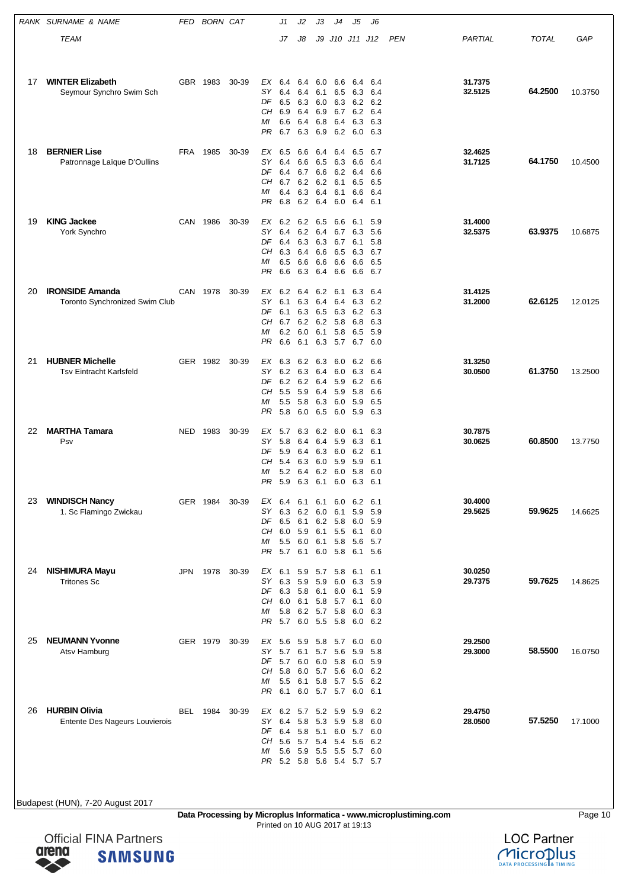| RANK | SURNAME & NAME | FED | BORN | CAT | | J1 | J2 | J3 | J4 | J5 | J6 | PEN | PARTIAL | TOTAL | GAP |
|---|---|---|---|---|---|---|---|---|---|---|---|---|---|---|---|
| | TEAM | | | | | J7 | J8 | J9 | J10 | J11 | J12 | | | | |
| 17 | **WINTER Elizabeth** | GBR | 1983 | 30-39 | EX | 6.4 | 6.4 | 6.0 | 6.6 | 6.4 | 6.4 | | 31.7375 | **64.2500** | 10.3750 |
| | Seymour Synchro Swim Sch | | | | SY | 6.4 | 6.4 | 6.1 | 6.5 | 6.3 | 6.4 | | 32.5125 | | |
| | | | | | DF | 6.5 | 6.3 | 6.0 | 6.3 | 6.2 | 6.2 | | | | |
| | | | | | CH | 6.9 | 6.4 | 6.9 | 6.7 | 6.2 | 6.4 | | | | |
| | | | | | MI | 6.6 | 6.4 | 6.8 | 6.4 | 6.3 | 6.3 | | | | |
| | | | | | PR | 6.7 | 6.3 | 6.9 | 6.2 | 6.0 | 6.3 | | | | |
| 18 | **BERNIER Lise** | FRA | 1985 | 30-39 | EX | 6.5 | 6.6 | 6.4 | 6.4 | 6.5 | 6.7 | | 32.4625 | **64.1750** | 10.4500 |
| | Patronnage Laïque D'Oullins | | | | SY | 6.4 | 6.6 | 6.5 | 6.3 | 6.6 | 6.4 | | 31.7125 | | |
| | | | | | DF | 6.4 | 6.7 | 6.6 | 6.2 | 6.4 | 6.6 | | | | |
| | | | | | CH | 6.7 | 6.2 | 6.2 | 6.1 | 6.5 | 6.5 | | | | |
| | | | | | MI | 6.4 | 6.3 | 6.4 | 6.1 | 6.6 | 6.4 | | | | |
| | | | | | PR | 6.8 | 6.2 | 6.4 | 6.0 | 6.4 | 6.1 | | | | |
| 19 | **KING Jackee** | CAN | 1986 | 30-39 | EX | 6.2 | 6.2 | 6.5 | 6.6 | 6.1 | 5.9 | | 31.4000 | **63.9375** | 10.6875 |
| | York Synchro | | | | SY | 6.4 | 6.2 | 6.4 | 6.7 | 6.3 | 5.6 | | 32.5375 | | |
| | | | | | DF | 6.4 | 6.3 | 6.3 | 6.7 | 6.1 | 5.8 | | | | |
| | | | | | CH | 6.3 | 6.4 | 6.6 | 6.5 | 6.3 | 6.7 | | | | |
| | | | | | MI | 6.5 | 6.6 | 6.6 | 6.6 | 6.6 | 6.5 | | | | |
| | | | | | PR | 6.6 | 6.3 | 6.4 | 6.6 | 6.6 | 6.7 | | | | |
| 20 | **IRONSIDE Amanda** | CAN | 1978 | 30-39 | EX | 6.2 | 6.4 | 6.2 | 6.1 | 6.3 | 6.4 | | 31.4125 | **62.6125** | 12.0125 |
| | Toronto Synchronized Swim Club | | | | SY | 6.1 | 6.3 | 6.4 | 6.4 | 6.3 | 6.2 | | 31.2000 | | |
| | | | | | DF | 6.1 | 6.3 | 6.5 | 6.3 | 6.2 | 6.3 | | | | |
| | | | | | CH | 6.7 | 6.2 | 6.2 | 5.8 | 6.8 | 6.3 | | | | |
| | | | | | MI | 6.2 | 6.0 | 6.1 | 5.8 | 6.5 | 5.9 | | | | |
| | | | | | PR | 6.6 | 6.1 | 6.3 | 5.7 | 6.7 | 6.0 | | | | |
| 21 | **HUBNER Michelle** | GER | 1982 | 30-39 | EX | 6.3 | 6.2 | 6.3 | 6.0 | 6.2 | 6.6 | | 31.3250 | **61.3750** | 13.2500 |
| | Tsv Eintracht Karlsfeld | | | | SY | 6.2 | 6.3 | 6.4 | 6.0 | 6.3 | 6.4 | | 30.0500 | | |
| | | | | | DF | 6.2 | 6.2 | 6.4 | 5.9 | 6.2 | 6.6 | | | | |
| | | | | | CH | 5.5 | 5.9 | 6.4 | 5.9 | 5.8 | 6.6 | | | | |
| | | | | | MI | 5.5 | 5.8 | 6.3 | 6.0 | 5.9 | 6.5 | | | | |
| | | | | | PR | 5.8 | 6.0 | 6.5 | 6.0 | 5.9 | 6.3 | | | | |
| 22 | **MARTHA Tamara** | NED | 1983 | 30-39 | EX | 5.7 | 6.3 | 6.2 | 6.0 | 6.1 | 6.3 | | 30.7875 | **60.8500** | 13.7750 |
| | Psv | | | | SY | 5.8 | 6.4 | 6.4 | 5.9 | 6.3 | 6.1 | | 30.0625 | | |
| | | | | | DF | 5.9 | 6.4 | 6.3 | 6.0 | 6.2 | 6.1 | | | | |
| | | | | | CH | 5.4 | 6.3 | 6.0 | 5.9 | 5.9 | 6.1 | | | | |
| | | | | | MI | 5.2 | 6.4 | 6.2 | 6.0 | 5.8 | 6.0 | | | | |
| | | | | | PR | 5.9 | 6.3 | 6.1 | 6.0 | 6.3 | 6.1 | | | | |
| 23 | **WINDISCH Nancy** | GER | 1984 | 30-39 | EX | 6.4 | 6.1 | 6.1 | 6.0 | 6.2 | 6.1 | | 30.4000 | **59.9625** | 14.6625 |
| | 1. Sc Flamingo Zwickau | | | | SY | 6.3 | 6.2 | 6.0 | 6.1 | 5.9 | 5.9 | | 29.5625 | | |
| | | | | | DF | 6.5 | 6.1 | 6.2 | 5.8 | 6.0 | 5.9 | | | | |
| | | | | | CH | 6.0 | 5.9 | 6.1 | 5.5 | 6.1 | 6.0 | | | | |
| | | | | | MI | 5.5 | 6.0 | 6.1 | 5.8 | 5.6 | 5.7 | | | | |
| | | | | | PR | 5.7 | 6.1 | 6.0 | 5.8 | 6.1 | 5.6 | | | | |
| 24 | **NISHIMURA Mayu** | JPN | 1978 | 30-39 | EX | 6.1 | 5.9 | 5.7 | 5.8 | 6.1 | 6.1 | | 30.0250 | **59.7625** | 14.8625 |
| | Tritones Sc | | | | SY | 6.3 | 5.9 | 5.9 | 6.0 | 6.3 | 5.9 | | 29.7375 | | |
| | | | | | DF | 6.3 | 5.8 | 6.1 | 6.0 | 6.1 | 5.9 | | | | |
| | | | | | CH | 6.0 | 6.1 | 5.8 | 5.7 | 6.1 | 6.0 | | | | |
| | | | | | MI | 5.8 | 6.2 | 5.7 | 5.8 | 6.0 | 6.3 | | | | |
| | | | | | PR | 5.7 | 6.0 | 5.5 | 5.8 | 6.0 | 6.2 | | | | |
| 25 | **NEUMANN Yvonne** | GER | 1979 | 30-39 | EX | 5.6 | 5.9 | 5.8 | 5.7 | 6.0 | 6.0 | | 29.2500 | **58.5500** | 16.0750 |
| | Atsv Hamburg | | | | SY | 5.7 | 6.1 | 5.7 | 5.6 | 5.9 | 5.8 | | 29.3000 | | |
| | | | | | DF | 5.7 | 6.0 | 6.0 | 5.8 | 6.0 | 5.9 | | | | |
| | | | | | CH | 5.8 | 6.0 | 5.7 | 5.6 | 6.0 | 6.2 | | | | |
| | | | | | MI | 5.5 | 6.1 | 5.8 | 5.7 | 5.5 | 6.2 | | | | |
| | | | | | PR | 6.1 | 6.0 | 5.7 | 5.7 | 6.0 | 6.1 | | | | |
| 26 | **HURBIN Olivia** | BEL | 1984 | 30-39 | EX | 6.2 | 5.7 | 5.2 | 5.9 | 5.9 | 6.2 | | 29.4750 | **57.5250** | 17.1000 |
| | Entente Des Nageurs Louvierois | | | | SY | 6.4 | 5.8 | 5.3 | 5.9 | 5.8 | 6.0 | | 28.0500 | | |
| | | | | | DF | 6.4 | 5.8 | 5.1 | 6.0 | 5.7 | 6.0 | | | | |
| | | | | | CH | 5.6 | 5.7 | 5.4 | 5.4 | 5.6 | 6.2 | | | | |
| | | | | | MI | 5.6 | 5.9 | 5.5 | 5.5 | 5.7 | 6.0 | | | | |
| | | | | | PR | 5.2 | 5.8 | 5.6 | 5.4 | 5.7 | 5.7 | | | | |

Budapest (HUN), 7-20 August 2017

**Data Processing by Microplus Informatica - www.microplustiming.com**
Printed on 10 AUG 2017 at 19:13

Official FINA Partners arena SAMSUNG

LOC Partner Microplus DATA PROCESSING & TIMING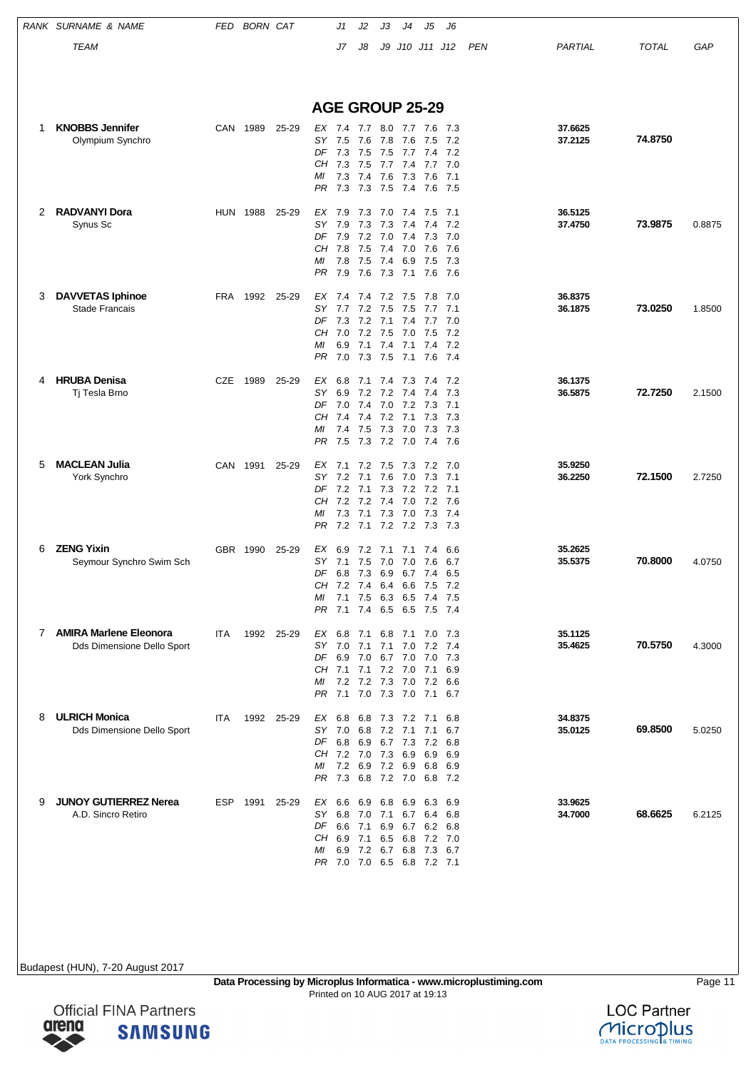## AGE GROUP 25-29

| RANK | SURNAME & NAME / TEAM | FED | BORN | CAT | | J1 | J2 | J3 | J4 | J5 | J6 | PEN | PARTIAL | TOTAL | GAP |
|---|---|---|---|---|---|---|---|---|---|---|---|---|---|---|---|
| 1 | **KNOBBS Jennifer** | CAN | 1989 | 25-29 | EX | 7.4 | 7.7 | 8.0 | 7.7 | 7.6 | 7.3 | | 37.6625 | **74.8750** | |
| | Olympium Synchro | | | | SY | 7.5 | 7.6 | 7.8 | 7.6 | 7.5 | 7.2 | | 37.2125 | | |
| | | | | | DF | 7.3 | 7.5 | 7.5 | 7.7 | 7.4 | 7.2 | | | | |
| | | | | | CH | 7.3 | 7.5 | 7.7 | 7.4 | 7.7 | 7.0 | | | | |
| | | | | | MI | 7.3 | 7.4 | 7.6 | 7.3 | 7.6 | 7.1 | | | | |
| | | | | | PR | 7.3 | 7.3 | 7.5 | 7.4 | 7.6 | 7.5 | | | | |
| 2 | **RADVANYI Dora** | HUN | 1988 | 25-29 | EX | 7.9 | 7.3 | 7.0 | 7.4 | 7.5 | 7.1 | | 36.5125 | **73.9875** | 0.8875 |
| | Synus Sc | | | | SY | 7.9 | 7.3 | 7.3 | 7.4 | 7.4 | 7.2 | | 37.4750 | | |
| | | | | | DF | 7.9 | 7.2 | 7.0 | 7.4 | 7.3 | 7.0 | | | | |
| | | | | | CH | 7.8 | 7.5 | 7.4 | 7.0 | 7.6 | 7.6 | | | | |
| | | | | | MI | 7.8 | 7.5 | 7.4 | 6.9 | 7.5 | 7.3 | | | | |
| | | | | | PR | 7.9 | 7.6 | 7.3 | 7.1 | 7.6 | 7.6 | | | | |
| 3 | **DAVVETAS Iphinoe** | FRA | 1992 | 25-29 | EX | 7.4 | 7.4 | 7.2 | 7.5 | 7.8 | 7.0 | | 36.8375 | **73.0250** | 1.8500 |
| | Stade Francais | | | | SY | 7.7 | 7.2 | 7.5 | 7.5 | 7.7 | 7.1 | | 36.1875 | | |
| | | | | | DF | 7.3 | 7.2 | 7.1 | 7.4 | 7.7 | 7.0 | | | | |
| | | | | | CH | 7.0 | 7.2 | 7.5 | 7.0 | 7.5 | 7.2 | | | | |
| | | | | | MI | 6.9 | 7.1 | 7.4 | 7.1 | 7.4 | 7.2 | | | | |
| | | | | | PR | 7.0 | 7.3 | 7.5 | 7.1 | 7.6 | 7.4 | | | | |
| 4 | **HRUBA Denisa** | CZE | 1989 | 25-29 | EX | 6.8 | 7.1 | 7.4 | 7.3 | 7.4 | 7.2 | | 36.1375 | **72.7250** | 2.1500 |
| | Tj Tesla Brno | | | | SY | 6.9 | 7.2 | 7.2 | 7.4 | 7.4 | 7.3 | | 36.5875 | | |
| | | | | | DF | 7.0 | 7.4 | 7.0 | 7.2 | 7.3 | 7.1 | | | | |
| | | | | | CH | 7.4 | 7.4 | 7.2 | 7.1 | 7.3 | 7.3 | | | | |
| | | | | | MI | 7.4 | 7.5 | 7.3 | 7.0 | 7.3 | 7.3 | | | | |
| | | | | | PR | 7.5 | 7.3 | 7.2 | 7.0 | 7.4 | 7.6 | | | | |
| 5 | **MACLEAN Julia** | CAN | 1991 | 25-29 | EX | 7.1 | 7.2 | 7.5 | 7.3 | 7.2 | 7.0 | | 35.9250 | **72.1500** | 2.7250 |
| | York Synchro | | | | SY | 7.2 | 7.1 | 7.6 | 7.0 | 7.3 | 7.1 | | 36.2250 | | |
| | | | | | DF | 7.2 | 7.1 | 7.3 | 7.2 | 7.2 | 7.1 | | | | |
| | | | | | CH | 7.2 | 7.2 | 7.4 | 7.0 | 7.2 | 7.6 | | | | |
| | | | | | MI | 7.3 | 7.1 | 7.3 | 7.0 | 7.3 | 7.4 | | | | |
| | | | | | PR | 7.2 | 7.1 | 7.2 | 7.2 | 7.3 | 7.3 | | | | |
| 6 | **ZENG Yixin** | GBR | 1990 | 25-29 | EX | 6.9 | 7.2 | 7.1 | 7.1 | 7.4 | 6.6 | | 35.2625 | **70.8000** | 4.0750 |
| | Seymour Synchro Swim Sch | | | | SY | 7.1 | 7.5 | 7.0 | 7.0 | 7.6 | 6.7 | | 35.5375 | | |
| | | | | | DF | 6.8 | 7.3 | 6.9 | 6.7 | 7.4 | 6.5 | | | | |
| | | | | | CH | 7.2 | 7.4 | 6.4 | 6.6 | 7.5 | 7.2 | | | | |
| | | | | | MI | 7.1 | 7.5 | 6.3 | 6.5 | 7.4 | 7.5 | | | | |
| | | | | | PR | 7.1 | 7.4 | 6.5 | 6.5 | 7.5 | 7.4 | | | | |
| 7 | **AMIRA Marlene Eleonora** | ITA | 1992 | 25-29 | EX | 6.8 | 7.1 | 6.8 | 7.1 | 7.0 | 7.3 | | 35.1125 | **70.5750** | 4.3000 |
| | Dds Dimensione Dello Sport | | | | SY | 7.0 | 7.1 | 7.1 | 7.0 | 7.2 | 7.4 | | 35.4625 | | |
| | | | | | DF | 6.9 | 7.0 | 6.7 | 7.0 | 7.0 | 7.3 | | | | |
| | | | | | CH | 7.1 | 7.1 | 7.2 | 7.0 | 7.1 | 6.9 | | | | |
| | | | | | MI | 7.2 | 7.2 | 7.3 | 7.0 | 7.2 | 6.6 | | | | |
| | | | | | PR | 7.1 | 7.0 | 7.3 | 7.0 | 7.1 | 6.7 | | | | |
| 8 | **ULRICH Monica** | ITA | 1992 | 25-29 | EX | 6.8 | 6.8 | 7.3 | 7.2 | 7.1 | 6.8 | | 34.8375 | **69.8500** | 5.0250 |
| | Dds Dimensione Dello Sport | | | | SY | 7.0 | 6.8 | 7.2 | 7.1 | 7.1 | 6.7 | | 35.0125 | | |
| | | | | | DF | 6.8 | 6.9 | 6.7 | 7.3 | 7.2 | 6.8 | | | | |
| | | | | | CH | 7.2 | 7.0 | 7.3 | 6.9 | 6.9 | 6.9 | | | | |
| | | | | | MI | 7.2 | 6.9 | 7.2 | 6.9 | 6.8 | 6.9 | | | | |
| | | | | | PR | 7.3 | 6.8 | 7.2 | 7.0 | 6.8 | 7.2 | | | | |
| 9 | **JUNOY GUTIERREZ Nerea** | ESP | 1991 | 25-29 | EX | 6.6 | 6.9 | 6.8 | 6.9 | 6.3 | 6.9 | | 33.9625 | **68.6625** | 6.2125 |
| | A.D. Sincro Retiro | | | | SY | 6.8 | 7.0 | 7.1 | 6.7 | 6.4 | 6.8 | | 34.7000 | | |
| | | | | | DF | 6.6 | 7.1 | 6.9 | 6.7 | 6.2 | 6.8 | | | | |
| | | | | | CH | 6.9 | 7.1 | 6.5 | 6.8 | 7.2 | 7.0 | | | | |
| | | | | | MI | 6.9 | 7.2 | 6.7 | 6.8 | 7.3 | 6.7 | | | | |
| | | | | | PR | 7.0 | 7.0 | 6.5 | 6.8 | 7.2 | 7.1 | | | | |

Budapest (HUN), 7-20 August 2017

**Data Processing by Microplus Informatica - www.microplustiming.com**
Printed on 10 AUG 2017 at 19:13

Official FINA Partners arena SAMSUNG — LOC Partner Microplus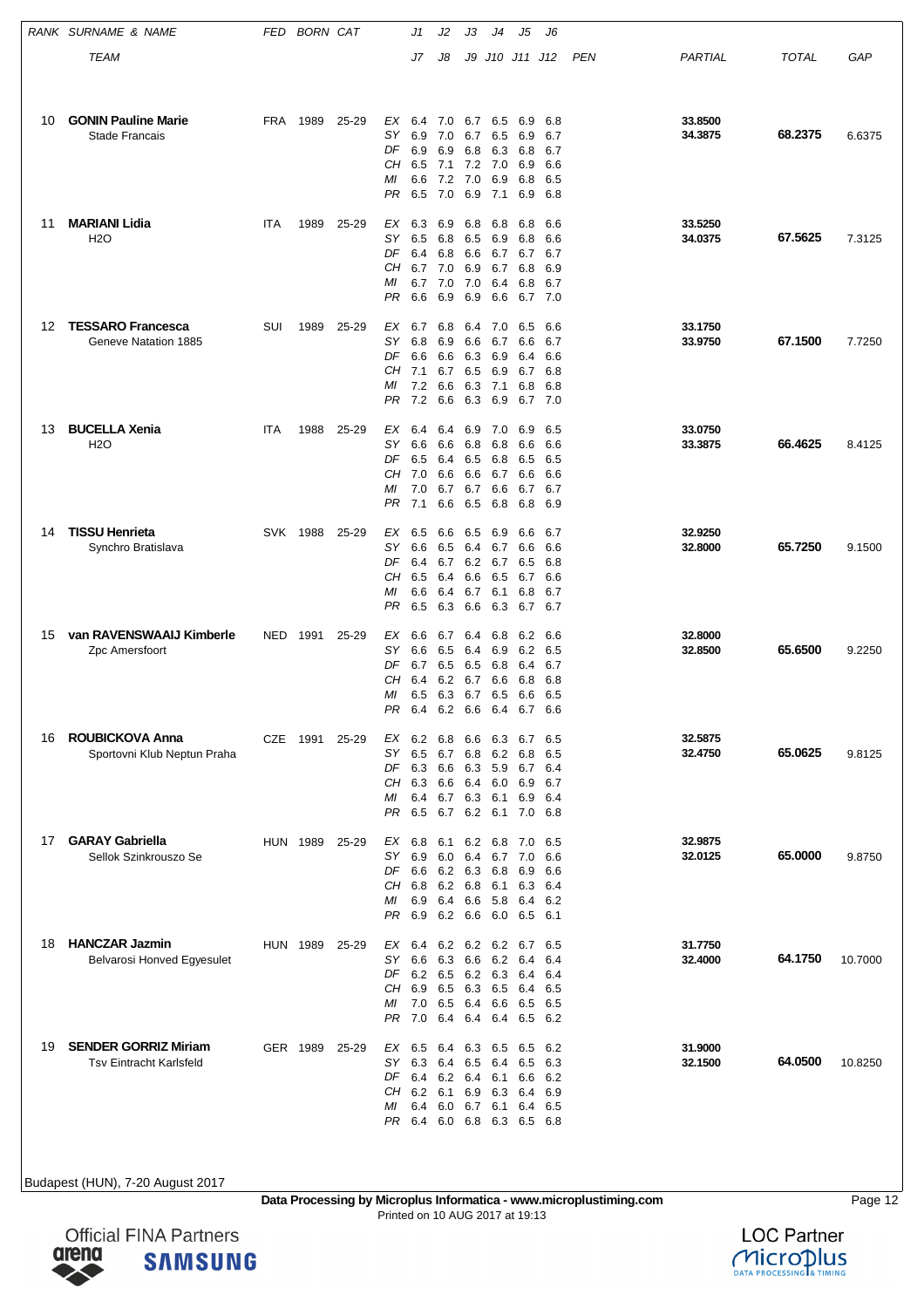| RANK | SURNAME & NAME | FED | BORN | CAT | | J1 | J2 | J3 | J4 | J5 | J6 | PEN | PARTIAL | TOTAL | GAP |
|---|---|---|---|---|---|---|---|---|---|---|---|---|---|---|---|
| | TEAM | | | | | J7 | J8 | J9 | J10 | J11 | J12 | | | | |
| 10 | **GONIN Pauline Marie** | FRA | 1989 | 25-29 | EX | 6.4 | 7.0 | 6.7 | 6.5 | 6.9 | 6.8 | | **33.8500** | **68.2375** | 6.6375 |
| | Stade Francais | | | | SY | 6.9 | 7.0 | 6.7 | 6.5 | 6.9 | 6.7 | | **34.3875** | | |
| | | | | | DF | 6.9 | 6.9 | 6.8 | 6.3 | 6.8 | 6.7 | | | | |
| | | | | | CH | 6.5 | 7.1 | 7.2 | 7.0 | 6.9 | 6.6 | | | | |
| | | | | | MI | 6.6 | 7.2 | 7.0 | 6.9 | 6.8 | 6.5 | | | | |
| | | | | | PR | 6.5 | 7.0 | 6.9 | 7.1 | 6.9 | 6.8 | | | | |
| 11 | **MARIANI Lidia** | ITA | 1989 | 25-29 | EX | 6.3 | 6.9 | 6.8 | 6.8 | 6.8 | 6.6 | | **33.5250** | **67.5625** | 7.3125 |
| | H2O | | | | SY | 6.5 | 6.8 | 6.5 | 6.9 | 6.8 | 6.6 | | **34.0375** | | |
| | | | | | DF | 6.4 | 6.8 | 6.6 | 6.7 | 6.7 | 6.7 | | | | |
| | | | | | CH | 6.7 | 7.0 | 6.9 | 6.7 | 6.8 | 6.9 | | | | |
| | | | | | MI | 6.7 | 7.0 | 7.0 | 6.4 | 6.8 | 6.7 | | | | |
| | | | | | PR | 6.6 | 6.9 | 6.9 | 6.6 | 6.7 | 7.0 | | | | |
| 12 | **TESSARO Francesca** | SUI | 1989 | 25-29 | EX | 6.7 | 6.8 | 6.4 | 7.0 | 6.5 | 6.6 | | **33.1750** | **67.1500** | 7.7250 |
| | Geneve Natation 1885 | | | | SY | 6.8 | 6.9 | 6.6 | 6.7 | 6.6 | 6.7 | | **33.9750** | | |
| | | | | | DF | 6.6 | 6.6 | 6.3 | 6.9 | 6.4 | 6.6 | | | | |
| | | | | | CH | 7.1 | 6.7 | 6.5 | 6.9 | 6.7 | 6.8 | | | | |
| | | | | | MI | 7.2 | 6.6 | 6.3 | 7.1 | 6.8 | 6.8 | | | | |
| | | | | | PR | 7.2 | 6.6 | 6.3 | 6.9 | 6.7 | 7.0 | | | | |
| 13 | **BUCELLA Xenia** | ITA | 1988 | 25-29 | EX | 6.4 | 6.4 | 6.9 | 7.0 | 6.9 | 6.5 | | **33.0750** | **66.4625** | 8.4125 |
| | H2O | | | | SY | 6.6 | 6.6 | 6.8 | 6.8 | 6.6 | 6.6 | | **33.3875** | | |
| | | | | | DF | 6.5 | 6.4 | 6.5 | 6.8 | 6.5 | 6.5 | | | | |
| | | | | | CH | 7.0 | 6.6 | 6.6 | 6.7 | 6.6 | 6.6 | | | | |
| | | | | | MI | 7.0 | 6.7 | 6.7 | 6.6 | 6.7 | 6.7 | | | | |
| | | | | | PR | 7.1 | 6.6 | 6.5 | 6.8 | 6.8 | 6.9 | | | | |
| 14 | **TISSU Henrieta** | SVK | 1988 | 25-29 | EX | 6.5 | 6.6 | 6.5 | 6.9 | 6.6 | 6.7 | | **32.9250** | **65.7250** | 9.1500 |
| | Synchro Bratislava | | | | SY | 6.6 | 6.5 | 6.4 | 6.7 | 6.6 | 6.6 | | **32.8000** | | |
| | | | | | DF | 6.4 | 6.7 | 6.2 | 6.7 | 6.5 | 6.8 | | | | |
| | | | | | CH | 6.5 | 6.4 | 6.6 | 6.5 | 6.7 | 6.6 | | | | |
| | | | | | MI | 6.6 | 6.4 | 6.7 | 6.1 | 6.8 | 6.7 | | | | |
| | | | | | PR | 6.5 | 6.3 | 6.6 | 6.3 | 6.7 | 6.7 | | | | |
| 15 | **van RAVENSWAAIJ Kimberle** | NED | 1991 | 25-29 | EX | 6.6 | 6.7 | 6.4 | 6.8 | 6.2 | 6.6 | | **32.8000** | **65.6500** | 9.2250 |
| | Zpc Amersfoort | | | | SY | 6.6 | 6.5 | 6.4 | 6.9 | 6.2 | 6.5 | | **32.8500** | | |
| | | | | | DF | 6.7 | 6.5 | 6.5 | 6.8 | 6.4 | 6.7 | | | | |
| | | | | | CH | 6.4 | 6.2 | 6.7 | 6.6 | 6.8 | 6.8 | | | | |
| | | | | | MI | 6.5 | 6.3 | 6.7 | 6.5 | 6.6 | 6.5 | | | | |
| | | | | | PR | 6.4 | 6.2 | 6.6 | 6.4 | 6.7 | 6.6 | | | | |
| 16 | **ROUBICKOVA Anna** | CZE | 1991 | 25-29 | EX | 6.2 | 6.8 | 6.6 | 6.3 | 6.7 | 6.5 | | **32.5875** | **65.0625** | 9.8125 |
| | Sportovni Klub Neptun Praha | | | | SY | 6.5 | 6.7 | 6.8 | 6.2 | 6.8 | 6.5 | | **32.4750** | | |
| | | | | | DF | 6.3 | 6.6 | 6.3 | 5.9 | 6.7 | 6.4 | | | | |
| | | | | | CH | 6.3 | 6.6 | 6.4 | 6.0 | 6.9 | 6.7 | | | | |
| | | | | | MI | 6.4 | 6.7 | 6.3 | 6.1 | 6.9 | 6.4 | | | | |
| | | | | | PR | 6.5 | 6.7 | 6.2 | 6.1 | 7.0 | 6.8 | | | | |
| 17 | **GARAY Gabriella** | HUN | 1989 | 25-29 | EX | 6.8 | 6.1 | 6.2 | 6.8 | 7.0 | 6.5 | | **32.9875** | **65.0000** | 9.8750 |
| | Sellok Szinkrouszo Se | | | | SY | 6.9 | 6.0 | 6.4 | 6.7 | 7.0 | 6.6 | | **32.0125** | | |
| | | | | | DF | 6.6 | 6.2 | 6.3 | 6.8 | 6.9 | 6.6 | | | | |
| | | | | | CH | 6.8 | 6.2 | 6.8 | 6.1 | 6.3 | 6.4 | | | | |
| | | | | | MI | 6.9 | 6.4 | 6.6 | 5.8 | 6.4 | 6.2 | | | | |
| | | | | | PR | 6.9 | 6.2 | 6.6 | 6.0 | 6.5 | 6.1 | | | | |
| 18 | **HANCZAR Jazmin** | HUN | 1989 | 25-29 | EX | 6.4 | 6.2 | 6.2 | 6.2 | 6.7 | 6.5 | | **31.7750** | **64.1750** | 10.7000 |
| | Belvarosi Honved Egyesulet | | | | SY | 6.6 | 6.3 | 6.6 | 6.2 | 6.4 | 6.4 | | **32.4000** | | |
| | | | | | DF | 6.2 | 6.5 | 6.2 | 6.3 | 6.4 | 6.4 | | | | |
| | | | | | CH | 6.9 | 6.5 | 6.3 | 6.5 | 6.4 | 6.5 | | | | |
| | | | | | MI | 7.0 | 6.5 | 6.4 | 6.6 | 6.5 | 6.5 | | | | |
| | | | | | PR | 7.0 | 6.4 | 6.4 | 6.4 | 6.5 | 6.2 | | | | |
| 19 | **SENDER GORRIZ Miriam** | GER | 1989 | 25-29 | EX | 6.5 | 6.4 | 6.3 | 6.5 | 6.5 | 6.2 | | **31.9000** | **64.0500** | 10.8250 |
| | Tsv Eintracht Karlsfeld | | | | SY | 6.3 | 6.4 | 6.5 | 6.4 | 6.5 | 6.3 | | **32.1500** | | |
| | | | | | DF | 6.4 | 6.2 | 6.4 | 6.1 | 6.6 | 6.2 | | | | |
| | | | | | CH | 6.2 | 6.1 | 6.9 | 6.3 | 6.4 | 6.9 | | | | |
| | | | | | MI | 6.4 | 6.0 | 6.7 | 6.1 | 6.4 | 6.5 | | | | |
| | | | | | PR | 6.4 | 6.0 | 6.8 | 6.3 | 6.5 | 6.8 | | | | |

Budapest (HUN), 7-20 August 2017

**Data Processing by Microplus Informatica - www.microplustiming.com**
Printed on 10 AUG 2017 at 19:13

Official FINA Partners arena SAMSUNG

LOC Partner Microplus DATA PROCESSING & TIMING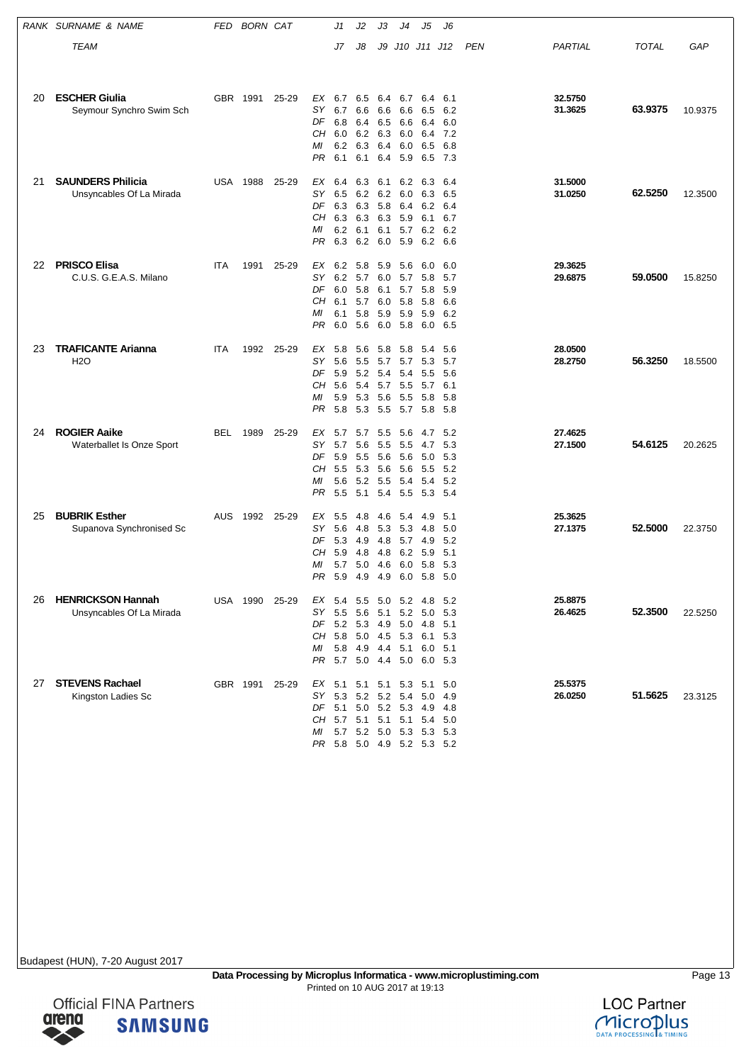| RANK | SURNAME & NAME | FED | BORN | CAT | | J1 | J2 | J3 | J4 | J5 | J6 | PEN | PARTIAL | TOTAL | GAP |
|---|---|---|---|---|---|---|---|---|---|---|---|---|---|---|---|
| | TEAM | | | | | J7 | J8 | J9 | J10 | J11 | J12 | | | | |
| 20 | **ESCHER Giulia** | GBR | 1991 | 25-29 | EX | 6.7 | 6.5 | 6.4 | 6.7 | 6.4 | 6.1 | | **32.5750** | **63.9375** | 10.9375 |
| | Seymour Synchro Swim Sch | | | | SY | 6.7 | 6.6 | 6.6 | 6.6 | 6.5 | 6.2 | | **31.3625** | | |
| | | | | | DF | 6.8 | 6.4 | 6.5 | 6.6 | 6.4 | 6.0 | | | | |
| | | | | | CH | 6.0 | 6.2 | 6.3 | 6.0 | 6.4 | 7.2 | | | | |
| | | | | | MI | 6.2 | 6.3 | 6.4 | 6.0 | 6.5 | 6.8 | | | | |
| | | | | | PR | 6.1 | 6.1 | 6.4 | 5.9 | 6.5 | 7.3 | | | | |
| 21 | **SAUNDERS Philicia** | USA | 1988 | 25-29 | EX | 6.4 | 6.3 | 6.1 | 6.2 | 6.3 | 6.4 | | **31.5000** | **62.5250** | 12.3500 |
| | Unsyncables Of La Mirada | | | | SY | 6.5 | 6.2 | 6.2 | 6.0 | 6.3 | 6.5 | | **31.0250** | | |
| | | | | | DF | 6.3 | 6.3 | 5.8 | 6.4 | 6.2 | 6.4 | | | | |
| | | | | | CH | 6.3 | 6.3 | 6.3 | 5.9 | 6.1 | 6.7 | | | | |
| | | | | | MI | 6.2 | 6.1 | 6.1 | 5.7 | 6.2 | 6.2 | | | | |
| | | | | | PR | 6.3 | 6.2 | 6.0 | 5.9 | 6.2 | 6.6 | | | | |
| 22 | **PRISCO Elisa** | ITA | 1991 | 25-29 | EX | 6.2 | 5.8 | 5.9 | 5.6 | 6.0 | 6.0 | | **29.3625** | **59.0500** | 15.8250 |
| | C.U.S. G.E.A.S. Milano | | | | SY | 6.2 | 5.7 | 6.0 | 5.7 | 5.8 | 5.7 | | **29.6875** | | |
| | | | | | DF | 6.0 | 5.8 | 6.1 | 5.7 | 5.8 | 5.9 | | | | |
| | | | | | CH | 6.1 | 5.7 | 6.0 | 5.8 | 5.8 | 6.6 | | | | |
| | | | | | MI | 6.1 | 5.8 | 5.9 | 5.9 | 5.9 | 6.2 | | | | |
| | | | | | PR | 6.0 | 5.6 | 6.0 | 5.8 | 6.0 | 6.5 | | | | |
| 23 | **TRAFICANTE Arianna** | ITA | 1992 | 25-29 | EX | 5.8 | 5.6 | 5.8 | 5.8 | 5.4 | 5.6 | | **28.0500** | **56.3250** | 18.5500 |
| | H2O | | | | SY | 5.6 | 5.5 | 5.7 | 5.7 | 5.3 | 5.7 | | **28.2750** | | |
| | | | | | DF | 5.9 | 5.2 | 5.4 | 5.4 | 5.5 | 5.6 | | | | |
| | | | | | CH | 5.6 | 5.4 | 5.7 | 5.5 | 5.7 | 6.1 | | | | |
| | | | | | MI | 5.9 | 5.3 | 5.6 | 5.5 | 5.8 | 5.8 | | | | |
| | | | | | PR | 5.8 | 5.3 | 5.5 | 5.7 | 5.8 | 5.8 | | | | |
| 24 | **ROGIER Aaike** | BEL | 1989 | 25-29 | EX | 5.7 | 5.7 | 5.5 | 5.6 | 4.7 | 5.2 | | **27.4625** | **54.6125** | 20.2625 |
| | Waterballet Is Onze Sport | | | | SY | 5.7 | 5.6 | 5.5 | 5.5 | 4.7 | 5.3 | | **27.1500** | | |
| | | | | | DF | 5.9 | 5.5 | 5.6 | 5.6 | 5.0 | 5.3 | | | | |
| | | | | | CH | 5.5 | 5.3 | 5.6 | 5.6 | 5.5 | 5.2 | | | | |
| | | | | | MI | 5.6 | 5.2 | 5.5 | 5.4 | 5.4 | 5.2 | | | | |
| | | | | | PR | 5.5 | 5.1 | 5.4 | 5.5 | 5.3 | 5.4 | | | | |
| 25 | **BUBRIK Esther** | AUS | 1992 | 25-29 | EX | 5.5 | 4.8 | 4.6 | 5.4 | 4.9 | 5.1 | | **25.3625** | **52.5000** | 22.3750 |
| | Supanova Synchronised Sc | | | | SY | 5.6 | 4.8 | 5.3 | 5.3 | 4.8 | 5.0 | | **27.1375** | | |
| | | | | | DF | 5.3 | 4.9 | 4.8 | 5.7 | 4.9 | 5.2 | | | | |
| | | | | | CH | 5.9 | 4.8 | 4.8 | 6.2 | 5.9 | 5.1 | | | | |
| | | | | | MI | 5.7 | 5.0 | 4.6 | 6.0 | 5.8 | 5.3 | | | | |
| | | | | | PR | 5.9 | 4.9 | 4.9 | 6.0 | 5.8 | 5.0 | | | | |
| 26 | **HENRICKSON Hannah** | USA | 1990 | 25-29 | EX | 5.4 | 5.5 | 5.0 | 5.2 | 4.8 | 5.2 | | **25.8875** | **52.3500** | 22.5250 |
| | Unsyncables Of La Mirada | | | | SY | 5.5 | 5.6 | 5.1 | 5.2 | 5.0 | 5.3 | | **26.4625** | | |
| | | | | | DF | 5.2 | 5.3 | 4.9 | 5.0 | 4.8 | 5.1 | | | | |
| | | | | | CH | 5.8 | 5.0 | 4.5 | 5.3 | 6.1 | 5.3 | | | | |
| | | | | | MI | 5.8 | 4.9 | 4.4 | 5.1 | 6.0 | 5.1 | | | | |
| | | | | | PR | 5.7 | 5.0 | 4.4 | 5.0 | 6.0 | 5.3 | | | | |
| 27 | **STEVENS Rachael** | GBR | 1991 | 25-29 | EX | 5.1 | 5.1 | 5.1 | 5.3 | 5.1 | 5.0 | | **25.5375** | **51.5625** | 23.3125 |
| | Kingston Ladies Sc | | | | SY | 5.3 | 5.2 | 5.2 | 5.4 | 5.0 | 4.9 | | **26.0250** | | |
| | | | | | DF | 5.1 | 5.0 | 5.2 | 5.3 | 4.9 | 4.8 | | | | |
| | | | | | CH | 5.7 | 5.1 | 5.1 | 5.1 | 5.4 | 5.0 | | | | |
| | | | | | MI | 5.7 | 5.2 | 5.0 | 5.3 | 5.3 | 5.3 | | | | |
| | | | | | PR | 5.8 | 5.0 | 4.9 | 5.2 | 5.3 | 5.2 | | | | |

Budapest (HUN), 7-20 August 2017

**Data Processing by Microplus Informatica - www.microplustiming.com**
Printed on 10 AUG 2017 at 19:13

Official FINA Partners

LOC Partner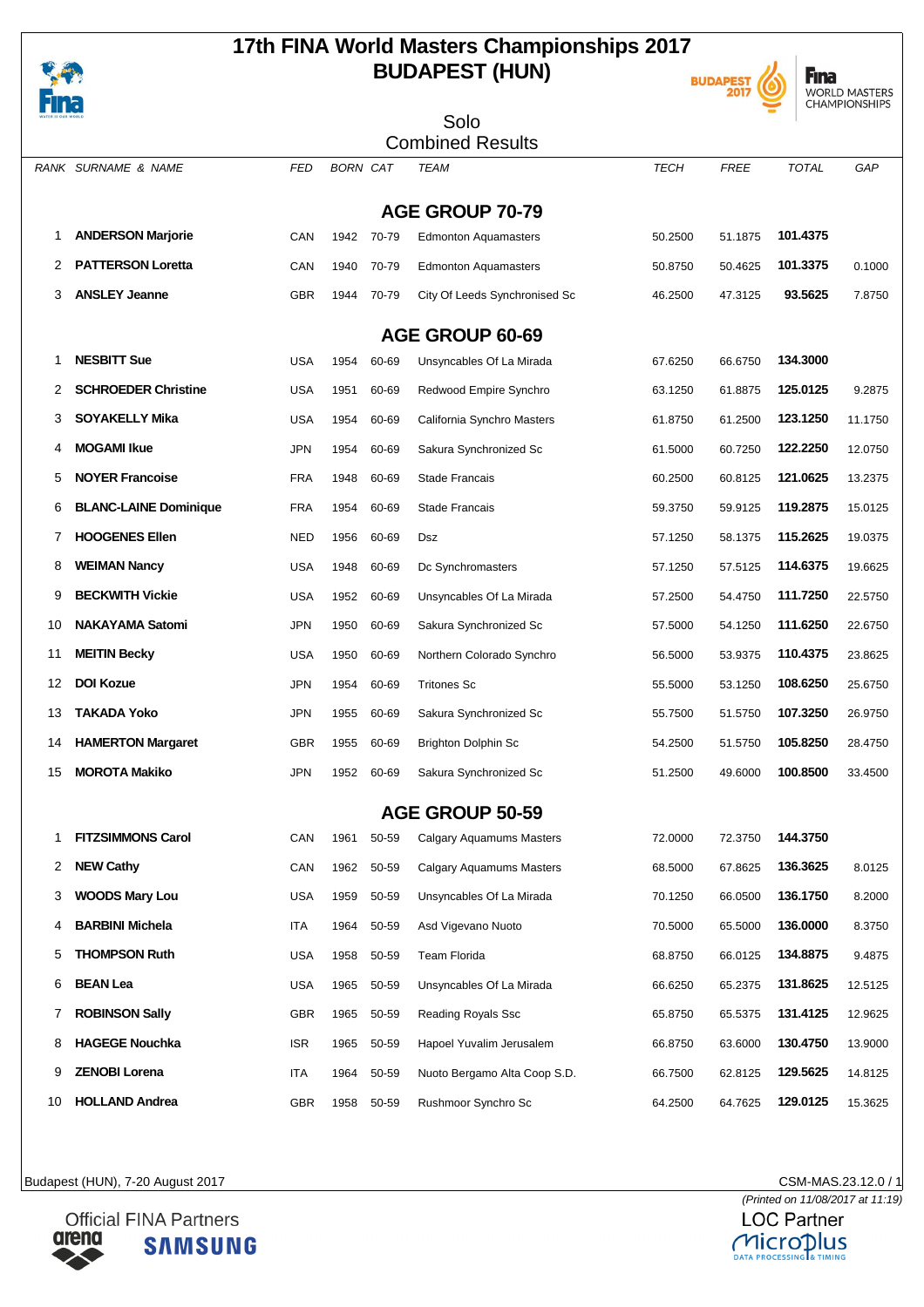# 17th FINA World Masters Championships 2017
# BUDAPEST (HUN)

## Solo
## Combined Results

| RANK | SURNAME & NAME | FED | BORN | CAT | TEAM | TECH | FREE | TOTAL | GAP |
|---|---|---|---|---|---|---|---|---|---|
| | **AGE GROUP 70-79** | | | | | | | | |
| 1 | **ANDERSON Marjorie** | CAN | 1942 | 70-79 | Edmonton Aquamasters | 50.2500 | 51.1875 | **101.4375** | |
| 2 | **PATTERSON Loretta** | CAN | 1940 | 70-79 | Edmonton Aquamasters | 50.8750 | 50.4625 | **101.3375** | 0.1000 |
| 3 | **ANSLEY Jeanne** | GBR | 1944 | 70-79 | City Of Leeds Synchronised Sc | 46.2500 | 47.3125 | **93.5625** | 7.8750 |
| | **AGE GROUP 60-69** | | | | | | | | |
| 1 | **NESBITT Sue** | USA | 1954 | 60-69 | Unsyncables Of La Mirada | 67.6250 | 66.6750 | **134.3000** | |
| 2 | **SCHROEDER Christine** | USA | 1951 | 60-69 | Redwood Empire Synchro | 63.1250 | 61.8875 | **125.0125** | 9.2875 |
| 3 | **SOYAKELLY Mika** | USA | 1954 | 60-69 | California Synchro Masters | 61.8750 | 61.2500 | **123.1250** | 11.1750 |
| 4 | **MOGAMI Ikue** | JPN | 1954 | 60-69 | Sakura Synchronized Sc | 61.5000 | 60.7250 | **122.2250** | 12.0750 |
| 5 | **NOYER Francoise** | FRA | 1948 | 60-69 | Stade Francais | 60.2500 | 60.8125 | **121.0625** | 13.2375 |
| 6 | **BLANC-LAINE Dominique** | FRA | 1954 | 60-69 | Stade Francais | 59.3750 | 59.9125 | **119.2875** | 15.0125 |
| 7 | **HOOGENES Ellen** | NED | 1956 | 60-69 | Dsz | 57.1250 | 58.1375 | **115.2625** | 19.0375 |
| 8 | **WEIMAN Nancy** | USA | 1948 | 60-69 | Dc Synchromasters | 57.1250 | 57.5125 | **114.6375** | 19.6625 |
| 9 | **BECKWITH Vickie** | USA | 1952 | 60-69 | Unsyncables Of La Mirada | 57.2500 | 54.4750 | **111.7250** | 22.5750 |
| 10 | **NAKAYAMA Satomi** | JPN | 1950 | 60-69 | Sakura Synchronized Sc | 57.5000 | 54.1250 | **111.6250** | 22.6750 |
| 11 | **MEITIN Becky** | USA | 1950 | 60-69 | Northern Colorado Synchro | 56.5000 | 53.9375 | **110.4375** | 23.8625 |
| 12 | **DOI Kozue** | JPN | 1954 | 60-69 | Tritones Sc | 55.5000 | 53.1250 | **108.6250** | 25.6750 |
| 13 | **TAKADA Yoko** | JPN | 1955 | 60-69 | Sakura Synchronized Sc | 55.7500 | 51.5750 | **107.3250** | 26.9750 |
| 14 | **HAMERTON Margaret** | GBR | 1955 | 60-69 | Brighton Dolphin Sc | 54.2500 | 51.5750 | **105.8250** | 28.4750 |
| 15 | **MOROTA Makiko** | JPN | 1952 | 60-69 | Sakura Synchronized Sc | 51.2500 | 49.6000 | **100.8500** | 33.4500 |
| | **AGE GROUP 50-59** | | | | | | | | |
| 1 | **FITZSIMMONS Carol** | CAN | 1961 | 50-59 | Calgary Aquamums Masters | 72.0000 | 72.3750 | **144.3750** | |
| 2 | **NEW Cathy** | CAN | 1962 | 50-59 | Calgary Aquamums Masters | 68.5000 | 67.8625 | **136.3625** | 8.0125 |
| 3 | **WOODS Mary Lou** | USA | 1959 | 50-59 | Unsyncables Of La Mirada | 70.1250 | 66.0500 | **136.1750** | 8.2000 |
| 4 | **BARBINI Michela** | ITA | 1964 | 50-59 | Asd Vigevano Nuoto | 70.5000 | 65.5000 | **136.0000** | 8.3750 |
| 5 | **THOMPSON Ruth** | USA | 1958 | 50-59 | Team Florida | 68.8750 | 66.0125 | **134.8875** | 9.4875 |
| 6 | **BEAN Lea** | USA | 1965 | 50-59 | Unsyncables Of La Mirada | 66.6250 | 65.2375 | **131.8625** | 12.5125 |
| 7 | **ROBINSON Sally** | GBR | 1965 | 50-59 | Reading Royals Ssc | 65.8750 | 65.5375 | **131.4125** | 12.9625 |
| 8 | **HAGEGE Nouchka** | ISR | 1965 | 50-59 | Hapoel Yuvalim Jerusalem | 66.8750 | 63.6000 | **130.4750** | 13.9000 |
| 9 | **ZENOBI Lorena** | ITA | 1964 | 50-59 | Nuoto Bergamo Alta Coop S.D. | 66.7500 | 62.8125 | **129.5625** | 14.8125 |
| 10 | **HOLLAND Andrea** | GBR | 1958 | 50-59 | Rushmoor Synchro Sc | 64.2500 | 64.7625 | **129.0125** | 15.3625 |

Budapest (HUN), 7-20 August 2017

CSM-MAS.23.12.0 / 1

*(Printed on 11/08/2017 at 11:19)*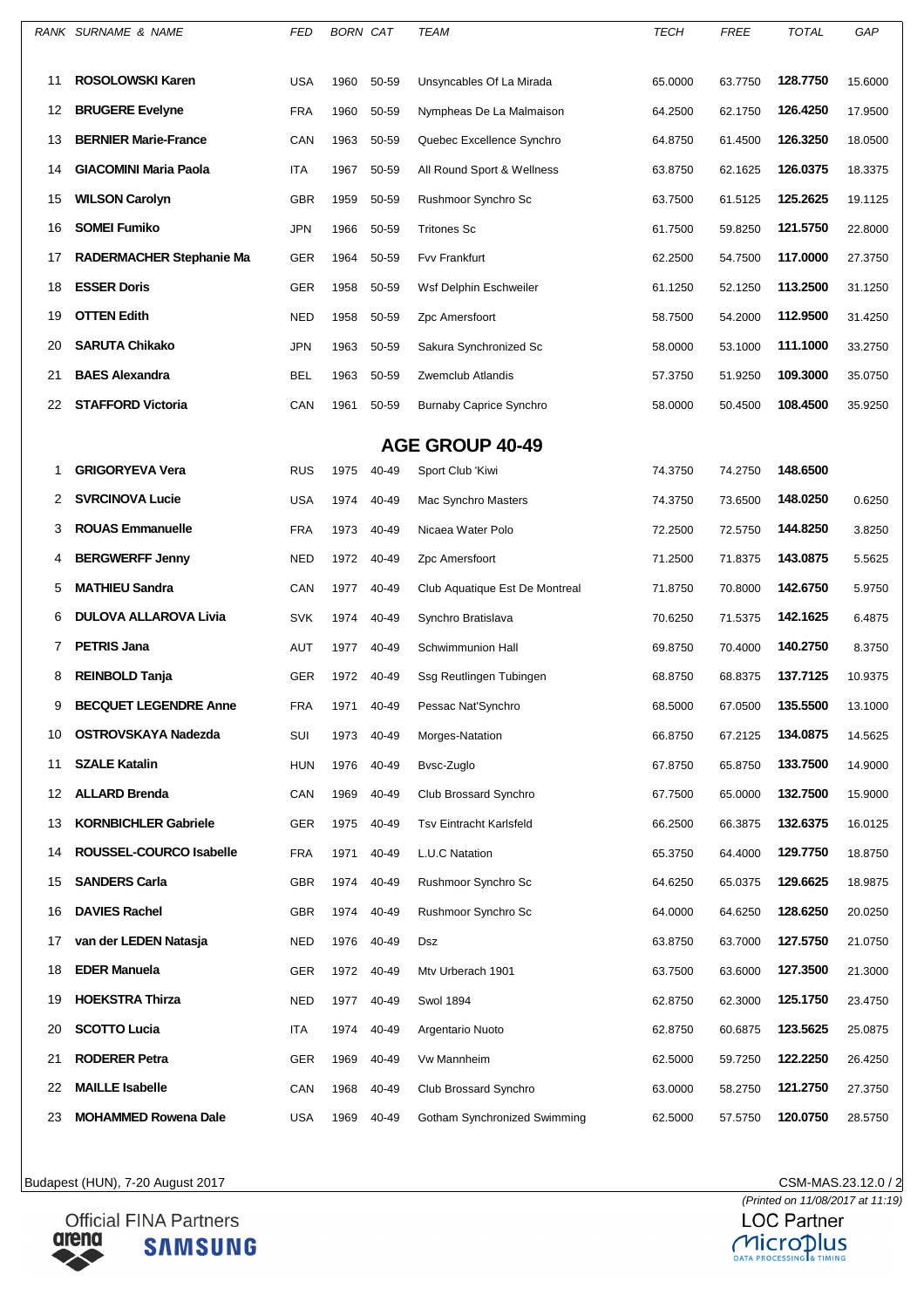| RANK | SURNAME & NAME | FED | BORN | CAT | TEAM | TECH | FREE | TOTAL | GAP |
|---|---|---|---|---|---|---|---|---|---|
| 11 | **ROSOLOWSKI Karen** | USA | 1960 | 50-59 | Unsyncables Of La Mirada | 65.0000 | 63.7750 | **128.7750** | 15.6000 |
| 12 | **BRUGERE Evelyne** | FRA | 1960 | 50-59 | Nympheas De La Malmaison | 64.2500 | 62.1750 | **126.4250** | 17.9500 |
| 13 | **BERNIER Marie-France** | CAN | 1963 | 50-59 | Quebec Excellence Synchro | 64.8750 | 61.4500 | **126.3250** | 18.0500 |
| 14 | **GIACOMINI Maria Paola** | ITA | 1967 | 50-59 | All Round Sport & Wellness | 63.8750 | 62.1625 | **126.0375** | 18.3375 |
| 15 | **WILSON Carolyn** | GBR | 1959 | 50-59 | Rushmoor Synchro Sc | 63.7500 | 61.5125 | **125.2625** | 19.1125 |
| 16 | **SOMEI Fumiko** | JPN | 1966 | 50-59 | Tritones Sc | 61.7500 | 59.8250 | **121.5750** | 22.8000 |
| 17 | **RADERMACHER Stephanie Ma** | GER | 1964 | 50-59 | Fvv Frankfurt | 62.2500 | 54.7500 | **117.0000** | 27.3750 |
| 18 | **ESSER Doris** | GER | 1958 | 50-59 | Wsf Delphin Eschweiler | 61.1250 | 52.1250 | **113.2500** | 31.1250 |
| 19 | **OTTEN Edith** | NED | 1958 | 50-59 | Zpc Amersfoort | 58.7500 | 54.2000 | **112.9500** | 31.4250 |
| 20 | **SARUTA Chikako** | JPN | 1963 | 50-59 | Sakura Synchronized Sc | 58.0000 | 53.1000 | **111.1000** | 33.2750 |
| 21 | **BAES Alexandra** | BEL | 1963 | 50-59 | Zwemclub Atlandis | 57.3750 | 51.9250 | **109.3000** | 35.0750 |
| 22 | **STAFFORD Victoria** | CAN | 1961 | 50-59 | Burnaby Caprice Synchro | 58.0000 | 50.4500 | **108.4500** | 35.9250 |

## AGE GROUP 40-49

| RANK | SURNAME & NAME | FED | BORN | CAT | TEAM | TECH | FREE | TOTAL | GAP |
|---|---|---|---|---|---|---|---|---|---|
| 1 | **GRIGORYEVA Vera** | RUS | 1975 | 40-49 | Sport Club 'Kiwi | 74.3750 | 74.2750 | **148.6500** | |
| 2 | **SVRCINOVA Lucie** | USA | 1974 | 40-49 | Mac Synchro Masters | 74.3750 | 73.6500 | **148.0250** | 0.6250 |
| 3 | **ROUAS Emmanuelle** | FRA | 1973 | 40-49 | Nicaea Water Polo | 72.2500 | 72.5750 | **144.8250** | 3.8250 |
| 4 | **BERGWERFF Jenny** | NED | 1972 | 40-49 | Zpc Amersfoort | 71.2500 | 71.8375 | **143.0875** | 5.5625 |
| 5 | **MATHIEU Sandra** | CAN | 1977 | 40-49 | Club Aquatique Est De Montreal | 71.8750 | 70.8000 | **142.6750** | 5.9750 |
| 6 | **DULOVA ALLAROVA Livia** | SVK | 1974 | 40-49 | Synchro Bratislava | 70.6250 | 71.5375 | **142.1625** | 6.4875 |
| 7 | **PETRIS Jana** | AUT | 1977 | 40-49 | Schwimmunion Hall | 69.8750 | 70.4000 | **140.2750** | 8.3750 |
| 8 | **REINBOLD Tanja** | GER | 1972 | 40-49 | Ssg Reutlingen Tubingen | 68.8750 | 68.8375 | **137.7125** | 10.9375 |
| 9 | **BECQUET LEGENDRE Anne** | FRA | 1971 | 40-49 | Pessac Nat'Synchro | 68.5000 | 67.0500 | **135.5500** | 13.1000 |
| 10 | **OSTROVSKAYA Nadezda** | SUI | 1973 | 40-49 | Morges-Natation | 66.8750 | 67.2125 | **134.0875** | 14.5625 |
| 11 | **SZALE Katalin** | HUN | 1976 | 40-49 | Bvsc-Zuglo | 67.8750 | 65.8750 | **133.7500** | 14.9000 |
| 12 | **ALLARD Brenda** | CAN | 1969 | 40-49 | Club Brossard Synchro | 67.7500 | 65.0000 | **132.7500** | 15.9000 |
| 13 | **KORNBICHLER Gabriele** | GER | 1975 | 40-49 | Tsv Eintracht Karlsfeld | 66.2500 | 66.3875 | **132.6375** | 16.0125 |
| 14 | **ROUSSEL-COURCO Isabelle** | FRA | 1971 | 40-49 | L.U.C Natation | 65.3750 | 64.4000 | **129.7750** | 18.8750 |
| 15 | **SANDERS Carla** | GBR | 1974 | 40-49 | Rushmoor Synchro Sc | 64.6250 | 65.0375 | **129.6625** | 18.9875 |
| 16 | **DAVIES Rachel** | GBR | 1974 | 40-49 | Rushmoor Synchro Sc | 64.0000 | 64.6250 | **128.6250** | 20.0250 |
| 17 | **van der LEDEN Natasja** | NED | 1976 | 40-49 | Dsz | 63.8750 | 63.7000 | **127.5750** | 21.0750 |
| 18 | **EDER Manuela** | GER | 1972 | 40-49 | Mtv Urberach 1901 | 63.7500 | 63.6000 | **127.3500** | 21.3000 |
| 19 | **HOEKSTRA Thirza** | NED | 1977 | 40-49 | Swol 1894 | 62.8750 | 62.3000 | **125.1750** | 23.4750 |
| 20 | **SCOTTO Lucia** | ITA | 1974 | 40-49 | Argentario Nuoto | 62.8750 | 60.6875 | **123.5625** | 25.0875 |
| 21 | **RODERER Petra** | GER | 1969 | 40-49 | Vw Mannheim | 62.5000 | 59.7250 | **122.2250** | 26.4250 |
| 22 | **MAILLE Isabelle** | CAN | 1968 | 40-49 | Club Brossard Synchro | 63.0000 | 58.2750 | **121.2750** | 27.3750 |
| 23 | **MOHAMMED Rowena Dale** | USA | 1969 | 40-49 | Gotham Synchronized Swimming | 62.5000 | 57.5750 | **120.0750** | 28.5750 |

Budapest (HUN), 7-20 August 2017

CSM-MAS.23.12.0 / 2

*(Printed on 11/08/2017 at 11:19)*

Official FINA Partners

LOC Partner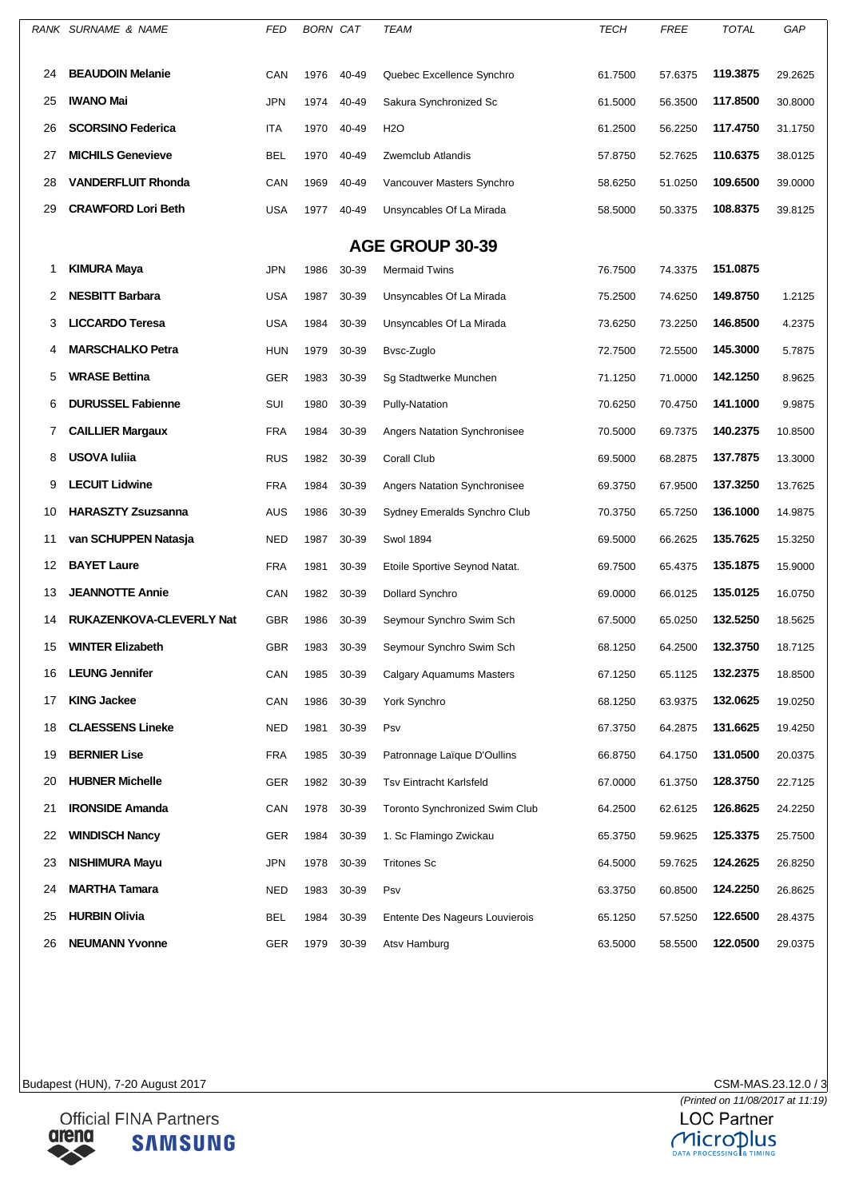| RANK | SURNAME & NAME | FED | BORN | CAT | TEAM | TECH | FREE | TOTAL | GAP |
|---|---|---|---|---|---|---|---|---|---|
| 24 | **BEAUDOIN Melanie** | CAN | 1976 | 40-49 | Quebec Excellence Synchro | 61.7500 | 57.6375 | **119.3875** | 29.2625 |
| 25 | **IWANO Mai** | JPN | 1974 | 40-49 | Sakura Synchronized Sc | 61.5000 | 56.3500 | **117.8500** | 30.8000 |
| 26 | **SCORSINO Federica** | ITA | 1970 | 40-49 | H2O | 61.2500 | 56.2250 | **117.4750** | 31.1750 |
| 27 | **MICHILS Genevieve** | BEL | 1970 | 40-49 | Zwemclub Atlandis | 57.8750 | 52.7625 | **110.6375** | 38.0125 |
| 28 | **VANDERFLUIT Rhonda** | CAN | 1969 | 40-49 | Vancouver Masters Synchro | 58.6250 | 51.0250 | **109.6500** | 39.0000 |
| 29 | **CRAWFORD Lori Beth** | USA | 1977 | 40-49 | Unsyncables Of La Mirada | 58.5000 | 50.3375 | **108.8375** | 39.8125 |

## AGE GROUP 30-39

| RANK | SURNAME & NAME | FED | BORN | CAT | TEAM | TECH | FREE | TOTAL | GAP |
|---|---|---|---|---|---|---|---|---|---|
| 1 | **KIMURA Maya** | JPN | 1986 | 30-39 | Mermaid Twins | 76.7500 | 74.3375 | **151.0875** | |
| 2 | **NESBITT Barbara** | USA | 1987 | 30-39 | Unsyncables Of La Mirada | 75.2500 | 74.6250 | **149.8750** | 1.2125 |
| 3 | **LICCARDO Teresa** | USA | 1984 | 30-39 | Unsyncables Of La Mirada | 73.6250 | 73.2250 | **146.8500** | 4.2375 |
| 4 | **MARSCHALKO Petra** | HUN | 1979 | 30-39 | Bvsc-Zuglo | 72.7500 | 72.5500 | **145.3000** | 5.7875 |
| 5 | **WRASE Bettina** | GER | 1983 | 30-39 | Sg Stadtwerke Munchen | 71.1250 | 71.0000 | **142.1250** | 8.9625 |
| 6 | **DURUSSEL Fabienne** | SUI | 1980 | 30-39 | Pully-Natation | 70.6250 | 70.4750 | **141.1000** | 9.9875 |
| 7 | **CAILLIER Margaux** | FRA | 1984 | 30-39 | Angers Natation Synchronisee | 70.5000 | 69.7375 | **140.2375** | 10.8500 |
| 8 | **USOVA Iuliia** | RUS | 1982 | 30-39 | Corall Club | 69.5000 | 68.2875 | **137.7875** | 13.3000 |
| 9 | **LECUIT Lidwine** | FRA | 1984 | 30-39 | Angers Natation Synchronisee | 69.3750 | 67.9500 | **137.3250** | 13.7625 |
| 10 | **HARASZTY Zsuzsanna** | AUS | 1986 | 30-39 | Sydney Emeralds Synchro Club | 70.3750 | 65.7250 | **136.1000** | 14.9875 |
| 11 | **van SCHUPPEN Natasja** | NED | 1987 | 30-39 | Swol 1894 | 69.5000 | 66.2625 | **135.7625** | 15.3250 |
| 12 | **BAYET Laure** | FRA | 1981 | 30-39 | Etoile Sportive Seynod Natat. | 69.7500 | 65.4375 | **135.1875** | 15.9000 |
| 13 | **JEANNOTTE Annie** | CAN | 1982 | 30-39 | Dollard Synchro | 69.0000 | 66.0125 | **135.0125** | 16.0750 |
| 14 | **RUKAZENKOVA-CLEVERLY Nat** | GBR | 1986 | 30-39 | Seymour Synchro Swim Sch | 67.5000 | 65.0250 | **132.5250** | 18.5625 |
| 15 | **WINTER Elizabeth** | GBR | 1983 | 30-39 | Seymour Synchro Swim Sch | 68.1250 | 64.2500 | **132.3750** | 18.7125 |
| 16 | **LEUNG Jennifer** | CAN | 1985 | 30-39 | Calgary Aquamums Masters | 67.1250 | 65.1125 | **132.2375** | 18.8500 |
| 17 | **KING Jackee** | CAN | 1986 | 30-39 | York Synchro | 68.1250 | 63.9375 | **132.0625** | 19.0250 |
| 18 | **CLAESSENS Lineke** | NED | 1981 | 30-39 | Psv | 67.3750 | 64.2875 | **131.6625** | 19.4250 |
| 19 | **BERNIER Lise** | FRA | 1985 | 30-39 | Patronnage Laïque D'Oullins | 66.8750 | 64.1750 | **131.0500** | 20.0375 |
| 20 | **HUBNER Michelle** | GER | 1982 | 30-39 | Tsv Eintracht Karlsfeld | 67.0000 | 61.3750 | **128.3750** | 22.7125 |
| 21 | **IRONSIDE Amanda** | CAN | 1978 | 30-39 | Toronto Synchronized Swim Club | 64.2500 | 62.6125 | **126.8625** | 24.2250 |
| 22 | **WINDISCH Nancy** | GER | 1984 | 30-39 | 1. Sc Flamingo Zwickau | 65.3750 | 59.9625 | **125.3375** | 25.7500 |
| 23 | **NISHIMURA Mayu** | JPN | 1978 | 30-39 | Tritones Sc | 64.5000 | 59.7625 | **124.2625** | 26.8250 |
| 24 | **MARTHA Tamara** | NED | 1983 | 30-39 | Psv | 63.3750 | 60.8500 | **124.2250** | 26.8625 |
| 25 | **HURBIN Olivia** | BEL | 1984 | 30-39 | Entente Des Nageurs Louvierois | 65.1250 | 57.5250 | **122.6500** | 28.4375 |
| 26 | **NEUMANN Yvonne** | GER | 1979 | 30-39 | Atsv Hamburg | 63.5000 | 58.5500 | **122.0500** | 29.0375 |

Budapest (HUN), 7-20 August 2017

CSM-MAS.23.12.0 / 3

(Printed on 11/08/2017 at 11:19)

Official FINA Partners

LOC Partner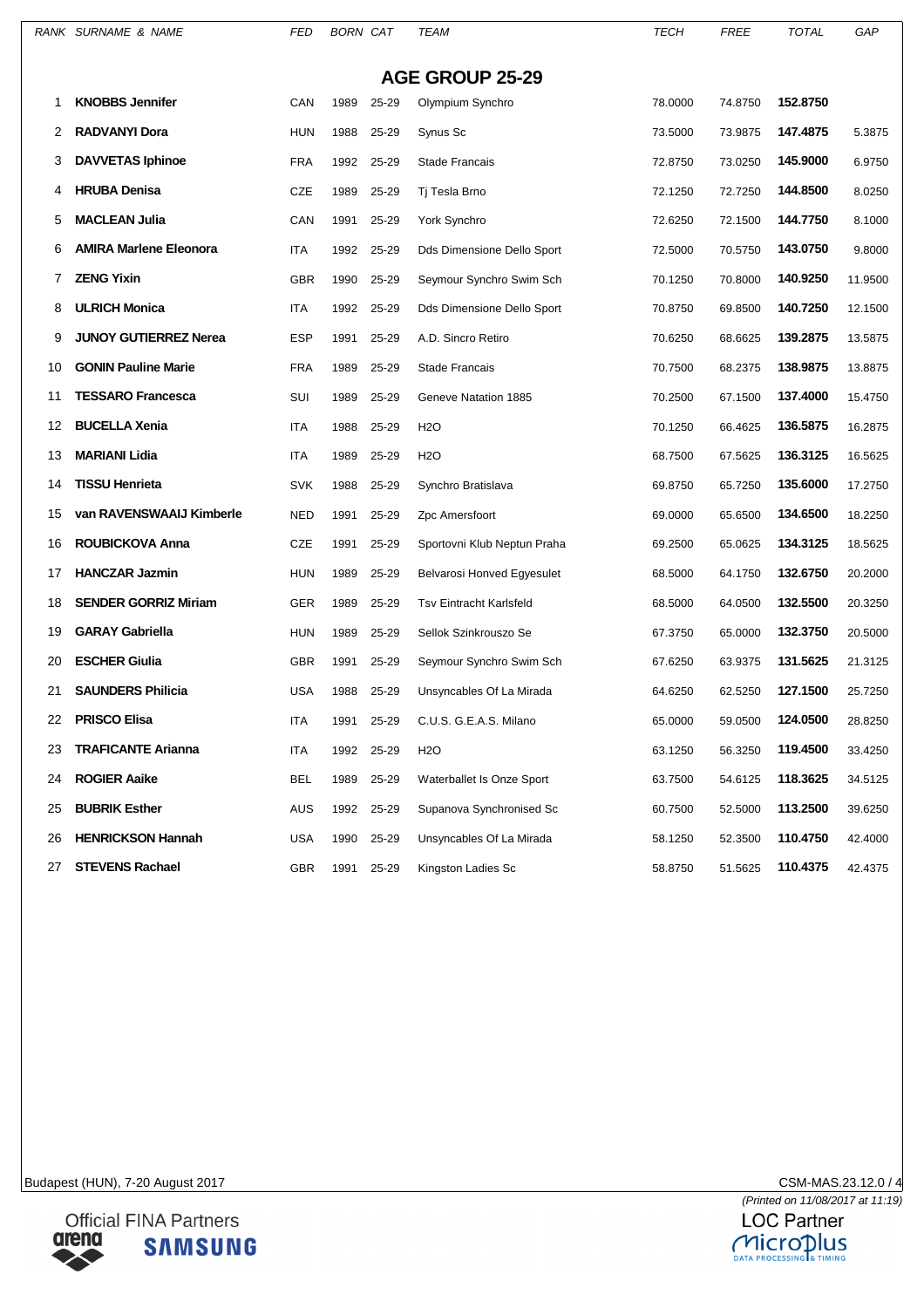## AGE GROUP 25-29

| RANK | SURNAME & NAME | FED | BORN | CAT | TEAM | TECH | FREE | TOTAL | GAP |
|---|---|---|---|---|---|---|---|---|---|
| 1 | **KNOBBS Jennifer** | CAN | 1989 | 25-29 | Olympium Synchro | 78.0000 | 74.8750 | **152.8750** | |
| 2 | **RADVANYI Dora** | HUN | 1988 | 25-29 | Synus Sc | 73.5000 | 73.9875 | **147.4875** | 5.3875 |
| 3 | **DAVVETAS Iphinoe** | FRA | 1992 | 25-29 | Stade Francais | 72.8750 | 73.0250 | **145.9000** | 6.9750 |
| 4 | **HRUBA Denisa** | CZE | 1989 | 25-29 | Tj Tesla Brno | 72.1250 | 72.7250 | **144.8500** | 8.0250 |
| 5 | **MACLEAN Julia** | CAN | 1991 | 25-29 | York Synchro | 72.6250 | 72.1500 | **144.7750** | 8.1000 |
| 6 | **AMIRA Marlene Eleonora** | ITA | 1992 | 25-29 | Dds Dimensione Dello Sport | 72.5000 | 70.5750 | **143.0750** | 9.8000 |
| 7 | **ZENG Yixin** | GBR | 1990 | 25-29 | Seymour Synchro Swim Sch | 70.1250 | 70.8000 | **140.9250** | 11.9500 |
| 8 | **ULRICH Monica** | ITA | 1992 | 25-29 | Dds Dimensione Dello Sport | 70.8750 | 69.8500 | **140.7250** | 12.1500 |
| 9 | **JUNOY GUTIERREZ Nerea** | ESP | 1991 | 25-29 | A.D. Sincro Retiro | 70.6250 | 68.6625 | **139.2875** | 13.5875 |
| 10 | **GONIN Pauline Marie** | FRA | 1989 | 25-29 | Stade Francais | 70.7500 | 68.2375 | **138.9875** | 13.8875 |
| 11 | **TESSARO Francesca** | SUI | 1989 | 25-29 | Geneve Natation 1885 | 70.2500 | 67.1500 | **137.4000** | 15.4750 |
| 12 | **BUCELLA Xenia** | ITA | 1988 | 25-29 | H2O | 70.1250 | 66.4625 | **136.5875** | 16.2875 |
| 13 | **MARIANI Lidia** | ITA | 1989 | 25-29 | H2O | 68.7500 | 67.5625 | **136.3125** | 16.5625 |
| 14 | **TISSU Henrieta** | SVK | 1988 | 25-29 | Synchro Bratislava | 69.8750 | 65.7250 | **135.6000** | 17.2750 |
| 15 | **van RAVENSWAAIJ Kimberle** | NED | 1991 | 25-29 | Zpc Amersfoort | 69.0000 | 65.6500 | **134.6500** | 18.2250 |
| 16 | **ROUBICKOVA Anna** | CZE | 1991 | 25-29 | Sportovni Klub Neptun Praha | 69.2500 | 65.0625 | **134.3125** | 18.5625 |
| 17 | **HANCZAR Jazmin** | HUN | 1989 | 25-29 | Belvarosi Honved Egyesulet | 68.5000 | 64.1750 | **132.6750** | 20.2000 |
| 18 | **SENDER GORRIZ Miriam** | GER | 1989 | 25-29 | Tsv Eintracht Karlsfeld | 68.5000 | 64.0500 | **132.5500** | 20.3250 |
| 19 | **GARAY Gabriella** | HUN | 1989 | 25-29 | Sellok Szinkrouszo Se | 67.3750 | 65.0000 | **132.3750** | 20.5000 |
| 20 | **ESCHER Giulia** | GBR | 1991 | 25-29 | Seymour Synchro Swim Sch | 67.6250 | 63.9375 | **131.5625** | 21.3125 |
| 21 | **SAUNDERS Philicia** | USA | 1988 | 25-29 | Unsyncables Of La Mirada | 64.6250 | 62.5250 | **127.1500** | 25.7250 |
| 22 | **PRISCO Elisa** | ITA | 1991 | 25-29 | C.U.S. G.E.A.S. Milano | 65.0000 | 59.0500 | **124.0500** | 28.8250 |
| 23 | **TRAFICANTE Arianna** | ITA | 1992 | 25-29 | H2O | 63.1250 | 56.3250 | **119.4500** | 33.4250 |
| 24 | **ROGIER Aaike** | BEL | 1989 | 25-29 | Waterballet Is Onze Sport | 63.7500 | 54.6125 | **118.3625** | 34.5125 |
| 25 | **BUBRIK Esther** | AUS | 1992 | 25-29 | Supanova Synchronised Sc | 60.7500 | 52.5000 | **113.2500** | 39.6250 |
| 26 | **HENRICKSON Hannah** | USA | 1990 | 25-29 | Unsyncables Of La Mirada | 58.1250 | 52.3500 | **110.4750** | 42.4000 |
| 27 | **STEVENS Rachael** | GBR | 1991 | 25-29 | Kingston Ladies Sc | 58.8750 | 51.5625 | **110.4375** | 42.4375 |

Budapest (HUN), 7-20 August 2017

CSM-MAS.23.12.0 / 4

*(Printed on 11/08/2017 at 11:19)*

Official FINA Partners: arena, SAMSUNG

LOC Partner: Microplus DATA PROCESSING & TIMING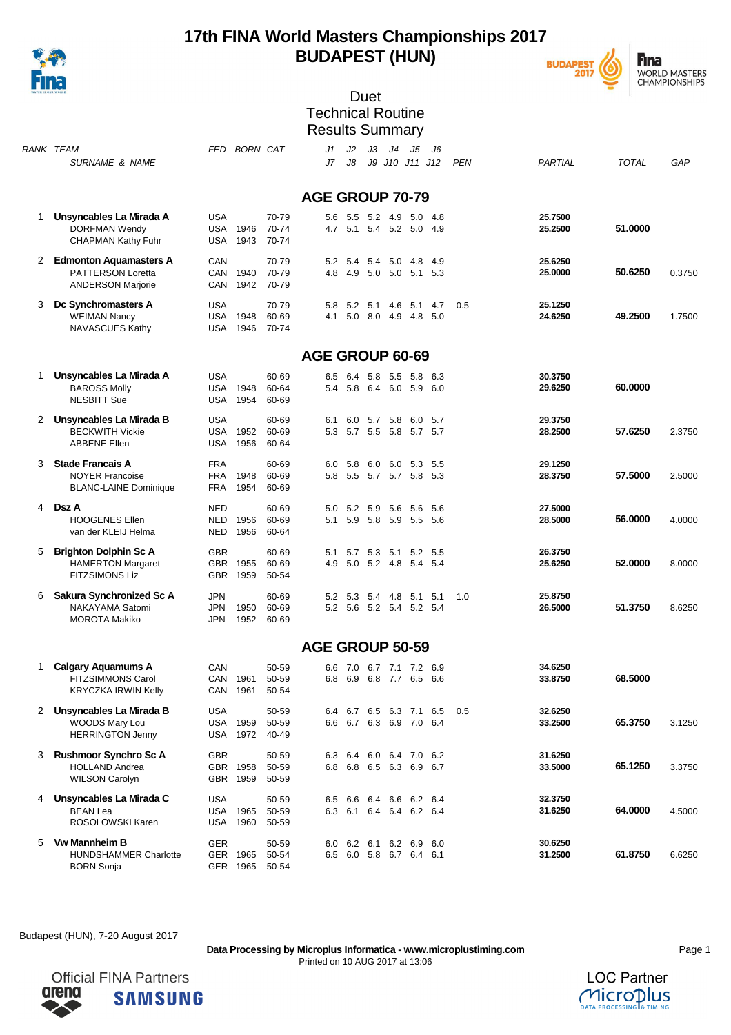# 17th FINA World Masters Championships 2017
# BUDAPEST (HUN)

## Duet
## Technical Routine
## Results Summary

| RANK | TEAM / SURNAME & NAME | FED | BORN | CAT | J1 / J7 | J2 / J8 | J3 / J9 | J4 / J10 | J5 / J11 | J6 / J12 | PEN | PARTIAL | TOTAL | GAP |
|---|---|---|---|---|---|---|---|---|---|---|---|---|---|---|
| | **AGE GROUP 70-79** | | | | | | | | | | | | | |
| 1 | **Unsyncables La Mirada A** | USA | | 70-79 | 5.6 | 5.5 | 5.2 | 4.9 | 5.0 | 4.8 | | **25.7500** | | |
| | DORFMAN Wendy | USA | 1946 | 70-74 | 4.7 | 5.1 | 5.4 | 5.2 | 5.0 | 4.9 | | **25.2500** | **51.0000** | |
| | CHAPMAN Kathy Fuhr | USA | 1943 | 70-74 | | | | | | | | | | |
| 2 | **Edmonton Aquamasters A** | CAN | | 70-79 | 5.2 | 5.4 | 5.4 | 5.0 | 4.8 | 4.9 | | **25.6250** | | |
| | PATTERSON Loretta | CAN | 1940 | 70-79 | 4.8 | 4.9 | 5.0 | 5.0 | 5.1 | 5.3 | | **25.0000** | **50.6250** | 0.3750 |
| | ANDERSON Marjorie | CAN | 1942 | 70-79 | | | | | | | | | | |
| 3 | **Dc Synchromasters A** | USA | | 70-79 | 5.8 | 5.2 | 5.1 | 4.6 | 5.1 | 4.7 | 0.5 | **25.1250** | | |
| | WEIMAN Nancy | USA | 1948 | 60-69 | 4.1 | 5.0 | 8.0 | 4.9 | 4.8 | 5.0 | | **24.6250** | **49.2500** | 1.7500 |
| | NAVASCUES Kathy | USA | 1946 | 70-74 | | | | | | | | | | |
| | **AGE GROUP 60-69** | | | | | | | | | | | | | |
| 1 | **Unsyncables La Mirada A** | USA | | 60-69 | 6.5 | 6.4 | 5.8 | 5.5 | 5.8 | 6.3 | | **30.3750** | | |
| | BAROSS Molly | USA | 1948 | 60-64 | 5.4 | 5.8 | 6.4 | 6.0 | 5.9 | 6.0 | | **29.6250** | **60.0000** | |
| | NESBITT Sue | USA | 1954 | 60-69 | | | | | | | | | | |
| 2 | **Unsyncables La Mirada B** | USA | | 60-69 | 6.1 | 6.0 | 5.7 | 5.8 | 6.0 | 5.7 | | **29.3750** | | |
| | BECKWITH Vickie | USA | 1952 | 60-69 | 5.3 | 5.7 | 5.5 | 5.8 | 5.7 | 5.7 | | **28.2500** | **57.6250** | 2.3750 |
| | ABBENE Ellen | USA | 1956 | 60-64 | | | | | | | | | | |
| 3 | **Stade Francais A** | FRA | | 60-69 | 6.0 | 5.8 | 6.0 | 6.0 | 5.3 | 5.5 | | **29.1250** | | |
| | NOYER Francoise | FRA | 1948 | 60-69 | 5.8 | 5.5 | 5.7 | 5.7 | 5.8 | 5.3 | | **28.3750** | **57.5000** | 2.5000 |
| | BLANC-LAINE Dominique | FRA | 1954 | 60-69 | | | | | | | | | | |
| 4 | **Dsz A** | NED | | 60-69 | 5.0 | 5.2 | 5.9 | 5.6 | 5.6 | 5.6 | | **27.5000** | | |
| | HOOGENES Ellen | NED | 1956 | 60-69 | 5.1 | 5.9 | 5.8 | 5.9 | 5.5 | 5.6 | | **28.5000** | **56.0000** | 4.0000 |
| | van der KLEIJ Helma | NED | 1956 | 60-64 | | | | | | | | | | |
| 5 | **Brighton Dolphin Sc A** | GBR | | 60-69 | 5.1 | 5.7 | 5.3 | 5.1 | 5.2 | 5.5 | | **26.3750** | | |
| | HAMERTON Margaret | GBR | 1955 | 60-69 | 4.9 | 5.0 | 5.2 | 4.8 | 5.4 | 5.4 | | **25.6250** | **52.0000** | 8.0000 |
| | FITZSIMONS Liz | GBR | 1959 | 50-54 | | | | | | | | | | |
| 6 | **Sakura Synchronized Sc A** | JPN | | 60-69 | 5.2 | 5.3 | 5.4 | 4.8 | 5.1 | 5.1 | 1.0 | **25.8750** | | |
| | NAKAYAMA Satomi | JPN | 1950 | 60-69 | 5.2 | 5.6 | 5.2 | 5.4 | 5.2 | 5.4 | | **26.5000** | **51.3750** | 8.6250 |
| | MOROTA Makiko | JPN | 1952 | 60-69 | | | | | | | | | | |
| | **AGE GROUP 50-59** | | | | | | | | | | | | | |
| 1 | **Calgary Aquamums A** | CAN | | 50-59 | 6.6 | 7.0 | 6.7 | 7.1 | 7.2 | 6.9 | | **34.6250** | | |
| | FITZSIMMONS Carol | CAN | 1961 | 50-59 | 6.8 | 6.9 | 6.8 | 7.7 | 6.5 | 6.6 | | **33.8750** | **68.5000** | |
| | KRYCZKA IRWIN Kelly | CAN | 1961 | 50-54 | | | | | | | | | | |
| 2 | **Unsyncables La Mirada B** | USA | | 50-59 | 6.4 | 6.7 | 6.5 | 6.3 | 7.1 | 6.5 | 0.5 | **32.6250** | | |
| | WOODS Mary Lou | USA | 1959 | 50-59 | 6.6 | 6.7 | 6.3 | 6.9 | 7.0 | 6.4 | | **33.2500** | **65.3750** | 3.1250 |
| | HERRINGTON Jenny | USA | 1972 | 40-49 | | | | | | | | | | |
| 3 | **Rushmoor Synchro Sc A** | GBR | | 50-59 | 6.3 | 6.4 | 6.0 | 6.4 | 7.0 | 6.2 | | **31.6250** | | |
| | HOLLAND Andrea | GBR | 1958 | 50-59 | 6.8 | 6.8 | 6.5 | 6.3 | 6.9 | 6.7 | | **33.5000** | **65.1250** | 3.3750 |
| | WILSON Carolyn | GBR | 1959 | 50-59 | | | | | | | | | | |
| 4 | **Unsyncables La Mirada C** | USA | | 50-59 | 6.5 | 6.6 | 6.4 | 6.6 | 6.2 | 6.4 | | **32.3750** | | |
| | BEAN Lea | USA | 1965 | 50-59 | 6.3 | 6.1 | 6.4 | 6.4 | 6.2 | 6.4 | | **31.6250** | **64.0000** | 4.5000 |
| | ROSOLOWSKI Karen | USA | 1960 | 50-59 | | | | | | | | | | |
| 5 | **Vw Mannheim B** | GER | | 50-59 | 6.0 | 6.2 | 6.1 | 6.2 | 6.9 | 6.0 | | **30.6250** | | |
| | HUNDSHAMMER Charlotte | GER | 1965 | 50-54 | 6.5 | 6.0 | 5.8 | 6.7 | 6.4 | 6.1 | | **31.2500** | **61.8750** | 6.6250 |
| | BORN Sonja | GER | 1965 | 50-54 | | | | | | | | | | |

Budapest (HUN), 7-20 August 2017

**Data Processing by Microplus Informatica - www.microplustiming.com**
Printed on 10 AUG 2017 at 13:06

Official FINA Partners

LOC Partner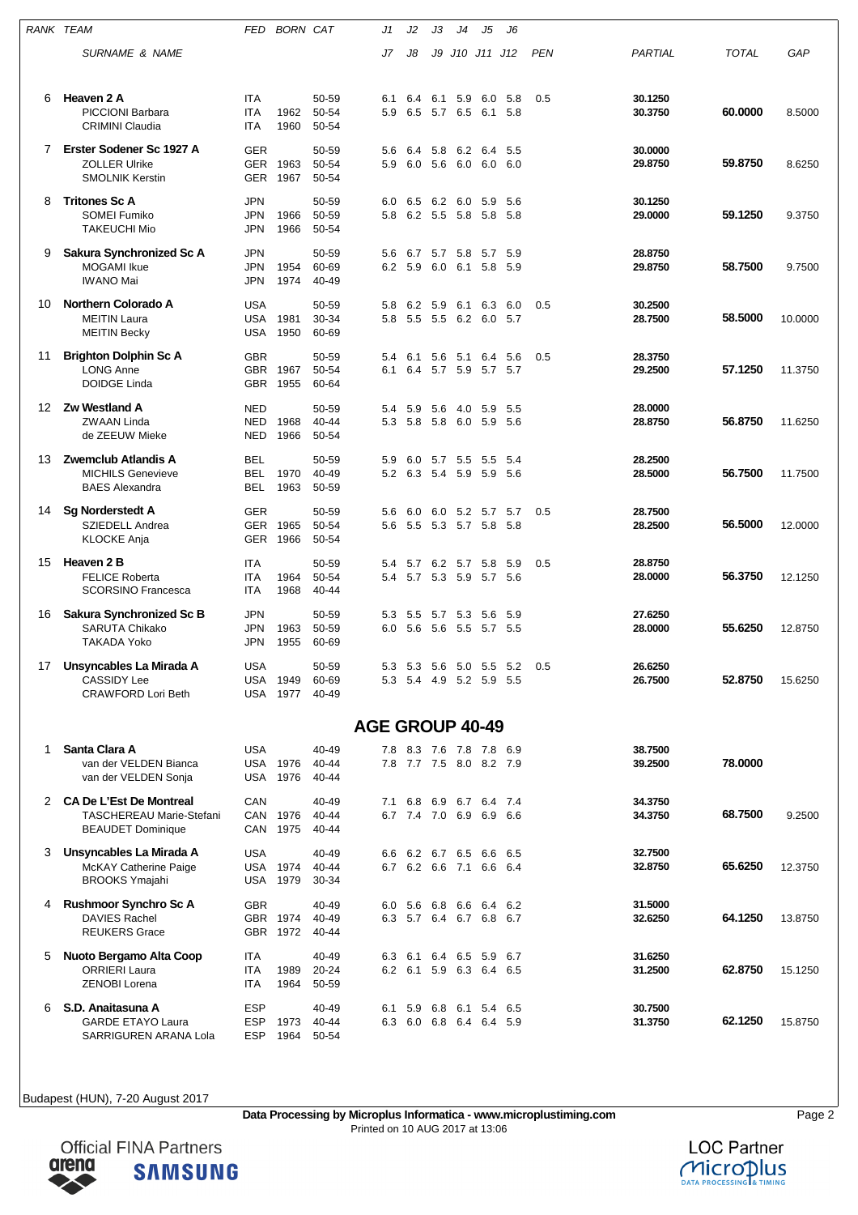| RANK | TEAM | FED | BORN | CAT | J1 | J2 | J3 | J4 | J5 | J6 | | PARTIAL | TOTAL | GAP |
|---|---|---|---|---|---|---|---|---|---|---|---|---|---|---|
| | SURNAME & NAME | | | | J7 | J8 | J9 | J10 | J11 | J12 | PEN | | | |
| 6 | **Heaven 2 A** | ITA | | 50-59 | 6.1 | 6.4 | 6.1 | 5.9 | 6.0 | 5.8 | 0.5 | **30.1250** | | |
| | PICCIONI Barbara | ITA | 1962 | 50-54 | 5.9 | 6.5 | 5.7 | 6.5 | 6.1 | 5.8 | | **30.3750** | **60.0000** | 8.5000 |
| | CRIMINI Claudia | ITA | 1960 | 50-54 | | | | | | | | | | |
| 7 | **Erster Sodener Sc 1927 A** | GER | | 50-59 | 5.6 | 6.4 | 5.8 | 6.2 | 6.4 | 5.5 | | **30.0000** | | |
| | ZOLLER Ulrike | GER | 1963 | 50-54 | 5.9 | 6.0 | 5.6 | 6.0 | 6.0 | 6.0 | | **29.8750** | **59.8750** | 8.6250 |
| | SMOLNIK Kerstin | GER | 1967 | 50-54 | | | | | | | | | | |
| 8 | **Tritones Sc A** | JPN | | 50-59 | 6.0 | 6.5 | 6.2 | 6.0 | 5.9 | 5.6 | | **30.1250** | | |
| | SOMEI Fumiko | JPN | 1966 | 50-59 | 5.8 | 6.2 | 5.5 | 5.8 | 5.8 | 5.8 | | **29.0000** | **59.1250** | 9.3750 |
| | TAKEUCHI Mio | JPN | 1966 | 50-54 | | | | | | | | | | |
| 9 | **Sakura Synchronized Sc A** | JPN | | 50-59 | 5.6 | 6.7 | 5.7 | 5.8 | 5.7 | 5.9 | | **28.8750** | | |
| | MOGAMI Ikue | JPN | 1954 | 60-69 | 6.2 | 5.9 | 6.0 | 6.1 | 5.8 | 5.9 | | **29.8750** | **58.7500** | 9.7500 |
| | IWANO Mai | JPN | 1974 | 40-49 | | | | | | | | | | |
| 10 | **Northern Colorado A** | USA | | 50-59 | 5.8 | 6.2 | 5.9 | 6.1 | 6.3 | 6.0 | 0.5 | **30.2500** | | |
| | MEITIN Laura | USA | 1981 | 30-34 | 5.8 | 5.5 | 5.5 | 6.2 | 6.0 | 5.7 | | **28.7500** | **58.5000** | 10.0000 |
| | MEITIN Becky | USA | 1950 | 60-69 | | | | | | | | | | |
| 11 | **Brighton Dolphin Sc A** | GBR | | 50-59 | 5.4 | 6.1 | 5.6 | 5.1 | 6.4 | 5.6 | 0.5 | **28.3750** | | |
| | LONG Anne | GBR | 1967 | 50-54 | 6.1 | 6.4 | 5.7 | 5.9 | 5.7 | 5.7 | | **29.2500** | **57.1250** | 11.3750 |
| | DOIDGE Linda | GBR | 1955 | 60-64 | | | | | | | | | | |
| 12 | **Zw Westland A** | NED | | 50-59 | 5.4 | 5.9 | 5.6 | 4.0 | 5.9 | 5.5 | | **28.0000** | | |
| | ZWAAN Linda | NED | 1968 | 40-44 | 5.3 | 5.8 | 5.8 | 6.0 | 5.9 | 5.6 | | **28.8750** | **56.8750** | 11.6250 |
| | de ZEEUW Mieke | NED | 1966 | 50-54 | | | | | | | | | | |
| 13 | **Zwemclub Atlandis A** | BEL | | 50-59 | 5.9 | 6.0 | 5.7 | 5.5 | 5.5 | 5.4 | | **28.2500** | | |
| | MICHILS Genevieve | BEL | 1970 | 40-49 | 5.2 | 6.3 | 5.4 | 5.9 | 5.9 | 5.6 | | **28.5000** | **56.7500** | 11.7500 |
| | BAES Alexandra | BEL | 1963 | 50-59 | | | | | | | | | | |
| 14 | **Sg Norderstedt A** | GER | | 50-59 | 5.6 | 6.0 | 6.0 | 5.2 | 5.7 | 5.7 | 0.5 | **28.7500** | | |
| | SZIEDELL Andrea | GER | 1965 | 50-54 | 5.6 | 5.5 | 5.3 | 5.7 | 5.8 | 5.8 | | **28.2500** | **56.5000** | 12.0000 |
| | KLOCKE Anja | GER | 1966 | 50-54 | | | | | | | | | | |
| 15 | **Heaven 2 B** | ITA | | 50-59 | 5.4 | 5.7 | 6.2 | 5.7 | 5.8 | 5.9 | 0.5 | **28.8750** | | |
| | FELICE Roberta | ITA | 1964 | 50-54 | 5.4 | 5.7 | 5.3 | 5.9 | 5.7 | 5.6 | | **28.0000** | **56.3750** | 12.1250 |
| | SCORSINO Francesca | ITA | 1968 | 40-44 | | | | | | | | | | |
| 16 | **Sakura Synchronized Sc B** | JPN | | 50-59 | 5.3 | 5.5 | 5.7 | 5.3 | 5.6 | 5.9 | | **27.6250** | | |
| | SARUTA Chikako | JPN | 1963 | 50-59 | 6.0 | 5.6 | 5.6 | 5.5 | 5.7 | 5.5 | | **28.0000** | **55.6250** | 12.8750 |
| | TAKADA Yoko | JPN | 1955 | 60-69 | | | | | | | | | | |
| 17 | **Unsyncables La Mirada A** | USA | | 50-59 | 5.3 | 5.3 | 5.6 | 5.0 | 5.5 | 5.2 | 0.5 | **26.6250** | | |
| | CASSIDY Lee | USA | 1949 | 60-69 | 5.3 | 5.4 | 4.9 | 5.2 | 5.9 | 5.5 | | **26.7500** | **52.8750** | 15.6250 |
| | CRAWFORD Lori Beth | USA | 1977 | 40-49 | | | | | | | | | | |

## AGE GROUP 40-49

| RANK | TEAM | FED | BORN | CAT | J1 | J2 | J3 | J4 | J5 | J6 | PEN | PARTIAL | TOTAL | GAP |
|---|---|---|---|---|---|---|---|---|---|---|---|---|---|---|
| 1 | **Santa Clara A** | USA | | 40-49 | 7.8 | 8.3 | 7.6 | 7.8 | 7.8 | 6.9 | | **38.7500** | | |
| | van der VELDEN Bianca | USA | 1976 | 40-44 | 7.8 | 7.7 | 7.5 | 8.0 | 8.2 | 7.9 | | **39.2500** | **78.0000** | |
| | van der VELDEN Sonja | USA | 1976 | 40-44 | | | | | | | | | | |
| 2 | **CA De L'Est De Montreal** | CAN | | 40-49 | 7.1 | 6.8 | 6.9 | 6.7 | 6.4 | 7.4 | | **34.3750** | | |
| | TASCHEREAU Marie-Stefani | CAN | 1976 | 40-44 | 6.7 | 7.4 | 7.0 | 6.9 | 6.9 | 6.6 | | **34.3750** | **68.7500** | 9.2500 |
| | BEAUDET Dominique | CAN | 1975 | 40-44 | | | | | | | | | | |
| 3 | **Unsyncables La Mirada A** | USA | | 40-49 | 6.6 | 6.2 | 6.7 | 6.5 | 6.6 | 6.5 | | **32.7500** | | |
| | McKAY Catherine Paige | USA | 1974 | 40-44 | 6.7 | 6.2 | 6.6 | 7.1 | 6.6 | 6.4 | | **32.8750** | **65.6250** | 12.3750 |
| | BROOKS Ymajahi | USA | 1979 | 30-34 | | | | | | | | | | |
| 4 | **Rushmoor Synchro Sc A** | GBR | | 40-49 | 6.0 | 5.6 | 6.8 | 6.6 | 6.4 | 6.2 | | **31.5000** | | |
| | DAVIES Rachel | GBR | 1974 | 40-49 | 6.3 | 5.7 | 6.4 | 6.7 | 6.8 | 6.7 | | **32.6250** | **64.1250** | 13.8750 |
| | REUKERS Grace | GBR | 1972 | 40-44 | | | | | | | | | | |
| 5 | **Nuoto Bergamo Alta Coop** | ITA | | 40-49 | 6.3 | 6.1 | 6.4 | 6.5 | 5.9 | 6.7 | | **31.6250** | | |
| | ORRIERI Laura | ITA | 1989 | 20-24 | 6.2 | 6.1 | 5.9 | 6.3 | 6.4 | 6.5 | | **31.2500** | **62.8750** | 15.1250 |
| | ZENOBI Lorena | ITA | 1964 | 50-59 | | | | | | | | | | |
| 6 | **S.D. Anaitasuna A** | ESP | | 40-49 | 6.1 | 5.9 | 6.8 | 6.1 | 5.4 | 6.5 | | **30.7500** | | |
| | GARDE ETAYO Laura | ESP | 1973 | 40-44 | 6.3 | 6.0 | 6.8 | 6.4 | 6.4 | 5.9 | | **31.3750** | **62.1250** | 15.8750 |
| | SARRIGUREN ARANA Lola | ESP | 1964 | 50-54 | | | | | | | | | | |

Budapest (HUN), 7-20 August 2017

**Data Processing by Microplus Informatica - www.microplustiming.com**
Printed on 10 AUG 2017 at 13:06

Official FINA Partners arena SAMSUNG

LOC Partner Microplus DATA PROCESSING & TIMING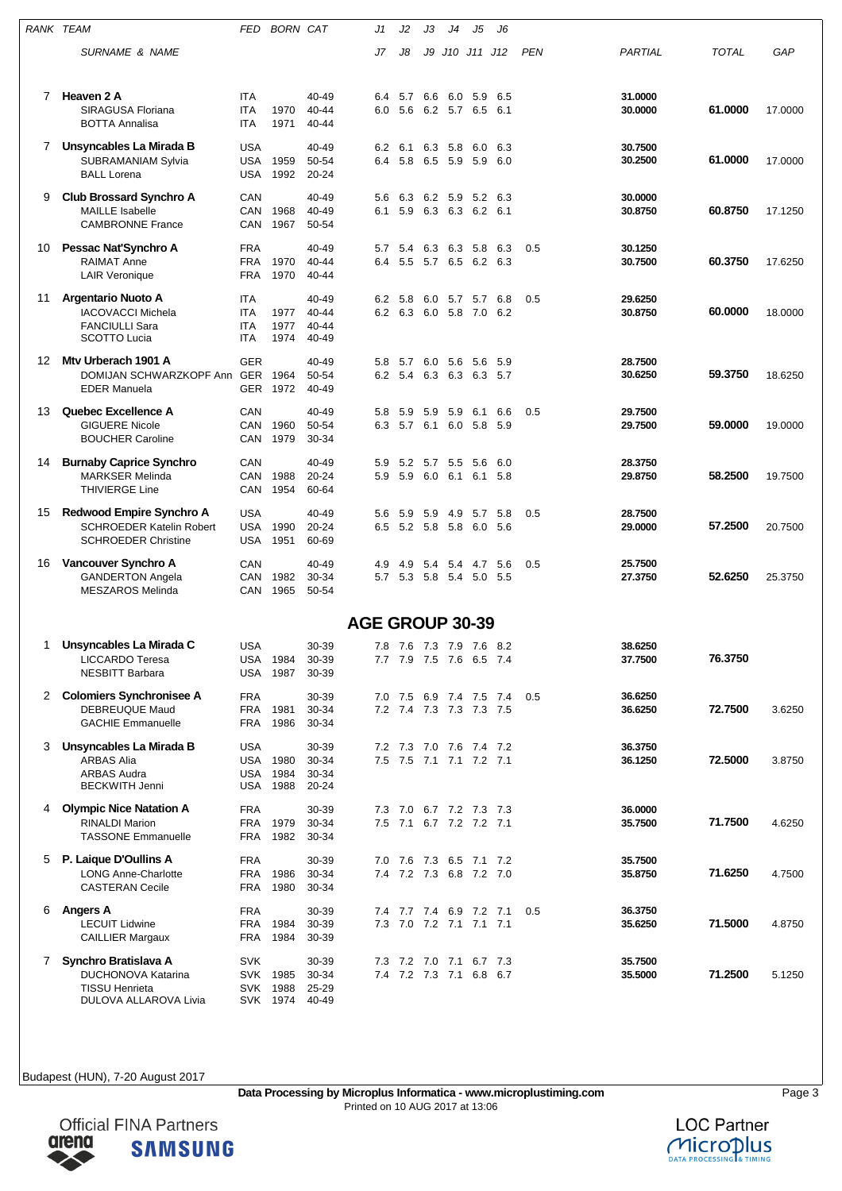| RANK | TEAM / SURNAME & NAME | FED | BORN | CAT | J1 / J7 | J2 / J8 | J3 / J9 | J4 / J10 | J5 / J11 | J6 / J12 | PEN | PARTIAL | TOTAL | GAP |
|---|---|---|---|---|---|---|---|---|---|---|---|---|---|---|
| 7 | **Heaven 2 A** | ITA | | 40-49 | 6.4 | 5.7 | 6.6 | 6.0 | 5.9 | 6.5 | | 31.0000 | | |
| | SIRAGUSA Floriana | ITA | 1970 | 40-44 | 6.0 | 5.6 | 6.2 | 5.7 | 6.5 | 6.1 | | 30.0000 | 61.0000 | 17.0000 |
| | BOTTA Annalisa | ITA | 1971 | 40-44 | | | | | | | | | | |
| 7 | **Unsyncables La Mirada B** | USA | | 40-49 | 6.2 | 6.1 | 6.3 | 5.8 | 6.0 | 6.3 | | 30.7500 | | |
| | SUBRAMANIAM Sylvia | USA | 1959 | 50-54 | 6.4 | 5.8 | 6.5 | 5.9 | 5.9 | 6.0 | | 30.2500 | 61.0000 | 17.0000 |
| | BALL Lorena | USA | 1992 | 20-24 | | | | | | | | | | |
| 9 | **Club Brossard Synchro A** | CAN | | 40-49 | 5.6 | 6.3 | 6.2 | 5.9 | 5.2 | 6.3 | | 30.0000 | | |
| | MAILLE Isabelle | CAN | 1968 | 40-49 | 6.1 | 5.9 | 6.3 | 6.3 | 6.2 | 6.1 | | 30.8750 | 60.8750 | 17.1250 |
| | CAMBRONNE France | CAN | 1967 | 50-54 | | | | | | | | | | |
| 10 | **Pessac Nat'Synchro A** | FRA | | 40-49 | 5.7 | 5.4 | 6.3 | 6.3 | 5.8 | 6.3 | 0.5 | 30.1250 | | |
| | RAIMAT Anne | FRA | 1970 | 40-44 | 6.4 | 5.5 | 5.7 | 6.5 | 6.2 | 6.3 | | 30.7500 | 60.3750 | 17.6250 |
| | LAIR Veronique | FRA | 1970 | 40-44 | | | | | | | | | | |
| 11 | **Argentario Nuoto A** | ITA | | 40-49 | 6.2 | 5.8 | 6.0 | 5.7 | 5.7 | 6.8 | 0.5 | 29.6250 | | |
| | IACOVACCI Michela | ITA | 1977 | 40-44 | 6.2 | 6.3 | 6.0 | 5.8 | 7.0 | 6.2 | | 30.8750 | 60.0000 | 18.0000 |
| | FANCIULLI Sara | ITA | 1977 | 40-44 | | | | | | | | | | |
| | SCOTTO Lucia | ITA | 1974 | 40-49 | | | | | | | | | | |
| 12 | **Mtv Urberach 1901 A** | GER | | 40-49 | 5.8 | 5.7 | 6.0 | 5.6 | 5.6 | 5.9 | | 28.7500 | | |
| | DOMIJAN SCHWARZKOPF Ann | GER | 1964 | 50-54 | 6.2 | 5.4 | 6.3 | 6.3 | 6.3 | 5.7 | | 30.6250 | 59.3750 | 18.6250 |
| | EDER Manuela | GER | 1972 | 40-49 | | | | | | | | | | |
| 13 | **Quebec Excellence A** | CAN | | 40-49 | 5.8 | 5.9 | 5.9 | 5.9 | 6.1 | 6.6 | 0.5 | 29.7500 | | |
| | GIGUERE Nicole | CAN | 1960 | 50-54 | 6.3 | 5.7 | 6.1 | 6.0 | 5.8 | 5.9 | | 29.7500 | 59.0000 | 19.0000 |
| | BOUCHER Caroline | CAN | 1979 | 30-34 | | | | | | | | | | |
| 14 | **Burnaby Caprice Synchro** | CAN | | 40-49 | 5.9 | 5.2 | 5.7 | 5.5 | 5.6 | 6.0 | | 28.3750 | | |
| | MARKSER Melinda | CAN | 1988 | 20-24 | 5.9 | 5.9 | 6.0 | 6.1 | 6.1 | 5.8 | | 29.8750 | 58.2500 | 19.7500 |
| | THIVIERGE Line | CAN | 1954 | 60-64 | | | | | | | | | | |
| 15 | **Redwood Empire Synchro A** | USA | | 40-49 | 5.6 | 5.9 | 5.9 | 4.9 | 5.7 | 5.8 | 0.5 | 28.7500 | | |
| | SCHROEDER Katelin Robert | USA | 1990 | 20-24 | 6.5 | 5.2 | 5.8 | 5.8 | 6.0 | 5.6 | | 29.0000 | 57.2500 | 20.7500 |
| | SCHROEDER Christine | USA | 1951 | 60-69 | | | | | | | | | | |
| 16 | **Vancouver Synchro A** | CAN | | 40-49 | 4.9 | 4.9 | 5.4 | 5.4 | 4.7 | 5.6 | 0.5 | 25.7500 | | |
| | GANDERTON Angela | CAN | 1982 | 30-34 | 5.7 | 5.3 | 5.8 | 5.4 | 5.0 | 5.5 | | 27.3750 | 52.6250 | 25.3750 |
| | MESZAROS Melinda | CAN | 1965 | 50-54 | | | | | | | | | | |

## AGE GROUP 30-39

| RANK | TEAM / SURNAME & NAME | FED | BORN | CAT | J1 / J7 | J2 / J8 | J3 / J9 | J4 / J10 | J5 / J11 | J6 / J12 | PEN | PARTIAL | TOTAL | GAP |
|---|---|---|---|---|---|---|---|---|---|---|---|---|---|---|
| 1 | **Unsyncables La Mirada C** | USA | | 30-39 | 7.8 | 7.6 | 7.3 | 7.9 | 7.6 | 8.2 | | 38.6250 | | |
| | LICCARDO Teresa | USA | 1984 | 30-39 | 7.7 | 7.9 | 7.5 | 7.6 | 6.5 | 7.4 | | 37.7500 | 76.3750 | |
| | NESBITT Barbara | USA | 1987 | 30-39 | | | | | | | | | | |
| 2 | **Colomiers Synchronisee A** | FRA | | 30-39 | 7.0 | 7.5 | 6.9 | 7.4 | 7.5 | 7.4 | 0.5 | 36.6250 | | |
| | DEBREUQUE Maud | FRA | 1981 | 30-34 | 7.2 | 7.4 | 7.3 | 7.3 | 7.3 | 7.5 | | 36.6250 | 72.7500 | 3.6250 |
| | GACHIE Emmanuelle | FRA | 1986 | 30-34 | | | | | | | | | | |
| 3 | **Unsyncables La Mirada B** | USA | | 30-39 | 7.2 | 7.3 | 7.0 | 7.6 | 7.4 | 7.2 | | 36.3750 | | |
| | ARBAS Alia | USA | 1980 | 30-34 | 7.5 | 7.5 | 7.1 | 7.1 | 7.2 | 7.1 | | 36.1250 | 72.5000 | 3.8750 |
| | ARBAS Audra | USA | 1984 | 30-34 | | | | | | | | | | |
| | BECKWITH Jenni | USA | 1988 | 20-24 | | | | | | | | | | |
| 4 | **Olympic Nice Natation A** | FRA | | 30-39 | 7.3 | 7.0 | 6.7 | 7.2 | 7.3 | 7.3 | | 36.0000 | | |
| | RINALDI Marion | FRA | 1979 | 30-34 | 7.5 | 7.1 | 6.7 | 7.2 | 7.2 | 7.1 | | 35.7500 | 71.7500 | 4.6250 |
| | TASSONE Emmanuelle | FRA | 1982 | 30-34 | | | | | | | | | | |
| 5 | **P. Laique D'Oullins A** | FRA | | 30-39 | 7.0 | 7.6 | 7.3 | 6.5 | 7.1 | 7.2 | | 35.7500 | | |
| | LONG Anne-Charlotte | FRA | 1986 | 30-34 | 7.4 | 7.2 | 7.3 | 6.8 | 7.2 | 7.0 | | 35.8750 | 71.6250 | 4.7500 |
| | CASTERAN Cecile | FRA | 1980 | 30-34 | | | | | | | | | | |
| 6 | **Angers A** | FRA | | 30-39 | 7.4 | 7.7 | 7.4 | 6.9 | 7.2 | 7.1 | 0.5 | 36.3750 | | |
| | LECUIT Lidwine | FRA | 1984 | 30-39 | 7.3 | 7.0 | 7.2 | 7.1 | 7.1 | 7.1 | | 35.6250 | 71.5000 | 4.8750 |
| | CAILLIER Margaux | FRA | 1984 | 30-39 | | | | | | | | | | |
| 7 | **Synchro Bratislava A** | SVK | | 30-39 | 7.3 | 7.2 | 7.0 | 7.1 | 6.7 | 7.3 | | 35.7500 | | |
| | DUCHONOVA Katarina | SVK | 1985 | 30-34 | 7.4 | 7.2 | 7.3 | 7.1 | 6.8 | 6.7 | | 35.5000 | 71.2500 | 5.1250 |
| | TISSU Henrieta | SVK | 1988 | 25-29 | | | | | | | | | | |
| | DULOVA ALLAROVA Livia | SVK | 1974 | 40-49 | | | | | | | | | | |

Budapest (HUN), 7-20 August 2017

**Data Processing by Microplus Informatica - www.microplustiming.com**
Printed on 10 AUG 2017 at 13:06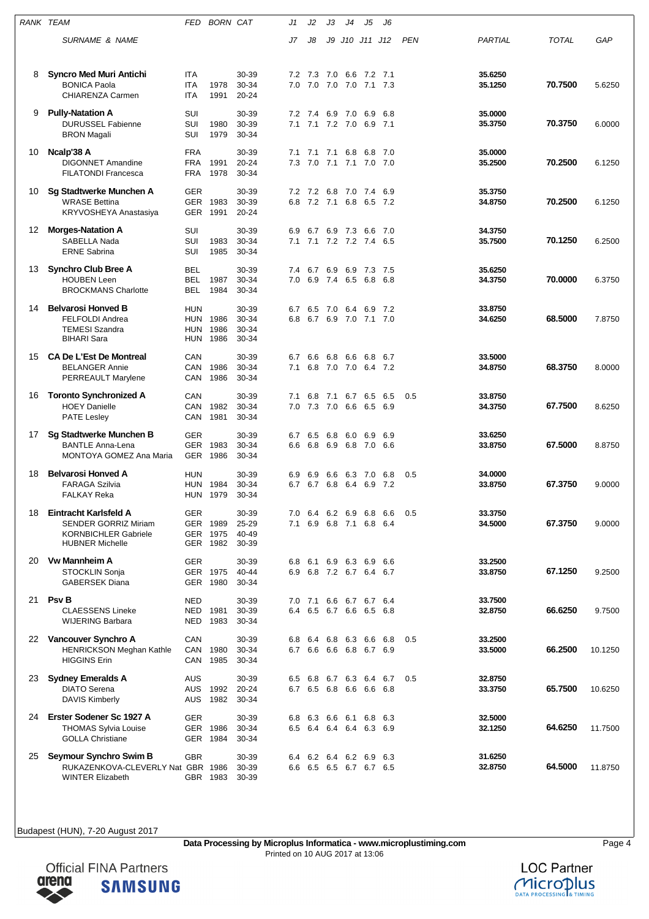| RANK | TEAM | FED | BORN | CAT | J1 | J2 | J3 | J4 | J5 | J6 | | | | |
|---|---|---|---|---|---|---|---|---|---|---|---|---|---|---|
| | SURNAME & NAME | | | | J7 | J8 | J9 | J10 | J11 | J12 | PEN | PARTIAL | TOTAL | GAP |
| 8 | **Syncro Med Muri Antichi** | ITA | | 30-39 | 7.2 | 7.3 | 7.0 | 6.6 | 7.2 | 7.1 | | **35.6250** | | |
| | BONICA Paola | ITA | 1978 | 30-34 | 7.0 | 7.0 | 7.0 | 7.0 | 7.1 | 7.3 | | **35.1250** | **70.7500** | 5.6250 |
| | CHIARENZA Carmen | ITA | 1991 | 20-24 | | | | | | | | | | |
| 9 | **Pully-Natation A** | SUI | | 30-39 | 7.2 | 7.4 | 6.9 | 7.0 | 6.9 | 6.8 | | **35.0000** | | |
| | DURUSSEL Fabienne | SUI | 1980 | 30-39 | 7.1 | 7.1 | 7.2 | 7.0 | 6.9 | 7.1 | | **35.3750** | **70.3750** | 6.0000 |
| | BRON Magali | SUI | 1979 | 30-34 | | | | | | | | | | |
| 10 | **Ncalp'38 A** | FRA | | 30-39 | 7.1 | 7.1 | 7.1 | 6.8 | 6.8 | 7.0 | | **35.0000** | | |
| | DIGONNET Amandine | FRA | 1991 | 20-24 | 7.3 | 7.0 | 7.1 | 7.1 | 7.0 | 7.0 | | **35.2500** | **70.2500** | 6.1250 |
| | FILATONDI Francesca | FRA | 1978 | 30-34 | | | | | | | | | | |
| 10 | **Sg Stadtwerke Munchen A** | GER | | 30-39 | 7.2 | 7.2 | 6.8 | 7.0 | 7.4 | 6.9 | | **35.3750** | | |
| | WRASE Bettina | GER | 1983 | 30-39 | 6.8 | 7.2 | 7.1 | 6.8 | 6.5 | 7.2 | | **34.8750** | **70.2500** | 6.1250 |
| | KRYVOSHEYA Anastasiya | GER | 1991 | 20-24 | | | | | | | | | | |
| 12 | **Morges-Natation A** | SUI | | 30-39 | 6.9 | 6.7 | 6.9 | 7.3 | 6.6 | 7.0 | | **34.3750** | | |
| | SABELLA Nada | SUI | 1983 | 30-34 | 7.1 | 7.1 | 7.2 | 7.2 | 7.4 | 6.5 | | **35.7500** | **70.1250** | 6.2500 |
| | ERNE Sabrina | SUI | 1985 | 30-34 | | | | | | | | | | |
| 13 | **Synchro Club Bree A** | BEL | | 30-39 | 7.4 | 6.7 | 6.9 | 6.9 | 7.3 | 7.5 | | **35.6250** | | |
| | HOUBEN Leen | BEL | 1987 | 30-34 | 7.0 | 6.9 | 7.4 | 6.5 | 6.8 | 6.8 | | **34.3750** | **70.0000** | 6.3750 |
| | BROCKMANS Charlotte | BEL | 1984 | 30-34 | | | | | | | | | | |
| 14 | **Belvarosi Honved B** | HUN | | 30-39 | 6.7 | 6.5 | 7.0 | 6.4 | 6.9 | 7.2 | | **33.8750** | | |
| | FELFOLDI Andrea | HUN | 1986 | 30-34 | 6.8 | 6.7 | 6.9 | 7.0 | 7.1 | 7.0 | | **34.6250** | **68.5000** | 7.8750 |
| | TEMESI Szandra | HUN | 1986 | 30-34 | | | | | | | | | | |
| | BIHARI Sara | HUN | 1986 | 30-34 | | | | | | | | | | |
| 15 | **CA De L'Est De Montreal** | CAN | | 30-39 | 6.7 | 6.6 | 6.8 | 6.6 | 6.8 | 6.7 | | **33.5000** | | |
| | BELANGER Annie | CAN | 1986 | 30-34 | 7.1 | 6.8 | 7.0 | 7.0 | 6.4 | 7.2 | | **34.8750** | **68.3750** | 8.0000 |
| | PERREAULT Marylene | CAN | 1986 | 30-34 | | | | | | | | | | |
| 16 | **Toronto Synchronized A** | CAN | | 30-39 | 7.1 | 6.8 | 7.1 | 6.7 | 6.5 | 6.5 | 0.5 | **33.8750** | | |
| | HOEY Danielle | CAN | 1982 | 30-34 | 7.0 | 7.3 | 7.0 | 6.6 | 6.5 | 6.9 | | **34.3750** | **67.7500** | 8.6250 |
| | PATE Lesley | CAN | 1981 | 30-34 | | | | | | | | | | |
| 17 | **Sg Stadtwerke Munchen B** | GER | | 30-39 | 6.7 | 6.5 | 6.8 | 6.0 | 6.9 | 6.9 | | **33.6250** | | |
| | BANTLE Anna-Lena | GER | 1983 | 30-34 | 6.6 | 6.8 | 6.9 | 6.8 | 7.0 | 6.6 | | **33.8750** | **67.5000** | 8.8750 |
| | MONTOYA GOMEZ Ana Maria | GER | 1986 | 30-34 | | | | | | | | | | |
| 18 | **Belvarosi Honved A** | HUN | | 30-39 | 6.9 | 6.9 | 6.6 | 6.3 | 7.0 | 6.8 | 0.5 | **34.0000** | | |
| | FARAGA Szilvia | HUN | 1984 | 30-34 | 6.7 | 6.7 | 6.8 | 6.4 | 6.9 | 7.2 | | **33.8750** | **67.3750** | 9.0000 |
| | FALKAY Reka | HUN | 1979 | 30-34 | | | | | | | | | | |
| 18 | **Eintracht Karlsfeld A** | GER | | 30-39 | 7.0 | 6.4 | 6.2 | 6.9 | 6.8 | 6.6 | 0.5 | **33.3750** | | |
| | SENDER GORRIZ Miriam | GER | 1989 | 25-29 | 7.1 | 6.9 | 6.8 | 7.1 | 6.8 | 6.4 | | **34.5000** | **67.3750** | 9.0000 |
| | KORNBICHLER Gabriele | GER | 1975 | 40-49 | | | | | | | | | | |
| | HUBNER Michelle | GER | 1982 | 30-39 | | | | | | | | | | |
| 20 | **Vw Mannheim A** | GER | | 30-39 | 6.8 | 6.1 | 6.9 | 6.3 | 6.9 | 6.6 | | **33.2500** | | |
| | STOCKLIN Sonja | GER | 1975 | 40-44 | 6.9 | 6.8 | 7.2 | 6.7 | 6.4 | 6.7 | | **33.8750** | **67.1250** | 9.2500 |
| | GABERSEK Diana | GER | 1980 | 30-34 | | | | | | | | | | |
| 21 | **Psv B** | NED | | 30-39 | 7.0 | 7.1 | 6.6 | 6.7 | 6.7 | 6.4 | | **33.7500** | | |
| | CLAESSENS Lineke | NED | 1981 | 30-39 | 6.4 | 6.5 | 6.7 | 6.6 | 6.5 | 6.8 | | **32.8750** | **66.6250** | 9.7500 |
| | WIJERING Barbara | NED | 1983 | 30-34 | | | | | | | | | | |
| 22 | **Vancouver Synchro A** | CAN | | 30-39 | 6.8 | 6.4 | 6.8 | 6.3 | 6.6 | 6.8 | 0.5 | **33.2500** | | |
| | HENRICKSON Meghan Kathle | CAN | 1980 | 30-34 | 6.7 | 6.6 | 6.6 | 6.8 | 6.7 | 6.9 | | **33.5000** | **66.2500** | 10.1250 |
| | HIGGINS Erin | CAN | 1985 | 30-34 | | | | | | | | | | |
| 23 | **Sydney Emeralds A** | AUS | | 30-39 | 6.5 | 6.8 | 6.7 | 6.3 | 6.4 | 6.7 | 0.5 | **32.8750** | | |
| | DIATO Serena | AUS | 1992 | 20-24 | 6.7 | 6.5 | 6.8 | 6.6 | 6.6 | 6.8 | | **33.3750** | **65.7500** | 10.6250 |
| | DAVIS Kimberly | AUS | 1982 | 30-34 | | | | | | | | | | |
| 24 | **Erster Sodener Sc 1927 A** | GER | | 30-39 | 6.8 | 6.3 | 6.6 | 6.1 | 6.8 | 6.3 | | **32.5000** | | |
| | THOMAS Sylvia Louise | GER | 1986 | 30-34 | 6.5 | 6.4 | 6.4 | 6.4 | 6.3 | 6.9 | | **32.1250** | **64.6250** | 11.7500 |
| | GOLLA Christiane | GER | 1984 | 30-34 | | | | | | | | | | |
| 25 | **Seymour Synchro Swim B** | GBR | | 30-39 | 6.4 | 6.2 | 6.4 | 6.2 | 6.9 | 6.3 | | **31.6250** | | |
| | RUKAZENKOVA-CLEVERLY Nat | GBR | 1986 | 30-39 | 6.6 | 6.5 | 6.5 | 6.7 | 6.7 | 6.5 | | **32.8750** | **64.5000** | 11.8750 |
| | WINTER Elizabeth | GBR | 1983 | 30-39 | | | | | | | | | | |

Budapest (HUN), 7-20 August 2017

**Data Processing by Microplus Informatica - www.microplustiming.com**
Printed on 10 AUG 2017 at 13:06

Official FINA Partners arena SAMSUNG

LOC Partner Microplus DATA PROCESSING & TIMING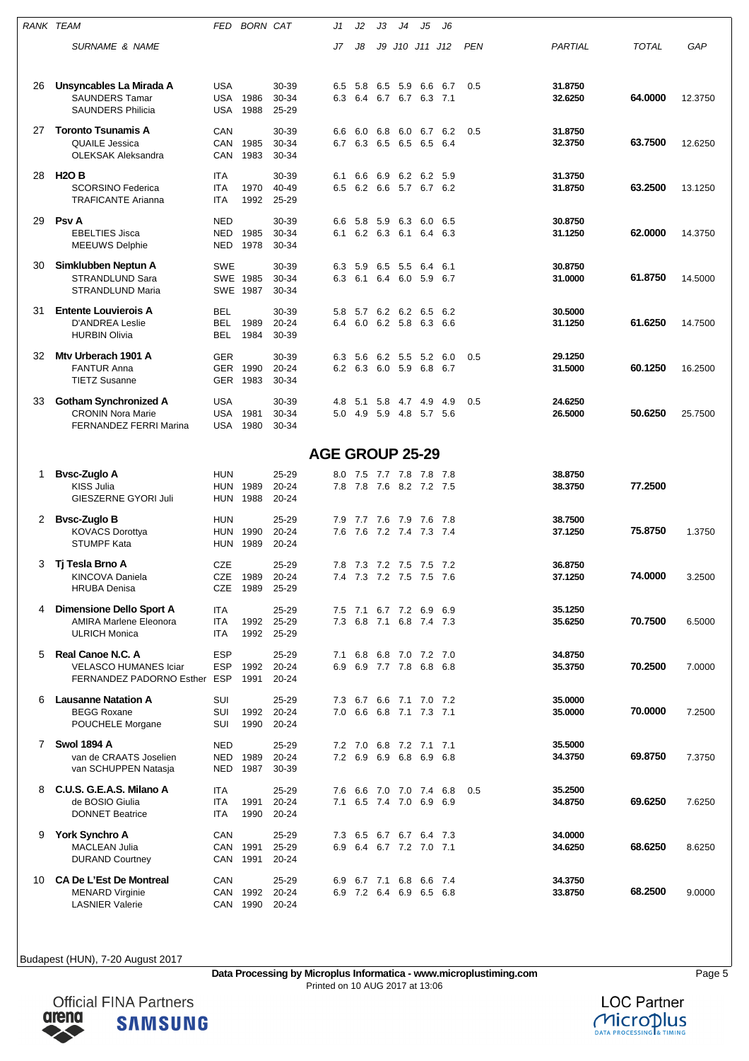| RANK | TEAM / SURNAME & NAME | FED | BORN | CAT | J1 / J7 | J2 / J8 | J3 / J9 | J4 / J10 | J5 / J11 | J6 / J12 | PEN | PARTIAL | TOTAL | GAP |
|---|---|---|---|---|---|---|---|---|---|---|---|---|---|---|
| 26 | **Unsyncables La Mirada A** | USA | | 30-39 | 6.5 | 5.8 | 6.5 | 5.9 | 6.6 | 6.7 | 0.5 | 31.8750 | | |
| | SAUNDERS Tamar | USA | 1986 | 30-34 | 6.3 | 6.4 | 6.7 | 6.7 | 6.3 | 7.1 | | 32.6250 | 64.0000 | 12.3750 |
| | SAUNDERS Philicia | USA | 1988 | 25-29 | | | | | | | | | | |
| 27 | **Toronto Tsunamis A** | CAN | | 30-39 | 6.6 | 6.0 | 6.8 | 6.0 | 6.7 | 6.2 | 0.5 | 31.8750 | | |
| | QUAILE Jessica | CAN | 1985 | 30-34 | 6.7 | 6.3 | 6.5 | 6.5 | 6.5 | 6.4 | | 32.3750 | 63.7500 | 12.6250 |
| | OLEKSAK Aleksandra | CAN | 1983 | 30-34 | | | | | | | | | | |
| 28 | **H2O B** | ITA | | 30-39 | 6.1 | 6.6 | 6.9 | 6.2 | 6.2 | 5.9 | | 31.3750 | | |
| | SCORSINO Federica | ITA | 1970 | 40-49 | 6.5 | 6.2 | 6.6 | 5.7 | 6.7 | 6.2 | | 31.8750 | 63.2500 | 13.1250 |
| | TRAFICANTE Arianna | ITA | 1992 | 25-29 | | | | | | | | | | |
| 29 | **Psv A** | NED | | 30-39 | 6.6 | 5.8 | 5.9 | 6.3 | 6.0 | 6.5 | | 30.8750 | | |
| | EBELTIES Jisca | NED | 1985 | 30-34 | 6.1 | 6.2 | 6.3 | 6.1 | 6.4 | 6.3 | | 31.1250 | 62.0000 | 14.3750 |
| | MEEUWS Delphie | NED | 1978 | 30-34 | | | | | | | | | | |
| 30 | **Simklubben Neptun A** | SWE | | 30-39 | 6.3 | 5.9 | 6.5 | 5.5 | 6.4 | 6.1 | | 30.8750 | | |
| | STRANDLUND Sara | SWE | 1985 | 30-34 | 6.3 | 6.1 | 6.4 | 6.0 | 5.9 | 6.7 | | 31.0000 | 61.8750 | 14.5000 |
| | STRANDLUND Maria | SWE | 1987 | 30-34 | | | | | | | | | | |
| 31 | **Entente Louvierois A** | BEL | | 30-39 | 5.8 | 5.7 | 6.2 | 6.2 | 6.5 | 6.2 | | 30.5000 | | |
| | D'ANDREA Leslie | BEL | 1989 | 20-24 | 6.4 | 6.0 | 6.2 | 5.8 | 6.3 | 6.6 | | 31.1250 | 61.6250 | 14.7500 |
| | HURBIN Olivia | BEL | 1984 | 30-39 | | | | | | | | | | |
| 32 | **Mtv Urberach 1901 A** | GER | | 30-39 | 6.3 | 5.6 | 6.2 | 5.5 | 5.2 | 6.0 | 0.5 | 29.1250 | | |
| | FANTUR Anna | GER | 1990 | 20-24 | 6.2 | 6.3 | 6.0 | 5.9 | 6.8 | 6.7 | | 31.5000 | 60.1250 | 16.2500 |
| | TIETZ Susanne | GER | 1983 | 30-34 | | | | | | | | | | |
| 33 | **Gotham Synchronized A** | USA | | 30-39 | 4.8 | 5.1 | 5.8 | 4.7 | 4.9 | 4.9 | 0.5 | 24.6250 | | |
| | CRONIN Nora Marie | USA | 1981 | 30-34 | 5.0 | 4.9 | 5.9 | 4.8 | 5.7 | 5.6 | | 26.5000 | 50.6250 | 25.7500 |
| | FERNANDEZ FERRI Marina | USA | 1980 | 30-34 | | | | | | | | | | |

## AGE GROUP 25-29

| RANK | TEAM / SURNAME & NAME | FED | BORN | CAT | J1 / J7 | J2 / J8 | J3 / J9 | J4 / J10 | J5 / J11 | J6 / J12 | PEN | PARTIAL | TOTAL | GAP |
|---|---|---|---|---|---|---|---|---|---|---|---|---|---|---|
| 1 | **Bvsc-Zuglo A** | HUN | | 25-29 | 8.0 | 7.5 | 7.7 | 7.8 | 7.8 | 7.8 | | 38.8750 | | |
| | KISS Julia | HUN | 1989 | 20-24 | 7.8 | 7.8 | 7.6 | 8.2 | 7.2 | 7.5 | | 38.3750 | 77.2500 | |
| | GIESZERNE GYORI Juli | HUN | 1988 | 20-24 | | | | | | | | | | |
| 2 | **Bvsc-Zuglo B** | HUN | | 25-29 | 7.9 | 7.7 | 7.6 | 7.9 | 7.6 | 7.8 | | 38.7500 | | |
| | KOVACS Dorottya | HUN | 1990 | 20-24 | 7.6 | 7.6 | 7.2 | 7.4 | 7.3 | 7.4 | | 37.1250 | 75.8750 | 1.3750 |
| | STUMPF Kata | HUN | 1989 | 20-24 | | | | | | | | | | |
| 3 | **Tj Tesla Brno A** | CZE | | 25-29 | 7.8 | 7.3 | 7.2 | 7.5 | 7.5 | 7.2 | | 36.8750 | | |
| | KINCOVA Daniela | CZE | 1989 | 20-24 | 7.4 | 7.3 | 7.2 | 7.5 | 7.5 | 7.6 | | 37.1250 | 74.0000 | 3.2500 |
| | HRUBA Denisa | CZE | 1989 | 25-29 | | | | | | | | | | |
| 4 | **Dimensione Dello Sport A** | ITA | | 25-29 | 7.5 | 7.1 | 6.7 | 7.2 | 6.9 | 6.9 | | 35.1250 | | |
| | AMIRA Marlene Eleonora | ITA | 1992 | 25-29 | 7.3 | 6.8 | 7.1 | 6.8 | 7.4 | 7.3 | | 35.6250 | 70.7500 | 6.5000 |
| | ULRICH Monica | ITA | 1992 | 25-29 | | | | | | | | | | |
| 5 | **Real Canoe N.C. A** | ESP | | 25-29 | 7.1 | 6.8 | 6.8 | 7.0 | 7.2 | 7.0 | | 34.8750 | | |
| | VELASCO HUMANES Iciar | ESP | 1992 | 20-24 | 6.9 | 6.9 | 7.7 | 7.8 | 6.8 | 6.8 | | 35.3750 | 70.2500 | 7.0000 |
| | FERNANDEZ PADORNO Esther | ESP | 1991 | 20-24 | | | | | | | | | | |
| 6 | **Lausanne Natation A** | SUI | | 25-29 | 7.3 | 6.7 | 6.6 | 7.1 | 7.0 | 7.2 | | 35.0000 | | |
| | BEGG Roxane | SUI | 1992 | 20-24 | 7.0 | 6.6 | 6.8 | 7.1 | 7.3 | 7.1 | | 35.0000 | 70.0000 | 7.2500 |
| | POUCHELE Morgane | SUI | 1990 | 20-24 | | | | | | | | | | |
| 7 | **Swol 1894 A** | NED | | 25-29 | 7.2 | 7.0 | 6.8 | 7.2 | 7.1 | 7.1 | | 35.5000 | | |
| | van de CRAATS Joselien | NED | 1989 | 20-24 | 7.2 | 6.9 | 6.9 | 6.8 | 6.9 | 6.8 | | 34.3750 | 69.8750 | 7.3750 |
| | van SCHUPPEN Natasja | NED | 1987 | 30-39 | | | | | | | | | | |
| 8 | **C.U.S. G.E.A.S. Milano A** | ITA | | 25-29 | 7.6 | 6.6 | 7.0 | 7.0 | 7.4 | 6.8 | 0.5 | 35.2500 | | |
| | de BOSIO Giulia | ITA | 1991 | 20-24 | 7.1 | 6.5 | 7.4 | 7.0 | 6.9 | 6.9 | | 34.8750 | 69.6250 | 7.6250 |
| | DONNET Beatrice | ITA | 1990 | 20-24 | | | | | | | | | | |
| 9 | **York Synchro A** | CAN | | 25-29 | 7.3 | 6.5 | 6.7 | 6.7 | 6.4 | 7.3 | | 34.0000 | | |
| | MACLEAN Julia | CAN | 1991 | 25-29 | 6.9 | 6.4 | 6.7 | 7.2 | 7.0 | 7.1 | | 34.6250 | 68.6250 | 8.6250 |
| | DURAND Courtney | CAN | 1991 | 20-24 | | | | | | | | | | |
| 10 | **CA De L'Est De Montreal** | CAN | | 25-29 | 6.9 | 6.7 | 7.1 | 6.8 | 6.6 | 7.4 | | 34.3750 | | |
| | MENARD Virginie | CAN | 1992 | 20-24 | 6.9 | 7.2 | 6.4 | 6.9 | 6.5 | 6.8 | | 33.8750 | 68.2500 | 9.0000 |
| | LASNIER Valerie | CAN | 1990 | 20-24 | | | | | | | | | | |

Budapest (HUN), 7-20 August 2017

**Data Processing by Microplus Informatica - www.microplustiming.com**
Printed on 10 AUG 2017 at 13:06

Official FINA Partners arena SAMSUNG

LOC Partner Microplus DATA PROCESSING & TIMING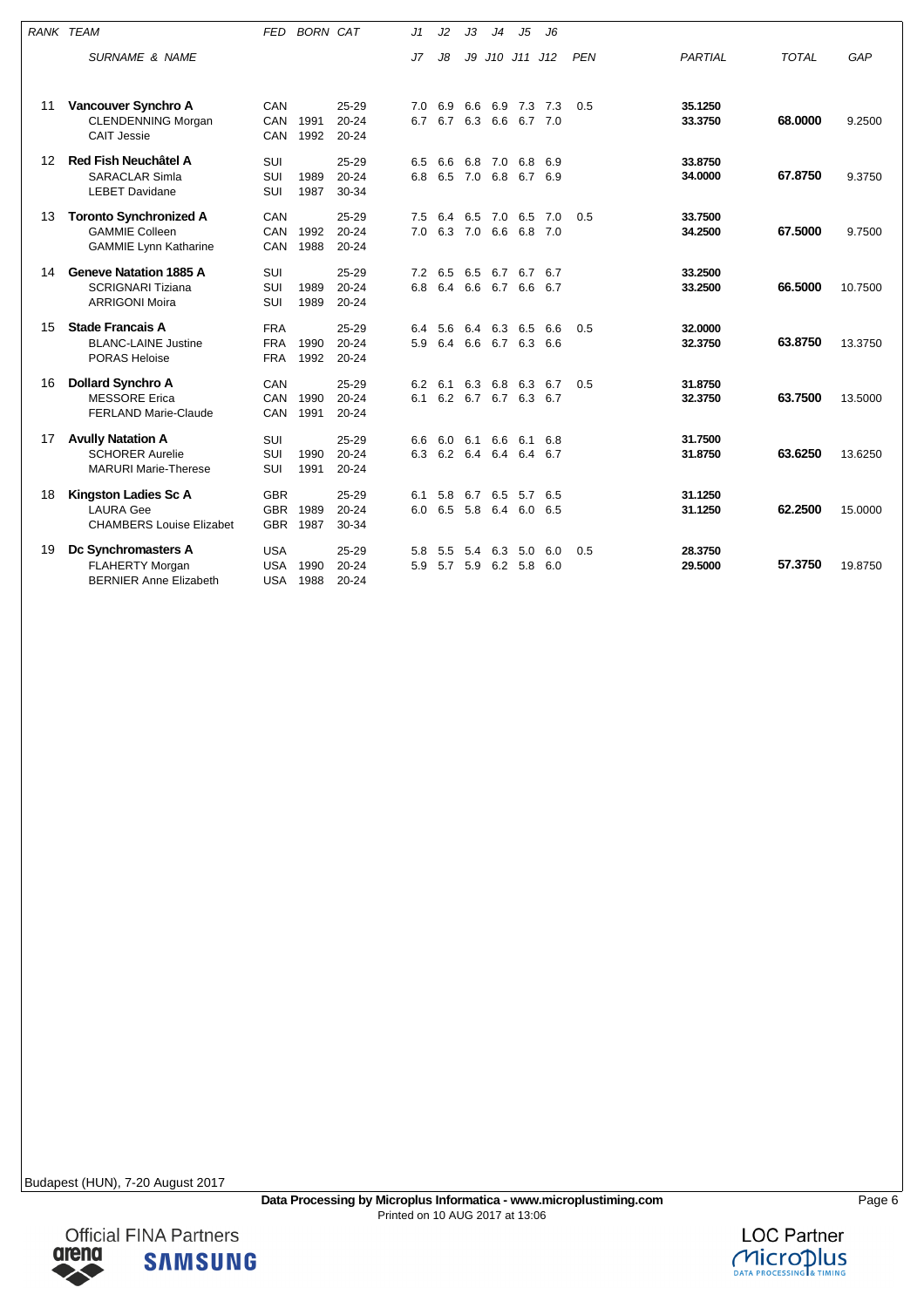| RANK | TEAM / SURNAME & NAME | FED | BORN | CAT | J1 / J7 | J2 / J8 | J3 / J9 | J4 / J10 | J5 / J11 | J6 / J12 | PEN | PARTIAL | TOTAL | GAP |
|---|---|---|---|---|---|---|---|---|---|---|---|---|---|---|
| 11 | **Vancouver Synchro A** | CAN | | 25-29 | 7.0 | 6.9 | 6.6 | 6.9 | 7.3 | 7.3 | 0.5 | **35.1250** | | |
| | CLENDENNING Morgan | CAN | 1991 | 20-24 | 6.7 | 6.7 | 6.3 | 6.6 | 6.7 | 7.0 | | **33.3750** | **68.0000** | 9.2500 |
| | CAIT Jessie | CAN | 1992 | 20-24 | | | | | | | | | | |
| 12 | **Red Fish Neuchâtel A** | SUI | | 25-29 | 6.5 | 6.6 | 6.8 | 7.0 | 6.8 | 6.9 | | **33.8750** | | |
| | SARACLAR Simla | SUI | 1989 | 20-24 | 6.8 | 6.5 | 7.0 | 6.8 | 6.7 | 6.9 | | **34.0000** | **67.8750** | 9.3750 |
| | LEBET Davidane | SUI | 1987 | 30-34 | | | | | | | | | | |
| 13 | **Toronto Synchronized A** | CAN | | 25-29 | 7.5 | 6.4 | 6.5 | 7.0 | 6.5 | 7.0 | 0.5 | **33.7500** | | |
| | GAMMIE Colleen | CAN | 1992 | 20-24 | 7.0 | 6.3 | 7.0 | 6.6 | 6.8 | 7.0 | | **34.2500** | **67.5000** | 9.7500 |
| | GAMMIE Lynn Katharine | CAN | 1988 | 20-24 | | | | | | | | | | |
| 14 | **Geneve Natation 1885 A** | SUI | | 25-29 | 7.2 | 6.5 | 6.5 | 6.7 | 6.7 | 6.7 | | **33.2500** | | |
| | SCRIGNARI Tiziana | SUI | 1989 | 20-24 | 6.8 | 6.4 | 6.6 | 6.7 | 6.6 | 6.7 | | **33.2500** | **66.5000** | 10.7500 |
| | ARRIGONI Moira | SUI | 1989 | 20-24 | | | | | | | | | | |
| 15 | **Stade Francais A** | FRA | | 25-29 | 6.4 | 5.6 | 6.4 | 6.3 | 6.5 | 6.6 | 0.5 | **32.0000** | | |
| | BLANC-LAINE Justine | FRA | 1990 | 20-24 | 5.9 | 6.4 | 6.6 | 6.7 | 6.3 | 6.6 | | **32.3750** | **63.8750** | 13.3750 |
| | PORAS Heloise | FRA | 1992 | 20-24 | | | | | | | | | | |
| 16 | **Dollard Synchro A** | CAN | | 25-29 | 6.2 | 6.1 | 6.3 | 6.8 | 6.3 | 6.7 | 0.5 | **31.8750** | | |
| | MESSORE Erica | CAN | 1990 | 20-24 | 6.1 | 6.2 | 6.7 | 6.7 | 6.3 | 6.7 | | **32.3750** | **63.7500** | 13.5000 |
| | FERLAND Marie-Claude | CAN | 1991 | 20-24 | | | | | | | | | | |
| 17 | **Avully Natation A** | SUI | | 25-29 | 6.6 | 6.0 | 6.1 | 6.6 | 6.1 | 6.8 | | **31.7500** | | |
| | SCHORER Aurelie | SUI | 1990 | 20-24 | 6.3 | 6.2 | 6.4 | 6.4 | 6.4 | 6.7 | | **31.8750** | **63.6250** | 13.6250 |
| | MARURI Marie-Therese | SUI | 1991 | 20-24 | | | | | | | | | | |
| 18 | **Kingston Ladies Sc A** | GBR | | 25-29 | 6.1 | 5.8 | 6.7 | 6.5 | 5.7 | 6.5 | | **31.1250** | | |
| | LAURA Gee | GBR | 1989 | 20-24 | 6.0 | 6.5 | 5.8 | 6.4 | 6.0 | 6.5 | | **31.1250** | **62.2500** | 15.0000 |
| | CHAMBERS Louise Elizabet | GBR | 1987 | 30-34 | | | | | | | | | | |
| 19 | **Dc Synchromasters A** | USA | | 25-29 | 5.8 | 5.5 | 5.4 | 6.3 | 5.0 | 6.0 | 0.5 | **28.3750** | | |
| | FLAHERTY Morgan | USA | 1990 | 20-24 | 5.9 | 5.7 | 5.9 | 6.2 | 5.8 | 6.0 | | **29.5000** | **57.3750** | 19.8750 |
| | BERNIER Anne Elizabeth | USA | 1988 | 20-24 | | | | | | | | | | |

Budapest (HUN), 7-20 August 2017

**Data Processing by Microplus Informatica - www.microplustiming.com**
Printed on 10 AUG 2017 at 13:06

Official FINA Partners arena SAMSUNG

LOC Partner Microplus DATA PROCESSING & TIMING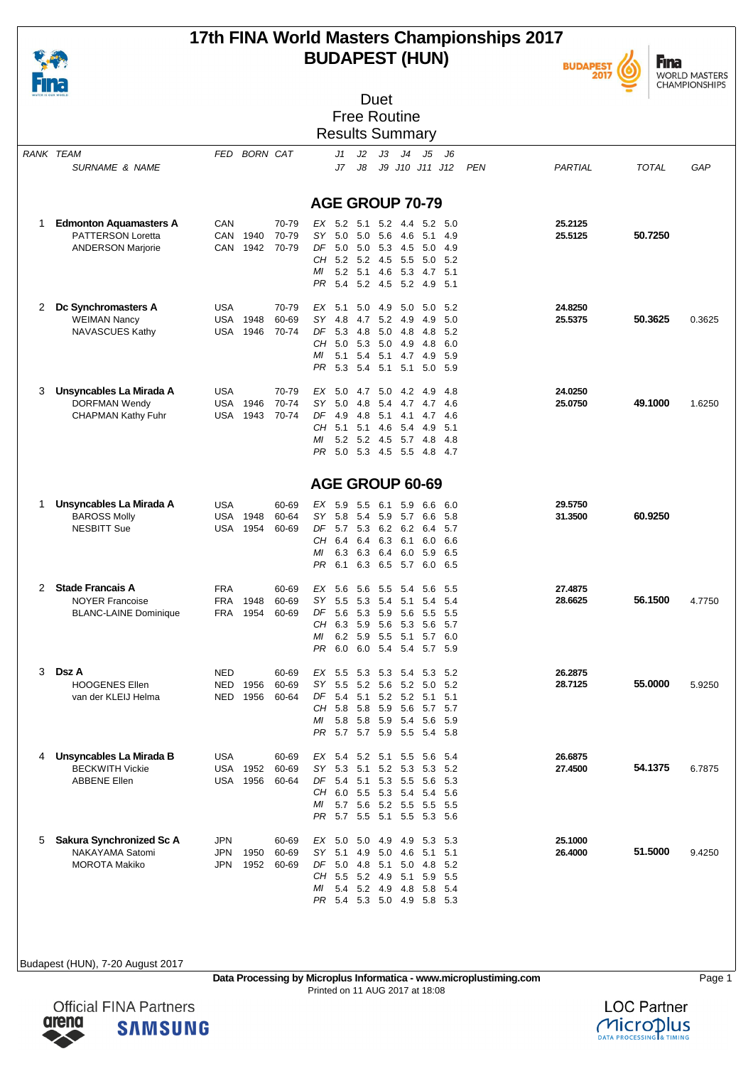# 17th FINA World Masters Championships 2017
# BUDAPEST (HUN)

## Duet
## Free Routine
## Results Summary

| RANK | TEAM / SURNAME & NAME | FED | BORN | CAT | | J1 / J7 | J2 / J8 | J3 / J9 | J4 / J10 | J5 / J11 | J6 / J12 | PEN | PARTIAL | TOTAL | GAP |
|---|---|---|---|---|---|---|---|---|---|---|---|---|---|---|---|

### AGE GROUP 70-79

| RANK | TEAM / SURNAME & NAME | FED | BORN | CAT | | J1 | J2 | J3 | J4 | J5 | J6 | PEN | PARTIAL | TOTAL | GAP |
|---|---|---|---|---|---|---|---|---|---|---|---|---|---|---|---|
| 1 | **Edmonton Aquamasters A** | CAN | | 70-79 | EX | 5.2 | 5.1 | 5.2 | 4.4 | 5.2 | 5.0 | | 25.2125 | | |
| | PATTERSON Loretta | CAN | 1940 | 70-79 | SY | 5.0 | 5.0 | 5.6 | 4.6 | 5.1 | 4.9 | | 25.5125 | 50.7250 | |
| | ANDERSON Marjorie | CAN | 1942 | 70-79 | DF | 5.0 | 5.0 | 5.3 | 4.5 | 5.0 | 4.9 | | | | |
| | | | | | CH | 5.2 | 5.2 | 4.5 | 5.5 | 5.0 | 5.2 | | | | |
| | | | | | MI | 5.2 | 5.1 | 4.6 | 5.3 | 4.7 | 5.1 | | | | |
| | | | | | PR | 5.4 | 5.2 | 4.5 | 5.2 | 4.9 | 5.1 | | | | |
| 2 | **Dc Synchromasters A** | USA | | 70-79 | EX | 5.1 | 5.0 | 4.9 | 5.0 | 5.0 | 5.2 | | 24.8250 | | |
| | WEIMAN Nancy | USA | 1948 | 60-69 | SY | 4.8 | 4.7 | 5.2 | 4.9 | 4.9 | 5.0 | | 25.5375 | 50.3625 | 0.3625 |
| | NAVASCUES Kathy | USA | 1946 | 70-74 | DF | 5.3 | 4.8 | 5.0 | 4.8 | 4.8 | 5.2 | | | | |
| | | | | | CH | 5.0 | 5.3 | 5.0 | 4.9 | 4.8 | 6.0 | | | | |
| | | | | | MI | 5.1 | 5.4 | 5.1 | 4.7 | 4.9 | 5.9 | | | | |
| | | | | | PR | 5.3 | 5.4 | 5.1 | 5.1 | 5.0 | 5.9 | | | | |
| 3 | **Unsyncables La Mirada A** | USA | | 70-79 | EX | 5.0 | 4.7 | 5.0 | 4.2 | 4.9 | 4.8 | | 24.0250 | | |
| | DORFMAN Wendy | USA | 1946 | 70-74 | SY | 5.0 | 4.8 | 5.4 | 4.7 | 4.7 | 4.6 | | 25.0750 | 49.1000 | 1.6250 |
| | CHAPMAN Kathy Fuhr | USA | 1943 | 70-74 | DF | 4.9 | 4.8 | 5.1 | 4.1 | 4.7 | 4.6 | | | | |
| | | | | | CH | 5.1 | 5.1 | 4.6 | 5.4 | 4.9 | 5.1 | | | | |
| | | | | | MI | 5.2 | 5.2 | 4.5 | 5.7 | 4.8 | 4.8 | | | | |
| | | | | | PR | 5.0 | 5.3 | 4.5 | 5.5 | 4.8 | 4.7 | | | | |

### AGE GROUP 60-69

| RANK | TEAM / SURNAME & NAME | FED | BORN | CAT | | J1 | J2 | J3 | J4 | J5 | J6 | PEN | PARTIAL | TOTAL | GAP |
|---|---|---|---|---|---|---|---|---|---|---|---|---|---|---|---|
| 1 | **Unsyncables La Mirada A** | USA | | 60-69 | EX | 5.9 | 5.5 | 6.1 | 5.9 | 6.6 | 6.0 | | 29.5750 | | |
| | BAROSS Molly | USA | 1948 | 60-64 | SY | 5.8 | 5.4 | 5.9 | 5.7 | 6.6 | 5.8 | | 31.3500 | 60.9250 | |
| | NESBITT Sue | USA | 1954 | 60-69 | DF | 5.7 | 5.3 | 6.2 | 6.2 | 6.4 | 5.7 | | | | |
| | | | | | CH | 6.4 | 6.4 | 6.3 | 6.1 | 6.0 | 6.6 | | | | |
| | | | | | MI | 6.3 | 6.3 | 6.4 | 6.0 | 5.9 | 6.5 | | | | |
| | | | | | PR | 6.1 | 6.3 | 6.5 | 5.7 | 6.0 | 6.5 | | | | |
| 2 | **Stade Francais A** | FRA | | 60-69 | EX | 5.6 | 5.6 | 5.5 | 5.4 | 5.6 | 5.5 | | 27.4875 | | |
| | NOYER Francoise | FRA | 1948 | 60-69 | SY | 5.5 | 5.3 | 5.4 | 5.1 | 5.4 | 5.4 | | 28.6625 | 56.1500 | 4.7750 |
| | BLANC-LAINE Dominique | FRA | 1954 | 60-69 | DF | 5.6 | 5.3 | 5.9 | 5.6 | 5.5 | 5.5 | | | | |
| | | | | | CH | 6.3 | 5.9 | 5.6 | 5.3 | 5.6 | 5.7 | | | | |
| | | | | | MI | 6.2 | 5.9 | 5.5 | 5.1 | 5.7 | 6.0 | | | | |
| | | | | | PR | 6.0 | 6.0 | 5.4 | 5.4 | 5.7 | 5.9 | | | | |
| 3 | **Dsz A** | NED | | 60-69 | EX | 5.5 | 5.3 | 5.3 | 5.4 | 5.3 | 5.2 | | 26.2875 | | |
| | HOOGENES Ellen | NED | 1956 | 60-69 | SY | 5.5 | 5.2 | 5.6 | 5.2 | 5.0 | 5.2 | | 28.7125 | 55.0000 | 5.9250 |
| | van der KLEIJ Helma | NED | 1956 | 60-64 | DF | 5.4 | 5.1 | 5.2 | 5.2 | 5.1 | 5.1 | | | | |
| | | | | | CH | 5.8 | 5.8 | 5.9 | 5.6 | 5.7 | 5.7 | | | | |
| | | | | | MI | 5.8 | 5.8 | 5.9 | 5.4 | 5.6 | 5.9 | | | | |
| | | | | | PR | 5.7 | 5.7 | 5.9 | 5.5 | 5.4 | 5.8 | | | | |
| 4 | **Unsyncables La Mirada B** | USA | | 60-69 | EX | 5.4 | 5.2 | 5.1 | 5.5 | 5.6 | 5.4 | | 26.6875 | | |
| | BECKWITH Vickie | USA | 1952 | 60-69 | SY | 5.3 | 5.1 | 5.2 | 5.3 | 5.3 | 5.2 | | 27.4500 | 54.1375 | 6.7875 |
| | ABBENE Ellen | USA | 1956 | 60-64 | DF | 5.4 | 5.1 | 5.3 | 5.5 | 5.6 | 5.3 | | | | |
| | | | | | CH | 6.0 | 5.5 | 5.3 | 5.4 | 5.4 | 5.6 | | | | |
| | | | | | MI | 5.7 | 5.6 | 5.2 | 5.5 | 5.5 | 5.5 | | | | |
| | | | | | PR | 5.7 | 5.5 | 5.1 | 5.5 | 5.3 | 5.6 | | | | |
| 5 | **Sakura Synchronized Sc A** | JPN | | 60-69 | EX | 5.0 | 5.0 | 4.9 | 4.9 | 5.3 | 5.3 | | 25.1000 | | |
| | NAKAYAMA Satomi | JPN | 1950 | 60-69 | SY | 5.1 | 4.9 | 5.0 | 4.6 | 5.1 | 5.1 | | 26.4000 | 51.5000 | 9.4250 |
| | MOROTA Makiko | JPN | 1952 | 60-69 | DF | 5.0 | 4.8 | 5.1 | 5.0 | 4.8 | 5.2 | | | | |
| | | | | | CH | 5.5 | 5.2 | 4.9 | 5.1 | 5.9 | 5.5 | | | | |
| | | | | | MI | 5.4 | 5.2 | 4.9 | 4.8 | 5.8 | 5.4 | | | | |
| | | | | | PR | 5.4 | 5.3 | 5.0 | 4.9 | 5.8 | 5.3 | | | | |

Budapest (HUN), 7-20 August 2017

**Data Processing by Microplus Informatica - www.microplustiming.com**
Printed on 11 AUG 2017 at 18:08

Official FINA Partners
LOC Partner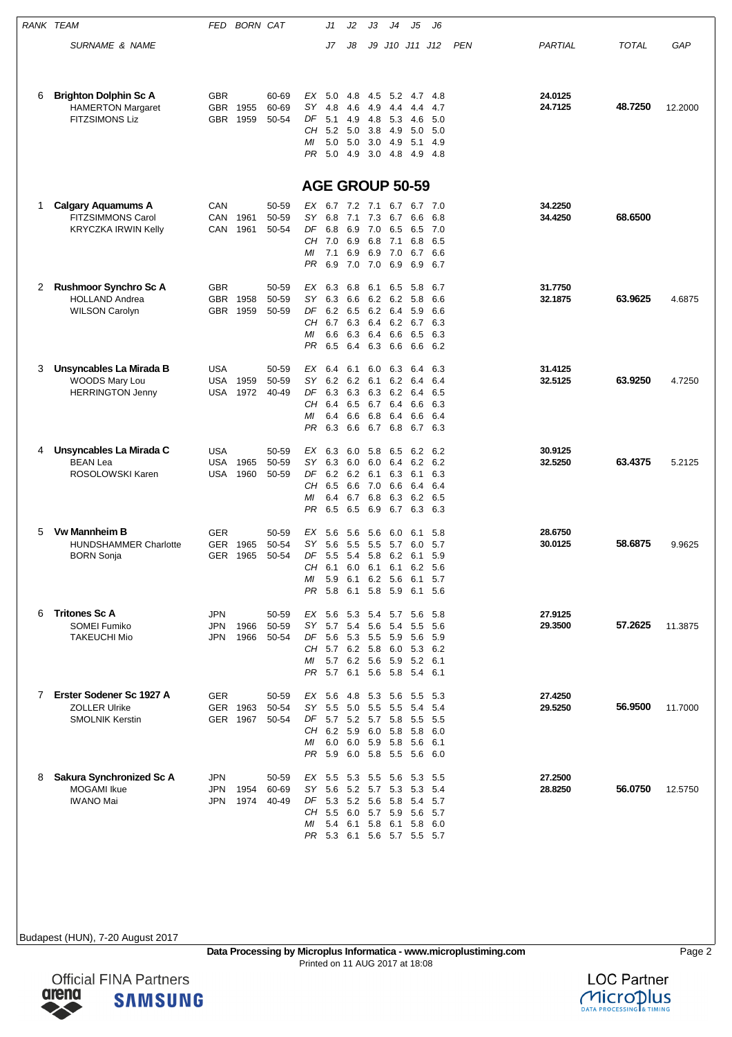| RANK | TEAM / SURNAME & NAME | FED | BORN | CAT | | J1 / J7 | J2 / J8 | J3 / J9 | J4 / J10 | J5 / J11 | J6 / J12 | PEN | PARTIAL | TOTAL | GAP |
|---|---|---|---|---|---|---|---|---|---|---|---|---|---|---|---|
| 6 | **Brighton Dolphin Sc A** | GBR | | 60-69 | EX | 5.0 | 4.8 | 4.5 | 5.2 | 4.7 | 4.8 | | **24.0125** | **48.7250** | 12.2000 |
| | HAMERTON Margaret | GBR | 1955 | 60-69 | SY | 4.8 | 4.6 | 4.9 | 4.4 | 4.4 | 4.7 | | **24.7125** | | |
| | FITZSIMONS Liz | GBR | 1959 | 50-54 | DF | 5.1 | 4.9 | 4.8 | 5.3 | 4.6 | 5.0 | | | | |
| | | | | | CH | 5.2 | 5.0 | 3.8 | 4.9 | 5.0 | 5.0 | | | | |
| | | | | | MI | 5.0 | 5.0 | 3.0 | 4.9 | 5.1 | 4.9 | | | | |
| | | | | | PR | 5.0 | 4.9 | 3.0 | 4.8 | 4.9 | 4.8 | | | | |

## AGE GROUP 50-59

| RANK | TEAM / SURNAME & NAME | FED | BORN | CAT | | J1 / J7 | J2 / J8 | J3 / J9 | J4 / J10 | J5 / J11 | J6 / J12 | PEN | PARTIAL | TOTAL | GAP |
|---|---|---|---|---|---|---|---|---|---|---|---|---|---|---|---|
| 1 | **Calgary Aquamums A** | CAN | | 50-59 | EX | 6.7 | 7.2 | 7.1 | 6.7 | 6.7 | 7.0 | | **34.2250** | **68.6500** | |
| | FITZSIMMONS Carol | CAN | 1961 | 50-59 | SY | 6.8 | 7.1 | 7.3 | 6.7 | 6.6 | 6.8 | | **34.4250** | | |
| | KRYCZKA IRWIN Kelly | CAN | 1961 | 50-54 | DF | 6.8 | 6.9 | 7.0 | 6.5 | 6.5 | 7.0 | | | | |
| | | | | | CH | 7.0 | 6.9 | 6.8 | 7.1 | 6.8 | 6.5 | | | | |
| | | | | | MI | 7.1 | 6.9 | 6.9 | 7.0 | 6.7 | 6.6 | | | | |
| | | | | | PR | 6.9 | 7.0 | 7.0 | 6.9 | 6.9 | 6.7 | | | | |
| 2 | **Rushmoor Synchro Sc A** | GBR | | 50-59 | EX | 6.3 | 6.8 | 6.1 | 6.5 | 5.8 | 6.7 | | **31.7750** | **63.9625** | 4.6875 |
| | HOLLAND Andrea | GBR | 1958 | 50-59 | SY | 6.3 | 6.6 | 6.2 | 6.2 | 5.8 | 6.6 | | **32.1875** | | |
| | WILSON Carolyn | GBR | 1959 | 50-59 | DF | 6.2 | 6.5 | 6.2 | 6.4 | 5.9 | 6.6 | | | | |
| | | | | | CH | 6.7 | 6.3 | 6.4 | 6.2 | 6.7 | 6.3 | | | | |
| | | | | | MI | 6.6 | 6.3 | 6.4 | 6.6 | 6.5 | 6.3 | | | | |
| | | | | | PR | 6.5 | 6.4 | 6.3 | 6.6 | 6.6 | 6.2 | | | | |
| 3 | **Unsyncables La Mirada B** | USA | | 50-59 | EX | 6.4 | 6.1 | 6.0 | 6.3 | 6.4 | 6.3 | | **31.4125** | **63.9250** | 4.7250 |
| | WOODS Mary Lou | USA | 1959 | 50-59 | SY | 6.2 | 6.2 | 6.1 | 6.2 | 6.4 | 6.4 | | **32.5125** | | |
| | HERRINGTON Jenny | USA | 1972 | 40-49 | DF | 6.3 | 6.3 | 6.3 | 6.2 | 6.4 | 6.5 | | | | |
| | | | | | CH | 6.4 | 6.5 | 6.7 | 6.4 | 6.6 | 6.3 | | | | |
| | | | | | MI | 6.4 | 6.6 | 6.8 | 6.4 | 6.6 | 6.4 | | | | |
| | | | | | PR | 6.3 | 6.6 | 6.7 | 6.8 | 6.7 | 6.3 | | | | |
| 4 | **Unsyncables La Mirada C** | USA | | 50-59 | EX | 6.3 | 6.0 | 5.8 | 6.5 | 6.2 | 6.2 | | **30.9125** | **63.4375** | 5.2125 |
| | BEAN Lea | USA | 1965 | 50-59 | SY | 6.3 | 6.0 | 6.0 | 6.4 | 6.2 | 6.2 | | **32.5250** | | |
| | ROSOLOWSKI Karen | USA | 1960 | 50-59 | DF | 6.2 | 6.2 | 6.1 | 6.3 | 6.1 | 6.3 | | | | |
| | | | | | CH | 6.5 | 6.6 | 7.0 | 6.6 | 6.4 | 6.4 | | | | |
| | | | | | MI | 6.4 | 6.7 | 6.8 | 6.3 | 6.2 | 6.5 | | | | |
| | | | | | PR | 6.5 | 6.5 | 6.9 | 6.7 | 6.3 | 6.3 | | | | |
| 5 | **Vw Mannheim B** | GER | | 50-59 | EX | 5.6 | 5.6 | 5.6 | 6.0 | 6.1 | 5.8 | | **28.6750** | **58.6875** | 9.9625 |
| | HUNDSHAMMER Charlotte | GER | 1965 | 50-54 | SY | 5.6 | 5.5 | 5.5 | 5.7 | 6.0 | 5.7 | | **30.0125** | | |
| | BORN Sonja | GER | 1965 | 50-54 | DF | 5.5 | 5.4 | 5.8 | 6.2 | 6.1 | 5.9 | | | | |
| | | | | | CH | 6.1 | 6.0 | 6.1 | 6.1 | 6.2 | 5.6 | | | | |
| | | | | | MI | 5.9 | 6.1 | 6.2 | 5.6 | 6.1 | 5.7 | | | | |
| | | | | | PR | 5.8 | 6.1 | 5.8 | 5.9 | 6.1 | 5.6 | | | | |
| 6 | **Tritones Sc A** | JPN | | 50-59 | EX | 5.6 | 5.3 | 5.4 | 5.7 | 5.6 | 5.8 | | **27.9125** | **57.2625** | 11.3875 |
| | SOMEI Fumiko | JPN | 1966 | 50-59 | SY | 5.7 | 5.4 | 5.6 | 5.4 | 5.5 | 5.6 | | **29.3500** | | |
| | TAKEUCHI Mio | JPN | 1966 | 50-54 | DF | 5.6 | 5.3 | 5.5 | 5.9 | 5.6 | 5.9 | | | | |
| | | | | | CH | 5.7 | 6.2 | 5.8 | 6.0 | 5.3 | 6.2 | | | | |
| | | | | | MI | 5.7 | 6.2 | 5.6 | 5.9 | 5.2 | 6.1 | | | | |
| | | | | | PR | 5.7 | 6.1 | 5.6 | 5.8 | 5.4 | 6.1 | | | | |
| 7 | **Erster Sodener Sc 1927 A** | GER | | 50-59 | EX | 5.6 | 4.8 | 5.3 | 5.6 | 5.5 | 5.3 | | **27.4250** | **56.9500** | 11.7000 |
| | ZOLLER Ulrike | GER | 1963 | 50-54 | SY | 5.5 | 5.0 | 5.5 | 5.5 | 5.4 | 5.4 | | **29.5250** | | |
| | SMOLNIK Kerstin | GER | 1967 | 50-54 | DF | 5.7 | 5.2 | 5.7 | 5.8 | 5.5 | 5.5 | | | | |
| | | | | | CH | 6.2 | 5.9 | 6.0 | 5.8 | 5.8 | 6.0 | | | | |
| | | | | | MI | 6.0 | 6.0 | 5.9 | 5.8 | 5.6 | 6.1 | | | | |
| | | | | | PR | 5.9 | 6.0 | 5.8 | 5.5 | 5.6 | 6.0 | | | | |
| 8 | **Sakura Synchronized Sc A** | JPN | | 50-59 | EX | 5.5 | 5.3 | 5.5 | 5.6 | 5.3 | 5.5 | | **27.2500** | **56.0750** | 12.5750 |
| | MOGAMI Ikue | JPN | 1954 | 60-69 | SY | 5.6 | 5.2 | 5.7 | 5.3 | 5.3 | 5.4 | | **28.8250** | | |
| | IWANO Mai | JPN | 1974 | 40-49 | DF | 5.3 | 5.2 | 5.6 | 5.8 | 5.4 | 5.7 | | | | |
| | | | | | CH | 5.5 | 6.0 | 5.7 | 5.9 | 5.6 | 5.7 | | | | |
| | | | | | MI | 5.4 | 6.1 | 5.8 | 6.1 | 5.8 | 6.0 | | | | |
| | | | | | PR | 5.3 | 6.1 | 5.6 | 5.7 | 5.5 | 5.7 | | | | |

Budapest (HUN), 7-20 August 2017

**Data Processing by Microplus Informatica - www.microplustiming.com**
Printed on 11 AUG 2017 at 18:08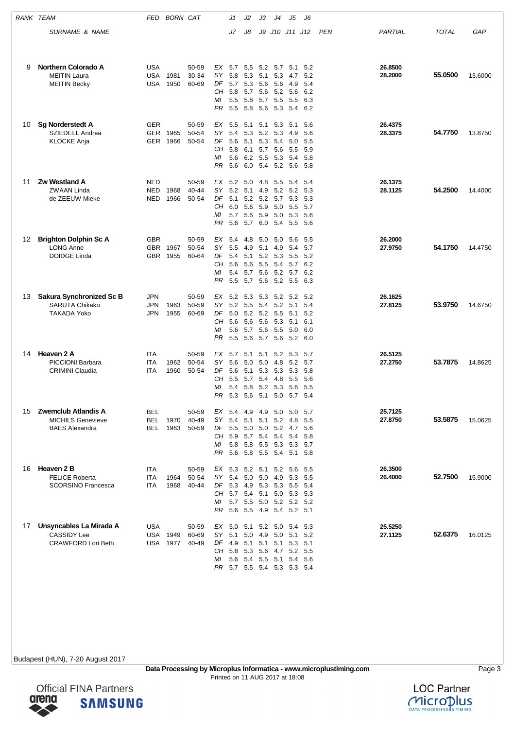| RANK | TEAM / SURNAME & NAME | FED | BORN | CAT | | J1 / J7 | J2 / J8 | J3 / J9 | J4 / J10 | J5 / J11 | J6 / J12 | PEN | PARTIAL | TOTAL | GAP |
|---|---|---|---|---|---|---|---|---|---|---|---|---|---|---|---|
| 9 | **Northern Colorado A** | USA | | 50-59 | EX | 5.7 | 5.5 | 5.2 | 5.7 | 5.1 | 5.2 | | **26.8500** | | |
| | MEITIN Laura | USA | 1981 | 30-34 | SY | 5.8 | 5.3 | 5.1 | 5.3 | 4.7 | 5.2 | | **28.2000** | **55.0500** | 13.6000 |
| | MEITIN Becky | USA | 1950 | 60-69 | DF | 5.7 | 5.3 | 5.6 | 5.6 | 4.9 | 5.4 | | | | |
| | | | | | CH | 5.8 | 5.7 | 5.6 | 5.2 | 5.6 | 6.2 | | | | |
| | | | | | MI | 5.5 | 5.8 | 5.7 | 5.5 | 5.5 | 6.3 | | | | |
| | | | | | PR | 5.5 | 5.8 | 5.6 | 5.3 | 5.4 | 6.2 | | | | |
| 10 | **Sg Norderstedt A** | GER | | 50-59 | EX | 5.5 | 5.1 | 5.1 | 5.3 | 5.1 | 5.6 | | **26.4375** | | |
| | SZIEDELL Andrea | GER | 1965 | 50-54 | SY | 5.4 | 5.3 | 5.2 | 5.3 | 4.9 | 5.6 | | **28.3375** | **54.7750** | 13.8750 |
| | KLOCKE Anja | GER | 1966 | 50-54 | DF | 5.6 | 5.1 | 5.3 | 5.4 | 5.0 | 5.5 | | | | |
| | | | | | CH | 5.8 | 6.1 | 5.7 | 5.6 | 5.5 | 5.9 | | | | |
| | | | | | MI | 5.6 | 6.2 | 5.5 | 5.3 | 5.4 | 5.8 | | | | |
| | | | | | PR | 5.6 | 6.0 | 5.4 | 5.2 | 5.6 | 5.8 | | | | |
| 11 | **Zw Westland A** | NED | | 50-59 | EX | 5.2 | 5.0 | 4.8 | 5.5 | 5.4 | 5.4 | | **26.1375** | | |
| | ZWAAN Linda | NED | 1968 | 40-44 | SY | 5.2 | 5.1 | 4.9 | 5.2 | 5.2 | 5.3 | | **28.1125** | **54.2500** | 14.4000 |
| | de ZEEUW Mieke | NED | 1966 | 50-54 | DF | 5.1 | 5.2 | 5.2 | 5.7 | 5.3 | 5.3 | | | | |
| | | | | | CH | 6.0 | 5.6 | 5.9 | 5.0 | 5.5 | 5.7 | | | | |
| | | | | | MI | 5.7 | 5.6 | 5.9 | 5.0 | 5.3 | 5.6 | | | | |
| | | | | | PR | 5.6 | 5.7 | 6.0 | 5.4 | 5.5 | 5.6 | | | | |
| 12 | **Brighton Dolphin Sc A** | GBR | | 50-59 | EX | 5.4 | 4.8 | 5.0 | 5.0 | 5.6 | 5.5 | | **26.2000** | | |
| | LONG Anne | GBR | 1967 | 50-54 | SY | 5.5 | 4.9 | 5.1 | 4.9 | 5.4 | 5.7 | | **27.9750** | **54.1750** | 14.4750 |
| | DOIDGE Linda | GBR | 1955 | 60-64 | DF | 5.4 | 5.1 | 5.2 | 5.3 | 5.5 | 5.2 | | | | |
| | | | | | CH | 5.6 | 5.6 | 5.5 | 5.4 | 5.7 | 6.2 | | | | |
| | | | | | MI | 5.4 | 5.7 | 5.6 | 5.2 | 5.7 | 6.2 | | | | |
| | | | | | PR | 5.5 | 5.7 | 5.6 | 5.2 | 5.5 | 6.3 | | | | |
| 13 | **Sakura Synchronized Sc B** | JPN | | 50-59 | EX | 5.2 | 5.3 | 5.3 | 5.2 | 5.2 | 5.2 | | **26.1625** | | |
| | SARUTA Chikako | JPN | 1963 | 50-59 | SY | 5.2 | 5.5 | 5.4 | 5.2 | 5.1 | 5.4 | | **27.8125** | **53.9750** | 14.6750 |
| | TAKADA Yoko | JPN | 1955 | 60-69 | DF | 5.0 | 5.2 | 5.2 | 5.5 | 5.1 | 5.2 | | | | |
| | | | | | CH | 5.6 | 5.6 | 5.6 | 5.3 | 5.1 | 6.1 | | | | |
| | | | | | MI | 5.6 | 5.7 | 5.6 | 5.5 | 5.0 | 6.0 | | | | |
| | | | | | PR | 5.5 | 5.6 | 5.7 | 5.6 | 5.2 | 6.0 | | | | |
| 14 | **Heaven 2 A** | ITA | | 50-59 | EX | 5.7 | 5.1 | 5.1 | 5.2 | 5.3 | 5.7 | | **26.5125** | | |
| | PICCIONI Barbara | ITA | 1962 | 50-54 | SY | 5.6 | 5.0 | 5.0 | 4.8 | 5.2 | 5.7 | | **27.2750** | **53.7875** | 14.8625 |
| | CRIMINI Claudia | ITA | 1960 | 50-54 | DF | 5.6 | 5.1 | 5.3 | 5.3 | 5.3 | 5.8 | | | | |
| | | | | | CH | 5.5 | 5.7 | 5.4 | 4.8 | 5.5 | 5.6 | | | | |
| | | | | | MI | 5.4 | 5.8 | 5.2 | 5.3 | 5.6 | 5.5 | | | | |
| | | | | | PR | 5.3 | 5.6 | 5.1 | 5.0 | 5.7 | 5.4 | | | | |
| 15 | **Zwemclub Atlandis A** | BEL | | 50-59 | EX | 5.4 | 4.9 | 4.9 | 5.0 | 5.0 | 5.7 | | **25.7125** | | |
| | MICHILS Genevieve | BEL | 1970 | 40-49 | SY | 5.4 | 5.1 | 5.1 | 5.2 | 4.8 | 5.5 | | **27.8750** | **53.5875** | 15.0625 |
| | BAES Alexandra | BEL | 1963 | 50-59 | DF | 5.5 | 5.0 | 5.0 | 5.2 | 4.7 | 5.6 | | | | |
| | | | | | CH | 5.9 | 5.7 | 5.4 | 5.4 | 5.4 | 5.8 | | | | |
| | | | | | MI | 5.8 | 5.8 | 5.5 | 5.3 | 5.3 | 5.7 | | | | |
| | | | | | PR | 5.6 | 5.8 | 5.5 | 5.4 | 5.1 | 5.8 | | | | |
| 16 | **Heaven 2 B** | ITA | | 50-59 | EX | 5.3 | 5.2 | 5.1 | 5.2 | 5.6 | 5.5 | | **26.3500** | | |
| | FELICE Roberta | ITA | 1964 | 50-54 | SY | 5.4 | 5.0 | 5.0 | 4.9 | 5.3 | 5.5 | | **26.4000** | **52.7500** | 15.9000 |
| | SCORSINO Francesca | ITA | 1968 | 40-44 | DF | 5.3 | 4.9 | 5.3 | 5.3 | 5.5 | 5.4 | | | | |
| | | | | | CH | 5.7 | 5.4 | 5.1 | 5.0 | 5.3 | 5.3 | | | | |
| | | | | | MI | 5.7 | 5.5 | 5.0 | 5.2 | 5.2 | 5.2 | | | | |
| | | | | | PR | 5.6 | 5.5 | 4.9 | 5.4 | 5.2 | 5.1 | | | | |
| 17 | **Unsyncables La Mirada A** | USA | | 50-59 | EX | 5.0 | 5.1 | 5.2 | 5.0 | 5.4 | 5.3 | | **25.5250** | | |
| | CASSIDY Lee | USA | 1949 | 60-69 | SY | 5.1 | 5.0 | 4.9 | 5.0 | 5.1 | 5.2 | | **27.1125** | **52.6375** | 16.0125 |
| | CRAWFORD Lori Beth | USA | 1977 | 40-49 | DF | 4.9 | 5.1 | 5.1 | 5.1 | 5.3 | 5.1 | | | | |
| | | | | | CH | 5.8 | 5.3 | 5.6 | 4.7 | 5.2 | 5.5 | | | | |
| | | | | | MI | 5.6 | 5.4 | 5.5 | 5.1 | 5.4 | 5.6 | | | | |
| | | | | | PR | 5.7 | 5.5 | 5.4 | 5.3 | 5.3 | 5.4 | | | | |

Budapest (HUN), 7-20 August 2017

**Data Processing by Microplus Informatica - www.microplustiming.com**
Printed on 11 AUG 2017 at 18:08

Official FINA Partners arena SAMSUNG

LOC Partner Microplus DATA PROCESSING & TIMING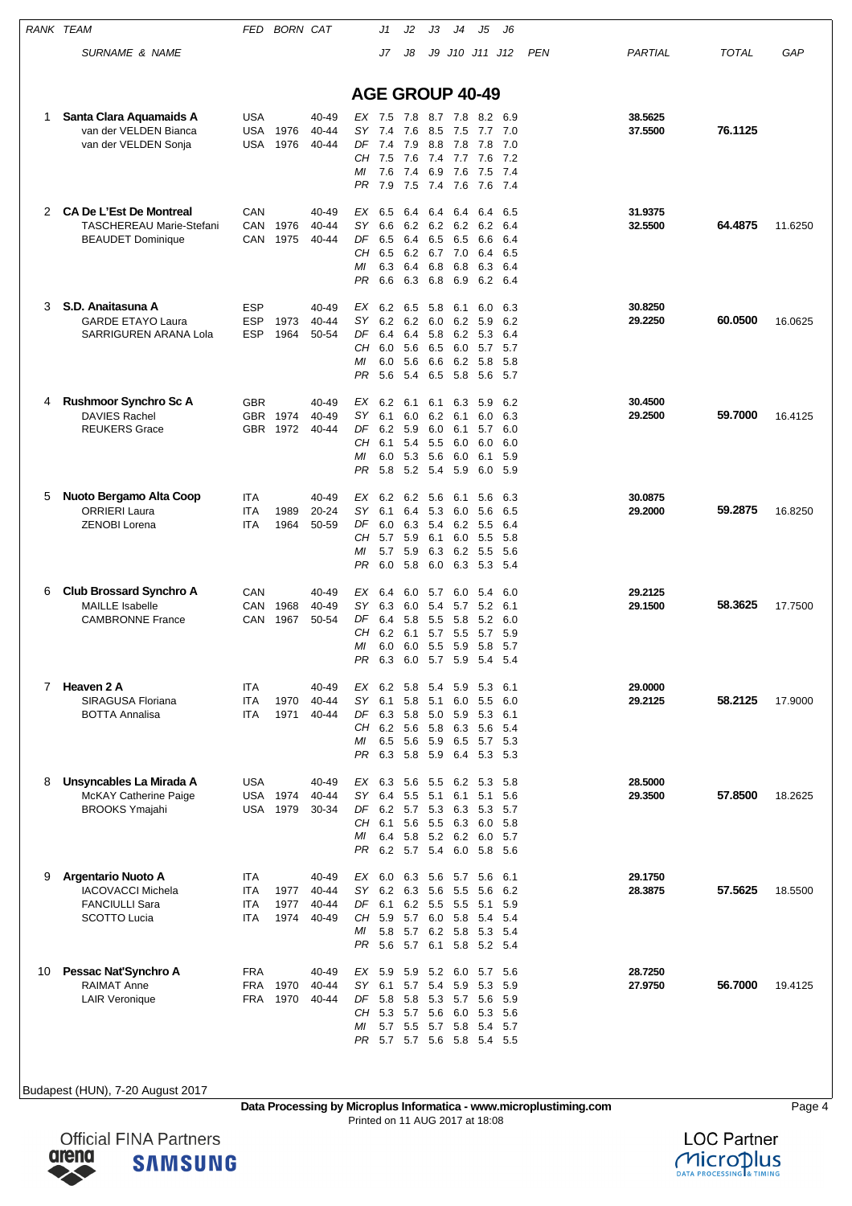## AGE GROUP 40-49

| RANK | TEAM / SURNAME & NAME | FED | BORN | CAT | | J1 / J7 | J2 / J8 | J3 / J9 | J4 / J10 | J5 / J11 | J6 / J12 | PEN | PARTIAL | TOTAL | GAP |
|---|---|---|---|---|---|---|---|---|---|---|---|---|---|---|---|
| 1 | **Santa Clara Aquamaids A** | USA | | 40-49 | EX | 7.5 | 7.8 | 8.7 | 7.8 | 8.2 | 6.9 | | 38.5625 | | |
| | van der VELDEN Bianca | USA | 1976 | 40-44 | SY | 7.4 | 7.6 | 8.5 | 7.5 | 7.7 | 7.0 | | 37.5500 | **76.1125** | |
| | van der VELDEN Sonja | USA | 1976 | 40-44 | DF | 7.4 | 7.9 | 8.8 | 7.8 | 7.8 | 7.0 | | | | |
| | | | | | CH | 7.5 | 7.6 | 7.4 | 7.7 | 7.6 | 7.2 | | | | |
| | | | | | MI | 7.6 | 7.4 | 6.9 | 7.6 | 7.5 | 7.4 | | | | |
| | | | | | PR | 7.9 | 7.5 | 7.4 | 7.6 | 7.6 | 7.4 | | | | |
| 2 | **CA De L'Est De Montreal** | CAN | | 40-49 | EX | 6.5 | 6.4 | 6.4 | 6.4 | 6.4 | 6.5 | | 31.9375 | | |
| | TASCHEREAU Marie-Stefani | CAN | 1976 | 40-44 | SY | 6.6 | 6.2 | 6.2 | 6.2 | 6.2 | 6.4 | | 32.5500 | **64.4875** | 11.6250 |
| | BEAUDET Dominique | CAN | 1975 | 40-44 | DF | 6.5 | 6.4 | 6.5 | 6.5 | 6.6 | 6.4 | | | | |
| | | | | | CH | 6.5 | 6.2 | 6.7 | 7.0 | 6.4 | 6.5 | | | | |
| | | | | | MI | 6.3 | 6.4 | 6.8 | 6.8 | 6.3 | 6.4 | | | | |
| | | | | | PR | 6.6 | 6.3 | 6.8 | 6.9 | 6.2 | 6.4 | | | | |
| 3 | **S.D. Anaitasuna A** | ESP | | 40-49 | EX | 6.2 | 6.5 | 5.8 | 6.1 | 6.0 | 6.3 | | 30.8250 | | |
| | GARDE ETAYO Laura | ESP | 1973 | 40-44 | SY | 6.2 | 6.2 | 6.0 | 6.2 | 5.9 | 6.2 | | 29.2250 | **60.0500** | 16.0625 |
| | SARRIGUREN ARANA Lola | ESP | 1964 | 50-54 | DF | 6.4 | 6.4 | 5.8 | 6.2 | 5.3 | 6.4 | | | | |
| | | | | | CH | 6.0 | 5.6 | 6.5 | 6.0 | 5.7 | 5.7 | | | | |
| | | | | | MI | 6.0 | 5.6 | 6.6 | 6.2 | 5.8 | 5.8 | | | | |
| | | | | | PR | 5.6 | 5.4 | 6.5 | 5.8 | 5.6 | 5.7 | | | | |
| 4 | **Rushmoor Synchro Sc A** | GBR | | 40-49 | EX | 6.2 | 6.1 | 6.1 | 6.3 | 5.9 | 6.2 | | 30.4500 | | |
| | DAVIES Rachel | GBR | 1974 | 40-49 | SY | 6.1 | 6.0 | 6.2 | 6.1 | 6.0 | 6.3 | | 29.2500 | **59.7000** | 16.4125 |
| | REUKERS Grace | GBR | 1972 | 40-44 | DF | 6.2 | 5.9 | 6.0 | 6.1 | 5.7 | 6.0 | | | | |
| | | | | | CH | 6.1 | 5.4 | 5.5 | 6.0 | 6.0 | 6.0 | | | | |
| | | | | | MI | 6.0 | 5.3 | 5.6 | 6.0 | 6.1 | 5.9 | | | | |
| | | | | | PR | 5.8 | 5.2 | 5.4 | 5.9 | 6.0 | 5.9 | | | | |
| 5 | **Nuoto Bergamo Alta Coop** | ITA | | 40-49 | EX | 6.2 | 6.2 | 5.6 | 6.1 | 5.6 | 6.3 | | 30.0875 | | |
| | ORRIERI Laura | ITA | 1989 | 20-24 | SY | 6.1 | 6.4 | 5.3 | 6.0 | 5.6 | 6.5 | | 29.2000 | **59.2875** | 16.8250 |
| | ZENOBI Lorena | ITA | 1964 | 50-59 | DF | 6.0 | 6.3 | 5.4 | 6.2 | 5.5 | 6.4 | | | | |
| | | | | | CH | 5.7 | 5.9 | 6.1 | 6.0 | 5.5 | 5.8 | | | | |
| | | | | | MI | 5.7 | 5.9 | 6.3 | 6.2 | 5.5 | 5.6 | | | | |
| | | | | | PR | 6.0 | 5.8 | 6.0 | 6.3 | 5.3 | 5.4 | | | | |
| 6 | **Club Brossard Synchro A** | CAN | | 40-49 | EX | 6.4 | 6.0 | 5.7 | 6.0 | 5.4 | 6.0 | | 29.2125 | | |
| | MAILLE Isabelle | CAN | 1968 | 40-49 | SY | 6.3 | 6.0 | 5.4 | 5.7 | 5.2 | 6.1 | | 29.1500 | **58.3625** | 17.7500 |
| | CAMBRONNE France | CAN | 1967 | 50-54 | DF | 6.4 | 5.8 | 5.5 | 5.8 | 5.2 | 6.0 | | | | |
| | | | | | CH | 6.2 | 6.1 | 5.7 | 5.5 | 5.7 | 5.9 | | | | |
| | | | | | MI | 6.0 | 6.0 | 5.5 | 5.9 | 5.8 | 5.7 | | | | |
| | | | | | PR | 6.3 | 6.0 | 5.7 | 5.9 | 5.4 | 5.4 | | | | |
| 7 | **Heaven 2 A** | ITA | | 40-49 | EX | 6.2 | 5.8 | 5.4 | 5.9 | 5.3 | 6.1 | | 29.0000 | | |
| | SIRAGUSA Floriana | ITA | 1970 | 40-44 | SY | 6.1 | 5.8 | 5.1 | 6.0 | 5.5 | 6.0 | | 29.2125 | **58.2125** | 17.9000 |
| | BOTTA Annalisa | ITA | 1971 | 40-44 | DF | 6.3 | 5.8 | 5.0 | 5.9 | 5.3 | 6.1 | | | | |
| | | | | | CH | 6.2 | 5.6 | 5.8 | 6.3 | 5.6 | 5.4 | | | | |
| | | | | | MI | 6.5 | 5.6 | 5.9 | 6.5 | 5.7 | 5.3 | | | | |
| | | | | | PR | 6.3 | 5.8 | 5.9 | 6.4 | 5.3 | 5.3 | | | | |
| 8 | **Unsyncables La Mirada A** | USA | | 40-49 | EX | 6.3 | 5.6 | 5.5 | 6.2 | 5.3 | 5.8 | | 28.5000 | | |
| | McKAY Catherine Paige | USA | 1974 | 40-44 | SY | 6.4 | 5.5 | 5.1 | 6.1 | 5.1 | 5.6 | | 29.3500 | **57.8500** | 18.2625 |
| | BROOKS Ymajahi | USA | 1979 | 30-34 | DF | 6.2 | 5.7 | 5.3 | 6.3 | 5.3 | 5.7 | | | | |
| | | | | | CH | 6.1 | 5.6 | 5.5 | 6.3 | 6.0 | 5.8 | | | | |
| | | | | | MI | 6.4 | 5.8 | 5.2 | 6.2 | 6.0 | 5.7 | | | | |
| | | | | | PR | 6.2 | 5.7 | 5.4 | 6.0 | 5.8 | 5.6 | | | | |
| 9 | **Argentario Nuoto A** | ITA | | 40-49 | EX | 6.0 | 6.3 | 5.6 | 5.7 | 5.6 | 6.1 | | 29.1750 | | |
| | IACOVACCI Michela | ITA | 1977 | 40-44 | SY | 6.2 | 6.3 | 5.6 | 5.5 | 5.6 | 6.2 | | 28.3875 | **57.5625** | 18.5500 |
| | FANCIULLI Sara | ITA | 1977 | 40-44 | DF | 6.1 | 6.2 | 5.5 | 5.5 | 5.1 | 5.9 | | | | |
| | SCOTTO Lucia | ITA | 1974 | 40-49 | CH | 5.9 | 5.7 | 6.0 | 5.8 | 5.4 | 5.4 | | | | |
| | | | | | MI | 5.8 | 5.7 | 6.2 | 5.8 | 5.3 | 5.4 | | | | |
| | | | | | PR | 5.6 | 5.7 | 6.1 | 5.8 | 5.2 | 5.4 | | | | |
| 10 | **Pessac Nat'Synchro A** | FRA | | 40-49 | EX | 5.9 | 5.9 | 5.2 | 6.0 | 5.7 | 5.6 | | 28.7250 | | |
| | RAIMAT Anne | FRA | 1970 | 40-44 | SY | 6.1 | 5.7 | 5.4 | 5.9 | 5.3 | 5.9 | | 27.9750 | **56.7000** | 19.4125 |
| | LAIR Veronique | FRA | 1970 | 40-44 | DF | 5.8 | 5.8 | 5.3 | 5.7 | 5.6 | 5.9 | | | | |
| | | | | | CH | 5.3 | 5.7 | 5.6 | 6.0 | 5.3 | 5.6 | | | | |
| | | | | | MI | 5.7 | 5.5 | 5.7 | 5.8 | 5.4 | 5.7 | | | | |
| | | | | | PR | 5.7 | 5.7 | 5.6 | 5.8 | 5.4 | 5.5 | | | | |

Budapest (HUN), 7-20 August 2017

**Data Processing by Microplus Informatica - www.microplustiming.com**
Printed on 11 AUG 2017 at 18:08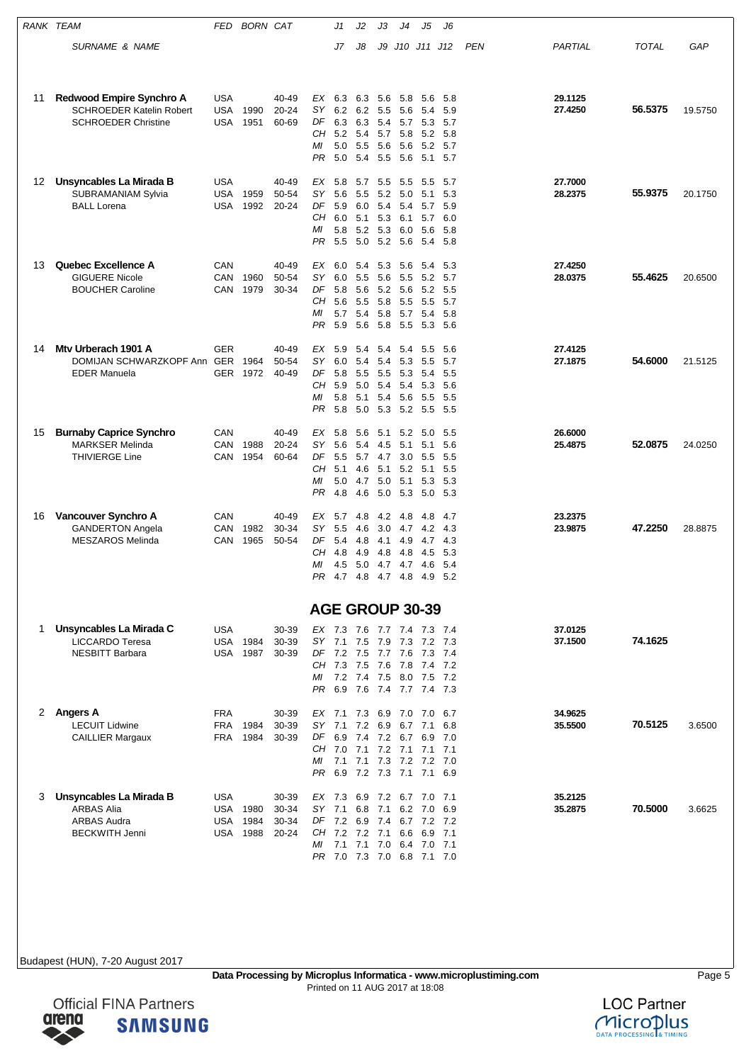| RANK | TEAM / SURNAME & NAME | FED | BORN | CAT | | J1 / J7 | J2 / J8 | J3 / J9 | J4 / J10 | J5 / J11 | J6 / J12 | PEN | PARTIAL | TOTAL | GAP |
|---|---|---|---|---|---|---|---|---|---|---|---|---|---|---|---|
| 11 | **Redwood Empire Synchro A** | USA | | 40-49 | EX | 6.3 | 6.3 | 5.6 | 5.8 | 5.6 | 5.8 | | 29.1125 | **56.5375** | 19.5750 |
| | SCHROEDER Katelin Robert | USA | 1990 | 20-24 | SY | 6.2 | 6.2 | 5.5 | 5.6 | 5.4 | 5.9 | | 27.4250 | | |
| | SCHROEDER Christine | USA | 1951 | 60-69 | DF | 6.3 | 6.3 | 5.4 | 5.7 | 5.3 | 5.7 | | | | |
| | | | | | CH | 5.2 | 5.4 | 5.7 | 5.8 | 5.2 | 5.8 | | | | |
| | | | | | MI | 5.0 | 5.5 | 5.6 | 5.6 | 5.2 | 5.7 | | | | |
| | | | | | PR | 5.0 | 5.4 | 5.5 | 5.6 | 5.1 | 5.7 | | | | |
| 12 | **Unsyncables La Mirada B** | USA | | 40-49 | EX | 5.8 | 5.7 | 5.5 | 5.5 | 5.5 | 5.7 | | 27.7000 | **55.9375** | 20.1750 |
| | SUBRAMANIAM Sylvia | USA | 1959 | 50-54 | SY | 5.6 | 5.5 | 5.2 | 5.0 | 5.1 | 5.3 | | 28.2375 | | |
| | BALL Lorena | USA | 1992 | 20-24 | DF | 5.9 | 6.0 | 5.4 | 5.4 | 5.7 | 5.9 | | | | |
| | | | | | CH | 6.0 | 5.1 | 5.3 | 6.1 | 5.7 | 6.0 | | | | |
| | | | | | MI | 5.8 | 5.2 | 5.3 | 6.0 | 5.6 | 5.8 | | | | |
| | | | | | PR | 5.5 | 5.0 | 5.2 | 5.6 | 5.4 | 5.8 | | | | |
| 13 | **Quebec Excellence A** | CAN | | 40-49 | EX | 6.0 | 5.4 | 5.3 | 5.6 | 5.4 | 5.3 | | 27.4250 | **55.4625** | 20.6500 |
| | GIGUERE Nicole | CAN | 1960 | 50-54 | SY | 6.0 | 5.5 | 5.6 | 5.5 | 5.2 | 5.7 | | 28.0375 | | |
| | BOUCHER Caroline | CAN | 1979 | 30-34 | DF | 5.8 | 5.6 | 5.2 | 5.6 | 5.2 | 5.5 | | | | |
| | | | | | CH | 5.6 | 5.5 | 5.8 | 5.5 | 5.5 | 5.7 | | | | |
| | | | | | MI | 5.7 | 5.4 | 5.8 | 5.7 | 5.4 | 5.8 | | | | |
| | | | | | PR | 5.9 | 5.6 | 5.8 | 5.5 | 5.3 | 5.6 | | | | |
| 14 | **Mtv Urberach 1901 A** | GER | | 40-49 | EX | 5.9 | 5.4 | 5.4 | 5.4 | 5.5 | 5.6 | | 27.4125 | **54.6000** | 21.5125 |
| | DOMIJAN SCHWARZKOPF Ann | GER | 1964 | 50-54 | SY | 6.0 | 5.4 | 5.4 | 5.3 | 5.5 | 5.7 | | 27.1875 | | |
| | EDER Manuela | GER | 1972 | 40-49 | DF | 5.8 | 5.5 | 5.5 | 5.3 | 5.4 | 5.5 | | | | |
| | | | | | CH | 5.9 | 5.0 | 5.4 | 5.4 | 5.3 | 5.6 | | | | |
| | | | | | MI | 5.8 | 5.1 | 5.4 | 5.6 | 5.5 | 5.5 | | | | |
| | | | | | PR | 5.8 | 5.0 | 5.3 | 5.2 | 5.5 | 5.5 | | | | |
| 15 | **Burnaby Caprice Synchro** | CAN | | 40-49 | EX | 5.8 | 5.6 | 5.1 | 5.2 | 5.0 | 5.5 | | 26.6000 | **52.0875** | 24.0250 |
| | MARKSER Melinda | CAN | 1988 | 20-24 | SY | 5.6 | 5.4 | 4.5 | 5.1 | 5.1 | 5.6 | | 25.4875 | | |
| | THIVIERGE Line | CAN | 1954 | 60-64 | DF | 5.5 | 5.7 | 4.7 | 3.0 | 5.5 | 5.5 | | | | |
| | | | | | CH | 5.1 | 4.6 | 5.1 | 5.2 | 5.1 | 5.5 | | | | |
| | | | | | MI | 5.0 | 4.7 | 5.0 | 5.1 | 5.3 | 5.3 | | | | |
| | | | | | PR | 4.8 | 4.6 | 5.0 | 5.3 | 5.0 | 5.3 | | | | |
| 16 | **Vancouver Synchro A** | CAN | | 40-49 | EX | 5.7 | 4.8 | 4.2 | 4.8 | 4.8 | 4.7 | | 23.2375 | **47.2250** | 28.8875 |
| | GANDERTON Angela | CAN | 1982 | 30-34 | SY | 5.5 | 4.6 | 3.0 | 4.7 | 4.2 | 4.3 | | 23.9875 | | |
| | MESZAROS Melinda | CAN | 1965 | 50-54 | DF | 5.4 | 4.8 | 4.1 | 4.9 | 4.7 | 4.3 | | | | |
| | | | | | CH | 4.8 | 4.9 | 4.8 | 4.8 | 4.5 | 5.3 | | | | |
| | | | | | MI | 4.5 | 5.0 | 4.7 | 4.7 | 4.6 | 5.4 | | | | |
| | | | | | PR | 4.7 | 4.8 | 4.7 | 4.8 | 4.9 | 5.2 | | | | |

## AGE GROUP 30-39

| RANK | TEAM / SURNAME & NAME | FED | BORN | CAT | | J1 / J7 | J2 / J8 | J3 / J9 | J4 / J10 | J5 / J11 | J6 / J12 | PEN | PARTIAL | TOTAL | GAP |
|---|---|---|---|---|---|---|---|---|---|---|---|---|---|---|---|
| 1 | **Unsyncables La Mirada C** | USA | | 30-39 | EX | 7.3 | 7.6 | 7.7 | 7.4 | 7.3 | 7.4 | | 37.0125 | **74.1625** | |
| | LICCARDO Teresa | USA | 1984 | 30-39 | SY | 7.1 | 7.5 | 7.9 | 7.3 | 7.2 | 7.3 | | 37.1500 | | |
| | NESBITT Barbara | USA | 1987 | 30-39 | DF | 7.2 | 7.5 | 7.7 | 7.6 | 7.3 | 7.4 | | | | |
| | | | | | CH | 7.3 | 7.5 | 7.6 | 7.8 | 7.4 | 7.2 | | | | |
| | | | | | MI | 7.2 | 7.4 | 7.5 | 8.0 | 7.5 | 7.2 | | | | |
| | | | | | PR | 6.9 | 7.6 | 7.4 | 7.7 | 7.4 | 7.3 | | | | |
| 2 | **Angers A** | FRA | | 30-39 | EX | 7.1 | 7.3 | 6.9 | 7.0 | 7.0 | 6.7 | | 34.9625 | **70.5125** | 3.6500 |
| | LECUIT Lidwine | FRA | 1984 | 30-39 | SY | 7.1 | 7.2 | 6.9 | 6.7 | 7.1 | 6.8 | | 35.5500 | | |
| | CAILLIER Margaux | FRA | 1984 | 30-39 | DF | 6.9 | 7.4 | 7.2 | 6.7 | 6.9 | 7.0 | | | | |
| | | | | | CH | 7.0 | 7.1 | 7.2 | 7.1 | 7.1 | 7.1 | | | | |
| | | | | | MI | 7.1 | 7.1 | 7.3 | 7.2 | 7.2 | 7.0 | | | | |
| | | | | | PR | 6.9 | 7.2 | 7.3 | 7.1 | 7.1 | 6.9 | | | | |
| 3 | **Unsyncables La Mirada B** | USA | | 30-39 | EX | 7.3 | 6.9 | 7.2 | 6.7 | 7.0 | 7.1 | | 35.2125 | **70.5000** | 3.6625 |
| | ARBAS Alia | USA | 1980 | 30-34 | SY | 7.1 | 6.8 | 7.1 | 6.2 | 7.0 | 6.9 | | 35.2875 | | |
| | ARBAS Audra | USA | 1984 | 30-34 | DF | 7.2 | 6.9 | 7.4 | 6.7 | 7.2 | 7.2 | | | | |
| | BECKWITH Jenni | USA | 1988 | 20-24 | CH | 7.2 | 7.2 | 7.1 | 6.6 | 6.9 | 7.1 | | | | |
| | | | | | MI | 7.1 | 7.1 | 7.0 | 6.4 | 7.0 | 7.1 | | | | |
| | | | | | PR | 7.0 | 7.3 | 7.0 | 6.8 | 7.1 | 7.0 | | | | |

Budapest (HUN), 7-20 August 2017

**Data Processing by Microplus Informatica - www.microplustiming.com**
Printed on 11 AUG 2017 at 18:08

Official FINA Partners arena SAMSUNG — LOC Partner Microplus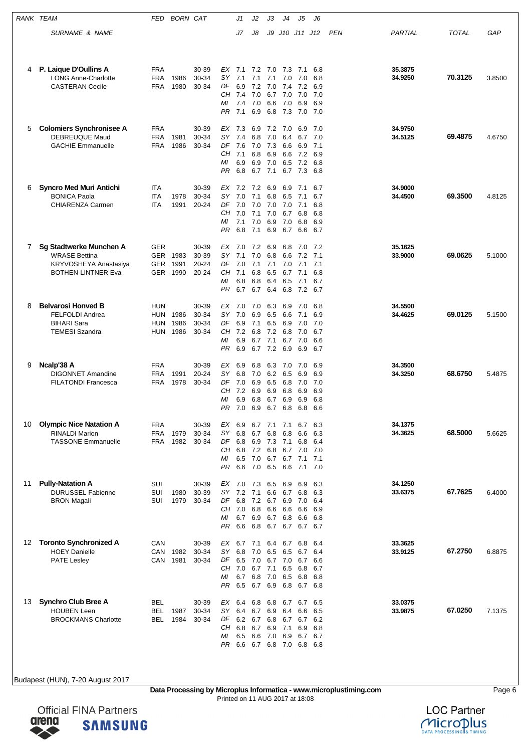| RANK | TEAM / SURNAME & NAME | FED | BORN | CAT | | J1 / J7 | J2 / J8 | J3 / J9 | J4 / J10 | J5 / J11 | J6 / J12 | PEN | PARTIAL | TOTAL | GAP |
|---|---|---|---|---|---|---|---|---|---|---|---|---|---|---|---|
| 4 | **P. Laique D'Oullins A** | FRA | | 30-39 | EX | 7.1 | 7.2 | 7.0 | 7.3 | 7.1 | 6.8 | | 35.3875 | | |
| | LONG Anne-Charlotte | FRA | 1986 | 30-34 | SY | 7.1 | 7.1 | 7.1 | 7.0 | 7.0 | 6.8 | | 34.9250 | **70.3125** | 3.8500 |
| | CASTERAN Cecile | FRA | 1980 | 30-34 | DF | 6.9 | 7.2 | 7.0 | 7.4 | 7.2 | 6.9 | | | | |
| | | | | | CH | 7.4 | 7.0 | 6.7 | 7.0 | 7.0 | 7.0 | | | | |
| | | | | | MI | 7.4 | 7.0 | 6.6 | 7.0 | 6.9 | 6.9 | | | | |
| | | | | | PR | 7.1 | 6.9 | 6.8 | 7.3 | 7.0 | 7.0 | | | | |
| 5 | **Colomiers Synchronisee A** | FRA | | 30-39 | EX | 7.3 | 6.9 | 7.2 | 7.0 | 6.9 | 7.0 | | 34.9750 | | |
| | DEBREUQUE Maud | FRA | 1981 | 30-34 | SY | 7.4 | 6.8 | 7.0 | 6.4 | 6.7 | 7.0 | | 34.5125 | **69.4875** | 4.6750 |
| | GACHIE Emmanuelle | FRA | 1986 | 30-34 | DF | 7.6 | 7.0 | 7.3 | 6.6 | 6.9 | 7.1 | | | | |
| | | | | | CH | 7.1 | 6.8 | 6.9 | 6.6 | 7.2 | 6.9 | | | | |
| | | | | | MI | 6.9 | 6.9 | 7.0 | 6.5 | 7.2 | 6.8 | | | | |
| | | | | | PR | 6.8 | 6.7 | 7.1 | 6.7 | 7.3 | 6.8 | | | | |
| 6 | **Syncro Med Muri Antichi** | ITA | | 30-39 | EX | 7.2 | 7.2 | 6.9 | 6.9 | 7.1 | 6.7 | | 34.9000 | | |
| | BONICA Paola | ITA | 1978 | 30-34 | SY | 7.0 | 7.1 | 6.8 | 6.5 | 7.1 | 6.7 | | 34.4500 | **69.3500** | 4.8125 |
| | CHIARENZA Carmen | ITA | 1991 | 20-24 | DF | 7.0 | 7.0 | 7.0 | 7.0 | 7.1 | 6.8 | | | | |
| | | | | | CH | 7.0 | 7.1 | 7.0 | 6.7 | 6.8 | 6.8 | | | | |
| | | | | | MI | 7.1 | 7.0 | 6.9 | 7.0 | 6.8 | 6.9 | | | | |
| | | | | | PR | 6.8 | 7.1 | 6.9 | 6.7 | 6.6 | 6.7 | | | | |
| 7 | **Sg Stadtwerke Munchen A** | GER | | 30-39 | EX | 7.0 | 7.2 | 6.9 | 6.8 | 7.0 | 7.2 | | 35.1625 | | |
| | WRASE Bettina | GER | 1983 | 30-39 | SY | 7.1 | 7.0 | 6.8 | 6.6 | 7.2 | 7.1 | | 33.9000 | **69.0625** | 5.1000 |
| | KRYVOSHEYA Anastasiya | GER | 1991 | 20-24 | DF | 7.0 | 7.1 | 7.1 | 7.0 | 7.1 | 7.1 | | | | |
| | BOTHEN-LINTNER Eva | GER | 1990 | 20-24 | CH | 7.1 | 6.8 | 6.5 | 6.7 | 7.1 | 6.8 | | | | |
| | | | | | MI | 6.8 | 6.8 | 6.4 | 6.5 | 7.1 | 6.7 | | | | |
| | | | | | PR | 6.7 | 6.7 | 6.4 | 6.8 | 7.2 | 6.7 | | | | |
| 8 | **Belvarosi Honved B** | HUN | | 30-39 | EX | 7.0 | 7.0 | 6.3 | 6.9 | 7.0 | 6.8 | | 34.5500 | | |
| | FELFOLDI Andrea | HUN | 1986 | 30-34 | SY | 7.0 | 6.9 | 6.5 | 6.6 | 7.1 | 6.9 | | 34.4625 | **69.0125** | 5.1500 |
| | BIHARI Sara | HUN | 1986 | 30-34 | DF | 6.9 | 7.1 | 6.5 | 6.9 | 7.0 | 7.0 | | | | |
| | TEMESI Szandra | HUN | 1986 | 30-34 | CH | 7.2 | 6.8 | 7.2 | 6.8 | 7.0 | 6.7 | | | | |
| | | | | | MI | 6.9 | 6.7 | 7.1 | 6.7 | 7.0 | 6.6 | | | | |
| | | | | | PR | 6.9 | 6.7 | 7.2 | 6.9 | 6.9 | 6.7 | | | | |
| 9 | **Ncalp'38 A** | FRA | | 30-39 | EX | 6.9 | 6.8 | 6.3 | 7.0 | 7.0 | 6.9 | | 34.3500 | | |
| | DIGONNET Amandine | FRA | 1991 | 20-24 | SY | 6.8 | 7.0 | 6.2 | 6.5 | 6.9 | 6.9 | | 34.3250 | **68.6750** | 5.4875 |
| | FILATONDI Francesca | FRA | 1978 | 30-34 | DF | 7.0 | 6.9 | 6.5 | 6.8 | 7.0 | 7.0 | | | | |
| | | | | | CH | 7.2 | 6.9 | 6.9 | 6.8 | 6.9 | 6.9 | | | | |
| | | | | | MI | 6.9 | 6.8 | 6.7 | 6.9 | 6.9 | 6.8 | | | | |
| | | | | | PR | 7.0 | 6.9 | 6.7 | 6.8 | 6.8 | 6.6 | | | | |
| 10 | **Olympic Nice Natation A** | FRA | | 30-39 | EX | 6.9 | 6.7 | 7.1 | 7.1 | 6.7 | 6.3 | | 34.1375 | | |
| | RINALDI Marion | FRA | 1979 | 30-34 | SY | 6.8 | 6.7 | 6.8 | 6.8 | 6.6 | 6.3 | | 34.3625 | **68.5000** | 5.6625 |
| | TASSONE Emmanuelle | FRA | 1982 | 30-34 | DF | 6.8 | 6.9 | 7.3 | 7.1 | 6.8 | 6.4 | | | | |
| | | | | | CH | 6.8 | 7.2 | 6.8 | 6.7 | 7.0 | 7.0 | | | | |
| | | | | | MI | 6.5 | 7.0 | 6.7 | 6.7 | 7.1 | 7.1 | | | | |
| | | | | | PR | 6.6 | 7.0 | 6.5 | 6.6 | 7.1 | 7.0 | | | | |
| 11 | **Pully-Natation A** | SUI | | 30-39 | EX | 7.0 | 7.3 | 6.5 | 6.9 | 6.9 | 6.3 | | 34.1250 | | |
| | DURUSSEL Fabienne | SUI | 1980 | 30-39 | SY | 7.2 | 7.1 | 6.6 | 6.7 | 6.8 | 6.3 | | 33.6375 | **67.7625** | 6.4000 |
| | BRON Magali | SUI | 1979 | 30-34 | DF | 6.8 | 7.2 | 6.7 | 6.9 | 7.0 | 6.4 | | | | |
| | | | | | CH | 7.0 | 6.8 | 6.6 | 6.6 | 6.6 | 6.9 | | | | |
| | | | | | MI | 6.7 | 6.9 | 6.7 | 6.8 | 6.6 | 6.8 | | | | |
| | | | | | PR | 6.6 | 6.8 | 6.7 | 6.7 | 6.7 | 6.7 | | | | |
| 12 | **Toronto Synchronized A** | CAN | | 30-39 | EX | 6.7 | 7.1 | 6.4 | 6.7 | 6.8 | 6.4 | | 33.3625 | | |
| | HOEY Danielle | CAN | 1982 | 30-34 | SY | 6.8 | 7.0 | 6.5 | 6.5 | 6.7 | 6.4 | | 33.9125 | **67.2750** | 6.8875 |
| | PATE Lesley | CAN | 1981 | 30-34 | DF | 6.5 | 7.0 | 6.7 | 7.0 | 6.7 | 6.6 | | | | |
| | | | | | CH | 7.0 | 6.7 | 7.1 | 6.5 | 6.8 | 6.7 | | | | |
| | | | | | MI | 6.7 | 6.8 | 7.0 | 6.5 | 6.8 | 6.8 | | | | |
| | | | | | PR | 6.5 | 6.7 | 6.9 | 6.8 | 6.7 | 6.8 | | | | |
| 13 | **Synchro Club Bree A** | BEL | | 30-39 | EX | 6.4 | 6.8 | 6.8 | 6.7 | 6.7 | 6.5 | | 33.0375 | | |
| | HOUBEN Leen | BEL | 1987 | 30-34 | SY | 6.4 | 6.7 | 6.9 | 6.4 | 6.6 | 6.5 | | 33.9875 | **67.0250** | 7.1375 |
| | BROCKMANS Charlotte | BEL | 1984 | 30-34 | DF | 6.2 | 6.7 | 6.8 | 6.7 | 6.7 | 6.2 | | | | |
| | | | | | CH | 6.8 | 6.7 | 6.9 | 7.1 | 6.9 | 6.8 | | | | |
| | | | | | MI | 6.5 | 6.6 | 7.0 | 6.9 | 6.7 | 6.7 | | | | |
| | | | | | PR | 6.6 | 6.7 | 6.8 | 7.0 | 6.8 | 6.8 | | | | |

Budapest (HUN), 7-20 August 2017

**Data Processing by Microplus Informatica - www.microplustiming.com**
Printed on 11 AUG 2017 at 18:08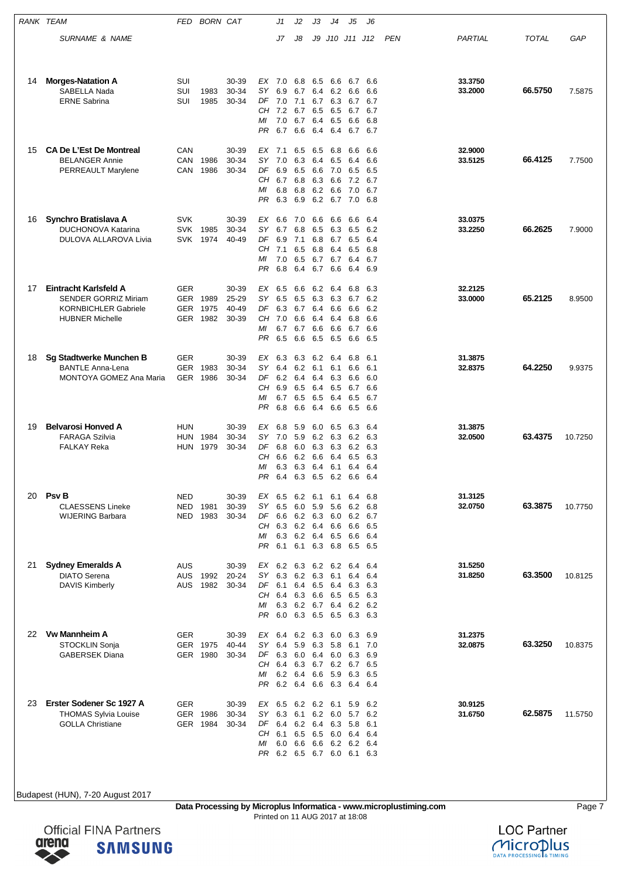| RANK | TEAM | FED | BORN | CAT | | J1 | J2 | J3 | J4 | J5 | J6 | PEN | PARTIAL | TOTAL | GAP |
|---|---|---|---|---|---|---|---|---|---|---|---|---|---|---|---|
| | SURNAME & NAME | | | | | J7 | J8 | J9 | J10 | J11 | J12 | | | | |
| 14 | **Morges-Natation A** | SUI | | 30-39 | EX | 7.0 | 6.8 | 6.5 | 6.6 | 6.7 | 6.6 | | 33.3750 | | |
| | SABELLA Nada | SUI | 1983 | 30-34 | SY | 6.9 | 6.7 | 6.4 | 6.2 | 6.6 | 6.6 | | 33.2000 | 66.5750 | 7.5875 |
| | ERNE Sabrina | SUI | 1985 | 30-34 | DF | 7.0 | 7.1 | 6.7 | 6.3 | 6.7 | 6.7 | | | | |
| | | | | | CH | 7.2 | 6.7 | 6.5 | 6.5 | 6.7 | 6.7 | | | | |
| | | | | | MI | 7.0 | 6.7 | 6.4 | 6.5 | 6.6 | 6.8 | | | | |
| | | | | | PR | 6.7 | 6.6 | 6.4 | 6.4 | 6.7 | 6.7 | | | | |
| 15 | **CA De L'Est De Montreal** | CAN | | 30-39 | EX | 7.1 | 6.5 | 6.5 | 6.8 | 6.6 | 6.6 | | 32.9000 | | |
| | BELANGER Annie | CAN | 1986 | 30-34 | SY | 7.0 | 6.3 | 6.4 | 6.5 | 6.4 | 6.6 | | 33.5125 | 66.4125 | 7.7500 |
| | PERREAULT Marylene | CAN | 1986 | 30-34 | DF | 6.9 | 6.5 | 6.6 | 7.0 | 6.5 | 6.5 | | | | |
| | | | | | CH | 6.7 | 6.8 | 6.3 | 6.6 | 7.2 | 6.7 | | | | |
| | | | | | MI | 6.8 | 6.8 | 6.2 | 6.6 | 7.0 | 6.7 | | | | |
| | | | | | PR | 6.3 | 6.9 | 6.2 | 6.7 | 7.0 | 6.8 | | | | |
| 16 | **Synchro Bratislava A** | SVK | | 30-39 | EX | 6.6 | 7.0 | 6.6 | 6.6 | 6.6 | 6.4 | | 33.0375 | | |
| | DUCHONOVA Katarina | SVK | 1985 | 30-34 | SY | 6.7 | 6.8 | 6.5 | 6.3 | 6.5 | 6.2 | | 33.2250 | 66.2625 | 7.9000 |
| | DULOVA ALLAROVA Livia | SVK | 1974 | 40-49 | DF | 6.9 | 7.1 | 6.8 | 6.7 | 6.5 | 6.4 | | | | |
| | | | | | CH | 7.1 | 6.5 | 6.8 | 6.4 | 6.5 | 6.8 | | | | |
| | | | | | MI | 7.0 | 6.5 | 6.7 | 6.7 | 6.4 | 6.7 | | | | |
| | | | | | PR | 6.8 | 6.4 | 6.7 | 6.6 | 6.4 | 6.9 | | | | |
| 17 | **Eintracht Karlsfeld A** | GER | | 30-39 | EX | 6.5 | 6.6 | 6.2 | 6.4 | 6.8 | 6.3 | | 32.2125 | | |
| | SENDER GORRIZ Miriam | GER | 1989 | 25-29 | SY | 6.5 | 6.5 | 6.3 | 6.3 | 6.7 | 6.2 | | 33.0000 | 65.2125 | 8.9500 |
| | KORNBICHLER Gabriele | GER | 1975 | 40-49 | DF | 6.3 | 6.7 | 6.4 | 6.6 | 6.6 | 6.2 | | | | |
| | HUBNER Michelle | GER | 1982 | 30-39 | CH | 7.0 | 6.6 | 6.4 | 6.4 | 6.8 | 6.6 | | | | |
| | | | | | MI | 6.7 | 6.7 | 6.6 | 6.6 | 6.7 | 6.6 | | | | |
| | | | | | PR | 6.5 | 6.6 | 6.5 | 6.5 | 6.6 | 6.5 | | | | |
| 18 | **Sg Stadtwerke Munchen B** | GER | | 30-39 | EX | 6.3 | 6.3 | 6.2 | 6.4 | 6.8 | 6.1 | | 31.3875 | | |
| | BANTLE Anna-Lena | GER | 1983 | 30-34 | SY | 6.4 | 6.2 | 6.1 | 6.1 | 6.6 | 6.1 | | 32.8375 | 64.2250 | 9.9375 |
| | MONTOYA GOMEZ Ana Maria | GER | 1986 | 30-34 | DF | 6.2 | 6.4 | 6.4 | 6.3 | 6.6 | 6.0 | | | | |
| | | | | | CH | 6.9 | 6.5 | 6.4 | 6.5 | 6.7 | 6.6 | | | | |
| | | | | | MI | 6.7 | 6.5 | 6.5 | 6.4 | 6.5 | 6.7 | | | | |
| | | | | | PR | 6.8 | 6.6 | 6.4 | 6.6 | 6.5 | 6.6 | | | | |
| 19 | **Belvarosi Honved A** | HUN | | 30-39 | EX | 6.8 | 5.9 | 6.0 | 6.5 | 6.3 | 6.4 | | 31.3875 | | |
| | FARAGA Szilvia | HUN | 1984 | 30-34 | SY | 7.0 | 5.9 | 6.2 | 6.3 | 6.2 | 6.3 | | 32.0500 | 63.4375 | 10.7250 |
| | FALKAY Reka | HUN | 1979 | 30-34 | DF | 6.8 | 6.0 | 6.3 | 6.3 | 6.2 | 6.3 | | | | |
| | | | | | CH | 6.6 | 6.2 | 6.6 | 6.4 | 6.5 | 6.3 | | | | |
| | | | | | MI | 6.3 | 6.3 | 6.4 | 6.1 | 6.4 | 6.4 | | | | |
| | | | | | PR | 6.4 | 6.3 | 6.5 | 6.2 | 6.6 | 6.4 | | | | |
| 20 | **Psv B** | NED | | 30-39 | EX | 6.5 | 6.2 | 6.1 | 6.1 | 6.4 | 6.8 | | 31.3125 | | |
| | CLAESSENS Lineke | NED | 1981 | 30-39 | SY | 6.5 | 6.0 | 5.9 | 5.6 | 6.2 | 6.8 | | 32.0750 | 63.3875 | 10.7750 |
| | WIJERING Barbara | NED | 1983 | 30-34 | DF | 6.6 | 6.2 | 6.3 | 6.0 | 6.2 | 6.7 | | | | |
| | | | | | CH | 6.3 | 6.2 | 6.4 | 6.6 | 6.6 | 6.5 | | | | |
| | | | | | MI | 6.3 | 6.2 | 6.4 | 6.5 | 6.6 | 6.4 | | | | |
| | | | | | PR | 6.1 | 6.1 | 6.3 | 6.8 | 6.5 | 6.5 | | | | |
| 21 | **Sydney Emeralds A** | AUS | | 30-39 | EX | 6.2 | 6.3 | 6.2 | 6.2 | 6.4 | 6.4 | | 31.5250 | | |
| | DIATO Serena | AUS | 1992 | 20-24 | SY | 6.3 | 6.2 | 6.3 | 6.1 | 6.4 | 6.4 | | 31.8250 | 63.3500 | 10.8125 |
| | DAVIS Kimberly | AUS | 1982 | 30-34 | DF | 6.1 | 6.4 | 6.5 | 6.4 | 6.3 | 6.3 | | | | |
| | | | | | CH | 6.4 | 6.3 | 6.6 | 6.5 | 6.5 | 6.3 | | | | |
| | | | | | MI | 6.3 | 6.2 | 6.7 | 6.4 | 6.2 | 6.2 | | | | |
| | | | | | PR | 6.0 | 6.3 | 6.5 | 6.5 | 6.3 | 6.3 | | | | |
| 22 | **Vw Mannheim A** | GER | | 30-39 | EX | 6.4 | 6.2 | 6.3 | 6.0 | 6.3 | 6.9 | | 31.2375 | | |
| | STOCKLIN Sonja | GER | 1975 | 40-44 | SY | 6.4 | 5.9 | 6.3 | 5.8 | 6.1 | 7.0 | | 32.0875 | 63.3250 | 10.8375 |
| | GABERSEK Diana | GER | 1980 | 30-34 | DF | 6.3 | 6.0 | 6.4 | 6.0 | 6.3 | 6.9 | | | | |
| | | | | | CH | 6.4 | 6.3 | 6.7 | 6.2 | 6.7 | 6.5 | | | | |
| | | | | | MI | 6.2 | 6.4 | 6.6 | 5.9 | 6.3 | 6.5 | | | | |
| | | | | | PR | 6.2 | 6.4 | 6.6 | 6.3 | 6.4 | 6.4 | | | | |
| 23 | **Erster Sodener Sc 1927 A** | GER | | 30-39 | EX | 6.5 | 6.2 | 6.2 | 6.1 | 5.9 | 6.2 | | 30.9125 | | |
| | THOMAS Sylvia Louise | GER | 1986 | 30-34 | SY | 6.3 | 6.1 | 6.2 | 6.0 | 5.7 | 6.2 | | 31.6750 | 62.5875 | 11.5750 |
| | GOLLA Christiane | GER | 1984 | 30-34 | DF | 6.4 | 6.2 | 6.4 | 6.3 | 5.8 | 6.1 | | | | |
| | | | | | CH | 6.1 | 6.5 | 6.5 | 6.0 | 6.4 | 6.4 | | | | |
| | | | | | MI | 6.0 | 6.6 | 6.6 | 6.2 | 6.2 | 6.4 | | | | |
| | | | | | PR | 6.2 | 6.5 | 6.7 | 6.0 | 6.1 | 6.3 | | | | |

Budapest (HUN), 7-20 August 2017

**Data Processing by Microplus Informatica - www.microplustiming.com**
Printed on 11 AUG 2017 at 18:08

Official FINA Partners arena SAMSUNG

LOC Partner Microplus DATA PROCESSING & TIMING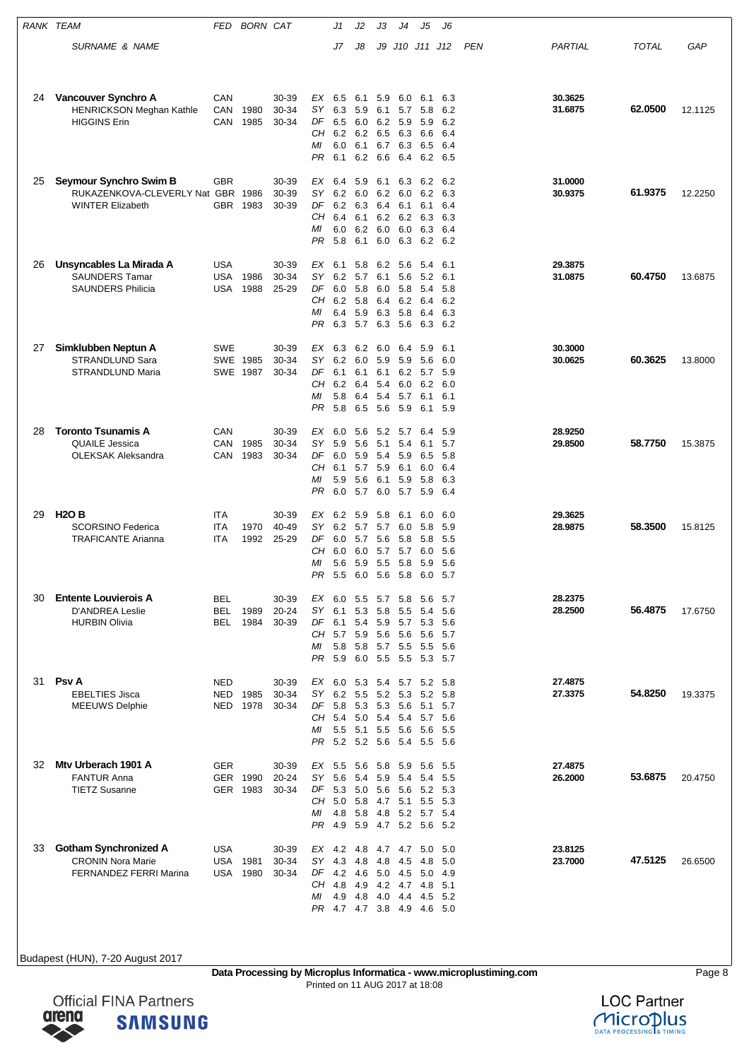| RANK | TEAM | FED | BORN | CAT | | J1 | J2 | J3 | J4 | J5 | J6 | | | |
|---|---|---|---|---|---|---|---|---|---|---|---|---|---|---|
| | SURNAME & NAME | | | | | J7 | J8 | J9 | J10 | J11 | J12 | PEN | PARTIAL | TOTAL | GAP |
| 24 | **Vancouver Synchro A** | CAN | | 30-39 | EX | 6.5 | 6.1 | 5.9 | 6.0 | 6.1 | 6.3 | | **30.3625** | | |
| | HENRICKSON Meghan Kathle | CAN | 1980 | 30-34 | SY | 6.3 | 5.9 | 6.1 | 5.7 | 5.8 | 6.2 | | **31.6875** | **62.0500** | 12.1125 |
| | HIGGINS Erin | CAN | 1985 | 30-34 | DF | 6.5 | 6.0 | 6.2 | 5.9 | 5.9 | 6.2 | | | | |
| | | | | | CH | 6.2 | 6.2 | 6.5 | 6.3 | 6.6 | 6.4 | | | | |
| | | | | | MI | 6.0 | 6.1 | 6.7 | 6.3 | 6.5 | 6.4 | | | | |
| | | | | | PR | 6.1 | 6.2 | 6.6 | 6.4 | 6.2 | 6.5 | | | | |
| 25 | **Seymour Synchro Swim B** | GBR | | 30-39 | EX | 6.4 | 5.9 | 6.1 | 6.3 | 6.2 | 6.2 | | **31.0000** | | |
| | RUKAZENKOVA-CLEVERLY Nat | GBR | 1986 | 30-39 | SY | 6.2 | 6.0 | 6.2 | 6.0 | 6.2 | 6.3 | | **30.9375** | **61.9375** | 12.2250 |
| | WINTER Elizabeth | GBR | 1983 | 30-39 | DF | 6.2 | 6.3 | 6.4 | 6.1 | 6.1 | 6.4 | | | | |
| | | | | | CH | 6.4 | 6.1 | 6.2 | 6.2 | 6.3 | 6.3 | | | | |
| | | | | | MI | 6.0 | 6.2 | 6.0 | 6.0 | 6.3 | 6.4 | | | | |
| | | | | | PR | 5.8 | 6.1 | 6.0 | 6.3 | 6.2 | 6.2 | | | | |
| 26 | **Unsyncables La Mirada A** | USA | | 30-39 | EX | 6.1 | 5.8 | 6.2 | 5.6 | 5.4 | 6.1 | | **29.3875** | | |
| | SAUNDERS Tamar | USA | 1986 | 30-34 | SY | 6.2 | 5.7 | 6.1 | 5.6 | 5.2 | 6.1 | | **31.0875** | **60.4750** | 13.6875 |
| | SAUNDERS Philicia | USA | 1988 | 25-29 | DF | 6.0 | 5.8 | 6.0 | 5.8 | 5.4 | 5.8 | | | | |
| | | | | | CH | 6.2 | 5.8 | 6.4 | 6.2 | 6.4 | 6.2 | | | | |
| | | | | | MI | 6.4 | 5.9 | 6.3 | 5.8 | 6.4 | 6.3 | | | | |
| | | | | | PR | 6.3 | 5.7 | 6.3 | 5.6 | 6.3 | 6.2 | | | | |
| 27 | **Simklubben Neptun A** | SWE | | 30-39 | EX | 6.3 | 6.2 | 6.0 | 6.4 | 5.9 | 6.1 | | **30.3000** | | |
| | STRANDLUND Sara | SWE | 1985 | 30-34 | SY | 6.2 | 6.0 | 5.9 | 5.9 | 5.6 | 6.0 | | **30.0625** | **60.3625** | 13.8000 |
| | STRANDLUND Maria | SWE | 1987 | 30-34 | DF | 6.1 | 6.1 | 6.1 | 6.2 | 5.7 | 5.9 | | | | |
| | | | | | CH | 6.2 | 6.4 | 5.4 | 6.0 | 6.2 | 6.0 | | | | |
| | | | | | MI | 5.8 | 6.4 | 5.4 | 5.7 | 6.1 | 6.1 | | | | |
| | | | | | PR | 5.8 | 6.5 | 5.6 | 5.9 | 6.1 | 5.9 | | | | |
| 28 | **Toronto Tsunamis A** | CAN | | 30-39 | EX | 6.0 | 5.6 | 5.2 | 5.7 | 6.4 | 5.9 | | **28.9250** | | |
| | QUAILE Jessica | CAN | 1985 | 30-34 | SY | 5.9 | 5.6 | 5.1 | 5.4 | 6.1 | 5.7 | | **29.8500** | **58.7750** | 15.3875 |
| | OLEKSAK Aleksandra | CAN | 1983 | 30-34 | DF | 6.0 | 5.9 | 5.4 | 5.9 | 6.5 | 5.8 | | | | |
| | | | | | CH | 6.1 | 5.7 | 5.9 | 6.1 | 6.0 | 6.4 | | | | |
| | | | | | MI | 5.9 | 5.6 | 6.1 | 5.9 | 5.8 | 6.3 | | | | |
| | | | | | PR | 6.0 | 5.7 | 6.0 | 5.7 | 5.9 | 6.4 | | | | |
| 29 | **H2O B** | ITA | | 30-39 | EX | 6.2 | 5.9 | 5.8 | 6.1 | 6.0 | 6.0 | | **29.3625** | | |
| | SCORSINO Federica | ITA | 1970 | 40-49 | SY | 6.2 | 5.7 | 5.7 | 6.0 | 5.8 | 5.9 | | **28.9875** | **58.3500** | 15.8125 |
| | TRAFICANTE Arianna | ITA | 1992 | 25-29 | DF | 6.0 | 5.7 | 5.6 | 5.8 | 5.8 | 5.5 | | | | |
| | | | | | CH | 6.0 | 6.0 | 5.7 | 5.7 | 6.0 | 5.6 | | | | |
| | | | | | MI | 5.6 | 5.9 | 5.5 | 5.8 | 5.9 | 5.6 | | | | |
| | | | | | PR | 5.5 | 6.0 | 5.6 | 5.8 | 6.0 | 5.7 | | | | |
| 30 | **Entente Louvierois A** | BEL | | 30-39 | EX | 6.0 | 5.5 | 5.7 | 5.8 | 5.6 | 5.7 | | **28.2375** | | |
| | D'ANDREA Leslie | BEL | 1989 | 20-24 | SY | 6.1 | 5.3 | 5.8 | 5.5 | 5.4 | 5.6 | | **28.2500** | **56.4875** | 17.6750 |
| | HURBIN Olivia | BEL | 1984 | 30-39 | DF | 6.1 | 5.4 | 5.9 | 5.7 | 5.3 | 5.6 | | | | |
| | | | | | CH | 5.7 | 5.9 | 5.6 | 5.6 | 5.6 | 5.7 | | | | |
| | | | | | MI | 5.8 | 5.8 | 5.7 | 5.5 | 5.5 | 5.6 | | | | |
| | | | | | PR | 5.9 | 6.0 | 5.5 | 5.5 | 5.3 | 5.7 | | | | |
| 31 | **Psv A** | NED | | 30-39 | EX | 6.0 | 5.3 | 5.4 | 5.7 | 5.2 | 5.8 | | **27.4875** | | |
| | EBELTIES Jisca | NED | 1985 | 30-34 | SY | 6.2 | 5.5 | 5.2 | 5.3 | 5.2 | 5.8 | | **27.3375** | **54.8250** | 19.3375 |
| | MEEUWS Delphie | NED | 1978 | 30-34 | DF | 5.8 | 5.3 | 5.3 | 5.6 | 5.1 | 5.7 | | | | |
| | | | | | CH | 5.4 | 5.0 | 5.4 | 5.4 | 5.7 | 5.6 | | | | |
| | | | | | MI | 5.5 | 5.1 | 5.5 | 5.6 | 5.6 | 5.5 | | | | |
| | | | | | PR | 5.2 | 5.2 | 5.6 | 5.4 | 5.5 | 5.6 | | | | |
| 32 | **Mtv Urberach 1901 A** | GER | | 30-39 | EX | 5.5 | 5.6 | 5.8 | 5.9 | 5.6 | 5.5 | | **27.4875** | | |
| | FANTUR Anna | GER | 1990 | 20-24 | SY | 5.6 | 5.4 | 5.9 | 5.4 | 5.4 | 5.5 | | **26.2000** | **53.6875** | 20.4750 |
| | TIETZ Susanne | GER | 1983 | 30-34 | DF | 5.3 | 5.0 | 5.6 | 5.6 | 5.2 | 5.3 | | | | |
| | | | | | CH | 5.0 | 5.8 | 4.7 | 5.1 | 5.5 | 5.3 | | | | |
| | | | | | MI | 4.8 | 5.8 | 4.8 | 5.2 | 5.7 | 5.4 | | | | |
| | | | | | PR | 4.9 | 5.9 | 4.7 | 5.2 | 5.6 | 5.2 | | | | |
| 33 | **Gotham Synchronized A** | USA | | 30-39 | EX | 4.2 | 4.8 | 4.7 | 4.7 | 5.0 | 5.0 | | **23.8125** | | |
| | CRONIN Nora Marie | USA | 1981 | 30-34 | SY | 4.3 | 4.8 | 4.8 | 4.5 | 4.8 | 5.0 | | **23.7000** | **47.5125** | 26.6500 |
| | FERNANDEZ FERRI Marina | USA | 1980 | 30-34 | DF | 4.2 | 4.6 | 5.0 | 4.5 | 5.0 | 4.9 | | | | |
| | | | | | CH | 4.8 | 4.9 | 4.2 | 4.7 | 4.8 | 5.1 | | | | |
| | | | | | MI | 4.9 | 4.8 | 4.0 | 4.4 | 4.5 | 5.2 | | | | |
| | | | | | PR | 4.7 | 4.7 | 3.8 | 4.9 | 4.6 | 5.0 | | | | |

Budapest (HUN), 7-20 August 2017

**Data Processing by Microplus Informatica - www.microplustiming.com**
Printed on 11 AUG 2017 at 18:08

Official FINA Partners arena SAMSUNG

LOC Partner Microplus DATA PROCESSING & TIMING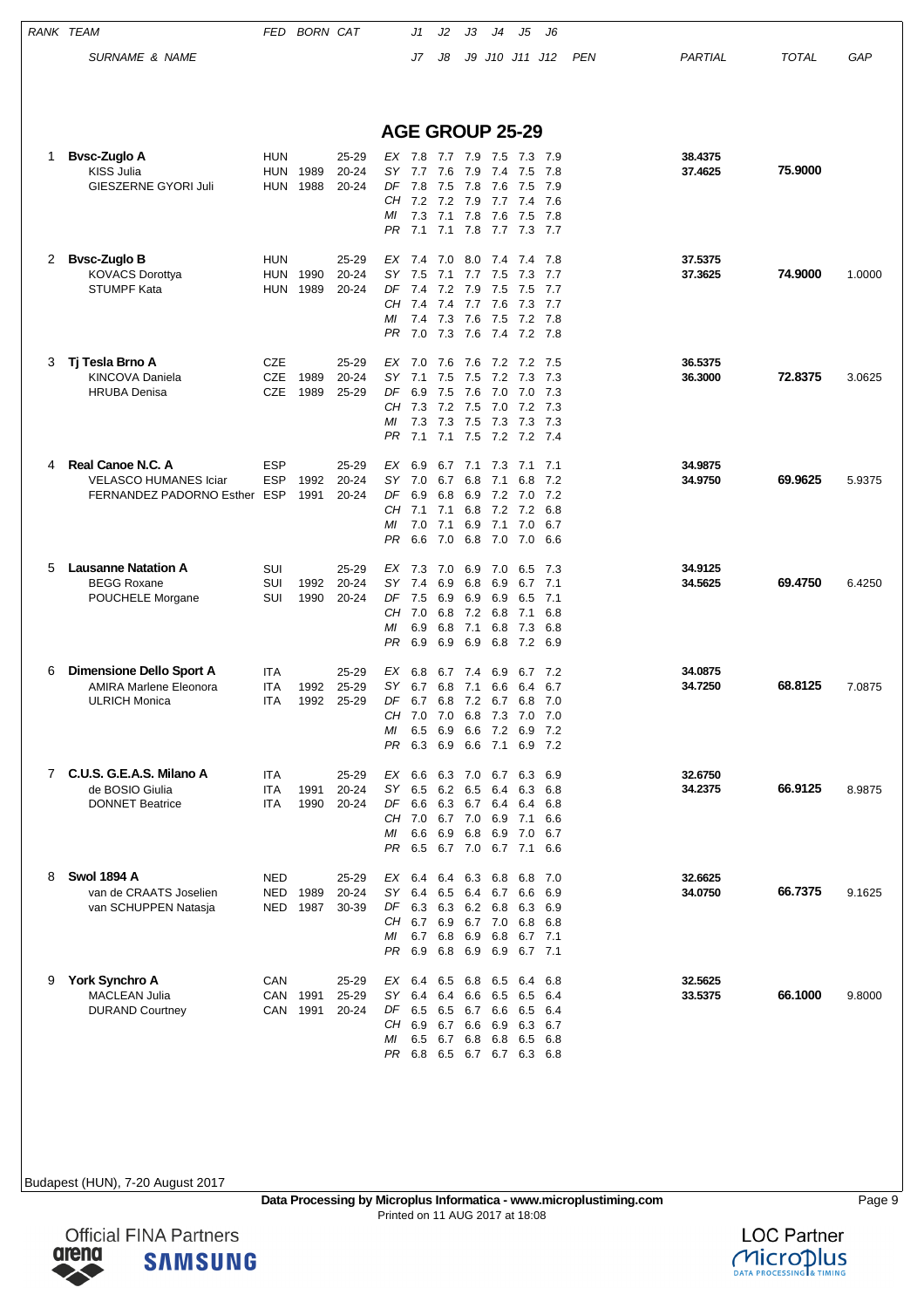## AGE GROUP 25-29

| RANK | TEAM / SURNAME & NAME | FED | BORN | CAT | | J1 / J7 | J2 / J8 | J3 / J9 | J4 / J10 | J5 / J11 | J6 / J12 | PEN | PARTIAL | TOTAL | GAP |
|---|---|---|---|---|---|---|---|---|---|---|---|---|---|---|---|
| 1 | **Bvsc-Zuglo A** | HUN | | 25-29 | EX | 7.8 | 7.7 | 7.9 | 7.5 | 7.3 | 7.9 | | 38.4375 | | |
| | KISS Julia | HUN | 1989 | 20-24 | SY | 7.7 | 7.6 | 7.9 | 7.4 | 7.5 | 7.8 | | 37.4625 | **75.9000** | |
| | GIESZERNE GYORI Juli | HUN | 1988 | 20-24 | DF | 7.8 | 7.5 | 7.8 | 7.6 | 7.5 | 7.9 | | | | |
| | | | | | CH | 7.2 | 7.2 | 7.9 | 7.7 | 7.4 | 7.6 | | | | |
| | | | | | MI | 7.3 | 7.1 | 7.8 | 7.6 | 7.5 | 7.8 | | | | |
| | | | | | PR | 7.1 | 7.1 | 7.8 | 7.7 | 7.3 | 7.7 | | | | |
| 2 | **Bvsc-Zuglo B** | HUN | | 25-29 | EX | 7.4 | 7.0 | 8.0 | 7.4 | 7.4 | 7.8 | | 37.5375 | | |
| | KOVACS Dorottya | HUN | 1990 | 20-24 | SY | 7.5 | 7.1 | 7.7 | 7.5 | 7.3 | 7.7 | | 37.3625 | **74.9000** | 1.0000 |
| | STUMPF Kata | HUN | 1989 | 20-24 | DF | 7.4 | 7.2 | 7.9 | 7.5 | 7.5 | 7.7 | | | | |
| | | | | | CH | 7.4 | 7.4 | 7.7 | 7.6 | 7.3 | 7.7 | | | | |
| | | | | | MI | 7.4 | 7.3 | 7.6 | 7.5 | 7.2 | 7.8 | | | | |
| | | | | | PR | 7.0 | 7.3 | 7.6 | 7.4 | 7.2 | 7.8 | | | | |
| 3 | **Tj Tesla Brno A** | CZE | | 25-29 | EX | 7.0 | 7.6 | 7.6 | 7.2 | 7.2 | 7.5 | | 36.5375 | | |
| | KINCOVA Daniela | CZE | 1989 | 20-24 | SY | 7.1 | 7.5 | 7.5 | 7.2 | 7.3 | 7.3 | | 36.3000 | **72.8375** | 3.0625 |
| | HRUBA Denisa | CZE | 1989 | 25-29 | DF | 6.9 | 7.5 | 7.6 | 7.0 | 7.0 | 7.3 | | | | |
| | | | | | CH | 7.3 | 7.2 | 7.5 | 7.0 | 7.2 | 7.3 | | | | |
| | | | | | MI | 7.3 | 7.3 | 7.5 | 7.3 | 7.3 | 7.3 | | | | |
| | | | | | PR | 7.1 | 7.1 | 7.5 | 7.2 | 7.2 | 7.4 | | | | |
| 4 | **Real Canoe N.C. A** | ESP | | 25-29 | EX | 6.9 | 6.7 | 7.1 | 7.3 | 7.1 | 7.1 | | 34.9875 | | |
| | VELASCO HUMANES Iciar | ESP | 1992 | 20-24 | SY | 7.0 | 6.7 | 6.8 | 7.1 | 6.8 | 7.2 | | 34.9750 | **69.9625** | 5.9375 |
| | FERNANDEZ PADORNO Esther | ESP | 1991 | 20-24 | DF | 6.9 | 6.8 | 6.9 | 7.2 | 7.0 | 7.2 | | | | |
| | | | | | CH | 7.1 | 7.1 | 6.8 | 7.2 | 7.2 | 6.8 | | | | |
| | | | | | MI | 7.0 | 7.1 | 6.9 | 7.1 | 7.0 | 6.7 | | | | |
| | | | | | PR | 6.6 | 7.0 | 6.8 | 7.0 | 7.0 | 6.6 | | | | |
| 5 | **Lausanne Natation A** | SUI | | 25-29 | EX | 7.3 | 7.0 | 6.9 | 7.0 | 6.5 | 7.3 | | 34.9125 | | |
| | BEGG Roxane | SUI | 1992 | 20-24 | SY | 7.4 | 6.9 | 6.8 | 6.9 | 6.7 | 7.1 | | 34.5625 | **69.4750** | 6.4250 |
| | POUCHELE Morgane | SUI | 1990 | 20-24 | DF | 7.5 | 6.9 | 6.9 | 6.9 | 6.5 | 7.1 | | | | |
| | | | | | CH | 7.0 | 6.8 | 7.2 | 6.8 | 7.1 | 6.8 | | | | |
| | | | | | MI | 6.9 | 6.8 | 7.1 | 6.8 | 7.3 | 6.8 | | | | |
| | | | | | PR | 6.9 | 6.9 | 6.9 | 6.8 | 7.2 | 6.9 | | | | |
| 6 | **Dimensione Dello Sport A** | ITA | | 25-29 | EX | 6.8 | 6.7 | 7.4 | 6.9 | 6.7 | 7.2 | | 34.0875 | | |
| | AMIRA Marlene Eleonora | ITA | 1992 | 25-29 | SY | 6.7 | 6.8 | 7.1 | 6.6 | 6.4 | 6.7 | | 34.7250 | **68.8125** | 7.0875 |
| | ULRICH Monica | ITA | 1992 | 25-29 | DF | 6.7 | 6.8 | 7.2 | 6.7 | 6.8 | 7.0 | | | | |
| | | | | | CH | 7.0 | 7.0 | 6.8 | 7.3 | 7.0 | 7.0 | | | | |
| | | | | | MI | 6.5 | 6.9 | 6.6 | 7.2 | 6.9 | 7.2 | | | | |
| | | | | | PR | 6.3 | 6.9 | 6.6 | 7.1 | 6.9 | 7.2 | | | | |
| 7 | **C.U.S. G.E.A.S. Milano A** | ITA | | 25-29 | EX | 6.6 | 6.3 | 7.0 | 6.7 | 6.3 | 6.9 | | 32.6750 | | |
| | de BOSIO Giulia | ITA | 1991 | 20-24 | SY | 6.5 | 6.2 | 6.5 | 6.4 | 6.3 | 6.8 | | 34.2375 | **66.9125** | 8.9875 |
| | DONNET Beatrice | ITA | 1990 | 20-24 | DF | 6.6 | 6.3 | 6.7 | 6.4 | 6.4 | 6.8 | | | | |
| | | | | | CH | 7.0 | 6.7 | 7.0 | 6.9 | 7.1 | 6.6 | | | | |
| | | | | | MI | 6.6 | 6.9 | 6.8 | 6.9 | 7.0 | 6.7 | | | | |
| | | | | | PR | 6.5 | 6.7 | 7.0 | 6.7 | 7.1 | 6.6 | | | | |
| 8 | **Swol 1894 A** | NED | | 25-29 | EX | 6.4 | 6.4 | 6.3 | 6.8 | 6.8 | 7.0 | | 32.6625 | | |
| | van de CRAATS Joselien | NED | 1989 | 20-24 | SY | 6.4 | 6.5 | 6.4 | 6.7 | 6.6 | 6.9 | | 34.0750 | **66.7375** | 9.1625 |
| | van SCHUPPEN Natasja | NED | 1987 | 30-39 | DF | 6.3 | 6.3 | 6.2 | 6.8 | 6.3 | 6.9 | | | | |
| | | | | | CH | 6.7 | 6.9 | 6.7 | 7.0 | 6.8 | 6.8 | | | | |
| | | | | | MI | 6.7 | 6.8 | 6.9 | 6.8 | 6.7 | 7.1 | | | | |
| | | | | | PR | 6.9 | 6.8 | 6.9 | 6.9 | 6.7 | 7.1 | | | | |
| 9 | **York Synchro A** | CAN | | 25-29 | EX | 6.4 | 6.5 | 6.8 | 6.5 | 6.4 | 6.8 | | 32.5625 | | |
| | MACLEAN Julia | CAN | 1991 | 25-29 | SY | 6.4 | 6.4 | 6.6 | 6.5 | 6.5 | 6.4 | | 33.5375 | **66.1000** | 9.8000 |
| | DURAND Courtney | CAN | 1991 | 20-24 | DF | 6.5 | 6.5 | 6.7 | 6.6 | 6.5 | 6.4 | | | | |
| | | | | | CH | 6.9 | 6.7 | 6.6 | 6.9 | 6.3 | 6.7 | | | | |
| | | | | | MI | 6.5 | 6.7 | 6.8 | 6.8 | 6.5 | 6.8 | | | | |
| | | | | | PR | 6.8 | 6.5 | 6.7 | 6.7 | 6.3 | 6.8 | | | | |

Budapest (HUN), 7-20 August 2017

**Data Processing by Microplus Informatica - www.microplustiming.com**
Printed on 11 AUG 2017 at 18:08

Official FINA Partners arena SAMSUNG

LOC Partner Microplus DATA PROCESSING & TIMING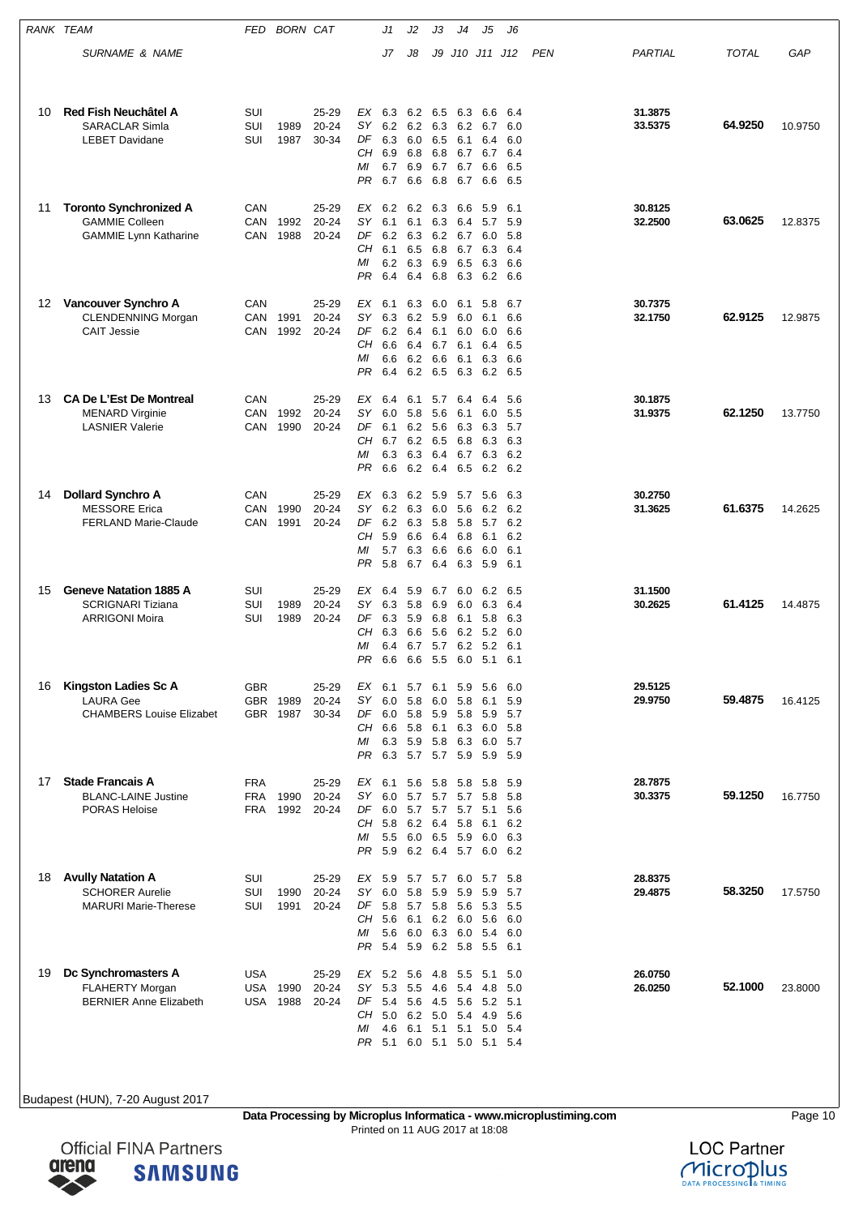| RANK | TEAM | FED | BORN | CAT | | J1 | J2 | J3 | J4 | J5 | J6 | | | |
|---|---|---|---|---|---|---|---|---|---|---|---|---|---|---|
| | SURNAME & NAME | | | | | J7 | J8 | J9 | J10 | J11 | J12 | PEN | PARTIAL | TOTAL | GAP |
| 10 | **Red Fish Neuchâtel A** | SUI | | 25-29 | EX | 6.3 | 6.2 | 6.5 | 6.3 | 6.6 | 6.4 | | 31.3875 | | |
| | SARACLAR Simla | SUI | 1989 | 20-24 | SY | 6.2 | 6.2 | 6.3 | 6.2 | 6.7 | 6.0 | | 33.5375 | **64.9250** | 10.9750 |
| | LEBET Davidane | SUI | 1987 | 30-34 | DF | 6.3 | 6.0 | 6.5 | 6.1 | 6.4 | 6.0 | | | | |
| | | | | | CH | 6.9 | 6.8 | 6.8 | 6.7 | 6.7 | 6.4 | | | | |
| | | | | | MI | 6.7 | 6.9 | 6.7 | 6.7 | 6.6 | 6.5 | | | | |
| | | | | | PR | 6.7 | 6.6 | 6.8 | 6.7 | 6.6 | 6.5 | | | | |
| 11 | **Toronto Synchronized A** | CAN | | 25-29 | EX | 6.2 | 6.2 | 6.3 | 6.6 | 5.9 | 6.1 | | 30.8125 | | |
| | GAMMIE Colleen | CAN | 1992 | 20-24 | SY | 6.1 | 6.1 | 6.3 | 6.4 | 5.7 | 5.9 | | 32.2500 | **63.0625** | 12.8375 |
| | GAMMIE Lynn Katharine | CAN | 1988 | 20-24 | DF | 6.2 | 6.3 | 6.2 | 6.7 | 6.0 | 5.8 | | | | |
| | | | | | CH | 6.1 | 6.5 | 6.8 | 6.7 | 6.3 | 6.4 | | | | |
| | | | | | MI | 6.2 | 6.3 | 6.9 | 6.5 | 6.3 | 6.6 | | | | |
| | | | | | PR | 6.4 | 6.4 | 6.8 | 6.3 | 6.2 | 6.6 | | | | |
| 12 | **Vancouver Synchro A** | CAN | | 25-29 | EX | 6.1 | 6.3 | 6.0 | 6.1 | 5.8 | 6.7 | | 30.7375 | | |
| | CLENDENNING Morgan | CAN | 1991 | 20-24 | SY | 6.3 | 6.2 | 5.9 | 6.0 | 6.1 | 6.6 | | 32.1750 | **62.9125** | 12.9875 |
| | CAIT Jessie | CAN | 1992 | 20-24 | DF | 6.2 | 6.4 | 6.1 | 6.0 | 6.0 | 6.6 | | | | |
| | | | | | CH | 6.6 | 6.4 | 6.7 | 6.1 | 6.4 | 6.5 | | | | |
| | | | | | MI | 6.6 | 6.2 | 6.6 | 6.1 | 6.3 | 6.6 | | | | |
| | | | | | PR | 6.4 | 6.2 | 6.5 | 6.3 | 6.2 | 6.5 | | | | |
| 13 | **CA De L'Est De Montreal** | CAN | | 25-29 | EX | 6.4 | 6.1 | 5.7 | 6.4 | 6.4 | 5.6 | | 30.1875 | | |
| | MENARD Virginie | CAN | 1992 | 20-24 | SY | 6.0 | 5.8 | 5.6 | 6.1 | 6.0 | 5.5 | | 31.9375 | **62.1250** | 13.7750 |
| | LASNIER Valerie | CAN | 1990 | 20-24 | DF | 6.1 | 6.2 | 5.6 | 6.3 | 6.3 | 5.7 | | | | |
| | | | | | CH | 6.7 | 6.2 | 6.5 | 6.8 | 6.3 | 6.3 | | | | |
| | | | | | MI | 6.3 | 6.3 | 6.4 | 6.7 | 6.3 | 6.2 | | | | |
| | | | | | PR | 6.6 | 6.2 | 6.4 | 6.5 | 6.2 | 6.2 | | | | |
| 14 | **Dollard Synchro A** | CAN | | 25-29 | EX | 6.3 | 6.2 | 5.9 | 5.7 | 5.6 | 6.3 | | 30.2750 | | |
| | MESSORE Erica | CAN | 1990 | 20-24 | SY | 6.2 | 6.3 | 6.0 | 5.6 | 6.2 | 6.2 | | 31.3625 | **61.6375** | 14.2625 |
| | FERLAND Marie-Claude | CAN | 1991 | 20-24 | DF | 6.2 | 6.3 | 5.8 | 5.8 | 5.7 | 6.2 | | | | |
| | | | | | CH | 5.9 | 6.6 | 6.4 | 6.8 | 6.1 | 6.2 | | | | |
| | | | | | MI | 5.7 | 6.3 | 6.6 | 6.6 | 6.0 | 6.1 | | | | |
| | | | | | PR | 5.8 | 6.7 | 6.4 | 6.3 | 5.9 | 6.1 | | | | |
| 15 | **Geneve Natation 1885 A** | SUI | | 25-29 | EX | 6.4 | 5.9 | 6.7 | 6.0 | 6.2 | 6.5 | | 31.1500 | | |
| | SCRIGNARI Tiziana | SUI | 1989 | 20-24 | SY | 6.3 | 5.8 | 6.9 | 6.0 | 6.3 | 6.4 | | 30.2625 | **61.4125** | 14.4875 |
| | ARRIGONI Moira | SUI | 1989 | 20-24 | DF | 6.3 | 5.9 | 6.8 | 6.1 | 5.8 | 6.3 | | | | |
| | | | | | CH | 6.3 | 6.6 | 5.6 | 6.2 | 5.2 | 6.0 | | | | |
| | | | | | MI | 6.4 | 6.7 | 5.7 | 6.2 | 5.2 | 6.1 | | | | |
| | | | | | PR | 6.6 | 6.6 | 5.5 | 6.0 | 5.1 | 6.1 | | | | |
| 16 | **Kingston Ladies Sc A** | GBR | | 25-29 | EX | 6.1 | 5.7 | 6.1 | 5.9 | 5.6 | 6.0 | | 29.5125 | | |
| | LAURA Gee | GBR | 1989 | 20-24 | SY | 6.0 | 5.8 | 6.0 | 5.8 | 6.1 | 5.9 | | 29.9750 | **59.4875** | 16.4125 |
| | CHAMBERS Louise Elizabet | GBR | 1987 | 30-34 | DF | 6.0 | 5.8 | 5.9 | 5.8 | 5.9 | 5.7 | | | | |
| | | | | | CH | 6.6 | 5.8 | 6.1 | 6.3 | 6.0 | 5.8 | | | | |
| | | | | | MI | 6.3 | 5.9 | 5.8 | 6.3 | 6.0 | 5.7 | | | | |
| | | | | | PR | 6.3 | 5.7 | 5.7 | 5.9 | 5.9 | 5.9 | | | | |
| 17 | **Stade Francais A** | FRA | | 25-29 | EX | 6.1 | 5.6 | 5.8 | 5.8 | 5.8 | 5.9 | | 28.7875 | | |
| | BLANC-LAINE Justine | FRA | 1990 | 20-24 | SY | 6.0 | 5.7 | 5.7 | 5.7 | 5.8 | 5.8 | | 30.3375 | **59.1250** | 16.7750 |
| | PORAS Heloise | FRA | 1992 | 20-24 | DF | 6.0 | 5.7 | 5.7 | 5.7 | 5.1 | 5.6 | | | | |
| | | | | | CH | 5.8 | 6.2 | 6.4 | 5.8 | 6.1 | 6.2 | | | | |
| | | | | | MI | 5.5 | 6.0 | 6.5 | 5.9 | 6.0 | 6.3 | | | | |
| | | | | | PR | 5.9 | 6.2 | 6.4 | 5.7 | 6.0 | 6.2 | | | | |
| 18 | **Avully Natation A** | SUI | | 25-29 | EX | 5.9 | 5.7 | 5.7 | 6.0 | 5.7 | 5.8 | | 28.8375 | | |
| | SCHORER Aurelie | SUI | 1990 | 20-24 | SY | 6.0 | 5.8 | 5.9 | 5.9 | 5.9 | 5.7 | | 29.4875 | **58.3250** | 17.5750 |
| | MARURI Marie-Therese | SUI | 1991 | 20-24 | DF | 5.8 | 5.7 | 5.8 | 5.6 | 5.3 | 5.5 | | | | |
| | | | | | CH | 5.6 | 6.1 | 6.2 | 6.0 | 5.6 | 6.0 | | | | |
| | | | | | MI | 5.6 | 6.0 | 6.3 | 6.0 | 5.4 | 6.0 | | | | |
| | | | | | PR | 5.4 | 5.9 | 6.2 | 5.8 | 5.5 | 6.1 | | | | |
| 19 | **Dc Synchromasters A** | USA | | 25-29 | EX | 5.2 | 5.6 | 4.8 | 5.5 | 5.1 | 5.0 | | 26.0750 | | |
| | FLAHERTY Morgan | USA | 1990 | 20-24 | SY | 5.3 | 5.5 | 4.6 | 5.4 | 4.8 | 5.0 | | 26.0250 | **52.1000** | 23.8000 |
| | BERNIER Anne Elizabeth | USA | 1988 | 20-24 | DF | 5.4 | 5.6 | 4.5 | 5.6 | 5.2 | 5.1 | | | | |
| | | | | | CH | 5.0 | 6.2 | 5.0 | 5.4 | 4.9 | 5.6 | | | | |
| | | | | | MI | 4.6 | 6.1 | 5.1 | 5.1 | 5.0 | 5.4 | | | | |
| | | | | | PR | 5.1 | 6.0 | 5.1 | 5.0 | 5.1 | 5.4 | | | | |

Budapest (HUN), 7-20 August 2017

**Data Processing by Microplus Informatica - www.microplustiming.com**
Printed on 11 AUG 2017 at 18:08

Official FINA Partners arena SAMSUNG

LOC Partner Microplus DATA PROCESSING & TIMING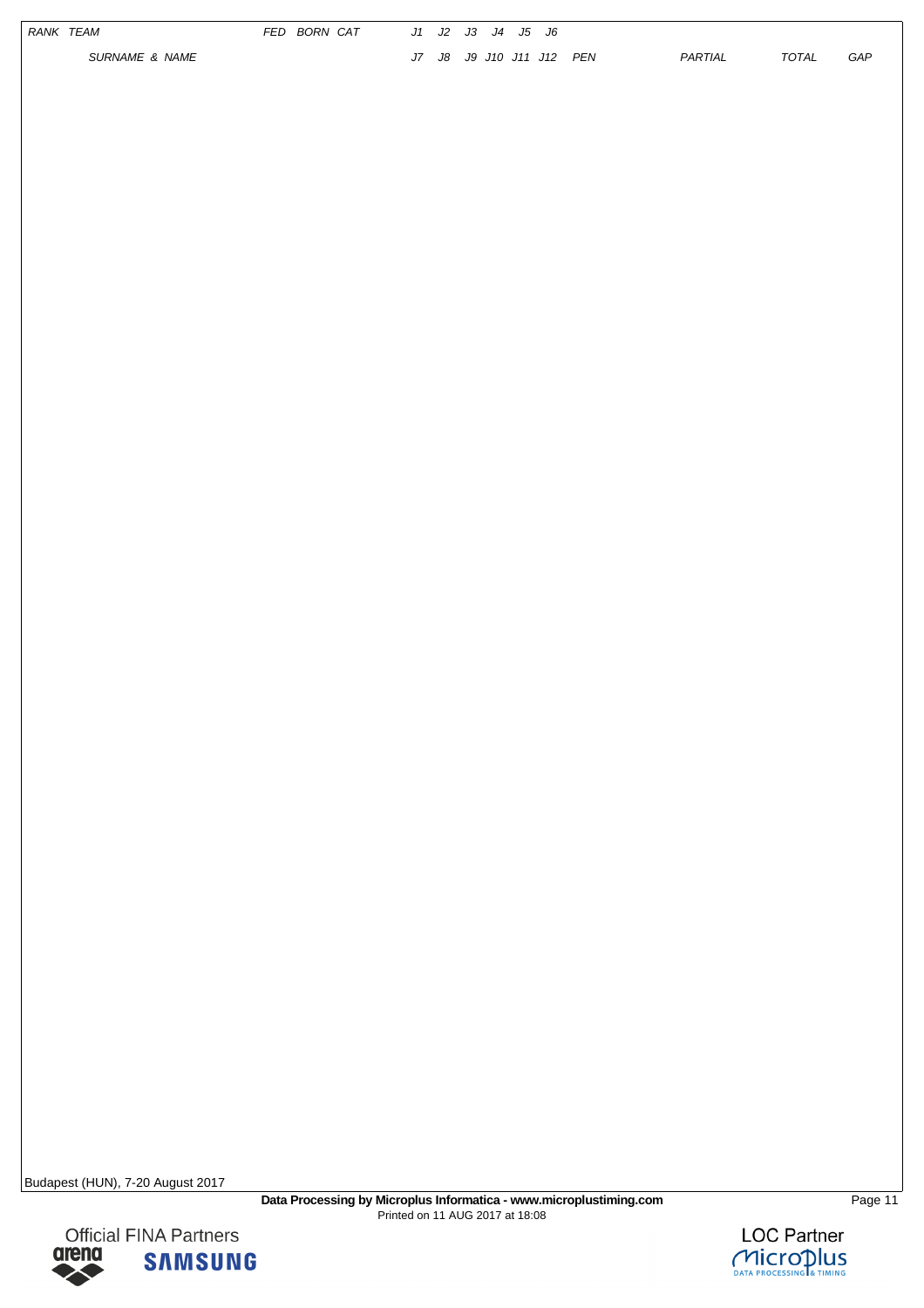| RANK | TEAM | FED | BORN | CAT | J1 | J2 | J3 | J4 | J5 | J6 | | | | |
|---|---|---|---|---|---|---|---|---|---|---|---|---|---|---|
| | SURNAME & NAME | | | | J7 | J8 | J9 | J10 | J11 | J12 | PEN | PARTIAL | TOTAL | GAP |

Budapest (HUN), 7-20 August 2017

**Data Processing by Microplus Informatica - www.microplustiming.com**

Printed on 11 AUG 2017 at 18:08

Official FINA Partners

LOC Partner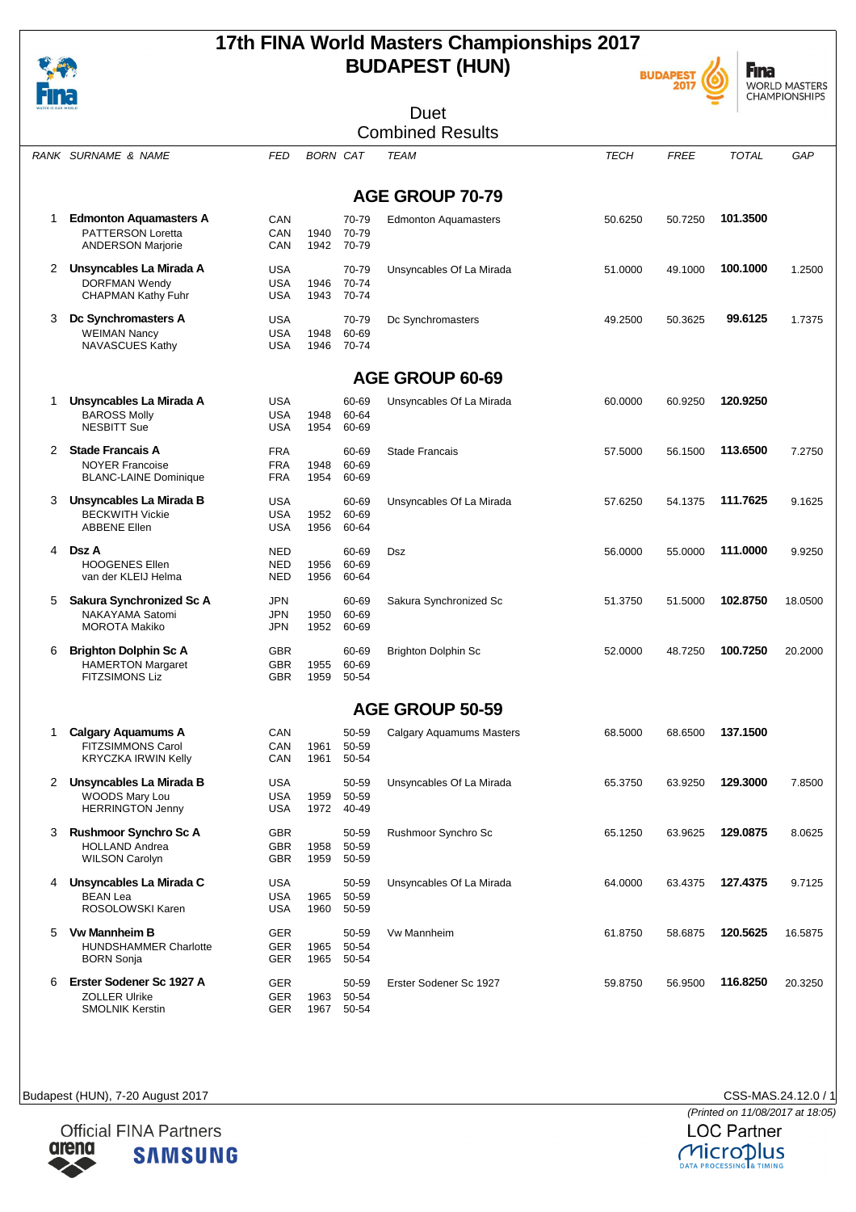# 17th FINA World Masters Championships 2017
## BUDAPEST (HUN)

### Duet
### Combined Results

| RANK | SURNAME & NAME | FED | BORN | CAT | TEAM | TECH | FREE | TOTAL | GAP |
|---|---|---|---|---|---|---|---|---|---|
| | **AGE GROUP 70-79** | | | | | | | | |
| 1 | **Edmonton Aquamasters A** | CAN | | 70-79 | Edmonton Aquamasters | 50.6250 | 50.7250 | **101.3500** | |
| | PATTERSON Loretta | CAN | 1940 | 70-79 | | | | | |
| | ANDERSON Marjorie | CAN | 1942 | 70-79 | | | | | |
| 2 | **Unsyncables La Mirada A** | USA | | 70-79 | Unsyncables Of La Mirada | 51.0000 | 49.1000 | **100.1000** | 1.2500 |
| | DORFMAN Wendy | USA | 1946 | 70-74 | | | | | |
| | CHAPMAN Kathy Fuhr | USA | 1943 | 70-74 | | | | | |
| 3 | **Dc Synchromasters A** | USA | | 70-79 | Dc Synchromasters | 49.2500 | 50.3625 | **99.6125** | 1.7375 |
| | WEIMAN Nancy | USA | 1948 | 60-69 | | | | | |
| | NAVASCUES Kathy | USA | 1946 | 70-74 | | | | | |
| | **AGE GROUP 60-69** | | | | | | | | |
| 1 | **Unsyncables La Mirada A** | USA | | 60-69 | Unsyncables Of La Mirada | 60.0000 | 60.9250 | **120.9250** | |
| | BAROSS Molly | USA | 1948 | 60-64 | | | | | |
| | NESBITT Sue | USA | 1954 | 60-69 | | | | | |
| 2 | **Stade Francais A** | FRA | | 60-69 | Stade Francais | 57.5000 | 56.1500 | **113.6500** | 7.2750 |
| | NOYER Francoise | FRA | 1948 | 60-69 | | | | | |
| | BLANC-LAINE Dominique | FRA | 1954 | 60-69 | | | | | |
| 3 | **Unsyncables La Mirada B** | USA | | 60-69 | Unsyncables Of La Mirada | 57.6250 | 54.1375 | **111.7625** | 9.1625 |
| | BECKWITH Vickie | USA | 1952 | 60-69 | | | | | |
| | ABBENE Ellen | USA | 1956 | 60-64 | | | | | |
| 4 | **Dsz A** | NED | | 60-69 | Dsz | 56.0000 | 55.0000 | **111.0000** | 9.9250 |
| | HOOGENES Ellen | NED | 1956 | 60-69 | | | | | |
| | van der KLEIJ Helma | NED | 1956 | 60-64 | | | | | |
| 5 | **Sakura Synchronized Sc A** | JPN | | 60-69 | Sakura Synchronized Sc | 51.3750 | 51.5000 | **102.8750** | 18.0500 |
| | NAKAYAMA Satomi | JPN | 1950 | 60-69 | | | | | |
| | MOROTA Makiko | JPN | 1952 | 60-69 | | | | | |
| 6 | **Brighton Dolphin Sc A** | GBR | | 60-69 | Brighton Dolphin Sc | 52.0000 | 48.7250 | **100.7250** | 20.2000 |
| | HAMERTON Margaret | GBR | 1955 | 60-69 | | | | | |
| | FITZSIMONS Liz | GBR | 1959 | 50-54 | | | | | |
| | **AGE GROUP 50-59** | | | | | | | | |
| 1 | **Calgary Aquamums A** | CAN | | 50-59 | Calgary Aquamums Masters | 68.5000 | 68.6500 | **137.1500** | |
| | FITZSIMMONS Carol | CAN | 1961 | 50-59 | | | | | |
| | KRYCZKA IRWIN Kelly | CAN | 1961 | 50-54 | | | | | |
| 2 | **Unsyncables La Mirada B** | USA | | 50-59 | Unsyncables Of La Mirada | 65.3750 | 63.9250 | **129.3000** | 7.8500 |
| | WOODS Mary Lou | USA | 1959 | 50-59 | | | | | |
| | HERRINGTON Jenny | USA | 1972 | 40-49 | | | | | |
| 3 | **Rushmoor Synchro Sc A** | GBR | | 50-59 | Rushmoor Synchro Sc | 65.1250 | 63.9625 | **129.0875** | 8.0625 |
| | HOLLAND Andrea | GBR | 1958 | 50-59 | | | | | |
| | WILSON Carolyn | GBR | 1959 | 50-59 | | | | | |
| 4 | **Unsyncables La Mirada C** | USA | | 50-59 | Unsyncables Of La Mirada | 64.0000 | 63.4375 | **127.4375** | 9.7125 |
| | BEAN Lea | USA | 1965 | 50-59 | | | | | |
| | ROSOLOWSKI Karen | USA | 1960 | 50-59 | | | | | |
| 5 | **Vw Mannheim B** | GER | | 50-59 | Vw Mannheim | 61.8750 | 58.6875 | **120.5625** | 16.5875 |
| | HUNDSHAMMER Charlotte | GER | 1965 | 50-54 | | | | | |
| | BORN Sonja | GER | 1965 | 50-54 | | | | | |
| 6 | **Erster Sodener Sc 1927 A** | GER | | 50-59 | Erster Sodener Sc 1927 | 59.8750 | 56.9500 | **116.8250** | 20.3250 |
| | ZOLLER Ulrike | GER | 1963 | 50-54 | | | | | |
| | SMOLNIK Kerstin | GER | 1967 | 50-54 | | | | | |

Budapest (HUN), 7-20 August 2017

CSS-MAS.24.12.0 / 1

(Printed on 11/08/2017 at 18:05)

Official FINA Partners

LOC Partner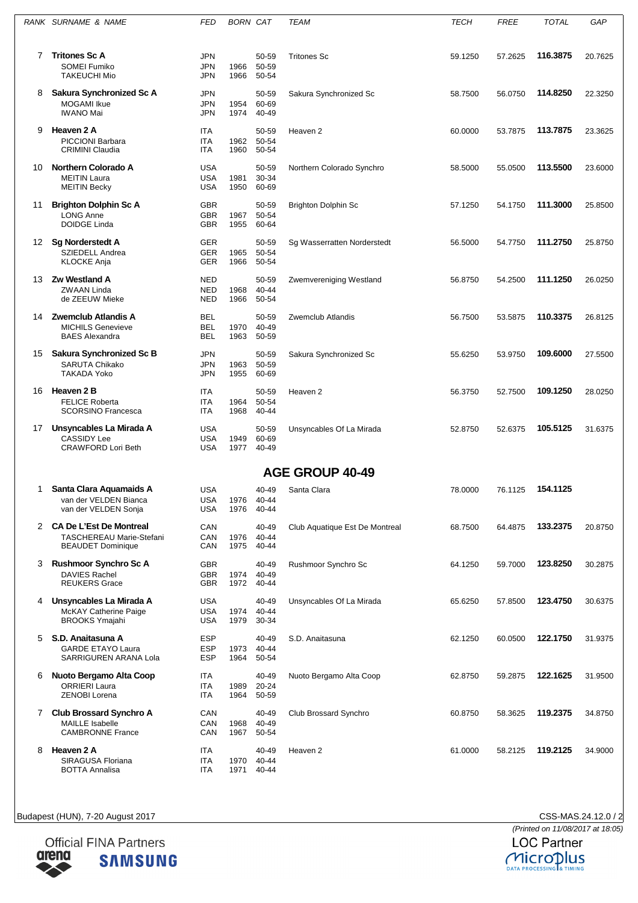| RANK | SURNAME & NAME | FED | BORN | CAT | TEAM | TECH | FREE | TOTAL | GAP |
|---|---|---|---|---|---|---|---|---|---|
| 7 | **Tritones Sc A** | JPN | | 50-59 | Tritones Sc | 59.1250 | 57.2625 | **116.3875** | 20.7625 |
| | SOMEI Fumiko | JPN | 1966 | 50-59 | | | | | |
| | TAKEUCHI Mio | JPN | 1966 | 50-54 | | | | | |
| 8 | **Sakura Synchronized Sc A** | JPN | | 50-59 | Sakura Synchronized Sc | 58.7500 | 56.0750 | **114.8250** | 22.3250 |
| | MOGAMI Ikue | JPN | 1954 | 60-69 | | | | | |
| | IWANO Mai | JPN | 1974 | 40-49 | | | | | |
| 9 | **Heaven 2 A** | ITA | | 50-59 | Heaven 2 | 60.0000 | 53.7875 | **113.7875** | 23.3625 |
| | PICCIONI Barbara | ITA | 1962 | 50-54 | | | | | |
| | CRIMINI Claudia | ITA | 1960 | 50-54 | | | | | |
| 10 | **Northern Colorado A** | USA | | 50-59 | Northern Colorado Synchro | 58.5000 | 55.0500 | **113.5500** | 23.6000 |
| | MEITIN Laura | USA | 1981 | 30-34 | | | | | |
| | MEITIN Becky | USA | 1950 | 60-69 | | | | | |
| 11 | **Brighton Dolphin Sc A** | GBR | | 50-59 | Brighton Dolphin Sc | 57.1250 | 54.1750 | **111.3000** | 25.8500 |
| | LONG Anne | GBR | 1967 | 50-54 | | | | | |
| | DOIDGE Linda | GBR | 1955 | 60-64 | | | | | |
| 12 | **Sg Norderstedt A** | GER | | 50-59 | Sg Wasserratten Norderstedt | 56.5000 | 54.7750 | **111.2750** | 25.8750 |
| | SZIEDELL Andrea | GER | 1965 | 50-54 | | | | | |
| | KLOCKE Anja | GER | 1966 | 50-54 | | | | | |
| 13 | **Zw Westland A** | NED | | 50-59 | Zwemvereniging Westland | 56.8750 | 54.2500 | **111.1250** | 26.0250 |
| | ZWAAN Linda | NED | 1968 | 40-44 | | | | | |
| | de ZEEUW Mieke | NED | 1966 | 50-54 | | | | | |
| 14 | **Zwemclub Atlandis A** | BEL | | 50-59 | Zwemclub Atlandis | 56.7500 | 53.5875 | **110.3375** | 26.8125 |
| | MICHILS Genevieve | BEL | 1970 | 40-49 | | | | | |
| | BAES Alexandra | BEL | 1963 | 50-59 | | | | | |
| 15 | **Sakura Synchronized Sc B** | JPN | | 50-59 | Sakura Synchronized Sc | 55.6250 | 53.9750 | **109.6000** | 27.5500 |
| | SARUTA Chikako | JPN | 1963 | 50-59 | | | | | |
| | TAKADA Yoko | JPN | 1955 | 60-69 | | | | | |
| 16 | **Heaven 2 B** | ITA | | 50-59 | Heaven 2 | 56.3750 | 52.7500 | **109.1250** | 28.0250 |
| | FELICE Roberta | ITA | 1964 | 50-54 | | | | | |
| | SCORSINO Francesca | ITA | 1968 | 40-44 | | | | | |
| 17 | **Unsyncables La Mirada A** | USA | | 50-59 | Unsyncables Of La Mirada | 52.8750 | 52.6375 | **105.5125** | 31.6375 |
| | CASSIDY Lee | USA | 1949 | 60-69 | | | | | |
| | CRAWFORD Lori Beth | USA | 1977 | 40-49 | | | | | |

## AGE GROUP 40-49

| RANK | SURNAME & NAME | FED | BORN | CAT | TEAM | TECH | FREE | TOTAL | GAP |
|---|---|---|---|---|---|---|---|---|---|
| 1 | **Santa Clara Aquamaids A** | USA | | 40-49 | Santa Clara | 78.0000 | 76.1125 | **154.1125** | |
| | van der VELDEN Bianca | USA | 1976 | 40-44 | | | | | |
| | van der VELDEN Sonja | USA | 1976 | 40-44 | | | | | |
| 2 | **CA De L'Est De Montreal** | CAN | | 40-49 | Club Aquatique Est De Montreal | 68.7500 | 64.4875 | **133.2375** | 20.8750 |
| | TASCHEREAU Marie-Stefani | CAN | 1976 | 40-44 | | | | | |
| | BEAUDET Dominique | CAN | 1975 | 40-44 | | | | | |
| 3 | **Rushmoor Synchro Sc A** | GBR | | 40-49 | Rushmoor Synchro Sc | 64.1250 | 59.7000 | **123.8250** | 30.2875 |
| | DAVIES Rachel | GBR | 1974 | 40-49 | | | | | |
| | REUKERS Grace | GBR | 1972 | 40-44 | | | | | |
| 4 | **Unsyncables La Mirada A** | USA | | 40-49 | Unsyncables Of La Mirada | 65.6250 | 57.8500 | **123.4750** | 30.6375 |
| | McKAY Catherine Paige | USA | 1974 | 40-44 | | | | | |
| | BROOKS Ymajahi | USA | 1979 | 30-34 | | | | | |
| 5 | **S.D. Anaitasuna A** | ESP | | 40-49 | S.D. Anaitasuna | 62.1250 | 60.0500 | **122.1750** | 31.9375 |
| | GARDE ETAYO Laura | ESP | 1973 | 40-44 | | | | | |
| | SARRIGUREN ARANA Lola | ESP | 1964 | 50-54 | | | | | |
| 6 | **Nuoto Bergamo Alta Coop** | ITA | | 40-49 | Nuoto Bergamo Alta Coop | 62.8750 | 59.2875 | **122.1625** | 31.9500 |
| | ORRIERI Laura | ITA | 1989 | 20-24 | | | | | |
| | ZENOBI Lorena | ITA | 1964 | 50-59 | | | | | |
| 7 | **Club Brossard Synchro A** | CAN | | 40-49 | Club Brossard Synchro | 60.8750 | 58.3625 | **119.2375** | 34.8750 |
| | MAILLE Isabelle | CAN | 1968 | 40-49 | | | | | |
| | CAMBRONNE France | CAN | 1967 | 50-54 | | | | | |
| 8 | **Heaven 2 A** | ITA | | 40-49 | Heaven 2 | 61.0000 | 58.2125 | **119.2125** | 34.9000 |
| | SIRAGUSA Floriana | ITA | 1970 | 40-44 | | | | | |
| | BOTTA Annalisa | ITA | 1971 | 40-44 | | | | | |

Budapest (HUN), 7-20 August 2017 CSS-MAS.24.12.0 / 2

*(Printed on 11/08/2017 at 18:05)*

Official FINA Partners arena SAMSUNG

LOC Partner Microplus DATA PROCESSING & TIMING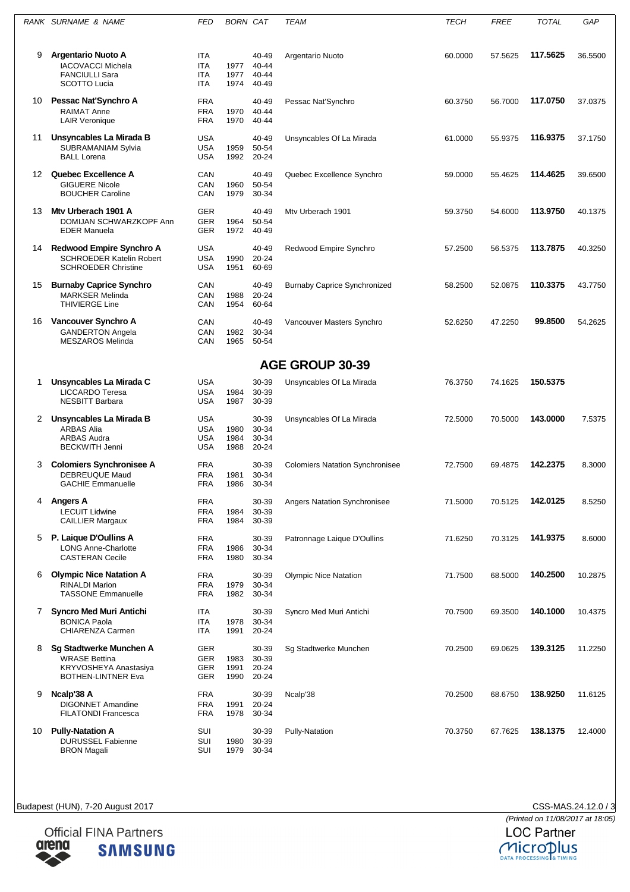| RANK | SURNAME & NAME | FED | BORN | CAT | TEAM | TECH | FREE | TOTAL | GAP |
|---|---|---|---|---|---|---|---|---|---|
| 9 | **Argentario Nuoto A** | ITA | | 40-49 | Argentario Nuoto | 60.0000 | 57.5625 | **117.5625** | 36.5500 |
| | IACOVACCI Michela | ITA | 1977 | 40-44 | | | | | |
| | FANCIULLI Sara | ITA | 1977 | 40-44 | | | | | |
| | SCOTTO Lucia | ITA | 1974 | 40-49 | | | | | |
| 10 | **Pessac Nat'Synchro A** | FRA | | 40-49 | Pessac Nat'Synchro | 60.3750 | 56.7000 | **117.0750** | 37.0375 |
| | RAIMAT Anne | FRA | 1970 | 40-44 | | | | | |
| | LAIR Veronique | FRA | 1970 | 40-44 | | | | | |
| 11 | **Unsyncables La Mirada B** | USA | | 40-49 | Unsyncables Of La Mirada | 61.0000 | 55.9375 | **116.9375** | 37.1750 |
| | SUBRAMANIAM Sylvia | USA | 1959 | 50-54 | | | | | |
| | BALL Lorena | USA | 1992 | 20-24 | | | | | |
| 12 | **Quebec Excellence A** | CAN | | 40-49 | Quebec Excellence Synchro | 59.0000 | 55.4625 | **114.4625** | 39.6500 |
| | GIGUERE Nicole | CAN | 1960 | 50-54 | | | | | |
| | BOUCHER Caroline | CAN | 1979 | 30-34 | | | | | |
| 13 | **Mtv Urberach 1901 A** | GER | | 40-49 | Mtv Urberach 1901 | 59.3750 | 54.6000 | **113.9750** | 40.1375 |
| | DOMIJAN SCHWARZKOPF Ann | GER | 1964 | 50-54 | | | | | |
| | EDER Manuela | GER | 1972 | 40-49 | | | | | |
| 14 | **Redwood Empire Synchro A** | USA | | 40-49 | Redwood Empire Synchro | 57.2500 | 56.5375 | **113.7875** | 40.3250 |
| | SCHROEDER Katelin Robert | USA | 1990 | 20-24 | | | | | |
| | SCHROEDER Christine | USA | 1951 | 60-69 | | | | | |
| 15 | **Burnaby Caprice Synchro** | CAN | | 40-49 | Burnaby Caprice Synchronized | 58.2500 | 52.0875 | **110.3375** | 43.7750 |
| | MARKSER Melinda | CAN | 1988 | 20-24 | | | | | |
| | THIVIERGE Line | CAN | 1954 | 60-64 | | | | | |
| 16 | **Vancouver Synchro A** | CAN | | 40-49 | Vancouver Masters Synchro | 52.6250 | 47.2250 | **99.8500** | 54.2625 |
| | GANDERTON Angela | CAN | 1982 | 30-34 | | | | | |
| | MESZAROS Melinda | CAN | 1965 | 50-54 | | | | | |

## AGE GROUP 30-39

| RANK | SURNAME & NAME | FED | BORN | CAT | TEAM | TECH | FREE | TOTAL | GAP |
|---|---|---|---|---|---|---|---|---|---|
| 1 | **Unsyncables La Mirada C** | USA | | 30-39 | Unsyncables Of La Mirada | 76.3750 | 74.1625 | **150.5375** | |
| | LICCARDO Teresa | USA | 1984 | 30-39 | | | | | |
| | NESBITT Barbara | USA | 1987 | 30-39 | | | | | |
| 2 | **Unsyncables La Mirada B** | USA | | 30-39 | Unsyncables Of La Mirada | 72.5000 | 70.5000 | **143.0000** | 7.5375 |
| | ARBAS Alia | USA | 1980 | 30-34 | | | | | |
| | ARBAS Audra | USA | 1984 | 30-34 | | | | | |
| | BECKWITH Jenni | USA | 1988 | 20-24 | | | | | |
| 3 | **Colomiers Synchronisee A** | FRA | | 30-39 | Colomiers Natation Synchronisee | 72.7500 | 69.4875 | **142.2375** | 8.3000 |
| | DEBREUQUE Maud | FRA | 1981 | 30-34 | | | | | |
| | GACHIE Emmanuelle | FRA | 1986 | 30-34 | | | | | |
| 4 | **Angers A** | FRA | | 30-39 | Angers Natation Synchronisee | 71.5000 | 70.5125 | **142.0125** | 8.5250 |
| | LECUIT Lidwine | FRA | 1984 | 30-39 | | | | | |
| | CAILLIER Margaux | FRA | 1984 | 30-39 | | | | | |
| 5 | **P. Laique D'Oullins A** | FRA | | 30-39 | Patronnage Laique D'Oullins | 71.6250 | 70.3125 | **141.9375** | 8.6000 |
| | LONG Anne-Charlotte | FRA | 1986 | 30-34 | | | | | |
| | CASTERAN Cecile | FRA | 1980 | 30-34 | | | | | |
| 6 | **Olympic Nice Natation A** | FRA | | 30-39 | Olympic Nice Natation | 71.7500 | 68.5000 | **140.2500** | 10.2875 |
| | RINALDI Marion | FRA | 1979 | 30-34 | | | | | |
| | TASSONE Emmanuelle | FRA | 1982 | 30-34 | | | | | |
| 7 | **Syncro Med Muri Antichi** | ITA | | 30-39 | Syncro Med Muri Antichi | 70.7500 | 69.3500 | **140.1000** | 10.4375 |
| | BONICA Paola | ITA | 1978 | 30-34 | | | | | |
| | CHIARENZA Carmen | ITA | 1991 | 20-24 | | | | | |
| 8 | **Sg Stadtwerke Munchen A** | GER | | 30-39 | Sg Stadtwerke Munchen | 70.2500 | 69.0625 | **139.3125** | 11.2250 |
| | WRASE Bettina | GER | 1983 | 30-39 | | | | | |
| | KRYVOSHEYA Anastasiya | GER | 1991 | 20-24 | | | | | |
| | BOTHEN-LINTNER Eva | GER | 1990 | 20-24 | | | | | |
| 9 | **Ncalp'38 A** | FRA | | 30-39 | Ncalp'38 | 70.2500 | 68.6750 | **138.9250** | 11.6125 |
| | DIGONNET Amandine | FRA | 1991 | 20-24 | | | | | |
| | FILATONDI Francesca | FRA | 1978 | 30-34 | | | | | |
| 10 | **Pully-Natation A** | SUI | | 30-39 | Pully-Natation | 70.3750 | 67.7625 | **138.1375** | 12.4000 |
| | DURUSSEL Fabienne | SUI | 1980 | 30-39 | | | | | |
| | BRON Magali | SUI | 1979 | 30-34 | | | | | |

Budapest (HUN), 7-20 August 2017

CSS-MAS.24.12.0 / 3

*(Printed on 11/08/2017 at 18:05)*

Official FINA Partners

LOC Partner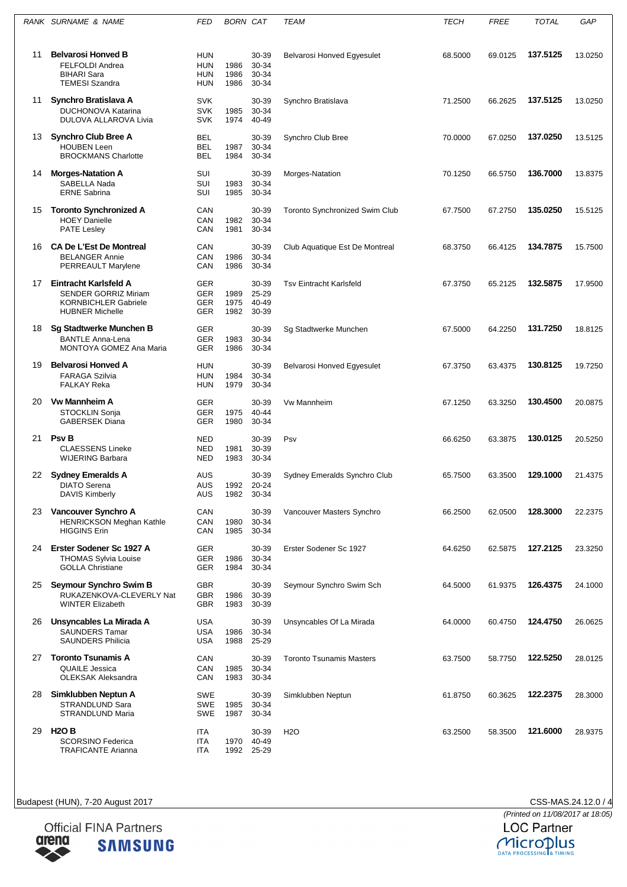| RANK | SURNAME & NAME | FED | BORN | CAT | TEAM | TECH | FREE | TOTAL | GAP |
|---|---|---|---|---|---|---|---|---|---|
| 11 | **Belvarosi Honved B** | HUN | | 30-39 | Belvarosi Honved Egyesulet | 68.5000 | 69.0125 | **137.5125** | 13.0250 |
| | FELFOLDI Andrea | HUN | 1986 | 30-34 | | | | | |
| | BIHARI Sara | HUN | 1986 | 30-34 | | | | | |
| | TEMESI Szandra | HUN | 1986 | 30-34 | | | | | |
| 11 | **Synchro Bratislava A** | SVK | | 30-39 | Synchro Bratislava | 71.2500 | 66.2625 | **137.5125** | 13.0250 |
| | DUCHONOVA Katarina | SVK | 1985 | 30-34 | | | | | |
| | DULOVA ALLAROVA Livia | SVK | 1974 | 40-49 | | | | | |
| 13 | **Synchro Club Bree A** | BEL | | 30-39 | Synchro Club Bree | 70.0000 | 67.0250 | **137.0250** | 13.5125 |
| | HOUBEN Leen | BEL | 1987 | 30-34 | | | | | |
| | BROCKMANS Charlotte | BEL | 1984 | 30-34 | | | | | |
| 14 | **Morges-Natation A** | SUI | | 30-39 | Morges-Natation | 70.1250 | 66.5750 | **136.7000** | 13.8375 |
| | SABELLA Nada | SUI | 1983 | 30-34 | | | | | |
| | ERNE Sabrina | SUI | 1985 | 30-34 | | | | | |
| 15 | **Toronto Synchronized A** | CAN | | 30-39 | Toronto Synchronized Swim Club | 67.7500 | 67.2750 | **135.0250** | 15.5125 |
| | HOEY Danielle | CAN | 1982 | 30-34 | | | | | |
| | PATE Lesley | CAN | 1981 | 30-34 | | | | | |
| 16 | **CA De L'Est De Montreal** | CAN | | 30-39 | Club Aquatique Est De Montreal | 68.3750 | 66.4125 | **134.7875** | 15.7500 |
| | BELANGER Annie | CAN | 1986 | 30-34 | | | | | |
| | PERREAULT Marylene | CAN | 1986 | 30-34 | | | | | |
| 17 | **Eintracht Karlsfeld A** | GER | | 30-39 | Tsv Eintracht Karlsfeld | 67.3750 | 65.2125 | **132.5875** | 17.9500 |
| | SENDER GORRIZ Miriam | GER | 1989 | 25-29 | | | | | |
| | KORNBICHLER Gabriele | GER | 1975 | 40-49 | | | | | |
| | HUBNER Michelle | GER | 1982 | 30-39 | | | | | |
| 18 | **Sg Stadtwerke Munchen B** | GER | | 30-39 | Sg Stadtwerke Munchen | 67.5000 | 64.2250 | **131.7250** | 18.8125 |
| | BANTLE Anna-Lena | GER | 1983 | 30-34 | | | | | |
| | MONTOYA GOMEZ Ana Maria | GER | 1986 | 30-34 | | | | | |
| 19 | **Belvarosi Honved A** | HUN | | 30-39 | Belvarosi Honved Egyesulet | 67.3750 | 63.4375 | **130.8125** | 19.7250 |
| | FARAGA Szilvia | HUN | 1984 | 30-34 | | | | | |
| | FALKAY Reka | HUN | 1979 | 30-34 | | | | | |
| 20 | **Vw Mannheim A** | GER | | 30-39 | Vw Mannheim | 67.1250 | 63.3250 | **130.4500** | 20.0875 |
| | STOCKLIN Sonja | GER | 1975 | 40-44 | | | | | |
| | GABERSEK Diana | GER | 1980 | 30-34 | | | | | |
| 21 | **Psv B** | NED | | 30-39 | Psv | 66.6250 | 63.3875 | **130.0125** | 20.5250 |
| | CLAESSENS Lineke | NED | 1981 | 30-39 | | | | | |
| | WIJERING Barbara | NED | 1983 | 30-34 | | | | | |
| 22 | **Sydney Emeralds A** | AUS | | 30-39 | Sydney Emeralds Synchro Club | 65.7500 | 63.3500 | **129.1000** | 21.4375 |
| | DIATO Serena | AUS | 1992 | 20-24 | | | | | |
| | DAVIS Kimberly | AUS | 1982 | 30-34 | | | | | |
| 23 | **Vancouver Synchro A** | CAN | | 30-39 | Vancouver Masters Synchro | 66.2500 | 62.0500 | **128.3000** | 22.2375 |
| | HENRICKSON Meghan Kathle | CAN | 1980 | 30-34 | | | | | |
| | HIGGINS Erin | CAN | 1985 | 30-34 | | | | | |
| 24 | **Erster Sodener Sc 1927 A** | GER | | 30-39 | Erster Sodener Sc 1927 | 64.6250 | 62.5875 | **127.2125** | 23.3250 |
| | THOMAS Sylvia Louise | GER | 1986 | 30-34 | | | | | |
| | GOLLA Christiane | GER | 1984 | 30-34 | | | | | |
| 25 | **Seymour Synchro Swim B** | GBR | | 30-39 | Seymour Synchro Swim Sch | 64.5000 | 61.9375 | **126.4375** | 24.1000 |
| | RUKAZENKOVA-CLEVERLY Nat | GBR | 1986 | 30-39 | | | | | |
| | WINTER Elizabeth | GBR | 1983 | 30-39 | | | | | |
| 26 | **Unsyncables La Mirada A** | USA | | 30-39 | Unsyncables Of La Mirada | 64.0000 | 60.4750 | **124.4750** | 26.0625 |
| | SAUNDERS Tamar | USA | 1986 | 30-34 | | | | | |
| | SAUNDERS Philicia | USA | 1988 | 25-29 | | | | | |
| 27 | **Toronto Tsunamis A** | CAN | | 30-39 | Toronto Tsunamis Masters | 63.7500 | 58.7750 | **122.5250** | 28.0125 |
| | QUAILE Jessica | CAN | 1985 | 30-34 | | | | | |
| | OLEKSAK Aleksandra | CAN | 1983 | 30-34 | | | | | |
| 28 | **Simklubben Neptun A** | SWE | | 30-39 | Simklubben Neptun | 61.8750 | 60.3625 | **122.2375** | 28.3000 |
| | STRANDLUND Sara | SWE | 1985 | 30-34 | | | | | |
| | STRANDLUND Maria | SWE | 1987 | 30-34 | | | | | |
| 29 | **H2O B** | ITA | | 30-39 | H2O | 63.2500 | 58.3500 | **121.6000** | 28.9375 |
| | SCORSINO Federica | ITA | 1970 | 40-49 | | | | | |
| | TRAFICANTE Arianna | ITA | 1992 | 25-29 | | | | | |

Budapest (HUN), 7-20 August 2017

CSS-MAS.24.12.0 / 4

*(Printed on 11/08/2017 at 18:05)*

Official FINA Partners

arena SAMSUNG

LOC Partner

Microplus DATA PROCESSING & TIMING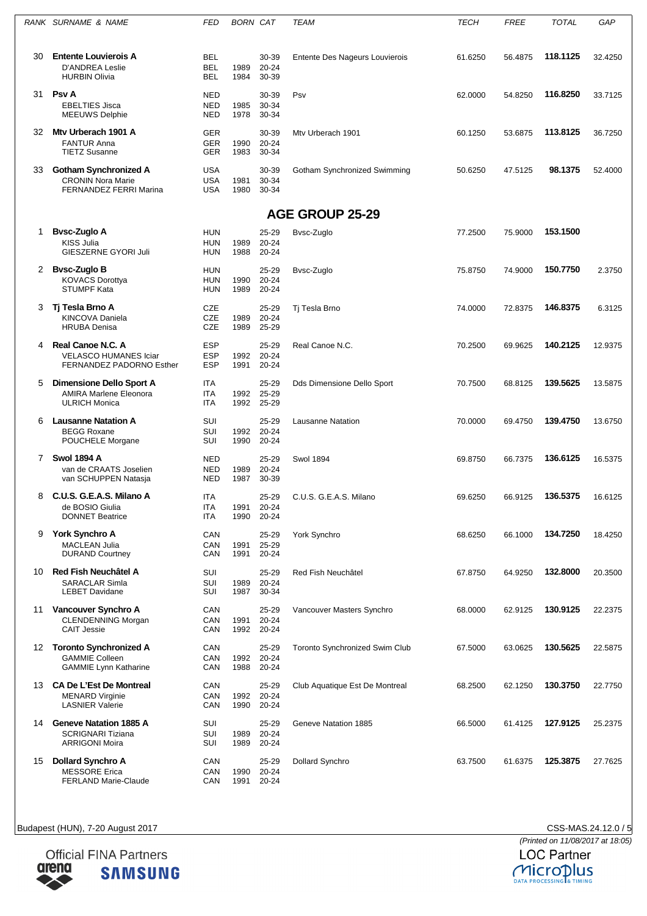| RANK | SURNAME & NAME | FED | BORN | CAT | TEAM | TECH | FREE | TOTAL | GAP |
|---|---|---|---|---|---|---|---|---|---|
| 30 | **Entente Louvierois A** | BEL | | 30-39 | Entente Des Nageurs Louvierois | 61.6250 | 56.4875 | **118.1125** | 32.4250 |
| | D'ANDREA Leslie | BEL | 1989 | 20-24 | | | | | |
| | HURBIN Olivia | BEL | 1984 | 30-39 | | | | | |
| 31 | **Psv A** | NED | | 30-39 | Psv | 62.0000 | 54.8250 | **116.8250** | 33.7125 |
| | EBELTIES Jisca | NED | 1985 | 30-34 | | | | | |
| | MEEUWS Delphie | NED | 1978 | 30-34 | | | | | |
| 32 | **Mtv Urberach 1901 A** | GER | | 30-39 | Mtv Urberach 1901 | 60.1250 | 53.6875 | **113.8125** | 36.7250 |
| | FANTUR Anna | GER | 1990 | 20-24 | | | | | |
| | TIETZ Susanne | GER | 1983 | 30-34 | | | | | |
| 33 | **Gotham Synchronized A** | USA | | 30-39 | Gotham Synchronized Swimming | 50.6250 | 47.5125 | **98.1375** | 52.4000 |
| | CRONIN Nora Marie | USA | 1981 | 30-34 | | | | | |
| | FERNANDEZ FERRI Marina | USA | 1980 | 30-34 | | | | | |

## AGE GROUP 25-29

| RANK | SURNAME & NAME | FED | BORN | CAT | TEAM | TECH | FREE | TOTAL | GAP |
|---|---|---|---|---|---|---|---|---|---|
| 1 | **Bvsc-Zuglo A** | HUN | | 25-29 | Bvsc-Zuglo | 77.2500 | 75.9000 | **153.1500** | |
| | KISS Julia | HUN | 1989 | 20-24 | | | | | |
| | GIESZERNE GYORI Juli | HUN | 1988 | 20-24 | | | | | |
| 2 | **Bvsc-Zuglo B** | HUN | | 25-29 | Bvsc-Zuglo | 75.8750 | 74.9000 | **150.7750** | 2.3750 |
| | KOVACS Dorottya | HUN | 1990 | 20-24 | | | | | |
| | STUMPF Kata | HUN | 1989 | 20-24 | | | | | |
| 3 | **Tj Tesla Brno A** | CZE | | 25-29 | Tj Tesla Brno | 74.0000 | 72.8375 | **146.8375** | 6.3125 |
| | KINCOVA Daniela | CZE | 1989 | 20-24 | | | | | |
| | HRUBA Denisa | CZE | 1989 | 25-29 | | | | | |
| 4 | **Real Canoe N.C. A** | ESP | | 25-29 | Real Canoe N.C. | 70.2500 | 69.9625 | **140.2125** | 12.9375 |
| | VELASCO HUMANES Iciar | ESP | 1992 | 20-24 | | | | | |
| | FERNANDEZ PADORNO Esther | ESP | 1991 | 20-24 | | | | | |
| 5 | **Dimensione Dello Sport A** | ITA | | 25-29 | Dds Dimensione Dello Sport | 70.7500 | 68.8125 | **139.5625** | 13.5875 |
| | AMIRA Marlene Eleonora | ITA | 1992 | 25-29 | | | | | |
| | ULRICH Monica | ITA | 1992 | 25-29 | | | | | |
| 6 | **Lausanne Natation A** | SUI | | 25-29 | Lausanne Natation | 70.0000 | 69.4750 | **139.4750** | 13.6750 |
| | BEGG Roxane | SUI | 1992 | 20-24 | | | | | |
| | POUCHELE Morgane | SUI | 1990 | 20-24 | | | | | |
| 7 | **Swol 1894 A** | NED | | 25-29 | Swol 1894 | 69.8750 | 66.7375 | **136.6125** | 16.5375 |
| | van de CRAATS Joselien | NED | 1989 | 20-24 | | | | | |
| | van SCHUPPEN Natasja | NED | 1987 | 30-39 | | | | | |
| 8 | **C.U.S. G.E.A.S. Milano A** | ITA | | 25-29 | C.U.S. G.E.A.S. Milano | 69.6250 | 66.9125 | **136.5375** | 16.6125 |
| | de BOSIO Giulia | ITA | 1991 | 20-24 | | | | | |
| | DONNET Beatrice | ITA | 1990 | 20-24 | | | | | |
| 9 | **York Synchro A** | CAN | | 25-29 | York Synchro | 68.6250 | 66.1000 | **134.7250** | 18.4250 |
| | MACLEAN Julia | CAN | 1991 | 25-29 | | | | | |
| | DURAND Courtney | CAN | 1991 | 20-24 | | | | | |
| 10 | **Red Fish Neuchâtel A** | SUI | | 25-29 | Red Fish Neuchâtel | 67.8750 | 64.9250 | **132.8000** | 20.3500 |
| | SARACLAR Simla | SUI | 1989 | 20-24 | | | | | |
| | LEBET Davidane | SUI | 1987 | 30-34 | | | | | |
| 11 | **Vancouver Synchro A** | CAN | | 25-29 | Vancouver Masters Synchro | 68.0000 | 62.9125 | **130.9125** | 22.2375 |
| | CLENDENNING Morgan | CAN | 1991 | 20-24 | | | | | |
| | CAIT Jessie | CAN | 1992 | 20-24 | | | | | |
| 12 | **Toronto Synchronized A** | CAN | | 25-29 | Toronto Synchronized Swim Club | 67.5000 | 63.0625 | **130.5625** | 22.5875 |
| | GAMMIE Colleen | CAN | 1992 | 20-24 | | | | | |
| | GAMMIE Lynn Katharine | CAN | 1988 | 20-24 | | | | | |
| 13 | **CA De L'Est De Montreal** | CAN | | 25-29 | Club Aquatique Est De Montreal | 68.2500 | 62.1250 | **130.3750** | 22.7750 |
| | MENARD Virginie | CAN | 1992 | 20-24 | | | | | |
| | LASNIER Valerie | CAN | 1990 | 20-24 | | | | | |
| 14 | **Geneve Natation 1885 A** | SUI | | 25-29 | Geneve Natation 1885 | 66.5000 | 61.4125 | **127.9125** | 25.2375 |
| | SCRIGNARI Tiziana | SUI | 1989 | 20-24 | | | | | |
| | ARRIGONI Moira | SUI | 1989 | 20-24 | | | | | |
| 15 | **Dollard Synchro A** | CAN | | 25-29 | Dollard Synchro | 63.7500 | 61.6375 | **125.3875** | 27.7625 |
| | MESSORE Erica | CAN | 1990 | 20-24 | | | | | |
| | FERLAND Marie-Claude | CAN | 1991 | 20-24 | | | | | |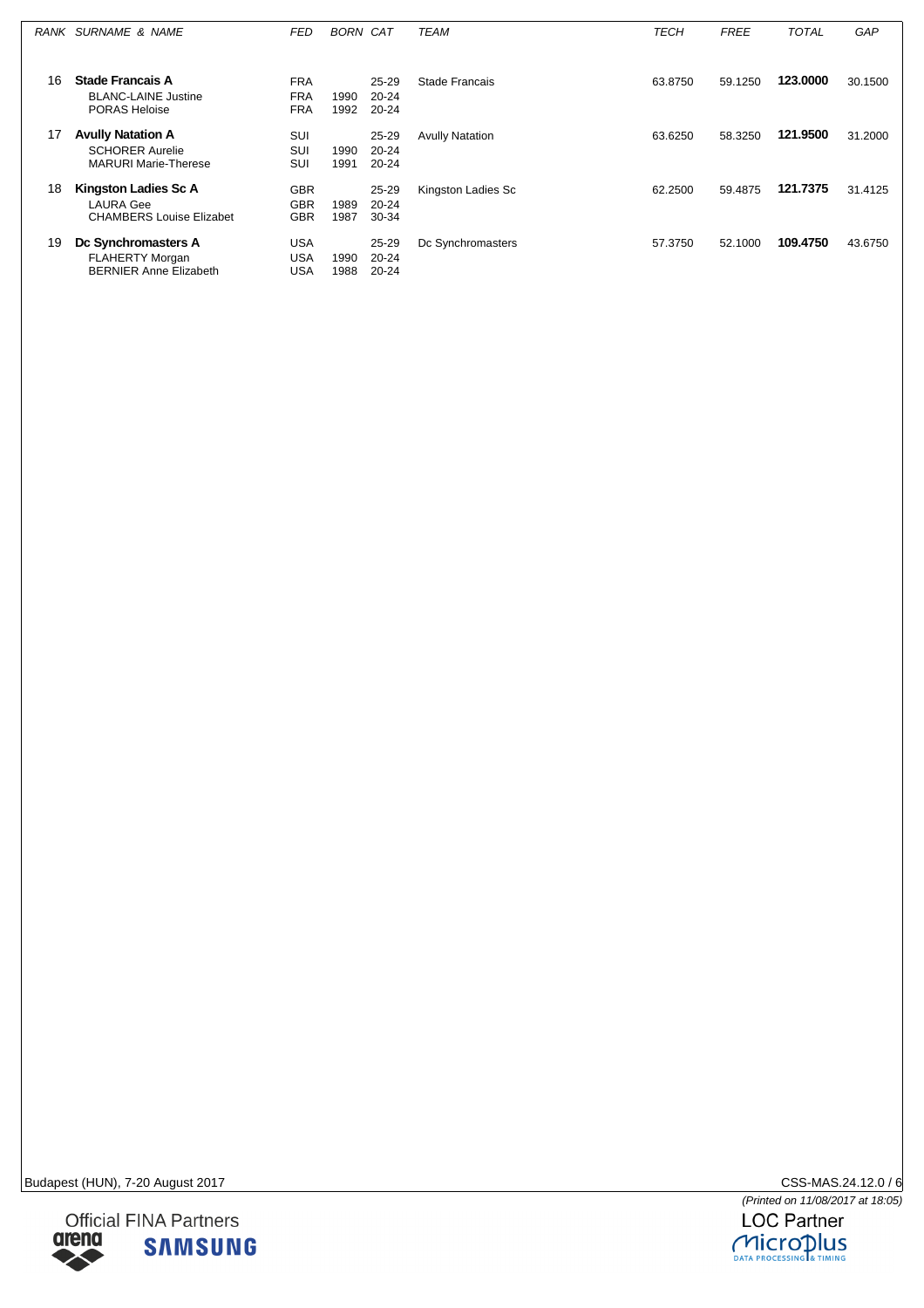| RANK | SURNAME & NAME | FED | BORN | CAT | TEAM | TECH | FREE | TOTAL | GAP |
|---|---|---|---|---|---|---|---|---|---|
| 16 | **Stade Francais A** | FRA | | 25-29 | Stade Francais | 63.8750 | 59.1250 | **123.0000** | 30.1500 |
| | BLANC-LAINE Justine | FRA | 1990 | 20-24 | | | | | |
| | PORAS Heloise | FRA | 1992 | 20-24 | | | | | |
| 17 | **Avully Natation A** | SUI | | 25-29 | Avully Natation | 63.6250 | 58.3250 | **121.9500** | 31.2000 |
| | SCHORER Aurelie | SUI | 1990 | 20-24 | | | | | |
| | MARURI Marie-Therese | SUI | 1991 | 20-24 | | | | | |
| 18 | **Kingston Ladies Sc A** | GBR | | 25-29 | Kingston Ladies Sc | 62.2500 | 59.4875 | **121.7375** | 31.4125 |
| | LAURA Gee | GBR | 1989 | 20-24 | | | | | |
| | CHAMBERS Louise Elizabet | GBR | 1987 | 30-34 | | | | | |
| 19 | **Dc Synchromasters A** | USA | | 25-29 | Dc Synchromasters | 57.3750 | 52.1000 | **109.4750** | 43.6750 |
| | FLAHERTY Morgan | USA | 1990 | 20-24 | | | | | |
| | BERNIER Anne Elizabeth | USA | 1988 | 20-24 | | | | | |

Budapest (HUN), 7-20 August 2017

CSS-MAS.24.12.0 / 6

*(Printed on 11/08/2017 at 18:05)*

Official FINA Partners

LOC Partner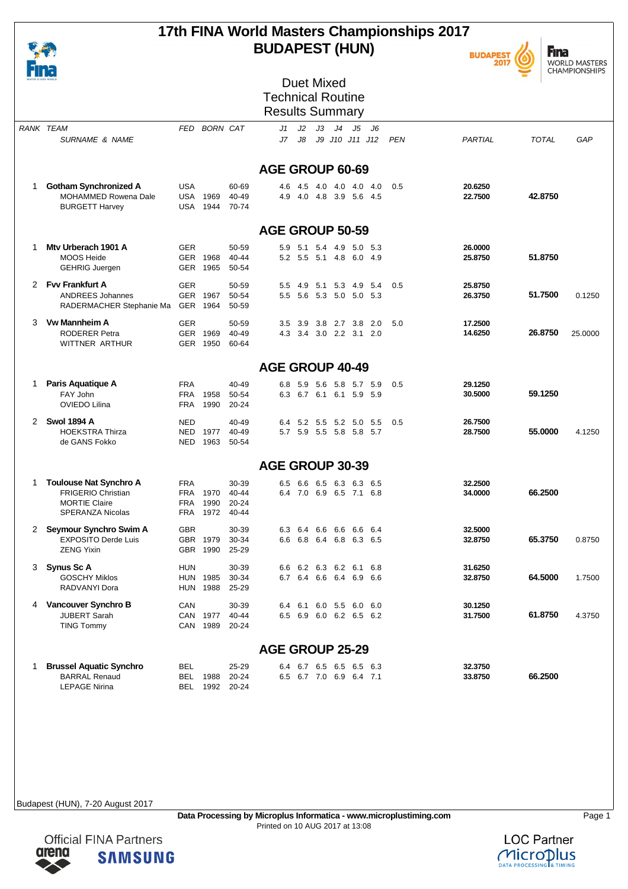# 17th FINA World Masters Championships 2017
## BUDAPEST (HUN)

### Duet Mixed
### Technical Routine
### Results Summary

| RANK | TEAM / SURNAME & NAME | FED | BORN | CAT | J1 J2 J3 J4 J5 J6 / J7 J8 J9 J10 J11 J12 | PEN | PARTIAL | TOTAL | GAP |
|---|---|---|---|---|---|---|---|---|---|
| | **AGE GROUP 60-69** | | | | | | | | |
| 1 | **Gotham Synchronized A** | USA | | 60-69 | 4.6 4.5 4.0 4.0 4.0 4.0 | 0.5 | **20.6250** | | |
| | MOHAMMED Rowena Dale | USA | 1969 | 40-49 | 4.9 4.0 4.8 3.9 5.6 4.5 | | **22.7500** | **42.8750** | |
| | BURGETT Harvey | USA | 1944 | 70-74 | | | | | |
| | **AGE GROUP 50-59** | | | | | | | | |
| 1 | **Mtv Urberach 1901 A** | GER | | 50-59 | 5.9 5.1 5.4 4.9 5.0 5.3 | | **26.0000** | | |
| | MOOS Heide | GER | 1968 | 40-44 | 5.2 5.5 5.1 4.8 6.0 4.9 | | **25.8750** | **51.8750** | |
| | GEHRIG Juergen | GER | 1965 | 50-54 | | | | | |
| 2 | **Fvv Frankfurt A** | GER | | 50-59 | 5.5 4.9 5.1 5.3 4.9 5.4 | 0.5 | **25.8750** | | |
| | ANDREES Johannes | GER | 1967 | 50-54 | 5.5 5.6 5.3 5.0 5.0 5.3 | | **26.3750** | **51.7500** | 0.1250 |
| | RADERMACHER Stephanie Ma | GER | 1964 | 50-59 | | | | | |
| 3 | **Vw Mannheim A** | GER | | 50-59 | 3.5 3.9 3.8 2.7 3.8 2.0 | 5.0 | **17.2500** | | |
| | RODERER Petra | GER | 1969 | 40-49 | 4.3 3.4 3.0 2.2 3.1 2.0 | | **14.6250** | **26.8750** | 25.0000 |
| | WITTNER ARTHUR | GER | 1950 | 60-64 | | | | | |
| | **AGE GROUP 40-49** | | | | | | | | |
| 1 | **Paris Aquatique A** | FRA | | 40-49 | 6.8 5.9 5.6 5.8 5.7 5.9 | 0.5 | **29.1250** | | |
| | FAY John | FRA | 1958 | 50-54 | 6.3 6.7 6.1 6.1 5.9 5.9 | | **30.5000** | **59.1250** | |
| | OVIEDO Lilina | FRA | 1990 | 20-24 | | | | | |
| 2 | **Swol 1894 A** | NED | | 40-49 | 6.4 5.2 5.5 5.2 5.0 5.5 | 0.5 | **26.7500** | | |
| | HOEKSTRA Thirza | NED | 1977 | 40-49 | 5.7 5.9 5.5 5.8 5.8 5.7 | | **28.7500** | **55.0000** | 4.1250 |
| | de GANS Fokko | NED | 1963 | 50-54 | | | | | |
| | **AGE GROUP 30-39** | | | | | | | | |
| 1 | **Toulouse Nat Synchro A** | FRA | | 30-39 | 6.5 6.6 6.5 6.3 6.3 6.5 | | **32.2500** | | |
| | FRIGERIO Christian | FRA | 1970 | 40-44 | 6.4 7.0 6.9 6.5 7.1 6.8 | | **34.0000** | **66.2500** | |
| | MORTIE Claire | FRA | 1990 | 20-24 | | | | | |
| | SPERANZA Nicolas | FRA | 1972 | 40-44 | | | | | |
| 2 | **Seymour Synchro Swim A** | GBR | | 30-39 | 6.3 6.4 6.6 6.6 6.6 6.4 | | **32.5000** | | |
| | EXPOSITO Derde Luis | GBR | 1979 | 30-34 | 6.6 6.8 6.4 6.8 6.3 6.5 | | **32.8750** | **65.3750** | 0.8750 |
| | ZENG Yixin | GBR | 1990 | 25-29 | | | | | |
| 3 | **Synus Sc A** | HUN | | 30-39 | 6.6 6.2 6.3 6.2 6.1 6.8 | | **31.6250** | | |
| | GOSCHY Miklos | HUN | 1985 | 30-34 | 6.7 6.4 6.6 6.4 6.9 6.6 | | **32.8750** | **64.5000** | 1.7500 |
| | RADVANYI Dora | HUN | 1988 | 25-29 | | | | | |
| 4 | **Vancouver Synchro B** | CAN | | 30-39 | 6.4 6.1 6.0 5.5 6.0 6.0 | | **30.1250** | | |
| | JUBERT Sarah | CAN | 1977 | 40-44 | 6.5 6.9 6.0 6.2 6.5 6.2 | | **31.7500** | **61.8750** | 4.3750 |
| | TING Tommy | CAN | 1989 | 20-24 | | | | | |
| | **AGE GROUP 25-29** | | | | | | | | |
| 1 | **Brussel Aquatic Synchro** | BEL | | 25-29 | 6.4 6.7 6.5 6.5 6.5 6.3 | | **32.3750** | | |
| | BARRAL Renaud | BEL | 1988 | 20-24 | 6.5 6.7 7.0 6.9 6.4 7.1 | | **33.8750** | **66.2500** | |
| | LEPAGE Nirina | BEL | 1992 | 20-24 | | | | | |

Budapest (HUN), 7-20 August 2017

**Data Processing by Microplus Informatica - www.microplustiming.com**
Printed on 10 AUG 2017 at 13:08

Official FINA Partners — arena, SAMSUNG
LOC Partner — Microplus Data Processing & Timing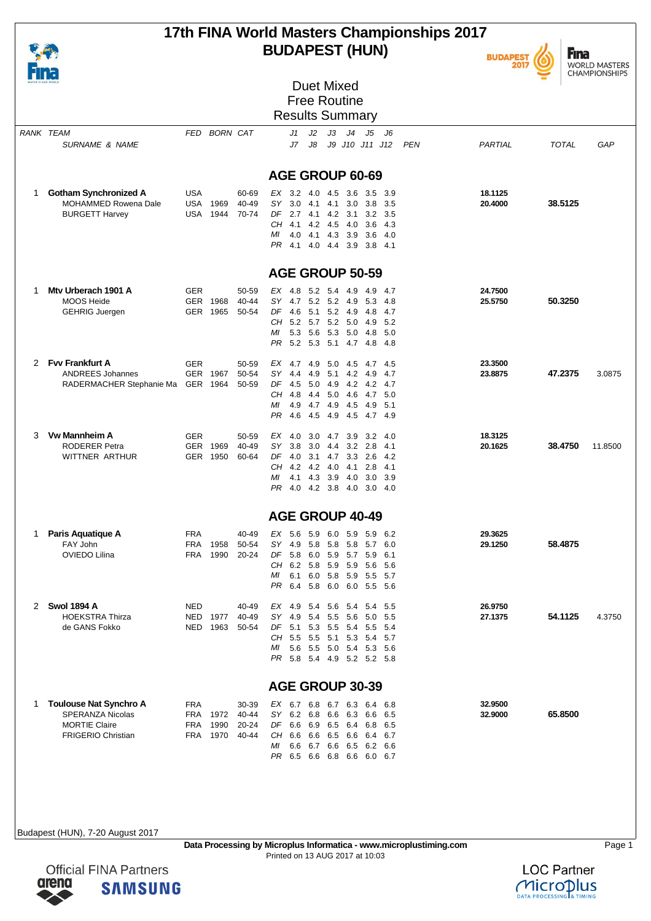# 17th FINA World Masters Championships 2017
## BUDAPEST (HUN)

### Duet Mixed
### Free Routine
### Results Summary

| RANK | TEAM / SURNAME & NAME | FED | BORN | CAT | | J1 / J7 | J2 / J8 | J3 / J9 | J4 / J10 | J5 / J11 | J6 / J12 | PEN | PARTIAL | TOTAL | GAP |
|---|---|---|---|---|---|---|---|---|---|---|---|---|---|---|---|
| | **AGE GROUP 60-69** | | | | | | | | | | | | | | |
| 1 | **Gotham Synchronized A** | USA | | 60-69 | EX | 3.2 | 4.0 | 4.5 | 3.6 | 3.5 | 3.9 | | **18.1125** | | |
| | MOHAMMED Rowena Dale | USA | 1969 | 40-49 | SY | 3.0 | 4.1 | 4.1 | 3.0 | 3.8 | 3.5 | | **20.4000** | **38.5125** | |
| | BURGETT Harvey | USA | 1944 | 70-74 | DF | 2.7 | 4.1 | 4.2 | 3.1 | 3.2 | 3.5 | | | | |
| | | | | | CH | 4.1 | 4.2 | 4.5 | 4.0 | 3.6 | 4.3 | | | | |
| | | | | | MI | 4.0 | 4.1 | 4.3 | 3.9 | 3.6 | 4.0 | | | | |
| | | | | | PR | 4.1 | 4.0 | 4.4 | 3.9 | 3.8 | 4.1 | | | | |
| | **AGE GROUP 50-59** | | | | | | | | | | | | | | |
| 1 | **Mtv Urberach 1901 A** | GER | | 50-59 | EX | 4.8 | 5.2 | 5.4 | 4.9 | 4.9 | 4.7 | | **24.7500** | | |
| | MOOS Heide | GER | 1968 | 40-44 | SY | 4.7 | 5.2 | 5.2 | 4.9 | 5.3 | 4.8 | | **25.5750** | **50.3250** | |
| | GEHRIG Juergen | GER | 1965 | 50-54 | DF | 4.6 | 5.1 | 5.2 | 4.9 | 4.8 | 4.7 | | | | |
| | | | | | CH | 5.2 | 5.7 | 5.2 | 5.0 | 4.9 | 5.2 | | | | |
| | | | | | MI | 5.3 | 5.6 | 5.3 | 5.0 | 4.8 | 5.0 | | | | |
| | | | | | PR | 5.2 | 5.3 | 5.1 | 4.7 | 4.8 | 4.8 | | | | |
| 2 | **Fvv Frankfurt A** | GER | | 50-59 | EX | 4.7 | 4.9 | 5.0 | 4.5 | 4.7 | 4.5 | | **23.3500** | | |
| | ANDREES Johannes | GER | 1967 | 50-54 | SY | 4.4 | 4.9 | 5.1 | 4.2 | 4.9 | 4.7 | | **23.8875** | **47.2375** | 3.0875 |
| | RADERMACHER Stephanie Ma | GER | 1964 | 50-59 | DF | 4.5 | 5.0 | 4.9 | 4.2 | 4.2 | 4.7 | | | | |
| | | | | | CH | 4.8 | 4.4 | 5.0 | 4.6 | 4.7 | 5.0 | | | | |
| | | | | | MI | 4.9 | 4.7 | 4.9 | 4.5 | 4.9 | 5.1 | | | | |
| | | | | | PR | 4.6 | 4.5 | 4.9 | 4.5 | 4.7 | 4.9 | | | | |
| 3 | **Vw Mannheim A** | GER | | 50-59 | EX | 4.0 | 3.0 | 4.7 | 3.9 | 3.2 | 4.0 | | **18.3125** | | |
| | RODERER Petra | GER | 1969 | 40-49 | SY | 3.8 | 3.0 | 4.4 | 3.2 | 2.8 | 4.1 | | **20.1625** | **38.4750** | 11.8500 |
| | WITTNER ARTHUR | GER | 1950 | 60-64 | DF | 4.0 | 3.1 | 4.7 | 3.3 | 2.6 | 4.2 | | | | |
| | | | | | CH | 4.2 | 4.2 | 4.0 | 4.1 | 2.8 | 4.1 | | | | |
| | | | | | MI | 4.1 | 4.3 | 3.9 | 4.0 | 3.0 | 3.9 | | | | |
| | | | | | PR | 4.0 | 4.2 | 3.8 | 4.0 | 3.0 | 4.0 | | | | |
| | **AGE GROUP 40-49** | | | | | | | | | | | | | | |
| 1 | **Paris Aquatique A** | FRA | | 40-49 | EX | 5.6 | 5.9 | 6.0 | 5.9 | 5.9 | 6.2 | | **29.3625** | | |
| | FAY John | FRA | 1958 | 50-54 | SY | 4.9 | 5.8 | 5.8 | 5.8 | 5.7 | 6.0 | | **29.1250** | **58.4875** | |
| | OVIEDO Lilina | FRA | 1990 | 20-24 | DF | 5.8 | 6.0 | 5.9 | 5.7 | 5.9 | 6.1 | | | | |
| | | | | | CH | 6.2 | 5.8 | 5.9 | 5.9 | 5.6 | 5.6 | | | | |
| | | | | | MI | 6.1 | 6.0 | 5.8 | 5.9 | 5.5 | 5.7 | | | | |
| | | | | | PR | 6.4 | 5.8 | 6.0 | 6.0 | 5.5 | 5.6 | | | | |
| 2 | **Swol 1894 A** | NED | | 40-49 | EX | 4.9 | 5.4 | 5.6 | 5.4 | 5.4 | 5.5 | | **26.9750** | | |
| | HOEKSTRA Thirza | NED | 1977 | 40-49 | SY | 4.9 | 5.4 | 5.5 | 5.6 | 5.0 | 5.5 | | **27.1375** | **54.1125** | 4.3750 |
| | de GANS Fokko | NED | 1963 | 50-54 | DF | 5.1 | 5.3 | 5.5 | 5.4 | 5.5 | 5.4 | | | | |
| | | | | | CH | 5.5 | 5.5 | 5.1 | 5.3 | 5.4 | 5.7 | | | | |
| | | | | | MI | 5.6 | 5.5 | 5.0 | 5.4 | 5.3 | 5.6 | | | | |
| | | | | | PR | 5.8 | 5.4 | 4.9 | 5.2 | 5.2 | 5.8 | | | | |
| | **AGE GROUP 30-39** | | | | | | | | | | | | | | |
| 1 | **Toulouse Nat Synchro A** | FRA | | 30-39 | EX | 6.7 | 6.8 | 6.7 | 6.3 | 6.4 | 6.8 | | **32.9500** | | |
| | SPERANZA Nicolas | FRA | 1972 | 40-44 | SY | 6.2 | 6.8 | 6.6 | 6.3 | 6.6 | 6.5 | | **32.9000** | **65.8500** | |
| | MORTIE Claire | FRA | 1990 | 20-24 | DF | 6.6 | 6.9 | 6.5 | 6.4 | 6.8 | 6.5 | | | | |
| | FRIGERIO Christian | FRA | 1970 | 40-44 | CH | 6.6 | 6.6 | 6.5 | 6.6 | 6.4 | 6.7 | | | | |
| | | | | | MI | 6.6 | 6.7 | 6.6 | 6.5 | 6.2 | 6.6 | | | | |
| | | | | | PR | 6.5 | 6.6 | 6.8 | 6.6 | 6.0 | 6.7 | | | | |

Budapest (HUN), 7-20 August 2017

**Data Processing by Microplus Informatica - www.microplustiming.com**
Printed on 13 AUG 2017 at 10:03

Official FINA Partners
LOC Partner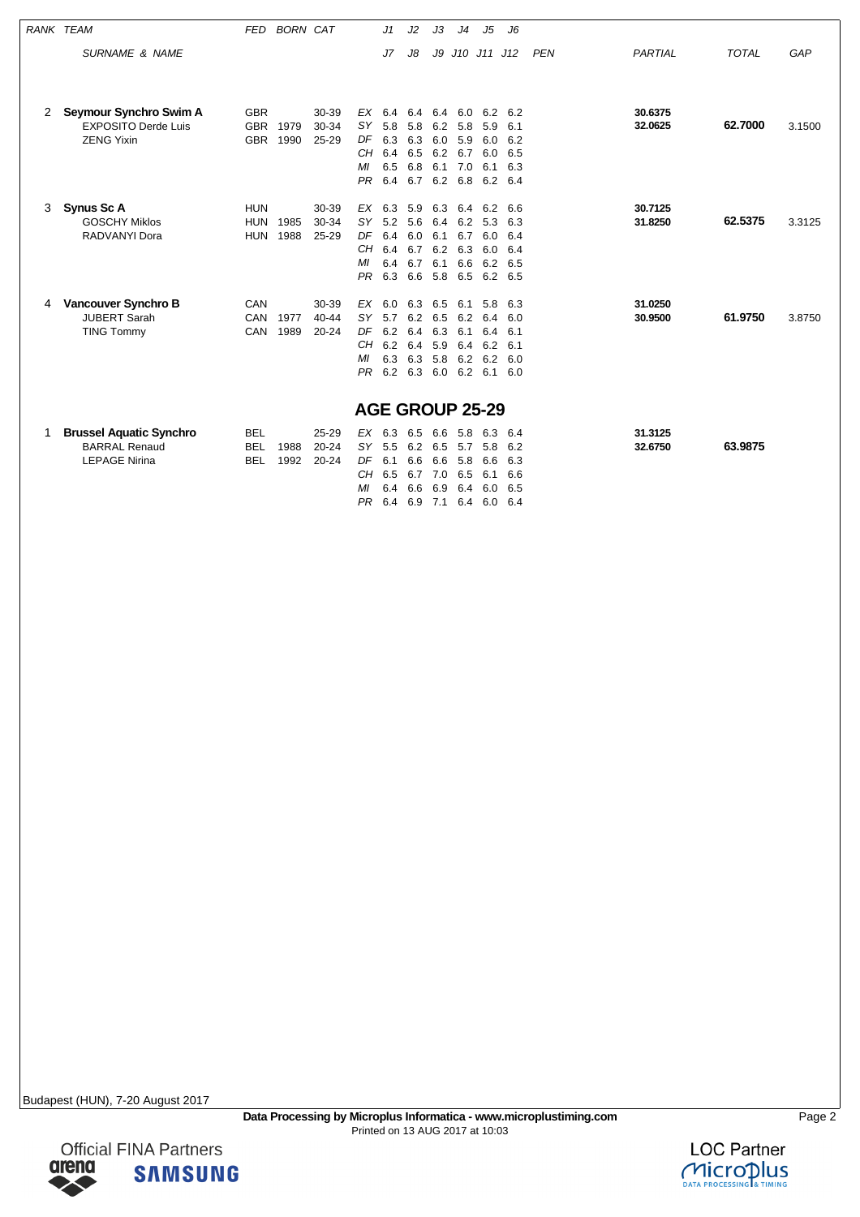| RANK | TEAM | FED | BORN | CAT | | J1 | J2 | J3 | J4 | J5 | J6 | | | |
|---|---|---|---|---|---|---|---|---|---|---|---|---|---|---|
| | SURNAME & NAME | | | | | J7 | J8 | J9 | J10 | J11 | J12 | PEN | PARTIAL | TOTAL | GAP |
| 2 | **Seymour Synchro Swim A** | GBR | | 30-39 | EX | 6.4 | 6.4 | 6.4 | 6.0 | 6.2 | 6.2 | | **30.6375** | | |
| | EXPOSITO Derde Luis | GBR | 1979 | 30-34 | SY | 5.8 | 5.8 | 6.2 | 5.8 | 5.9 | 6.1 | | **32.0625** | **62.7000** | 3.1500 |
| | ZENG Yixin | GBR | 1990 | 25-29 | DF | 6.3 | 6.3 | 6.0 | 5.9 | 6.0 | 6.2 | | | | |
| | | | | | CH | 6.4 | 6.5 | 6.2 | 6.7 | 6.0 | 6.5 | | | | |
| | | | | | MI | 6.5 | 6.8 | 6.1 | 7.0 | 6.1 | 6.3 | | | | |
| | | | | | PR | 6.4 | 6.7 | 6.2 | 6.8 | 6.2 | 6.4 | | | | |
| 3 | **Synus Sc A** | HUN | | 30-39 | EX | 6.3 | 5.9 | 6.3 | 6.4 | 6.2 | 6.6 | | **30.7125** | | |
| | GOSCHY Miklos | HUN | 1985 | 30-34 | SY | 5.2 | 5.6 | 6.4 | 6.2 | 5.3 | 6.3 | | **31.8250** | **62.5375** | 3.3125 |
| | RADVANYI Dora | HUN | 1988 | 25-29 | DF | 6.4 | 6.0 | 6.1 | 6.7 | 6.0 | 6.4 | | | | |
| | | | | | CH | 6.4 | 6.7 | 6.2 | 6.3 | 6.0 | 6.4 | | | | |
| | | | | | MI | 6.4 | 6.7 | 6.1 | 6.6 | 6.2 | 6.5 | | | | |
| | | | | | PR | 6.3 | 6.6 | 5.8 | 6.5 | 6.2 | 6.5 | | | | |
| 4 | **Vancouver Synchro B** | CAN | | 30-39 | EX | 6.0 | 6.3 | 6.5 | 6.1 | 5.8 | 6.3 | | **31.0250** | | |
| | JUBERT Sarah | CAN | 1977 | 40-44 | SY | 5.7 | 6.2 | 6.5 | 6.2 | 6.4 | 6.0 | | **30.9500** | **61.9750** | 3.8750 |
| | TING Tommy | CAN | 1989 | 20-24 | DF | 6.2 | 6.4 | 6.3 | 6.1 | 6.4 | 6.1 | | | | |
| | | | | | CH | 6.2 | 6.4 | 5.9 | 6.4 | 6.2 | 6.1 | | | | |
| | | | | | MI | 6.3 | 6.3 | 5.8 | 6.2 | 6.2 | 6.0 | | | | |
| | | | | | PR | 6.2 | 6.3 | 6.0 | 6.2 | 6.1 | 6.0 | | | | |

## AGE GROUP 25-29

| RANK | TEAM | FED | BORN | CAT | | J1 | J2 | J3 | J4 | J5 | J6 | PEN | PARTIAL | TOTAL | GAP |
|---|---|---|---|---|---|---|---|---|---|---|---|---|---|---|---|
| 1 | **Brussel Aquatic Synchro** | BEL | | 25-29 | EX | 6.3 | 6.5 | 6.6 | 5.8 | 6.3 | 6.4 | | **31.3125** | | |
| | BARRAL Renaud | BEL | 1988 | 20-24 | SY | 5.5 | 6.2 | 6.5 | 5.7 | 5.8 | 6.2 | | **32.6750** | **63.9875** | |
| | LEPAGE Nirina | BEL | 1992 | 20-24 | DF | 6.1 | 6.6 | 6.6 | 5.8 | 6.6 | 6.3 | | | | |
| | | | | | CH | 6.5 | 6.7 | 7.0 | 6.5 | 6.1 | 6.6 | | | | |
| | | | | | MI | 6.4 | 6.6 | 6.9 | 6.4 | 6.0 | 6.5 | | | | |
| | | | | | PR | 6.4 | 6.9 | 7.1 | 6.4 | 6.0 | 6.4 | | | | |

Budapest (HUN), 7-20 August 2017

**Data Processing by Microplus Informatica - www.microplustiming.com**
Printed on 13 AUG 2017 at 10:03

Official FINA Partners arena SAMSUNG

LOC Partner Microplus DATA PROCESSING & TIMING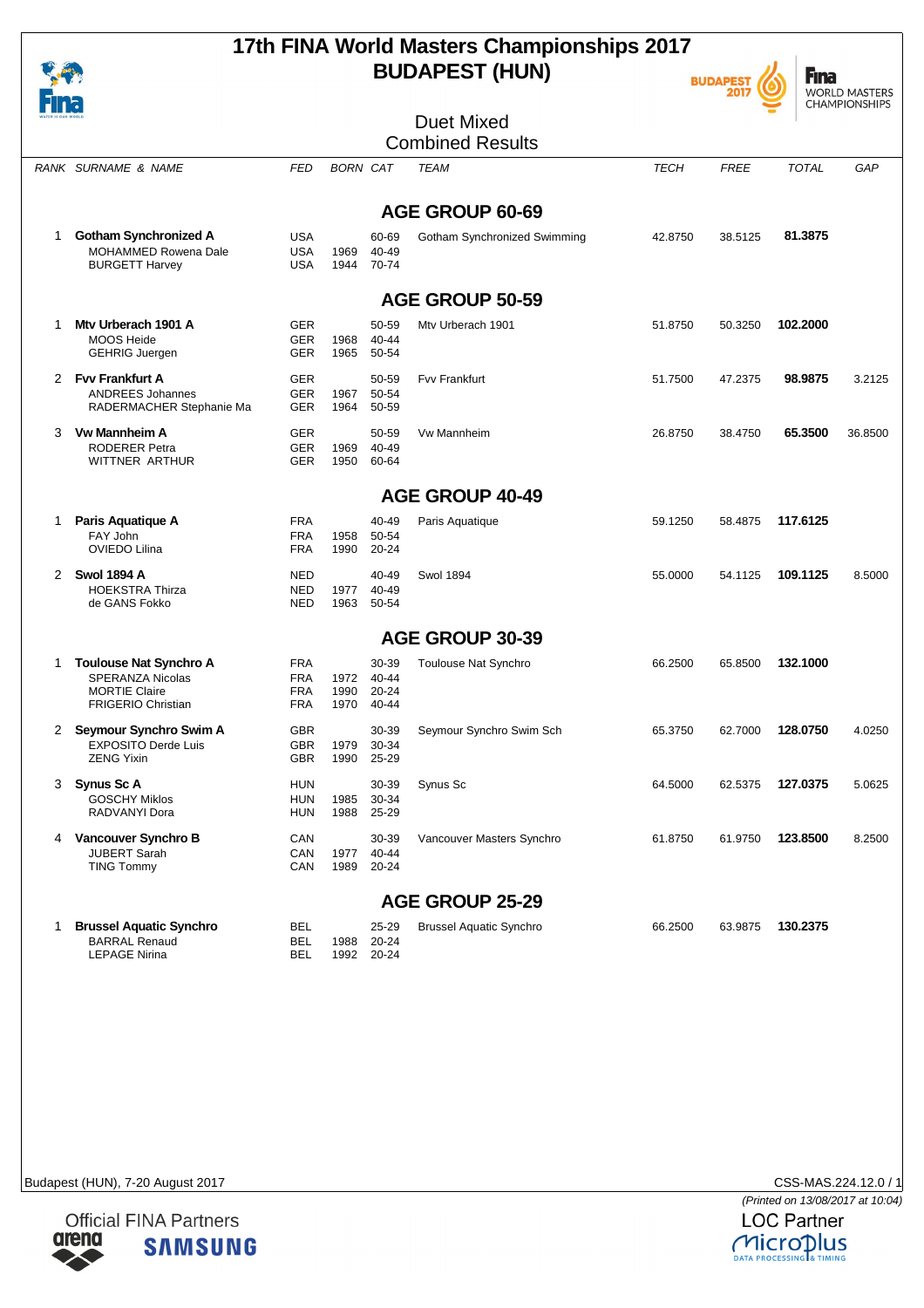# 17th FINA World Masters Championships 2017
## BUDAPEST (HUN)

### Duet Mixed
### Combined Results

| RANK | SURNAME & NAME | FED | BORN | CAT | TEAM | TECH | FREE | TOTAL | GAP |
|---|---|---|---|---|---|---|---|---|---|
| | **AGE GROUP 60-69** | | | | | | | | |
| 1 | **Gotham Synchronized A** | USA | | 60-69 | Gotham Synchronized Swimming | 42.8750 | 38.5125 | **81.3875** | |
| | MOHAMMED Rowena Dale | USA | 1969 | 40-49 | | | | | |
| | BURGETT Harvey | USA | 1944 | 70-74 | | | | | |
| | **AGE GROUP 50-59** | | | | | | | | |
| 1 | **Mtv Urberach 1901 A** | GER | | 50-59 | Mtv Urberach 1901 | 51.8750 | 50.3250 | **102.2000** | |
| | MOOS Heide | GER | 1968 | 40-44 | | | | | |
| | GEHRIG Juergen | GER | 1965 | 50-54 | | | | | |
| 2 | **Fvv Frankfurt A** | GER | | 50-59 | Fvv Frankfurt | 51.7500 | 47.2375 | **98.9875** | 3.2125 |
| | ANDREES Johannes | GER | 1967 | 50-54 | | | | | |
| | RADERMACHER Stephanie Ma | GER | 1964 | 50-59 | | | | | |
| 3 | **Vw Mannheim A** | GER | | 50-59 | Vw Mannheim | 26.8750 | 38.4750 | **65.3500** | 36.8500 |
| | RODERER Petra | GER | 1969 | 40-49 | | | | | |
| | WITTNER ARTHUR | GER | 1950 | 60-64 | | | | | |
| | **AGE GROUP 40-49** | | | | | | | | |
| 1 | **Paris Aquatique A** | FRA | | 40-49 | Paris Aquatique | 59.1250 | 58.4875 | **117.6125** | |
| | FAY John | FRA | 1958 | 50-54 | | | | | |
| | OVIEDO Lilina | FRA | 1990 | 20-24 | | | | | |
| 2 | **Swol 1894 A** | NED | | 40-49 | Swol 1894 | 55.0000 | 54.1125 | **109.1125** | 8.5000 |
| | HOEKSTRA Thirza | NED | 1977 | 40-49 | | | | | |
| | de GANS Fokko | NED | 1963 | 50-54 | | | | | |
| | **AGE GROUP 30-39** | | | | | | | | |
| 1 | **Toulouse Nat Synchro A** | FRA | | 30-39 | Toulouse Nat Synchro | 66.2500 | 65.8500 | **132.1000** | |
| | SPERANZA Nicolas | FRA | 1972 | 40-44 | | | | | |
| | MORTIE Claire | FRA | 1990 | 20-24 | | | | | |
| | FRIGERIO Christian | FRA | 1970 | 40-44 | | | | | |
| 2 | **Seymour Synchro Swim A** | GBR | | 30-39 | Seymour Synchro Swim Sch | 65.3750 | 62.7000 | **128.0750** | 4.0250 |
| | EXPOSITO Derde Luis | GBR | 1979 | 30-34 | | | | | |
| | ZENG Yixin | GBR | 1990 | 25-29 | | | | | |
| 3 | **Synus Sc A** | HUN | | 30-39 | Synus Sc | 64.5000 | 62.5375 | **127.0375** | 5.0625 |
| | GOSCHY Miklos | HUN | 1985 | 30-34 | | | | | |
| | RADVANYI Dora | HUN | 1988 | 25-29 | | | | | |
| 4 | **Vancouver Synchro B** | CAN | | 30-39 | Vancouver Masters Synchro | 61.8750 | 61.9750 | **123.8500** | 8.2500 |
| | JUBERT Sarah | CAN | 1977 | 40-44 | | | | | |
| | TING Tommy | CAN | 1989 | 20-24 | | | | | |
| | **AGE GROUP 25-29** | | | | | | | | |
| 1 | **Brussel Aquatic Synchro** | BEL | | 25-29 | Brussel Aquatic Synchro | 66.2500 | 63.9875 | **130.2375** | |
| | BARRAL Renaud | BEL | 1988 | 20-24 | | | | | |
| | LEPAGE Nirina | BEL | 1992 | 20-24 | | | | | |

Budapest (HUN), 7-20 August 2017

CSS-MAS.224.12.0 / 1

*(Printed on 13/08/2017 at 10:04)*

Official FINA Partners

LOC Partner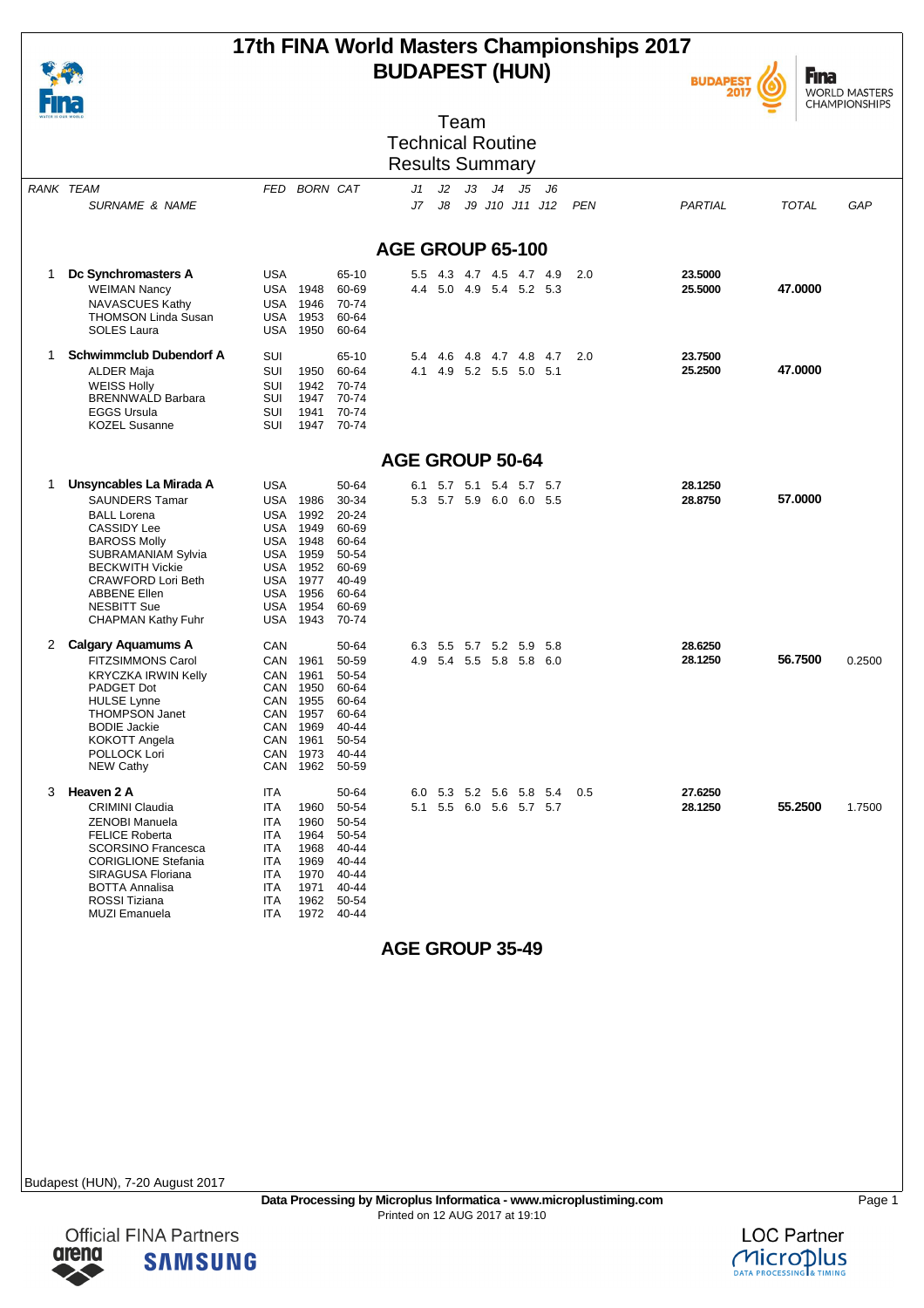# 17th FINA World Masters Championships 2017
# BUDAPEST (HUN)

## Team
## Technical Routine
## Results Summary

| RANK | TEAM / SURNAME & NAME | FED | BORN | CAT | J1 J2 J3 J4 J5 J6 / J7 J8 J9 J10 J11 J12 | PEN | PARTIAL | TOTAL | GAP |
|---|---|---|---|---|---|---|---|---|---|

### AGE GROUP 65-100

| RANK | TEAM / SURNAME & NAME | FED | BORN | CAT | J1-J6 / J7-J12 | PEN | PARTIAL | TOTAL | GAP |
|---|---|---|---|---|---|---|---|---|---|
| 1 | **Dc Synchromasters A** | USA | | 65-10 | 5.5 4.3 4.7 4.5 4.7 4.9 | 2.0 | **23.5000** | | |
| | WEIMAN Nancy | USA | 1948 | 60-69 | 4.4 5.0 4.9 5.4 5.2 5.3 | | **25.5000** | **47.0000** | |
| | NAVASCUES Kathy | USA | 1946 | 70-74 | | | | | |
| | THOMSON Linda Susan | USA | 1953 | 60-64 | | | | | |
| | SOLES Laura | USA | 1950 | 60-64 | | | | | |
| 1 | **Schwimmclub Dubendorf A** | SUI | | 65-10 | 5.4 4.6 4.8 4.7 4.8 4.7 | 2.0 | **23.7500** | | |
| | ALDER Maja | SUI | 1950 | 60-64 | 4.1 4.9 5.2 5.5 5.0 5.1 | | **25.2500** | **47.0000** | |
| | WEISS Holly | SUI | 1942 | 70-74 | | | | | |
| | BRENNWALD Barbara | SUI | 1947 | 70-74 | | | | | |
| | EGGS Ursula | SUI | 1941 | 70-74 | | | | | |
| | KOZEL Susanne | SUI | 1947 | 70-74 | | | | | |

### AGE GROUP 50-64

| RANK | TEAM / SURNAME & NAME | FED | BORN | CAT | J1-J6 / J7-J12 | PEN | PARTIAL | TOTAL | GAP |
|---|---|---|---|---|---|---|---|---|---|
| 1 | **Unsyncables La Mirada A** | USA | | 50-64 | 6.1 5.7 5.1 5.4 5.7 5.7 | | **28.1250** | | |
| | SAUNDERS Tamar | USA | 1986 | 30-34 | 5.3 5.7 5.9 6.0 6.0 5.5 | | **28.8750** | **57.0000** | |
| | BALL Lorena | USA | 1992 | 20-24 | | | | | |
| | CASSIDY Lee | USA | 1949 | 60-69 | | | | | |
| | BAROSS Molly | USA | 1948 | 60-64 | | | | | |
| | SUBRAMANIAM Sylvia | USA | 1959 | 50-54 | | | | | |
| | BECKWITH Vickie | USA | 1952 | 60-69 | | | | | |
| | CRAWFORD Lori Beth | USA | 1977 | 40-49 | | | | | |
| | ABBENE Ellen | USA | 1956 | 60-64 | | | | | |
| | NESBITT Sue | USA | 1954 | 60-69 | | | | | |
| | CHAPMAN Kathy Fuhr | USA | 1943 | 70-74 | | | | | |
| 2 | **Calgary Aquamums A** | CAN | | 50-64 | 6.3 5.5 5.7 5.2 5.9 5.8 | | **28.6250** | | |
| | FITZSIMMONS Carol | CAN | 1961 | 50-59 | 4.9 5.4 5.5 5.8 5.8 6.0 | | **28.1250** | **56.7500** | 0.2500 |
| | KRYCZKA IRWIN Kelly | CAN | 1961 | 50-54 | | | | | |
| | PADGET Dot | CAN | 1950 | 60-64 | | | | | |
| | HULSE Lynne | CAN | 1955 | 60-64 | | | | | |
| | THOMPSON Janet | CAN | 1957 | 60-64 | | | | | |
| | BODIE Jackie | CAN | 1969 | 40-44 | | | | | |
| | KOKOTT Angela | CAN | 1961 | 50-54 | | | | | |
| | POLLOCK Lori | CAN | 1973 | 40-44 | | | | | |
| | NEW Cathy | CAN | 1962 | 50-59 | | | | | |
| 3 | **Heaven 2 A** | ITA | | 50-64 | 6.0 5.3 5.2 5.6 5.8 5.4 | 0.5 | **27.6250** | | |
| | CRIMINI Claudia | ITA | 1960 | 50-54 | 5.1 5.5 6.0 5.6 5.7 5.7 | | **28.1250** | **55.2500** | 1.7500 |
| | ZENOBI Manuela | ITA | 1960 | 50-54 | | | | | |
| | FELICE Roberta | ITA | 1964 | 50-54 | | | | | |
| | SCORSINO Francesca | ITA | 1968 | 40-44 | | | | | |
| | CORIGLIONE Stefania | ITA | 1969 | 40-44 | | | | | |
| | SIRAGUSA Floriana | ITA | 1970 | 40-44 | | | | | |
| | BOTTA Annalisa | ITA | 1971 | 40-44 | | | | | |
| | ROSSI Tiziana | ITA | 1962 | 50-54 | | | | | |
| | MUZI Emanuela | ITA | 1972 | 40-44 | | | | | |

### AGE GROUP 35-49

Budapest (HUN), 7-20 August 2017

**Data Processing by Microplus Informatica - www.microplustiming.com**
Printed on 12 AUG 2017 at 19:10

Official FINA Partners
LOC Partner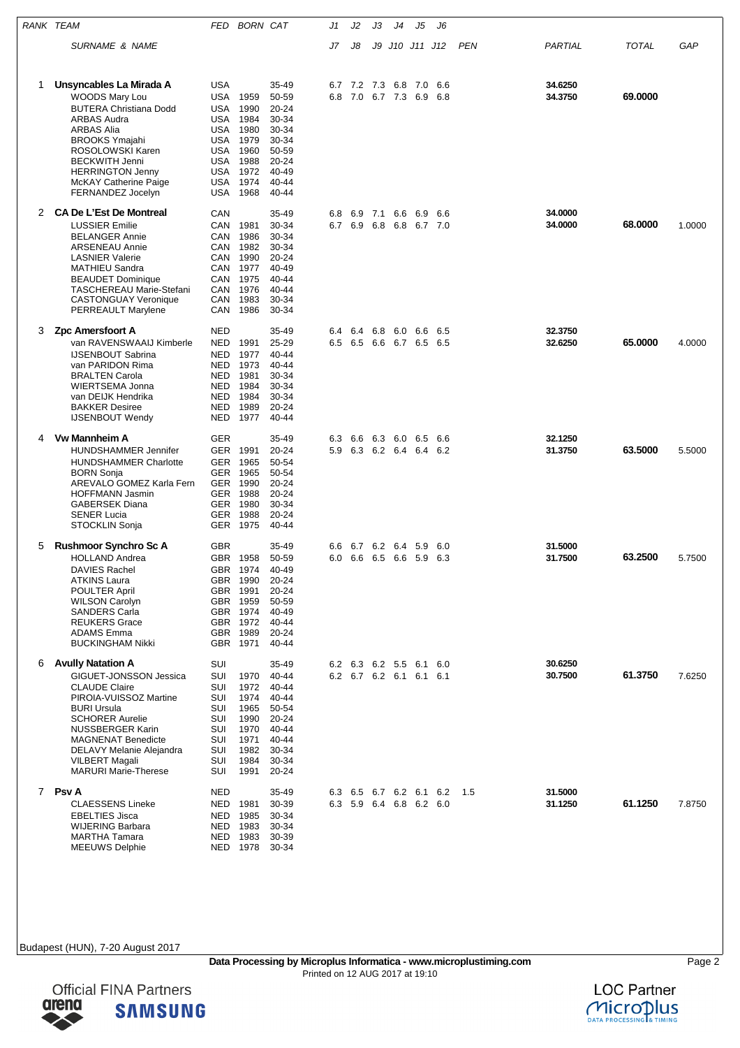| RANK | TEAM / SURNAME & NAME | FED | BORN | CAT | J1 / J7 | J2 / J8 | J3 / J9 | J4 / J10 | J5 / J11 | J6 / J12 | PEN | PARTIAL | TOTAL | GAP |
|---|---|---|---|---|---|---|---|---|---|---|---|---|---|---|
| 1 | **Unsyncables La Mirada A** | USA | | 35-49 | 6.7 | 7.2 | 7.3 | 6.8 | 7.0 | 6.6 | | **34.6250** | | |
| | WOODS Mary Lou | USA | 1959 | 50-59 | 6.8 | 7.0 | 6.7 | 7.3 | 6.9 | 6.8 | | **34.3750** | **69.0000** | |
| | BUTERA Christiana Dodd | USA | 1990 | 20-24 | | | | | | | | | | |
| | ARBAS Audra | USA | 1984 | 30-34 | | | | | | | | | | |
| | ARBAS Alia | USA | 1980 | 30-34 | | | | | | | | | | |
| | BROOKS Ymajahi | USA | 1979 | 30-34 | | | | | | | | | | |
| | ROSOLOWSKI Karen | USA | 1960 | 50-59 | | | | | | | | | | |
| | BECKWITH Jenni | USA | 1988 | 20-24 | | | | | | | | | | |
| | HERRINGTON Jenny | USA | 1972 | 40-49 | | | | | | | | | | |
| | McKAY Catherine Paige | USA | 1974 | 40-44 | | | | | | | | | | |
| | FERNANDEZ Jocelyn | USA | 1968 | 40-44 | | | | | | | | | | |
| 2 | **CA De L'Est De Montreal** | CAN | | 35-49 | 6.8 | 6.9 | 7.1 | 6.6 | 6.9 | 6.6 | | **34.0000** | | |
| | LUSSIER Emilie | CAN | 1981 | 30-34 | 6.7 | 6.9 | 6.8 | 6.8 | 6.7 | 7.0 | | **34.0000** | **68.0000** | 1.0000 |
| | BELANGER Annie | CAN | 1986 | 30-34 | | | | | | | | | | |
| | ARSENEAU Annie | CAN | 1982 | 30-34 | | | | | | | | | | |
| | LASNIER Valerie | CAN | 1990 | 20-24 | | | | | | | | | | |
| | MATHIEU Sandra | CAN | 1977 | 40-49 | | | | | | | | | | |
| | BEAUDET Dominique | CAN | 1975 | 40-44 | | | | | | | | | | |
| | TASCHEREAU Marie-Stefani | CAN | 1976 | 40-44 | | | | | | | | | | |
| | CASTONGUAY Veronique | CAN | 1983 | 30-34 | | | | | | | | | | |
| | PERREAULT Marylene | CAN | 1986 | 30-34 | | | | | | | | | | |
| 3 | **Zpc Amersfoort A** | NED | | 35-49 | 6.4 | 6.4 | 6.8 | 6.0 | 6.6 | 6.5 | | **32.3750** | | |
| | van RAVENSWAAIJ Kimberle | NED | 1991 | 25-29 | 6.5 | 6.5 | 6.6 | 6.7 | 6.5 | 6.5 | | **32.6250** | **65.0000** | 4.0000 |
| | IJSENBOUT Sabrina | NED | 1977 | 40-44 | | | | | | | | | | |
| | van PARIDON Rima | NED | 1973 | 40-44 | | | | | | | | | | |
| | BRALTEN Carola | NED | 1981 | 30-34 | | | | | | | | | | |
| | WIERTSEMA Jonna | NED | 1984 | 30-34 | | | | | | | | | | |
| | van DEIJK Hendrika | NED | 1984 | 30-34 | | | | | | | | | | |
| | BAKKER Desiree | NED | 1989 | 20-24 | | | | | | | | | | |
| | IJSENBOUT Wendy | NED | 1977 | 40-44 | | | | | | | | | | |
| 4 | **Vw Mannheim A** | GER | | 35-49 | 6.3 | 6.6 | 6.3 | 6.0 | 6.5 | 6.6 | | **32.1250** | | |
| | HUNDSHAMMER Jennifer | GER | 1991 | 20-24 | 5.9 | 6.3 | 6.2 | 6.4 | 6.4 | 6.2 | | **31.3750** | **63.5000** | 5.5000 |
| | HUNDSHAMMER Charlotte | GER | 1965 | 50-54 | | | | | | | | | | |
| | BORN Sonja | GER | 1965 | 50-54 | | | | | | | | | | |
| | AREVALO GOMEZ Karla Fern | GER | 1990 | 20-24 | | | | | | | | | | |
| | HOFFMANN Jasmin | GER | 1988 | 20-24 | | | | | | | | | | |
| | GABERSEK Diana | GER | 1980 | 30-34 | | | | | | | | | | |
| | SENER Lucia | GER | 1988 | 20-24 | | | | | | | | | | |
| | STOCKLIN Sonja | GER | 1975 | 40-44 | | | | | | | | | | |
| 5 | **Rushmoor Synchro Sc A** | GBR | | 35-49 | 6.6 | 6.7 | 6.2 | 6.4 | 5.9 | 6.0 | | **31.5000** | | |
| | HOLLAND Andrea | GBR | 1958 | 50-59 | 6.0 | 6.6 | 6.5 | 6.6 | 5.9 | 6.3 | | **31.7500** | **63.2500** | 5.7500 |
| | DAVIES Rachel | GBR | 1974 | 40-49 | | | | | | | | | | |
| | ATKINS Laura | GBR | 1990 | 20-24 | | | | | | | | | | |
| | POULTER April | GBR | 1991 | 20-24 | | | | | | | | | | |
| | WILSON Carolyn | GBR | 1959 | 50-59 | | | | | | | | | | |
| | SANDERS Carla | GBR | 1974 | 40-49 | | | | | | | | | | |
| | REUKERS Grace | GBR | 1972 | 40-44 | | | | | | | | | | |
| | ADAMS Emma | GBR | 1989 | 20-24 | | | | | | | | | | |
| | BUCKINGHAM Nikki | GBR | 1971 | 40-44 | | | | | | | | | | |
| 6 | **Avully Natation A** | SUI | | 35-49 | 6.2 | 6.3 | 6.2 | 5.5 | 6.1 | 6.0 | | **30.6250** | | |
| | GIGUET-JONSSON Jessica | SUI | 1970 | 40-44 | 6.2 | 6.7 | 6.2 | 6.1 | 6.1 | 6.1 | | **30.7500** | **61.3750** | 7.6250 |
| | CLAUDE Claire | SUI | 1972 | 40-44 | | | | | | | | | | |
| | PIROIA-VUISSOZ Martine | SUI | 1974 | 40-44 | | | | | | | | | | |
| | BURI Ursula | SUI | 1965 | 50-54 | | | | | | | | | | |
| | SCHORER Aurelie | SUI | 1990 | 20-24 | | | | | | | | | | |
| | NUSSBERGER Karin | SUI | 1970 | 40-44 | | | | | | | | | | |
| | MAGNENAT Benedicte | SUI | 1971 | 40-44 | | | | | | | | | | |
| | DELAVY Melanie Alejandra | SUI | 1982 | 30-34 | | | | | | | | | | |
| | VILBERT Magali | SUI | 1984 | 30-34 | | | | | | | | | | |
| | MARURI Marie-Therese | SUI | 1991 | 20-24 | | | | | | | | | | |
| 7 | **Psv A** | NED | | 35-49 | 6.3 | 6.5 | 6.7 | 6.2 | 6.1 | 6.2 | 1.5 | **31.5000** | | |
| | CLAESSENS Lineke | NED | 1981 | 30-39 | 6.3 | 5.9 | 6.4 | 6.8 | 6.2 | 6.0 | | **31.1250** | **61.1250** | 7.8750 |
| | EBELTIES Jisca | NED | 1985 | 30-34 | | | | | | | | | | |
| | WIJERING Barbara | NED | 1983 | 30-34 | | | | | | | | | | |
| | MARTHA Tamara | NED | 1983 | 30-39 | | | | | | | | | | |
| | MEEUWS Delphie | NED | 1978 | 30-34 | | | | | | | | | | |

Budapest (HUN), 7-20 August 2017

**Data Processing by Microplus Informatica - www.microplustiming.com**
Printed on 12 AUG 2017 at 19:10

Official FINA Partners arena SAMSUNG

LOC Partner Microplus DATA PROCESSING & TIMING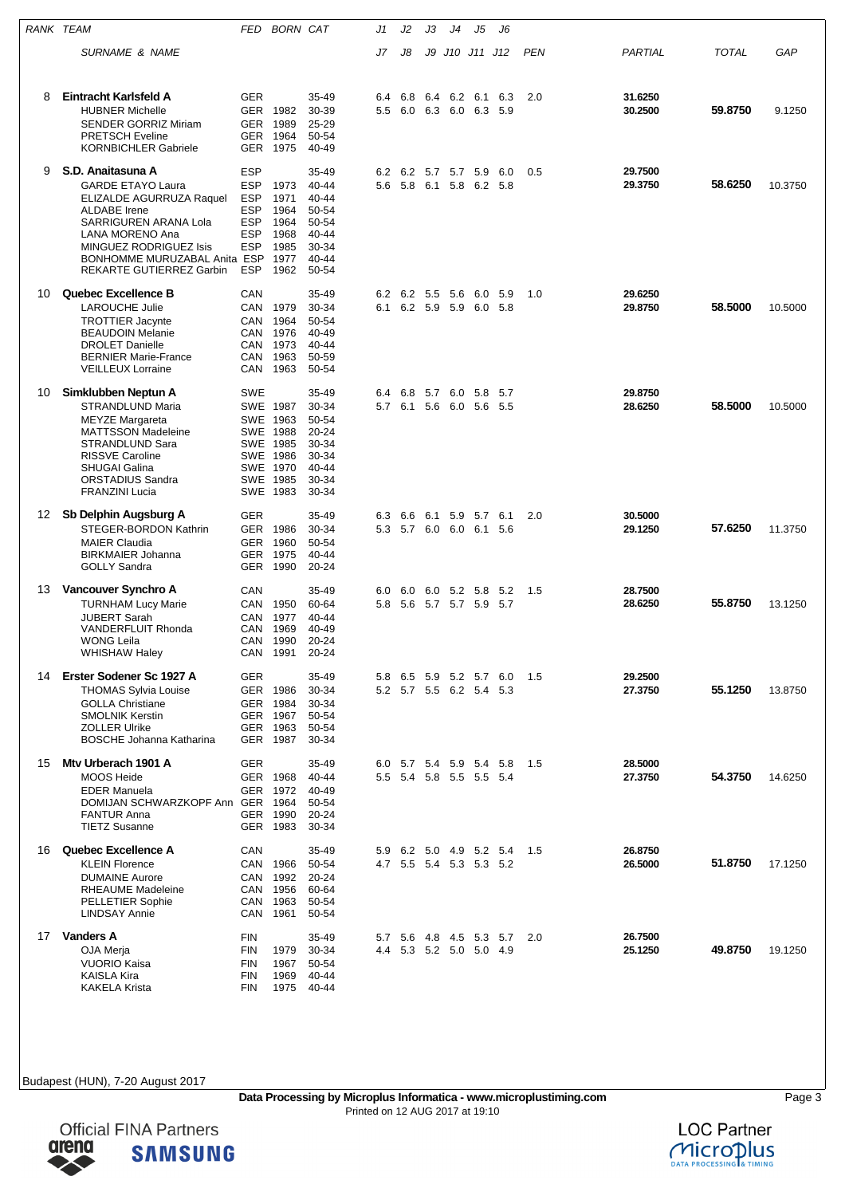| RANK | TEAM | FED | BORN | CAT | J1 | J2 | J3 | J4 | J5 | J6 | | | |
|---|---|---|---|---|---|---|---|---|---|---|---|---|---|
| | SURNAME & NAME | | | | J7 | J8 | J9 | J10 | J11 | J12 | PEN | PARTIAL | TOTAL | GAP |
| 8 | **Eintracht Karlsfeld A** | GER | | 35-49 | 6.4 | 6.8 | 6.4 | 6.2 | 6.1 | 6.3 | 2.0 | **31.6250** | | |
| | HUBNER Michelle | GER | 1982 | 30-39 | 5.5 | 6.0 | 6.3 | 6.0 | 6.3 | 5.9 | | **30.2500** | **59.8750** | 9.1250 |
| | SENDER GORRIZ Miriam | GER | 1989 | 25-29 | | | | | | | | | | |
| | PRETSCH Eveline | GER | 1964 | 50-54 | | | | | | | | | | |
| | KORNBICHLER Gabriele | GER | 1975 | 40-49 | | | | | | | | | | |
| 9 | **S.D. Anaitasuna A** | ESP | | 35-49 | 6.2 | 6.2 | 5.7 | 5.7 | 5.9 | 6.0 | 0.5 | **29.7500** | | |
| | GARDE ETAYO Laura | ESP | 1973 | 40-44 | 5.6 | 5.8 | 6.1 | 5.8 | 6.2 | 5.8 | | **29.3750** | **58.6250** | 10.3750 |
| | ELIZALDE AGURRUZA Raquel | ESP | 1971 | 40-44 | | | | | | | | | | |
| | ALDABE Irene | ESP | 1964 | 50-54 | | | | | | | | | | |
| | SARRIGUREN ARANA Lola | ESP | 1964 | 50-54 | | | | | | | | | | |
| | LANA MORENO Ana | ESP | 1968 | 40-44 | | | | | | | | | | |
| | MINGUEZ RODRIGUEZ Isis | ESP | 1985 | 30-34 | | | | | | | | | | |
| | BONHOMME MURUZABAL Anita | ESP | 1977 | 40-44 | | | | | | | | | | |
| | REKARTE GUTIERREZ Garbin | ESP | 1962 | 50-54 | | | | | | | | | | |
| 10 | **Quebec Excellence B** | CAN | | 35-49 | 6.2 | 6.2 | 5.5 | 5.6 | 6.0 | 5.9 | 1.0 | **29.6250** | | |
| | LAROUCHE Julie | CAN | 1979 | 30-34 | 6.1 | 6.2 | 5.9 | 5.9 | 6.0 | 5.8 | | **29.8750** | **58.5000** | 10.5000 |
| | TROTTIER Jacynte | CAN | 1964 | 50-54 | | | | | | | | | | |
| | BEAUDOIN Melanie | CAN | 1976 | 40-49 | | | | | | | | | | |
| | DROLET Danielle | CAN | 1973 | 40-44 | | | | | | | | | | |
| | BERNIER Marie-France | CAN | 1963 | 50-59 | | | | | | | | | | |
| | VEILLEUX Lorraine | CAN | 1963 | 50-54 | | | | | | | | | | |
| 10 | **Simklubben Neptun A** | SWE | | 35-49 | 6.4 | 6.8 | 5.7 | 6.0 | 5.8 | 5.7 | | **29.8750** | | |
| | STRANDLUND Maria | SWE | 1987 | 30-34 | 5.7 | 6.1 | 5.6 | 6.0 | 5.6 | 5.5 | | **28.6250** | **58.5000** | 10.5000 |
| | MEYZE Margareta | SWE | 1963 | 50-54 | | | | | | | | | | |
| | MATTSSON Madeleine | SWE | 1988 | 20-24 | | | | | | | | | | |
| | STRANDLUND Sara | SWE | 1985 | 30-34 | | | | | | | | | | |
| | RISSVE Caroline | SWE | 1986 | 30-34 | | | | | | | | | | |
| | SHUGAI Galina | SWE | 1970 | 40-44 | | | | | | | | | | |
| | ORSTADIUS Sandra | SWE | 1985 | 30-34 | | | | | | | | | | |
| | FRANZINI Lucia | SWE | 1983 | 30-34 | | | | | | | | | | |
| 12 | **Sb Delphin Augsburg A** | GER | | 35-49 | 6.3 | 6.6 | 6.1 | 5.9 | 5.7 | 6.1 | 2.0 | **30.5000** | | |
| | STEGER-BORDON Kathrin | GER | 1986 | 30-34 | 5.3 | 5.7 | 6.0 | 6.0 | 6.1 | 5.6 | | **29.1250** | **57.6250** | 11.3750 |
| | MAIER Claudia | GER | 1960 | 50-54 | | | | | | | | | | |
| | BIRKMAIER Johanna | GER | 1975 | 40-44 | | | | | | | | | | |
| | GOLLY Sandra | GER | 1990 | 20-24 | | | | | | | | | | |
| 13 | **Vancouver Synchro A** | CAN | | 35-49 | 6.0 | 6.0 | 6.0 | 5.2 | 5.8 | 5.2 | 1.5 | **28.7500** | | |
| | TURNHAM Lucy Marie | CAN | 1950 | 60-64 | 5.8 | 5.6 | 5.7 | 5.7 | 5.9 | 5.7 | | **28.6250** | **55.8750** | 13.1250 |
| | JUBERT Sarah | CAN | 1977 | 40-44 | | | | | | | | | | |
| | VANDERFLUIT Rhonda | CAN | 1969 | 40-49 | | | | | | | | | | |
| | WONG Leila | CAN | 1990 | 20-24 | | | | | | | | | | |
| | WHISHAW Haley | CAN | 1991 | 20-24 | | | | | | | | | | |
| 14 | **Erster Sodener Sc 1927 A** | GER | | 35-49 | 5.8 | 6.5 | 5.9 | 5.2 | 5.7 | 6.0 | 1.5 | **29.2500** | | |
| | THOMAS Sylvia Louise | GER | 1986 | 30-34 | 5.2 | 5.7 | 5.5 | 6.2 | 5.4 | 5.3 | | **27.3750** | **55.1250** | 13.8750 |
| | GOLLA Christiane | GER | 1984 | 30-34 | | | | | | | | | | |
| | SMOLNIK Kerstin | GER | 1967 | 50-54 | | | | | | | | | | |
| | ZOLLER Ulrike | GER | 1963 | 50-54 | | | | | | | | | | |
| | BOSCHE Johanna Katharina | GER | 1987 | 30-34 | | | | | | | | | | |
| 15 | **Mtv Urberach 1901 A** | GER | | 35-49 | 6.0 | 5.7 | 5.4 | 5.9 | 5.4 | 5.8 | 1.5 | **28.5000** | | |
| | MOOS Heide | GER | 1968 | 40-44 | 5.5 | 5.4 | 5.8 | 5.5 | 5.5 | 5.4 | | **27.3750** | **54.3750** | 14.6250 |
| | EDER Manuela | GER | 1972 | 40-49 | | | | | | | | | | |
| | DOMIJAN SCHWARZKOPF Ann | GER | 1964 | 50-54 | | | | | | | | | | |
| | FANTUR Anna | GER | 1990 | 20-24 | | | | | | | | | | |
| | TIETZ Susanne | GER | 1983 | 30-34 | | | | | | | | | | |
| 16 | **Quebec Excellence A** | CAN | | 35-49 | 5.9 | 6.2 | 5.0 | 4.9 | 5.2 | 5.4 | 1.5 | **26.8750** | | |
| | KLEIN Florence | CAN | 1966 | 50-54 | 4.7 | 5.5 | 5.4 | 5.3 | 5.3 | 5.2 | | **26.5000** | **51.8750** | 17.1250 |
| | DUMAINE Aurore | CAN | 1992 | 20-24 | | | | | | | | | | |
| | RHEAUME Madeleine | CAN | 1956 | 60-64 | | | | | | | | | | |
| | PELLETIER Sophie | CAN | 1963 | 50-54 | | | | | | | | | | |
| | LINDSAY Annie | CAN | 1961 | 50-54 | | | | | | | | | | |
| 17 | **Vanders A** | FIN | | 35-49 | 5.7 | 5.6 | 4.8 | 4.5 | 5.3 | 5.7 | 2.0 | **26.7500** | | |
| | OJA Merja | FIN | 1979 | 30-34 | 4.4 | 5.3 | 5.2 | 5.0 | 5.0 | 4.9 | | **25.1250** | **49.8750** | 19.1250 |
| | VUORIO Kaisa | FIN | 1967 | 50-54 | | | | | | | | | | |
| | KAISLA Kira | FIN | 1969 | 40-44 | | | | | | | | | | |
| | KAKELA Krista | FIN | 1975 | 40-44 | | | | | | | | | | |

Budapest (HUN), 7-20 August 2017

**Data Processing by Microplus Informatica - www.microplustiming.com**
Printed on 12 AUG 2017 at 19:10

Official FINA Partners arena SAMSUNG

LOC Partner Microplus DATA PROCESSING & TIMING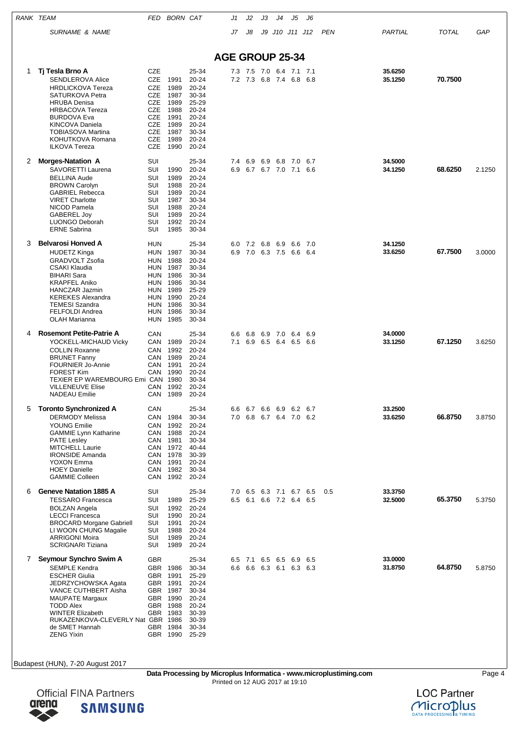## AGE GROUP 25-34

| RANK | TEAM / SURNAME & NAME | FED | BORN | CAT | J1 J2 J3 J4 J5 J6 / J7 J8 J9 J10 J11 J12 | PEN | PARTIAL | TOTAL | GAP |
|---|---|---|---|---|---|---|---|---|---|
| 1 | **Tj Tesla Brno A** | CZE | | 25-34 | 7.3 7.5 7.0 6.4 7.1 7.1 | | 35.6250 | | |
| | SENDLEROVA Alice | CZE | 1991 | 20-24 | 7.2 7.3 6.8 7.4 6.8 6.8 | | 35.1250 | **70.7500** | |
| | HRDLICKOVA Tereza | CZE | 1989 | 20-24 | | | | | |
| | SATURKOVA Petra | CZE | 1987 | 30-34 | | | | | |
| | HRUBA Denisa | CZE | 1989 | 25-29 | | | | | |
| | HRBACOVA Tereza | CZE | 1988 | 20-24 | | | | | |
| | BURDOVA Eva | CZE | 1991 | 20-24 | | | | | |
| | KINCOVA Daniela | CZE | 1989 | 20-24 | | | | | |
| | TOBIASOVA Martina | CZE | 1987 | 30-34 | | | | | |
| | KOHUTKOVA Romana | CZE | 1989 | 20-24 | | | | | |
| | ILKOVA Tereza | CZE | 1990 | 20-24 | | | | | |
| 2 | **Morges-Natation A** | SUI | | 25-34 | 7.4 6.9 6.9 6.8 7.0 6.7 | | 34.5000 | | |
| | SAVORETTI Laurena | SUI | 1990 | 20-24 | 6.9 6.7 6.7 7.0 7.1 6.6 | | 34.1250 | **68.6250** | 2.1250 |
| | BELLINA Aude | SUI | 1989 | 20-24 | | | | | |
| | BROWN Carolyn | SUI | 1988 | 20-24 | | | | | |
| | GABRIEL Rebecca | SUI | 1989 | 20-24 | | | | | |
| | VIRET Charlotte | SUI | 1987 | 30-34 | | | | | |
| | NICOD Pamela | SUI | 1988 | 20-24 | | | | | |
| | GABEREL Joy | SUI | 1989 | 20-24 | | | | | |
| | LUONGO Deborah | SUI | 1992 | 20-24 | | | | | |
| | ERNE Sabrina | SUI | 1985 | 30-34 | | | | | |
| 3 | **Belvarosi Honved A** | HUN | | 25-34 | 6.0 7.2 6.8 6.9 6.6 7.0 | | 34.1250 | | |
| | HUDETZ Kinga | HUN | 1987 | 30-34 | 6.9 7.0 6.3 7.5 6.6 6.4 | | 33.6250 | **67.7500** | 3.0000 |
| | GRADVOLT Zsofia | HUN | 1988 | 20-24 | | | | | |
| | CSAKI Klaudia | HUN | 1987 | 30-34 | | | | | |
| | BIHARI Sara | HUN | 1986 | 30-34 | | | | | |
| | KRAPFEL Aniko | HUN | 1986 | 30-34 | | | | | |
| | HANCZAR Jazmin | HUN | 1989 | 25-29 | | | | | |
| | KEREKES Alexandra | HUN | 1990 | 20-24 | | | | | |
| | TEMESI Szandra | HUN | 1986 | 30-34 | | | | | |
| | FELFOLDI Andrea | HUN | 1986 | 30-34 | | | | | |
| | OLAH Marianna | HUN | 1985 | 30-34 | | | | | |
| 4 | **Rosemont Petite-Patrie A** | CAN | | 25-34 | 6.6 6.8 6.9 7.0 6.4 6.9 | | 34.0000 | | |
| | YOCKELL-MICHAUD Vicky | CAN | 1989 | 20-24 | 7.1 6.9 6.5 6.4 6.5 6.6 | | 33.1250 | **67.1250** | 3.6250 |
| | COLLIN Roxanne | CAN | 1992 | 20-24 | | | | | |
| | BRUNET Fanny | CAN | 1989 | 20-24 | | | | | |
| | FOURNIER Jo-Annie | CAN | 1991 | 20-24 | | | | | |
| | FOREST Kim | CAN | 1990 | 20-24 | | | | | |
| | TEXIER EP WAREMBOURG Emi | CAN | 1980 | 30-34 | | | | | |
| | VILLENEUVE Elise | CAN | 1992 | 20-24 | | | | | |
| | NADEAU Emilie | CAN | 1989 | 20-24 | | | | | |
| 5 | **Toronto Synchronized A** | CAN | | 25-34 | 6.6 6.7 6.6 6.9 6.2 6.7 | | 33.2500 | | |
| | DERMODY Melissa | CAN | 1984 | 30-34 | 7.0 6.8 6.7 6.4 7.0 6.2 | | 33.6250 | **66.8750** | 3.8750 |
| | YOUNG Emilie | CAN | 1992 | 20-24 | | | | | |
| | GAMMIE Lynn Katharine | CAN | 1988 | 20-24 | | | | | |
| | PATE Lesley | CAN | 1981 | 30-34 | | | | | |
| | MITCHELL Laurie | CAN | 1972 | 40-44 | | | | | |
| | IRONSIDE Amanda | CAN | 1978 | 30-39 | | | | | |
| | YOXON Emma | CAN | 1991 | 20-24 | | | | | |
| | HOEY Danielle | CAN | 1982 | 30-34 | | | | | |
| | GAMMIE Colleen | CAN | 1992 | 20-24 | | | | | |
| 6 | **Geneve Natation 1885 A** | SUI | | 25-34 | 7.0 6.5 6.3 7.1 6.7 6.5 | 0.5 | 33.3750 | | |
| | TESSARO Francesca | SUI | 1989 | 25-29 | 6.5 6.1 6.6 7.2 6.4 6.5 | | 32.5000 | **65.3750** | 5.3750 |
| | BOLZAN Angela | SUI | 1992 | 20-24 | | | | | |
| | LECCI Francesca | SUI | 1990 | 20-24 | | | | | |
| | BROCARD Morgane Gabriell | SUI | 1991 | 20-24 | | | | | |
| | LI WOON CHUNG Magalie | SUI | 1988 | 20-24 | | | | | |
| | ARRIGONI Moira | SUI | 1989 | 20-24 | | | | | |
| | SCRIGNARI Tiziana | SUI | 1989 | 20-24 | | | | | |
| 7 | **Seymour Synchro Swim A** | GBR | | 25-34 | 6.5 7.1 6.5 6.5 6.9 6.5 | | 33.0000 | | |
| | SEMPLE Kendra | GBR | 1986 | 30-34 | 6.6 6.6 6.3 6.1 6.3 6.3 | | 31.8750 | **64.8750** | 5.8750 |
| | ESCHER Giulia | GBR | 1991 | 25-29 | | | | | |
| | JEDRZYCHOWSKA Agata | GBR | 1991 | 20-24 | | | | | |
| | VANCE CUTHBERT Aisha | GBR | 1987 | 30-34 | | | | | |
| | MAUPATE Margaux | GBR | 1990 | 20-24 | | | | | |
| | TODD Alex | GBR | 1988 | 20-24 | | | | | |
| | WINTER Elizabeth | GBR | 1983 | 30-39 | | | | | |
| | RUKAZENKOVA-CLEVERLY Nat | GBR | 1986 | 30-39 | | | | | |
| | de SMET Hannah | GBR | 1984 | 30-34 | | | | | |
| | ZENG Yixin | GBR | 1990 | 25-29 | | | | | |

Budapest (HUN), 7-20 August 2017

**Data Processing by Microplus Informatica - www.microplustiming.com**
Printed on 12 AUG 2017 at 19:10

Official FINA Partners arena SAMSUNG — LOC Partner Microplus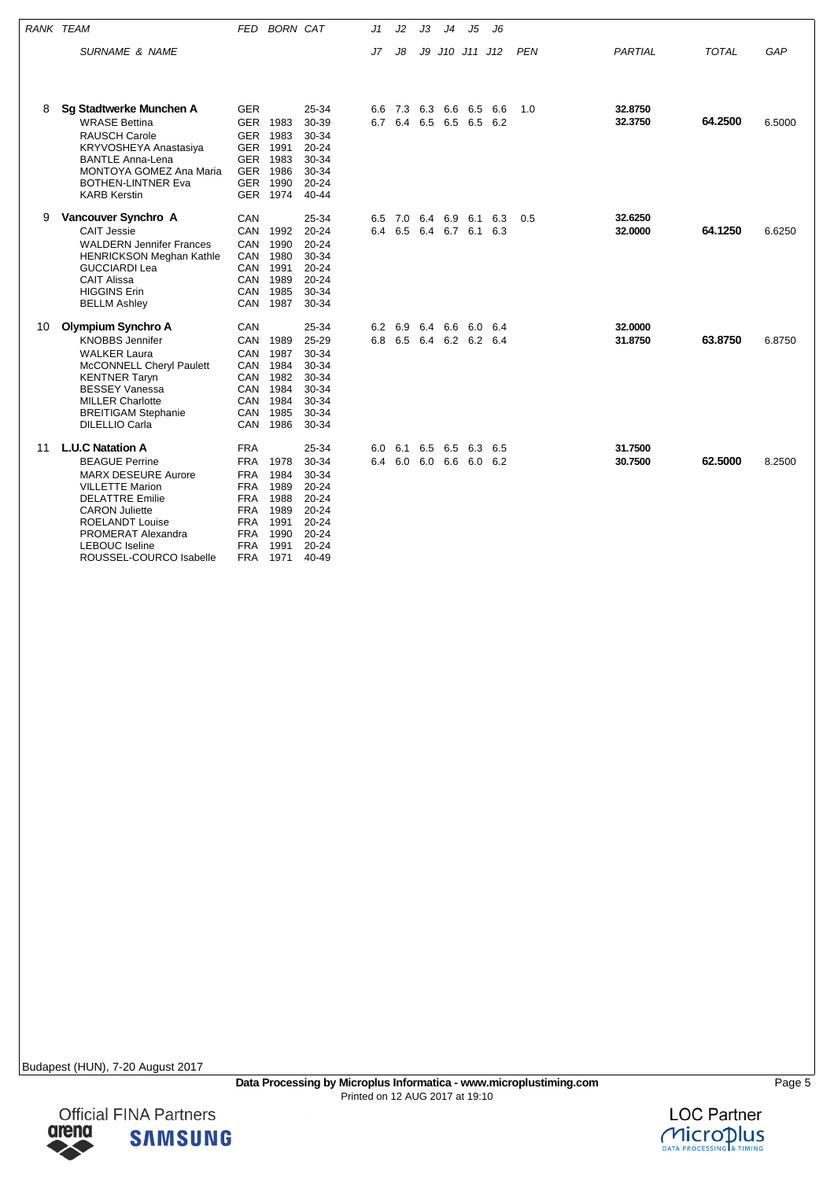| RANK | TEAM / SURNAME & NAME | FED | BORN | CAT | J1 / J7 | J2 / J8 | J3 / J9 | J4 / J10 | J5 / J11 | J6 / J12 | PEN | PARTIAL | TOTAL | GAP |
|---|---|---|---|---|---|---|---|---|---|---|---|---|---|---|
| 8 | **Sg Stadtwerke Munchen A** | GER | | 25-34 | 6.6 | 7.3 | 6.3 | 6.6 | 6.5 | 6.6 | 1.0 | **32.8750** | | |
| | WRASE Bettina | GER | 1983 | 30-39 | 6.7 | 6.4 | 6.5 | 6.5 | 6.5 | 6.2 | | **32.3750** | **64.2500** | 6.5000 |
| | RAUSCH Carole | GER | 1983 | 30-34 | | | | | | | | | | |
| | KRYVOSHEYA Anastasiya | GER | 1991 | 20-24 | | | | | | | | | | |
| | BANTLE Anna-Lena | GER | 1983 | 30-34 | | | | | | | | | | |
| | MONTOYA GOMEZ Ana Maria | GER | 1986 | 30-34 | | | | | | | | | | |
| | BOTHEN-LINTNER Eva | GER | 1990 | 20-24 | | | | | | | | | | |
| | KARB Kerstin | GER | 1974 | 40-44 | | | | | | | | | | |
| 9 | **Vancouver Synchro A** | CAN | | 25-34 | 6.5 | 7.0 | 6.4 | 6.9 | 6.1 | 6.3 | 0.5 | **32.6250** | | |
| | CAIT Jessie | CAN | 1992 | 20-24 | 6.4 | 6.5 | 6.4 | 6.7 | 6.1 | 6.3 | | **32.0000** | **64.1250** | 6.6250 |
| | WALDERN Jennifer Frances | CAN | 1990 | 20-24 | | | | | | | | | | |
| | HENRICKSON Meghan Kathle | CAN | 1980 | 30-34 | | | | | | | | | | |
| | GUCCIARDI Lea | CAN | 1991 | 20-24 | | | | | | | | | | |
| | CAIT Alissa | CAN | 1989 | 20-24 | | | | | | | | | | |
| | HIGGINS Erin | CAN | 1985 | 30-34 | | | | | | | | | | |
| | BELLM Ashley | CAN | 1987 | 30-34 | | | | | | | | | | |
| 10 | **Olympium Synchro A** | CAN | | 25-34 | 6.2 | 6.9 | 6.4 | 6.6 | 6.0 | 6.4 | | **32.0000** | | |
| | KNOBBS Jennifer | CAN | 1989 | 25-29 | 6.8 | 6.5 | 6.4 | 6.2 | 6.2 | 6.4 | | **31.8750** | **63.8750** | 6.8750 |
| | WALKER Laura | CAN | 1987 | 30-34 | | | | | | | | | | |
| | McCONNELL Cheryl Paulett | CAN | 1984 | 30-34 | | | | | | | | | | |
| | KENTNER Taryn | CAN | 1982 | 30-34 | | | | | | | | | | |
| | BESSEY Vanessa | CAN | 1984 | 30-34 | | | | | | | | | | |
| | MILLER Charlotte | CAN | 1984 | 30-34 | | | | | | | | | | |
| | BREITIGAM Stephanie | CAN | 1985 | 30-34 | | | | | | | | | | |
| | DILELLIO Carla | CAN | 1986 | 30-34 | | | | | | | | | | |
| 11 | **L.U.C Natation A** | FRA | | 25-34 | 6.0 | 6.1 | 6.5 | 6.5 | 6.3 | 6.5 | | **31.7500** | | |
| | BEAGUE Perrine | FRA | 1978 | 30-34 | 6.4 | 6.0 | 6.0 | 6.6 | 6.0 | 6.2 | | **30.7500** | **62.5000** | 8.2500 |
| | MARX DESEURE Aurore | FRA | 1984 | 30-34 | | | | | | | | | | |
| | VILLETTE Marion | FRA | 1989 | 20-24 | | | | | | | | | | |
| | DELATTRE Emilie | FRA | 1988 | 20-24 | | | | | | | | | | |
| | CARON Juliette | FRA | 1989 | 20-24 | | | | | | | | | | |
| | ROELANDT Louise | FRA | 1991 | 20-24 | | | | | | | | | | |
| | PROMERAT Alexandra | FRA | 1990 | 20-24 | | | | | | | | | | |
| | LEBOUC Iseline | FRA | 1991 | 20-24 | | | | | | | | | | |
| | ROUSSEL-COURCO Isabelle | FRA | 1971 | 40-49 | | | | | | | | | | |

Budapest (HUN), 7-20 August 2017

**Data Processing by Microplus Informatica - www.microplustiming.com**
Printed on 12 AUG 2017 at 19:10

Official FINA Partners
LOC Partner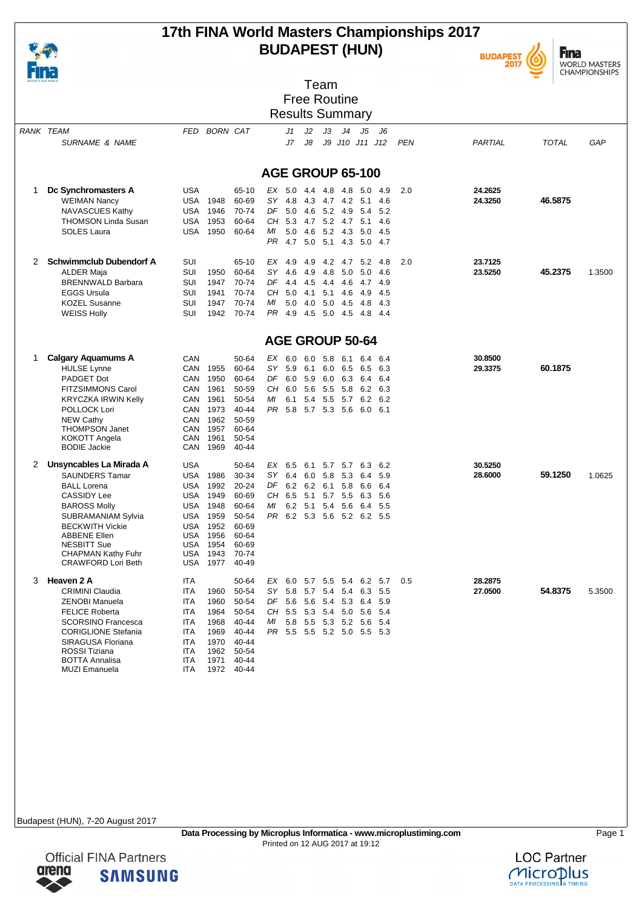# 17th FINA World Masters Championships 2017
# BUDAPEST (HUN)

## Team
## Free Routine
## Results Summary

| RANK | TEAM / SURNAME & NAME | FED | BORN | CAT | | J1 / J7 | J2 / J8 | J3 / J9 | J4 / J10 | J5 / J11 | J6 / J12 | PEN | PARTIAL | TOTAL | GAP |
|---|---|---|---|---|---|---|---|---|---|---|---|---|---|---|---|

### AGE GROUP 65-100

| RANK | TEAM / SURNAME & NAME | FED | BORN | CAT | | J1 | J2 | J3 | J4 | J5 | J6 | PEN | PARTIAL | TOTAL | GAP |
|---|---|---|---|---|---|---|---|---|---|---|---|---|---|---|---|
| 1 | **Dc Synchromasters A** | USA | | 65-10 | EX | 5.0 | 4.4 | 4.8 | 4.8 | 5.0 | 4.9 | 2.0 | **24.2625** | | |
| | WEIMAN Nancy | USA | 1948 | 60-69 | SY | 4.8 | 4.3 | 4.7 | 4.2 | 5.1 | 4.6 | | **24.3250** | **46.5875** | |
| | NAVASCUES Kathy | USA | 1946 | 70-74 | DF | 5.0 | 4.6 | 5.2 | 4.9 | 5.4 | 5.2 | | | | |
| | THOMSON Linda Susan | USA | 1953 | 60-64 | CH | 5.3 | 4.7 | 5.2 | 4.7 | 5.1 | 4.6 | | | | |
| | SOLES Laura | USA | 1950 | 60-64 | MI | 5.0 | 4.6 | 5.2 | 4.3 | 5.0 | 4.5 | | | | |
| | | | | | PR | 4.7 | 5.0 | 5.1 | 4.3 | 5.0 | 4.7 | | | | |
| 2 | **Schwimmclub Dubendorf A** | SUI | | 65-10 | EX | 4.9 | 4.9 | 4.2 | 4.7 | 5.2 | 4.8 | 2.0 | **23.7125** | | |
| | ALDER Maja | SUI | 1950 | 60-64 | SY | 4.6 | 4.9 | 4.8 | 5.0 | 5.0 | 4.6 | | **23.5250** | **45.2375** | 1.3500 |
| | BRENNWALD Barbara | SUI | 1947 | 70-74 | DF | 4.4 | 4.5 | 4.4 | 4.6 | 4.7 | 4.9 | | | | |
| | EGGS Ursula | SUI | 1941 | 70-74 | CH | 5.0 | 4.1 | 5.1 | 4.6 | 4.9 | 4.5 | | | | |
| | KOZEL Susanne | SUI | 1947 | 70-74 | MI | 5.0 | 4.0 | 5.0 | 4.5 | 4.8 | 4.3 | | | | |
| | WEISS Holly | SUI | 1942 | 70-74 | PR | 4.9 | 4.5 | 5.0 | 4.5 | 4.8 | 4.4 | | | | |

### AGE GROUP 50-64

| RANK | TEAM / SURNAME & NAME | FED | BORN | CAT | | J1 | J2 | J3 | J4 | J5 | J6 | PEN | PARTIAL | TOTAL | GAP |
|---|---|---|---|---|---|---|---|---|---|---|---|---|---|---|---|
| 1 | **Calgary Aquamums A** | CAN | | 50-64 | EX | 6.0 | 6.0 | 5.8 | 6.1 | 6.4 | 6.4 | | **30.8500** | | |
| | HULSE Lynne | CAN | 1955 | 60-64 | SY | 5.9 | 6.1 | 6.0 | 6.5 | 6.5 | 6.3 | | **29.3375** | **60.1875** | |
| | PADGET Dot | CAN | 1950 | 60-64 | DF | 6.0 | 5.9 | 6.0 | 6.3 | 6.4 | 6.4 | | | | |
| | FITZSIMMONS Carol | CAN | 1961 | 50-59 | CH | 6.0 | 5.6 | 5.5 | 5.8 | 6.2 | 6.3 | | | | |
| | KRYCZKA IRWIN Kelly | CAN | 1961 | 50-54 | MI | 6.1 | 5.4 | 5.5 | 5.7 | 6.2 | 6.2 | | | | |
| | POLLOCK Lori | CAN | 1973 | 40-44 | PR | 5.8 | 5.7 | 5.3 | 5.6 | 6.0 | 6.1 | | | | |
| | NEW Cathy | CAN | 1962 | 50-59 | | | | | | | | | | | |
| | THOMPSON Janet | CAN | 1957 | 60-64 | | | | | | | | | | | |
| | KOKOTT Angela | CAN | 1961 | 50-54 | | | | | | | | | | | |
| | BODIE Jackie | CAN | 1969 | 40-44 | | | | | | | | | | | |
| 2 | **Unsyncables La Mirada A** | USA | | 50-64 | EX | 6.5 | 6.1 | 5.7 | 5.7 | 6.3 | 6.2 | | **30.5250** | | |
| | SAUNDERS Tamar | USA | 1986 | 30-34 | SY | 6.4 | 6.0 | 5.8 | 5.3 | 6.4 | 5.9 | | **28.6000** | **59.1250** | 1.0625 |
| | BALL Lorena | USA | 1992 | 20-24 | DF | 6.2 | 6.2 | 6.1 | 5.8 | 6.6 | 6.4 | | | | |
| | CASSIDY Lee | USA | 1949 | 60-69 | CH | 6.5 | 5.1 | 5.7 | 5.5 | 6.3 | 5.6 | | | | |
| | BAROSS Molly | USA | 1948 | 60-64 | MI | 6.2 | 5.1 | 5.4 | 5.6 | 6.4 | 5.5 | | | | |
| | SUBRAMANIAM Sylvia | USA | 1959 | 50-54 | PR | 6.2 | 5.3 | 5.6 | 5.2 | 6.2 | 5.5 | | | | |
| | BECKWITH Vickie | USA | 1952 | 60-69 | | | | | | | | | | | |
| | ABBENE Ellen | USA | 1956 | 60-64 | | | | | | | | | | | |
| | NESBITT Sue | USA | 1954 | 60-69 | | | | | | | | | | | |
| | CHAPMAN Kathy Fuhr | USA | 1943 | 70-74 | | | | | | | | | | | |
| | CRAWFORD Lori Beth | USA | 1977 | 40-49 | | | | | | | | | | | |
| 3 | **Heaven 2 A** | ITA | | 50-64 | EX | 6.0 | 5.7 | 5.5 | 5.4 | 6.2 | 5.7 | 0.5 | **28.2875** | | |
| | CRIMINI Claudia | ITA | 1960 | 50-54 | SY | 5.8 | 5.7 | 5.4 | 5.4 | 6.3 | 5.5 | | **27.0500** | **54.8375** | 5.3500 |
| | ZENOBI Manuela | ITA | 1960 | 50-54 | DF | 5.6 | 5.6 | 5.4 | 5.3 | 6.4 | 5.9 | | | | |
| | FELICE Roberta | ITA | 1964 | 50-54 | CH | 5.5 | 5.3 | 5.4 | 5.0 | 5.6 | 5.4 | | | | |
| | SCORSINO Francesca | ITA | 1968 | 40-44 | MI | 5.8 | 5.5 | 5.3 | 5.2 | 5.6 | 5.4 | | | | |
| | CORIGLIONE Stefania | ITA | 1969 | 40-44 | PR | 5.5 | 5.5 | 5.2 | 5.0 | 5.5 | 5.3 | | | | |
| | SIRAGUSA Floriana | ITA | 1970 | 40-44 | | | | | | | | | | | |
| | ROSSI Tiziana | ITA | 1962 | 50-54 | | | | | | | | | | | |
| | BOTTA Annalisa | ITA | 1971 | 40-44 | | | | | | | | | | | |
| | MUZI Emanuela | ITA | 1972 | 40-44 | | | | | | | | | | | |

Budapest (HUN), 7-20 August 2017

**Data Processing by Microplus Informatica - www.microplustiming.com**
Printed on 12 AUG 2017 at 19:12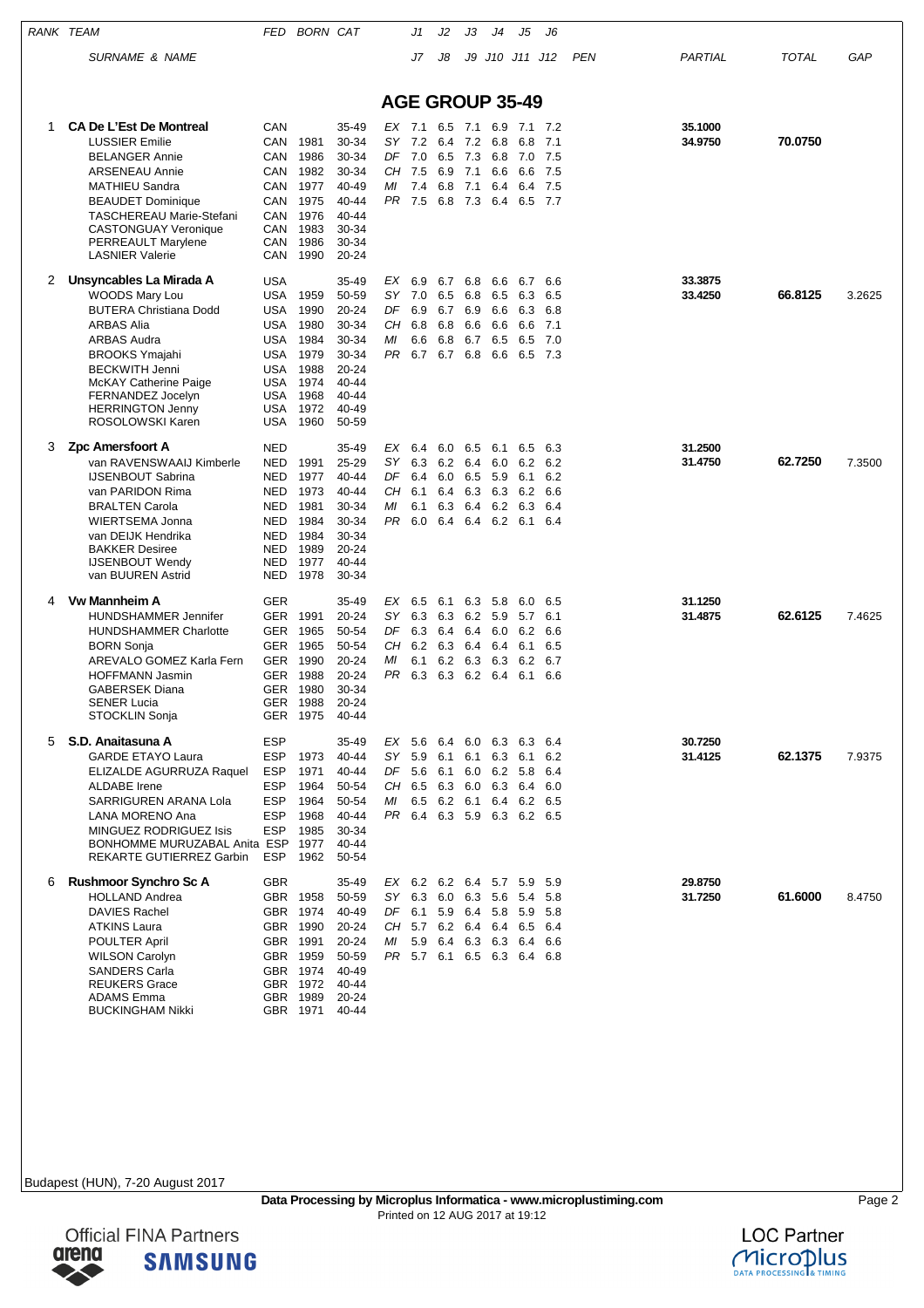## AGE GROUP 35-49

| RANK | TEAM / SURNAME & NAME | FED | BORN | CAT | | J1 / J7 | J2 / J8 | J3 / J9 | J4 / J10 | J5 / J11 | J6 / J12 | PEN | PARTIAL | TOTAL | GAP |
|---|---|---|---|---|---|---|---|---|---|---|---|---|---|---|---|
| 1 | **CA De L'Est De Montreal** | CAN | | 35-49 | EX | 7.1 | 6.5 | 7.1 | 6.9 | 7.1 | 7.2 | | 35.1000 | | |
| | LUSSIER Emilie | CAN | 1981 | 30-34 | SY | 7.2 | 6.4 | 7.2 | 6.8 | 6.8 | 7.1 | | 34.9750 | **70.0750** | |
| | BELANGER Annie | CAN | 1986 | 30-34 | DF | 7.0 | 6.5 | 7.3 | 6.8 | 7.0 | 7.5 | | | | |
| | ARSENEAU Annie | CAN | 1982 | 30-34 | CH | 7.5 | 6.9 | 7.1 | 6.6 | 6.6 | 7.5 | | | | |
| | MATHIEU Sandra | CAN | 1977 | 40-49 | MI | 7.4 | 6.8 | 7.1 | 6.4 | 6.4 | 7.5 | | | | |
| | BEAUDET Dominique | CAN | 1975 | 40-44 | PR | 7.5 | 6.8 | 7.3 | 6.4 | 6.5 | 7.7 | | | | |
| | TASCHEREAU Marie-Stefani | CAN | 1976 | 40-44 | | | | | | | | | | | |
| | CASTONGUAY Veronique | CAN | 1983 | 30-34 | | | | | | | | | | | |
| | PERREAULT Marylene | CAN | 1986 | 30-34 | | | | | | | | | | | |
| | LASNIER Valerie | CAN | 1990 | 20-24 | | | | | | | | | | | |
| 2 | **Unsyncables La Mirada A** | USA | | 35-49 | EX | 6.9 | 6.7 | 6.8 | 6.6 | 6.7 | 6.6 | | 33.3875 | | |
| | WOODS Mary Lou | USA | 1959 | 50-59 | SY | 7.0 | 6.5 | 6.8 | 6.5 | 6.3 | 6.5 | | 33.4250 | **66.8125** | 3.2625 |
| | BUTERA Christiana Dodd | USA | 1990 | 20-24 | DF | 6.9 | 6.7 | 6.9 | 6.6 | 6.3 | 6.8 | | | | |
| | ARBAS Alia | USA | 1980 | 30-34 | CH | 6.8 | 6.8 | 6.6 | 6.6 | 6.6 | 7.1 | | | | |
| | ARBAS Audra | USA | 1984 | 30-34 | MI | 6.6 | 6.8 | 6.7 | 6.5 | 6.5 | 7.0 | | | | |
| | BROOKS Ymajahi | USA | 1979 | 30-34 | PR | 6.7 | 6.7 | 6.8 | 6.6 | 6.5 | 7.3 | | | | |
| | BECKWITH Jenni | USA | 1988 | 20-24 | | | | | | | | | | | |
| | McKAY Catherine Paige | USA | 1974 | 40-44 | | | | | | | | | | | |
| | FERNANDEZ Jocelyn | USA | 1968 | 40-44 | | | | | | | | | | | |
| | HERRINGTON Jenny | USA | 1972 | 40-49 | | | | | | | | | | | |
| | ROSOLOWSKI Karen | USA | 1960 | 50-59 | | | | | | | | | | | |
| 3 | **Zpc Amersfoort A** | NED | | 35-49 | EX | 6.4 | 6.0 | 6.5 | 6.1 | 6.5 | 6.3 | | 31.2500 | | |
| | van RAVENSWAAIJ Kimberle | NED | 1991 | 25-29 | SY | 6.3 | 6.2 | 6.4 | 6.0 | 6.2 | 6.2 | | 31.4750 | **62.7250** | 7.3500 |
| | IJSENBOUT Sabrina | NED | 1977 | 40-44 | DF | 6.4 | 6.0 | 6.5 | 5.9 | 6.1 | 6.2 | | | | |
| | van PARIDON Rima | NED | 1973 | 40-44 | CH | 6.1 | 6.4 | 6.3 | 6.3 | 6.2 | 6.6 | | | | |
| | BRALTEN Carola | NED | 1981 | 30-34 | MI | 6.1 | 6.3 | 6.4 | 6.2 | 6.3 | 6.4 | | | | |
| | WIERTSEMA Jonna | NED | 1984 | 30-34 | PR | 6.0 | 6.4 | 6.4 | 6.2 | 6.1 | 6.4 | | | | |
| | van DEIJK Hendrika | NED | 1984 | 30-34 | | | | | | | | | | | |
| | BAKKER Desiree | NED | 1989 | 20-24 | | | | | | | | | | | |
| | IJSENBOUT Wendy | NED | 1977 | 40-44 | | | | | | | | | | | |
| | van BUUREN Astrid | NED | 1978 | 30-34 | | | | | | | | | | | |
| 4 | **Vw Mannheim A** | GER | | 35-49 | EX | 6.5 | 6.1 | 6.3 | 5.8 | 6.0 | 6.5 | | 31.1250 | | |
| | HUNDSHAMMER Jennifer | GER | 1991 | 20-24 | SY | 6.3 | 6.3 | 6.2 | 5.9 | 5.7 | 6.1 | | 31.4875 | **62.6125** | 7.4625 |
| | HUNDSHAMMER Charlotte | GER | 1965 | 50-54 | DF | 6.3 | 6.4 | 6.4 | 6.0 | 6.2 | 6.6 | | | | |
| | BORN Sonja | GER | 1965 | 50-54 | CH | 6.2 | 6.3 | 6.4 | 6.4 | 6.1 | 6.5 | | | | |
| | AREVALO GOMEZ Karla Fern | GER | 1990 | 20-24 | MI | 6.1 | 6.2 | 6.3 | 6.3 | 6.2 | 6.7 | | | | |
| | HOFFMANN Jasmin | GER | 1988 | 20-24 | PR | 6.3 | 6.3 | 6.2 | 6.4 | 6.1 | 6.6 | | | | |
| | GABERSEK Diana | GER | 1980 | 30-34 | | | | | | | | | | | |
| | SENER Lucia | GER | 1988 | 20-24 | | | | | | | | | | | |
| | STOCKLIN Sonja | GER | 1975 | 40-44 | | | | | | | | | | | |
| 5 | **S.D. Anaitasuna A** | ESP | | 35-49 | EX | 5.6 | 6.4 | 6.0 | 6.3 | 6.3 | 6.4 | | 30.7250 | | |
| | GARDE ETAYO Laura | ESP | 1973 | 40-44 | SY | 5.9 | 6.1 | 6.1 | 6.3 | 6.1 | 6.2 | | 31.4125 | **62.1375** | 7.9375 |
| | ELIZALDE AGURRUZA Raquel | ESP | 1971 | 40-44 | DF | 5.6 | 6.1 | 6.0 | 6.2 | 5.8 | 6.4 | | | | |
| | ALDABE Irene | ESP | 1964 | 50-54 | CH | 6.5 | 6.3 | 6.0 | 6.3 | 6.4 | 6.0 | | | | |
| | SARRIGUREN ARANA Lola | ESP | 1964 | 50-54 | MI | 6.5 | 6.2 | 6.1 | 6.4 | 6.2 | 6.5 | | | | |
| | LANA MORENO Ana | ESP | 1968 | 40-44 | PR | 6.4 | 6.3 | 5.9 | 6.3 | 6.2 | 6.5 | | | | |
| | MINGUEZ RODRIGUEZ Isis | ESP | 1985 | 30-34 | | | | | | | | | | | |
| | BONHOMME MURUZABAL Anita | ESP | 1977 | 40-44 | | | | | | | | | | | |
| | REKARTE GUTIERREZ Garbin | ESP | 1962 | 50-54 | | | | | | | | | | | |
| 6 | **Rushmoor Synchro Sc A** | GBR | | 35-49 | EX | 6.2 | 6.2 | 6.4 | 5.7 | 5.9 | 5.9 | | 29.8750 | | |
| | HOLLAND Andrea | GBR | 1958 | 50-59 | SY | 6.3 | 6.0 | 6.3 | 5.6 | 5.4 | 5.8 | | 31.7250 | **61.6000** | 8.4750 |
| | DAVIES Rachel | GBR | 1974 | 40-49 | DF | 6.1 | 5.9 | 6.4 | 5.8 | 5.9 | 5.8 | | | | |
| | ATKINS Laura | GBR | 1990 | 20-24 | CH | 5.7 | 6.2 | 6.4 | 6.4 | 6.5 | 6.4 | | | | |
| | POULTER April | GBR | 1991 | 20-24 | MI | 5.9 | 6.4 | 6.3 | 6.3 | 6.4 | 6.6 | | | | |
| | WILSON Carolyn | GBR | 1959 | 50-59 | PR | 5.7 | 6.1 | 6.5 | 6.3 | 6.4 | 6.8 | | | | |
| | SANDERS Carla | GBR | 1974 | 40-49 | | | | | | | | | | | |
| | REUKERS Grace | GBR | 1972 | 40-44 | | | | | | | | | | | |
| | ADAMS Emma | GBR | 1989 | 20-24 | | | | | | | | | | | |
| | BUCKINGHAM Nikki | GBR | 1971 | 40-44 | | | | | | | | | | | |

Budapest (HUN), 7-20 August 2017

**Data Processing by Microplus Informatica - www.microplustiming.com**
Printed on 12 AUG 2017 at 19:12

Official FINA Partners arena SAMSUNG

LOC Partner Microplus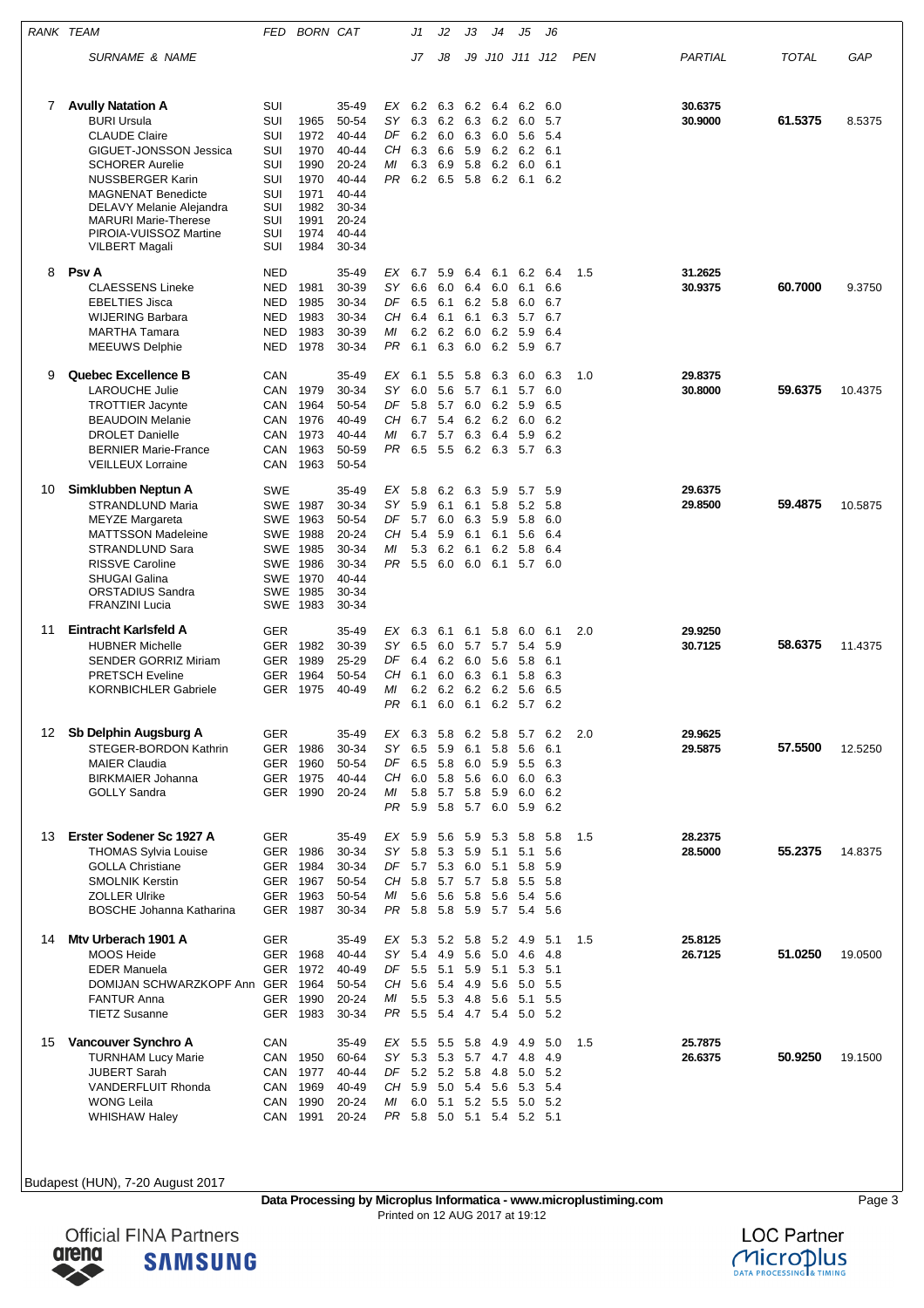| RANK | TEAM | FED | BORN | CAT | | J1 | J2 | J3 | J4 | J5 | J6 | PEN | PARTIAL | TOTAL | GAP |
|---|---|---|---|---|---|---|---|---|---|---|---|---|---|---|---|
| | SURNAME & NAME | | | | | J7 | J8 | J9 | J10 | J11 | J12 | | | | |
| 7 | **Avully Natation A** | SUI | | 35-49 | EX | 6.2 | 6.3 | 6.2 | 6.4 | 6.2 | 6.0 | | 30.6375 | | |
| | BURI Ursula | SUI | 1965 | 50-54 | SY | 6.3 | 6.2 | 6.3 | 6.2 | 6.0 | 5.7 | | 30.9000 | **61.5375** | 8.5375 |
| | CLAUDE Claire | SUI | 1972 | 40-44 | DF | 6.2 | 6.0 | 6.3 | 6.0 | 5.6 | 5.4 | | | | |
| | GIGUET-JONSSON Jessica | SUI | 1970 | 40-44 | CH | 6.3 | 6.6 | 5.9 | 6.2 | 6.2 | 6.1 | | | | |
| | SCHORER Aurelie | SUI | 1990 | 20-24 | MI | 6.3 | 6.9 | 5.8 | 6.2 | 6.0 | 6.1 | | | | |
| | NUSSBERGER Karin | SUI | 1970 | 40-44 | PR | 6.2 | 6.5 | 5.8 | 6.2 | 6.1 | 6.2 | | | | |
| | MAGNENAT Benedicte | SUI | 1971 | 40-44 | | | | | | | | | | | |
| | DELAVY Melanie Alejandra | SUI | 1982 | 30-34 | | | | | | | | | | | |
| | MARURI Marie-Therese | SUI | 1991 | 20-24 | | | | | | | | | | | |
| | PIROIA-VUISSOZ Martine | SUI | 1974 | 40-44 | | | | | | | | | | | |
| | VILBERT Magali | SUI | 1984 | 30-34 | | | | | | | | | | | |
| 8 | **Psv A** | NED | | 35-49 | EX | 6.7 | 5.9 | 6.4 | 6.1 | 6.2 | 6.4 | 1.5 | 31.2625 | | |
| | CLAESSENS Lineke | NED | 1981 | 30-39 | SY | 6.6 | 6.0 | 6.4 | 6.0 | 6.1 | 6.6 | | 30.9375 | **60.7000** | 9.3750 |
| | EBELTIES Jisca | NED | 1985 | 30-34 | DF | 6.5 | 6.1 | 6.2 | 5.8 | 6.0 | 6.7 | | | | |
| | WIJERING Barbara | NED | 1983 | 30-34 | CH | 6.4 | 6.1 | 6.1 | 6.3 | 5.7 | 6.7 | | | | |
| | MARTHA Tamara | NED | 1983 | 30-39 | MI | 6.2 | 6.2 | 6.0 | 6.2 | 5.9 | 6.4 | | | | |
| | MEEUWS Delphie | NED | 1978 | 30-34 | PR | 6.1 | 6.3 | 6.0 | 6.2 | 5.9 | 6.7 | | | | |
| 9 | **Quebec Excellence B** | CAN | | 35-49 | EX | 6.1 | 5.5 | 5.8 | 6.3 | 6.0 | 6.3 | 1.0 | 29.8375 | | |
| | LAROUCHE Julie | CAN | 1979 | 30-34 | SY | 6.0 | 5.6 | 5.7 | 6.1 | 5.7 | 6.0 | | 30.8000 | **59.6375** | 10.4375 |
| | TROTTIER Jacynte | CAN | 1964 | 50-54 | DF | 5.8 | 5.7 | 6.0 | 6.2 | 5.9 | 6.5 | | | | |
| | BEAUDOIN Melanie | CAN | 1976 | 40-49 | CH | 6.7 | 5.4 | 6.2 | 6.2 | 6.0 | 6.2 | | | | |
| | DROLET Danielle | CAN | 1973 | 40-44 | MI | 6.7 | 5.7 | 6.3 | 6.4 | 5.9 | 6.2 | | | | |
| | BERNIER Marie-France | CAN | 1963 | 50-59 | PR | 6.5 | 5.5 | 6.2 | 6.3 | 5.7 | 6.3 | | | | |
| | VEILLEUX Lorraine | CAN | 1963 | 50-54 | | | | | | | | | | | |
| 10 | **Simklubben Neptun A** | SWE | | 35-49 | EX | 5.8 | 6.2 | 6.3 | 5.9 | 5.7 | 5.9 | | 29.6375 | | |
| | STRANDLUND Maria | SWE | 1987 | 30-34 | SY | 5.9 | 6.1 | 6.1 | 5.8 | 5.2 | 5.8 | | 29.8500 | **59.4875** | 10.5875 |
| | MEYZE Margareta | SWE | 1963 | 50-54 | DF | 5.7 | 6.0 | 6.3 | 5.9 | 5.8 | 6.0 | | | | |
| | MATTSSON Madeleine | SWE | 1988 | 20-24 | CH | 5.4 | 5.9 | 6.1 | 6.1 | 5.6 | 6.4 | | | | |
| | STRANDLUND Sara | SWE | 1985 | 30-34 | MI | 5.3 | 6.2 | 6.1 | 6.2 | 5.8 | 6.4 | | | | |
| | RISSVE Caroline | SWE | 1986 | 30-34 | PR | 5.5 | 6.0 | 6.0 | 6.1 | 5.7 | 6.0 | | | | |
| | SHUGAI Galina | SWE | 1970 | 40-44 | | | | | | | | | | | |
| | ORSTADIUS Sandra | SWE | 1985 | 30-34 | | | | | | | | | | | |
| | FRANZINI Lucia | SWE | 1983 | 30-34 | | | | | | | | | | | |
| 11 | **Eintracht Karlsfeld A** | GER | | 35-49 | EX | 6.3 | 6.1 | 6.1 | 5.8 | 6.0 | 6.1 | 2.0 | 29.9250 | | |
| | HUBNER Michelle | GER | 1982 | 30-39 | SY | 6.5 | 6.0 | 5.7 | 5.7 | 5.4 | 5.9 | | 30.7125 | **58.6375** | 11.4375 |
| | SENDER GORRIZ Miriam | GER | 1989 | 25-29 | DF | 6.4 | 6.2 | 6.0 | 5.6 | 5.8 | 6.1 | | | | |
| | PRETSCH Eveline | GER | 1964 | 50-54 | CH | 6.1 | 6.0 | 6.3 | 6.1 | 5.8 | 6.3 | | | | |
| | KORNBICHLER Gabriele | GER | 1975 | 40-49 | MI | 6.2 | 6.2 | 6.2 | 6.2 | 5.6 | 6.5 | | | | |
| | | | | | PR | 6.1 | 6.0 | 6.1 | 6.2 | 5.7 | 6.2 | | | | |
| 12 | **Sb Delphin Augsburg A** | GER | | 35-49 | EX | 6.3 | 5.8 | 6.2 | 5.8 | 5.7 | 6.2 | 2.0 | 29.9625 | | |
| | STEGER-BORDON Kathrin | GER | 1986 | 30-34 | SY | 6.5 | 5.9 | 6.1 | 5.8 | 5.6 | 6.1 | | 29.5875 | **57.5500** | 12.5250 |
| | MAIER Claudia | GER | 1960 | 50-54 | DF | 6.5 | 5.8 | 6.0 | 5.9 | 5.5 | 6.3 | | | | |
| | BIRKMAIER Johanna | GER | 1975 | 40-44 | CH | 6.0 | 5.8 | 5.6 | 6.0 | 6.0 | 6.3 | | | | |
| | GOLLY Sandra | GER | 1990 | 20-24 | MI | 5.8 | 5.7 | 5.8 | 5.9 | 6.0 | 6.2 | | | | |
| | | | | | PR | 5.9 | 5.8 | 5.7 | 6.0 | 5.9 | 6.2 | | | | |
| 13 | **Erster Sodener Sc 1927 A** | GER | | 35-49 | EX | 5.9 | 5.6 | 5.9 | 5.3 | 5.8 | 5.8 | 1.5 | 28.2375 | | |
| | THOMAS Sylvia Louise | GER | 1986 | 30-34 | SY | 5.8 | 5.3 | 5.9 | 5.1 | 5.1 | 5.6 | | 28.5000 | **55.2375** | 14.8375 |
| | GOLLA Christiane | GER | 1984 | 30-34 | DF | 5.7 | 5.3 | 6.0 | 5.1 | 5.8 | 5.9 | | | | |
| | SMOLNIK Kerstin | GER | 1967 | 50-54 | CH | 5.8 | 5.7 | 5.7 | 5.8 | 5.5 | 5.8 | | | | |
| | ZOLLER Ulrike | GER | 1963 | 50-54 | MI | 5.6 | 5.6 | 5.8 | 5.6 | 5.4 | 5.6 | | | | |
| | BOSCHE Johanna Katharina | GER | 1987 | 30-34 | PR | 5.8 | 5.8 | 5.9 | 5.7 | 5.4 | 5.6 | | | | |
| 14 | **Mtv Urberach 1901 A** | GER | | 35-49 | EX | 5.3 | 5.2 | 5.8 | 5.2 | 4.9 | 5.1 | 1.5 | 25.8125 | | |
| | MOOS Heide | GER | 1968 | 40-44 | SY | 5.4 | 4.9 | 5.6 | 5.0 | 4.6 | 4.8 | | 26.7125 | **51.0250** | 19.0500 |
| | EDER Manuela | GER | 1972 | 40-49 | DF | 5.5 | 5.1 | 5.9 | 5.1 | 5.3 | 5.1 | | | | |
| | DOMIJAN SCHWARZKOPF Ann | GER | 1964 | 50-54 | CH | 5.6 | 5.4 | 4.9 | 5.6 | 5.0 | 5.5 | | | | |
| | FANTUR Anna | GER | 1990 | 20-24 | MI | 5.5 | 5.3 | 4.8 | 5.6 | 5.1 | 5.5 | | | | |
| | TIETZ Susanne | GER | 1983 | 30-34 | PR | 5.5 | 5.4 | 4.7 | 5.4 | 5.0 | 5.2 | | | | |
| 15 | **Vancouver Synchro A** | CAN | | 35-49 | EX | 5.5 | 5.5 | 5.8 | 4.9 | 4.9 | 5.0 | 1.5 | 25.7875 | | |
| | TURNHAM Lucy Marie | CAN | 1950 | 60-64 | SY | 5.3 | 5.3 | 5.7 | 4.7 | 4.8 | 4.9 | | 26.6375 | **50.9250** | 19.1500 |
| | JUBERT Sarah | CAN | 1977 | 40-44 | DF | 5.2 | 5.2 | 5.8 | 4.8 | 5.0 | 5.2 | | | | |
| | VANDERFLUIT Rhonda | CAN | 1969 | 40-49 | CH | 5.9 | 5.0 | 5.4 | 5.6 | 5.3 | 5.4 | | | | |
| | WONG Leila | CAN | 1990 | 20-24 | MI | 6.0 | 5.1 | 5.2 | 5.5 | 5.0 | 5.2 | | | | |
| | WHISHAW Haley | CAN | 1991 | 20-24 | PR | 5.8 | 5.0 | 5.1 | 5.4 | 5.2 | 5.1 | | | | |

Budapest (HUN), 7-20 August 2017

**Data Processing by Microplus Informatica - www.microplustiming.com**
Printed on 12 AUG 2017 at 19:12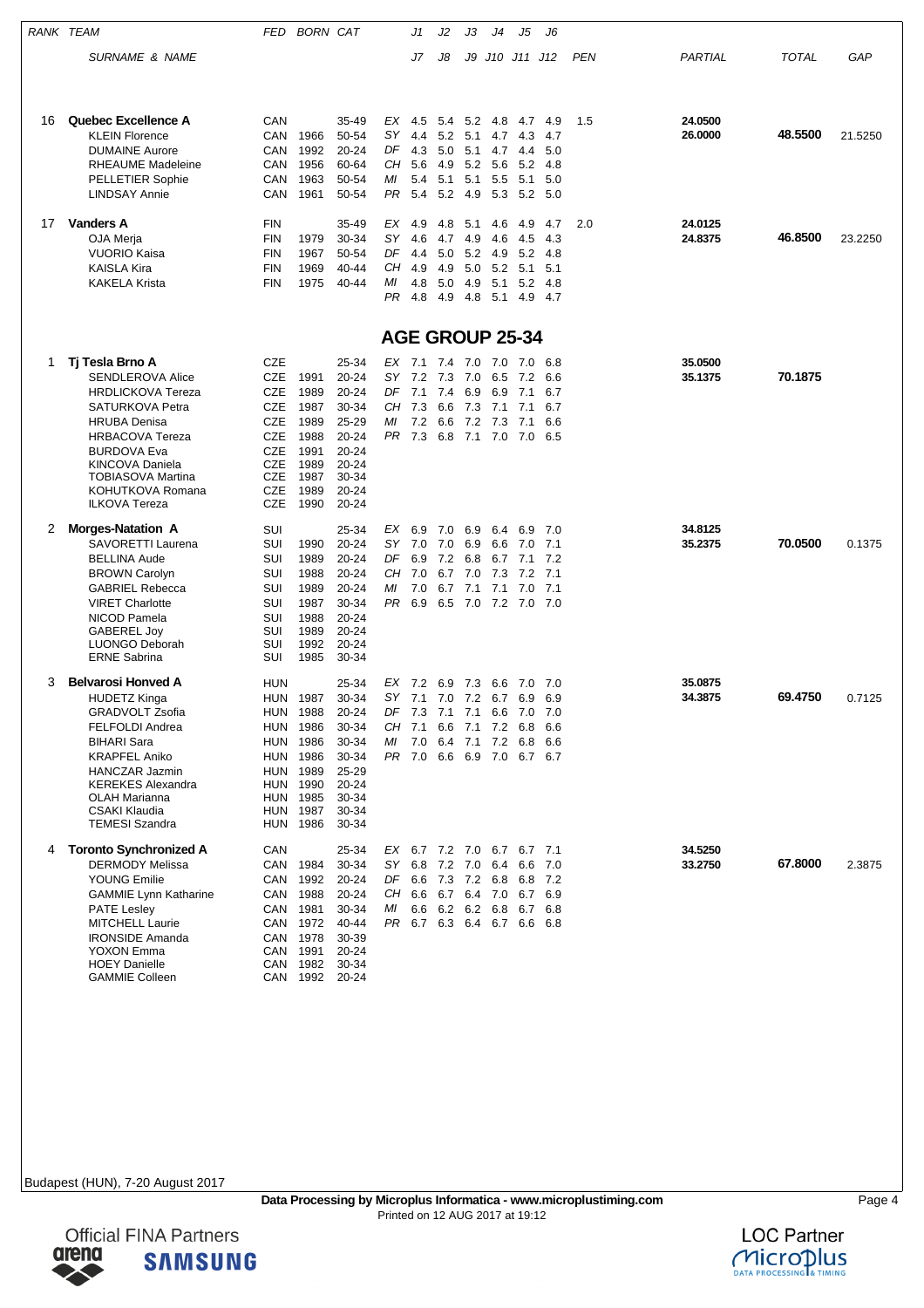| RANK | TEAM / SURNAME & NAME | FED | BORN | CAT | | J1 / J7 | J2 / J8 | J3 / J9 | J4 / J10 | J5 / J11 | J6 / J12 | PEN | PARTIAL | TOTAL | GAP |
|---|---|---|---|---|---|---|---|---|---|---|---|---|---|---|---|
| 16 | **Quebec Excellence A** | CAN | | 35-49 | EX | 4.5 | 5.4 | 5.2 | 4.8 | 4.7 | 4.9 | 1.5 | 24.0500 | | |
| | KLEIN Florence | CAN | 1966 | 50-54 | SY | 4.4 | 5.2 | 5.1 | 4.7 | 4.3 | 4.7 | | 26.0000 | 48.5500 | 21.5250 |
| | DUMAINE Aurore | CAN | 1992 | 20-24 | DF | 4.3 | 5.0 | 5.1 | 4.7 | 4.4 | 5.0 | | | | |
| | RHEAUME Madeleine | CAN | 1956 | 60-64 | CH | 5.6 | 4.9 | 5.2 | 5.6 | 5.2 | 4.8 | | | | |
| | PELLETIER Sophie | CAN | 1963 | 50-54 | MI | 5.4 | 5.1 | 5.1 | 5.5 | 5.1 | 5.0 | | | | |
| | LINDSAY Annie | CAN | 1961 | 50-54 | PR | 5.4 | 5.2 | 4.9 | 5.3 | 5.2 | 5.0 | | | | |
| 17 | **Vanders A** | FIN | | 35-49 | EX | 4.9 | 4.8 | 5.1 | 4.6 | 4.9 | 4.7 | 2.0 | 24.0125 | | |
| | OJA Merja | FIN | 1979 | 30-34 | SY | 4.6 | 4.7 | 4.9 | 4.6 | 4.5 | 4.3 | | 24.8375 | 46.8500 | 23.2250 |
| | VUORIO Kaisa | FIN | 1967 | 50-54 | DF | 4.4 | 5.0 | 5.2 | 4.9 | 5.2 | 4.8 | | | | |
| | KAISLA Kira | FIN | 1969 | 40-44 | CH | 4.9 | 4.9 | 5.0 | 5.2 | 5.1 | 5.1 | | | | |
| | KAKELA Krista | FIN | 1975 | 40-44 | MI | 4.8 | 5.0 | 4.9 | 5.1 | 5.2 | 4.8 | | | | |
| | | | | | PR | 4.8 | 4.9 | 4.8 | 5.1 | 4.9 | 4.7 | | | | |

## AGE GROUP 25-34

| RANK | TEAM / SURNAME & NAME | FED | BORN | CAT | | J1 / J7 | J2 / J8 | J3 / J9 | J4 / J10 | J5 / J11 | J6 / J12 | PEN | PARTIAL | TOTAL | GAP |
|---|---|---|---|---|---|---|---|---|---|---|---|---|---|---|---|
| 1 | **Tj Tesla Brno A** | CZE | | 25-34 | EX | 7.1 | 7.4 | 7.0 | 7.0 | 7.0 | 6.8 | | 35.0500 | | |
| | SENDLEROVA Alice | CZE | 1991 | 20-24 | SY | 7.2 | 7.3 | 7.0 | 6.5 | 7.2 | 6.6 | | 35.1375 | 70.1875 | |
| | HRDLICKOVA Tereza | CZE | 1989 | 20-24 | DF | 7.1 | 7.4 | 6.9 | 6.9 | 7.1 | 6.7 | | | | |
| | SATURKOVA Petra | CZE | 1987 | 30-34 | CH | 7.3 | 6.6 | 7.3 | 7.1 | 7.1 | 6.7 | | | | |
| | HRUBA Denisa | CZE | 1989 | 25-29 | MI | 7.2 | 6.6 | 7.2 | 7.3 | 7.1 | 6.6 | | | | |
| | HRBACOVA Tereza | CZE | 1988 | 20-24 | PR | 7.3 | 6.8 | 7.1 | 7.0 | 7.0 | 6.5 | | | | |
| | BURDOVA Eva | CZE | 1991 | 20-24 | | | | | | | | | | | |
| | KINCOVA Daniela | CZE | 1989 | 20-24 | | | | | | | | | | | |
| | TOBIASOVA Martina | CZE | 1987 | 30-34 | | | | | | | | | | | |
| | KOHUTKOVA Romana | CZE | 1989 | 20-24 | | | | | | | | | | | |
| | ILKOVA Tereza | CZE | 1990 | 20-24 | | | | | | | | | | | |
| 2 | **Morges-Natation A** | SUI | | 25-34 | EX | 6.9 | 7.0 | 6.9 | 6.4 | 6.9 | 7.0 | | 34.8125 | | |
| | SAVORETTI Laurena | SUI | 1990 | 20-24 | SY | 7.0 | 7.0 | 6.9 | 6.6 | 7.0 | 7.1 | | 35.2375 | 70.0500 | 0.1375 |
| | BELLINA Aude | SUI | 1989 | 20-24 | DF | 6.9 | 7.2 | 6.8 | 6.7 | 7.1 | 7.2 | | | | |
| | BROWN Carolyn | SUI | 1988 | 20-24 | CH | 7.0 | 6.7 | 7.0 | 7.3 | 7.2 | 7.1 | | | | |
| | GABRIEL Rebecca | SUI | 1989 | 20-24 | MI | 7.0 | 6.7 | 7.1 | 7.1 | 7.0 | 7.1 | | | | |
| | VIRET Charlotte | SUI | 1987 | 30-34 | PR | 6.9 | 6.5 | 7.0 | 7.2 | 7.0 | 7.0 | | | | |
| | NICOD Pamela | SUI | 1988 | 20-24 | | | | | | | | | | | |
| | GABEREL Joy | SUI | 1989 | 20-24 | | | | | | | | | | | |
| | LUONGO Deborah | SUI | 1992 | 20-24 | | | | | | | | | | | |
| | ERNE Sabrina | SUI | 1985 | 30-34 | | | | | | | | | | | |
| 3 | **Belvarosi Honved A** | HUN | | 25-34 | EX | 7.2 | 6.9 | 7.3 | 6.6 | 7.0 | 7.0 | | 35.0875 | | |
| | HUDETZ Kinga | HUN | 1987 | 30-34 | SY | 7.1 | 7.0 | 7.2 | 6.7 | 6.9 | 6.9 | | 34.3875 | 69.4750 | 0.7125 |
| | GRADVOLT Zsofia | HUN | 1988 | 20-24 | DF | 7.3 | 7.1 | 7.1 | 6.6 | 7.0 | 7.0 | | | | |
| | FELFOLDI Andrea | HUN | 1986 | 30-34 | CH | 7.1 | 6.6 | 7.1 | 7.2 | 6.8 | 6.6 | | | | |
| | BIHARI Sara | HUN | 1986 | 30-34 | MI | 7.0 | 6.4 | 7.1 | 7.2 | 6.8 | 6.6 | | | | |
| | KRAPFEL Aniko | HUN | 1986 | 30-34 | PR | 7.0 | 6.6 | 6.9 | 7.0 | 6.7 | 6.7 | | | | |
| | HANCZAR Jazmin | HUN | 1989 | 25-29 | | | | | | | | | | | |
| | KEREKES Alexandra | HUN | 1990 | 20-24 | | | | | | | | | | | |
| | OLAH Marianna | HUN | 1985 | 30-34 | | | | | | | | | | | |
| | CSAKI Klaudia | HUN | 1987 | 30-34 | | | | | | | | | | | |
| | TEMESI Szandra | HUN | 1986 | 30-34 | | | | | | | | | | | |
| 4 | **Toronto Synchronized A** | CAN | | 25-34 | EX | 6.7 | 7.2 | 7.0 | 6.7 | 6.7 | 7.1 | | 34.5250 | | |
| | DERMODY Melissa | CAN | 1984 | 30-34 | SY | 6.8 | 7.2 | 7.0 | 6.4 | 6.6 | 7.0 | | 33.2750 | 67.8000 | 2.3875 |
| | YOUNG Emilie | CAN | 1992 | 20-24 | DF | 6.6 | 7.3 | 7.2 | 6.8 | 6.8 | 7.2 | | | | |
| | GAMMIE Lynn Katharine | CAN | 1988 | 20-24 | CH | 6.6 | 6.7 | 6.4 | 7.0 | 6.7 | 6.9 | | | | |
| | PATE Lesley | CAN | 1981 | 30-34 | MI | 6.6 | 6.2 | 6.2 | 6.8 | 6.7 | 6.8 | | | | |
| | MITCHELL Laurie | CAN | 1972 | 40-44 | PR | 6.7 | 6.3 | 6.4 | 6.7 | 6.6 | 6.8 | | | | |
| | IRONSIDE Amanda | CAN | 1978 | 30-39 | | | | | | | | | | | |
| | YOXON Emma | CAN | 1991 | 20-24 | | | | | | | | | | | |
| | HOEY Danielle | CAN | 1982 | 30-34 | | | | | | | | | | | |
| | GAMMIE Colleen | CAN | 1992 | 20-24 | | | | | | | | | | | |

Budapest (HUN), 7-20 August 2017

Data Processing by Microplus Informatica - www.microplustiming.com
Printed on 12 AUG 2017 at 19:12

Official FINA Partners — arena, SAMSUNG

LOC Partner — Microplus DATA PROCESSING & TIMING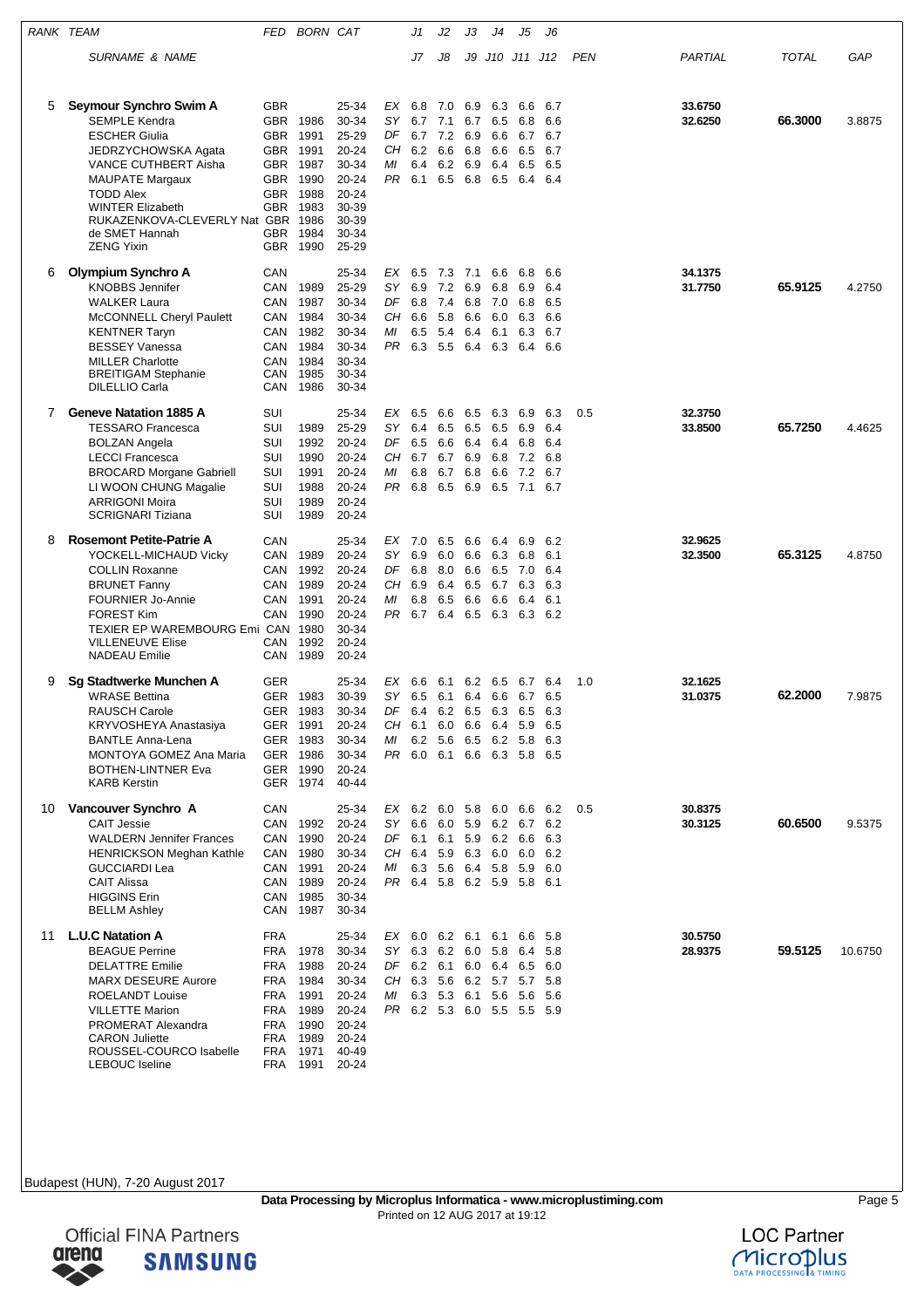| RANK | TEAM | FED | BORN | CAT | | J1 | J2 | J3 | J4 | J5 | J6 | | PARTIAL | TOTAL | GAP |
|---|---|---|---|---|---|---|---|---|---|---|---|---|---|---|---|
| | SURNAME & NAME | | | | | J7 | J8 | J9 | J10 | J11 | J12 | PEN | | | |
| 5 | **Seymour Synchro Swim A** | GBR | | 25-34 | EX | 6.8 | 7.0 | 6.9 | 6.3 | 6.6 | 6.7 | | **33.6750** | | |
| | SEMPLE Kendra | GBR | 1986 | 30-34 | SY | 6.7 | 7.1 | 6.7 | 6.5 | 6.8 | 6.6 | | **32.6250** | **66.3000** | 3.8875 |
| | ESCHER Giulia | GBR | 1991 | 25-29 | DF | 6.7 | 7.2 | 6.9 | 6.6 | 6.7 | 6.7 | | | | |
| | JEDRZYCHOWSKA Agata | GBR | 1991 | 20-24 | CH | 6.2 | 6.6 | 6.8 | 6.6 | 6.5 | 6.7 | | | | |
| | VANCE CUTHBERT Aisha | GBR | 1987 | 30-34 | MI | 6.4 | 6.2 | 6.9 | 6.4 | 6.5 | 6.5 | | | | |
| | MAUPATE Margaux | GBR | 1990 | 20-24 | PR | 6.1 | 6.5 | 6.8 | 6.5 | 6.4 | 6.4 | | | | |
| | TODD Alex | GBR | 1988 | 20-24 | | | | | | | | | | | |
| | WINTER Elizabeth | GBR | 1983 | 30-39 | | | | | | | | | | | |
| | RUKAZENKOVA-CLEVERLY Nat | GBR | 1986 | 30-39 | | | | | | | | | | | |
| | de SMET Hannah | GBR | 1984 | 30-34 | | | | | | | | | | | |
| | ZENG Yixin | GBR | 1990 | 25-29 | | | | | | | | | | | |
| 6 | **Olympium Synchro A** | CAN | | 25-34 | EX | 6.5 | 7.3 | 7.1 | 6.6 | 6.8 | 6.6 | | **34.1375** | | |
| | KNOBBS Jennifer | CAN | 1989 | 25-29 | SY | 6.9 | 7.2 | 6.9 | 6.8 | 6.9 | 6.4 | | **31.7750** | **65.9125** | 4.2750 |
| | WALKER Laura | CAN | 1987 | 30-34 | DF | 6.8 | 7.4 | 6.8 | 7.0 | 6.8 | 6.5 | | | | |
| | McCONNELL Cheryl Paulett | CAN | 1984 | 30-34 | CH | 6.6 | 5.8 | 6.6 | 6.0 | 6.3 | 6.6 | | | | |
| | KENTNER Taryn | CAN | 1982 | 30-34 | MI | 6.5 | 5.4 | 6.4 | 6.1 | 6.3 | 6.7 | | | | |
| | BESSEY Vanessa | CAN | 1984 | 30-34 | PR | 6.3 | 5.5 | 6.4 | 6.3 | 6.4 | 6.6 | | | | |
| | MILLER Charlotte | CAN | 1984 | 30-34 | | | | | | | | | | | |
| | BREITIGAM Stephanie | CAN | 1985 | 30-34 | | | | | | | | | | | |
| | DILELLIO Carla | CAN | 1986 | 30-34 | | | | | | | | | | | |
| 7 | **Geneve Natation 1885 A** | SUI | | 25-34 | EX | 6.5 | 6.6 | 6.5 | 6.3 | 6.9 | 6.3 | 0.5 | **32.3750** | | |
| | TESSARO Francesca | SUI | 1989 | 25-29 | SY | 6.4 | 6.5 | 6.5 | 6.5 | 6.9 | 6.4 | | **33.8500** | **65.7250** | 4.4625 |
| | BOLZAN Angela | SUI | 1992 | 20-24 | DF | 6.5 | 6.6 | 6.4 | 6.4 | 6.8 | 6.4 | | | | |
| | LECCI Francesca | SUI | 1990 | 20-24 | CH | 6.7 | 6.7 | 6.9 | 6.8 | 7.2 | 6.8 | | | | |
| | BROCARD Morgane Gabriell | SUI | 1991 | 20-24 | MI | 6.8 | 6.7 | 6.8 | 6.6 | 7.2 | 6.7 | | | | |
| | LI WOON CHUNG Magalie | SUI | 1988 | 20-24 | PR | 6.8 | 6.5 | 6.9 | 6.5 | 7.1 | 6.7 | | | | |
| | ARRIGONI Moira | SUI | 1989 | 20-24 | | | | | | | | | | | |
| | SCRIGNARI Tiziana | SUI | 1989 | 20-24 | | | | | | | | | | | |
| 8 | **Rosemont Petite-Patrie A** | CAN | | 25-34 | EX | 7.0 | 6.5 | 6.6 | 6.4 | 6.9 | 6.2 | | **32.9625** | | |
| | YOCKELL-MICHAUD Vicky | CAN | 1989 | 20-24 | SY | 6.9 | 6.0 | 6.6 | 6.3 | 6.8 | 6.1 | | **32.3500** | **65.3125** | 4.8750 |
| | COLLIN Roxanne | CAN | 1992 | 20-24 | DF | 6.8 | 8.0 | 6.6 | 6.5 | 7.0 | 6.4 | | | | |
| | BRUNET Fanny | CAN | 1989 | 20-24 | CH | 6.9 | 6.4 | 6.5 | 6.7 | 6.3 | 6.3 | | | | |
| | FOURNIER Jo-Annie | CAN | 1991 | 20-24 | MI | 6.8 | 6.5 | 6.6 | 6.6 | 6.4 | 6.1 | | | | |
| | FOREST Kim | CAN | 1990 | 20-24 | PR | 6.7 | 6.4 | 6.5 | 6.3 | 6.3 | 6.2 | | | | |
| | TEXIER EP WAREMBOURG Emi | CAN | 1980 | 30-34 | | | | | | | | | | | |
| | VILLENEUVE Elise | CAN | 1992 | 20-24 | | | | | | | | | | | |
| | NADEAU Emilie | CAN | 1989 | 20-24 | | | | | | | | | | | |
| 9 | **Sg Stadtwerke Munchen A** | GER | | 25-34 | EX | 6.6 | 6.1 | 6.2 | 6.5 | 6.7 | 6.4 | 1.0 | **32.1625** | | |
| | WRASE Bettina | GER | 1983 | 30-39 | SY | 6.5 | 6.1 | 6.4 | 6.6 | 6.7 | 6.5 | | **31.0375** | **62.2000** | 7.9875 |
| | RAUSCH Carole | GER | 1983 | 30-34 | DF | 6.4 | 6.2 | 6.5 | 6.3 | 6.5 | 6.3 | | | | |
| | KRYVOSHEYA Anastasiya | GER | 1991 | 20-24 | CH | 6.1 | 6.0 | 6.6 | 6.4 | 5.9 | 6.5 | | | | |
| | BANTLE Anna-Lena | GER | 1983 | 30-34 | MI | 6.2 | 5.6 | 6.5 | 6.2 | 5.8 | 6.3 | | | | |
| | MONTOYA GOMEZ Ana Maria | GER | 1986 | 30-34 | PR | 6.0 | 6.1 | 6.6 | 6.3 | 5.8 | 6.5 | | | | |
| | BOTHEN-LINTNER Eva | GER | 1990 | 20-24 | | | | | | | | | | | |
| | KARB Kerstin | GER | 1974 | 40-44 | | | | | | | | | | | |
| 10 | **Vancouver Synchro A** | CAN | | 25-34 | EX | 6.2 | 6.0 | 5.8 | 6.0 | 6.6 | 6.2 | 0.5 | **30.8375** | | |
| | CAIT Jessie | CAN | 1992 | 20-24 | SY | 6.6 | 6.0 | 5.9 | 6.2 | 6.7 | 6.2 | | **30.3125** | **60.6500** | 9.5375 |
| | WALDERN Jennifer Frances | CAN | 1990 | 20-24 | DF | 6.1 | 6.1 | 5.9 | 6.2 | 6.6 | 6.3 | | | | |
| | HENRICKSON Meghan Kathle | CAN | 1980 | 30-34 | CH | 6.4 | 5.9 | 6.3 | 6.0 | 6.0 | 6.2 | | | | |
| | GUCCIARDI Lea | CAN | 1991 | 20-24 | MI | 6.3 | 5.6 | 6.4 | 5.8 | 5.9 | 6.0 | | | | |
| | CAIT Alissa | CAN | 1989 | 20-24 | PR | 6.4 | 5.8 | 6.2 | 5.9 | 5.8 | 6.1 | | | | |
| | HIGGINS Erin | CAN | 1985 | 30-34 | | | | | | | | | | | |
| | BELLM Ashley | CAN | 1987 | 30-34 | | | | | | | | | | | |
| 11 | **L.U.C Natation A** | FRA | | 25-34 | EX | 6.0 | 6.2 | 6.1 | 6.1 | 6.6 | 5.8 | | **30.5750** | | |
| | BEAGUE Perrine | FRA | 1978 | 30-34 | SY | 6.3 | 6.2 | 6.0 | 5.8 | 6.4 | 5.8 | | **28.9375** | **59.5125** | 10.6750 |
| | DELATTRE Emilie | FRA | 1988 | 20-24 | DF | 6.2 | 6.1 | 6.0 | 6.4 | 6.5 | 6.0 | | | | |
| | MARX DESEURE Aurore | FRA | 1984 | 30-34 | CH | 6.3 | 5.6 | 6.2 | 5.7 | 5.7 | 5.8 | | | | |
| | ROELANDT Louise | FRA | 1991 | 20-24 | MI | 6.3 | 5.3 | 6.1 | 5.6 | 5.6 | 5.6 | | | | |
| | VILLETTE Marion | FRA | 1989 | 20-24 | PR | 6.2 | 5.3 | 6.0 | 5.5 | 5.5 | 5.9 | | | | |
| | PROMERAT Alexandra | FRA | 1990 | 20-24 | | | | | | | | | | | |
| | CARON Juliette | FRA | 1989 | 20-24 | | | | | | | | | | | |
| | ROUSSEL-COURCO Isabelle | FRA | 1971 | 40-49 | | | | | | | | | | | |
| | LEBOUC Iseline | FRA | 1991 | 20-24 | | | | | | | | | | | |

Budapest (HUN), 7-20 August 2017

**Data Processing by Microplus Informatica - www.microplustiming.com**
Printed on 12 AUG 2017 at 19:12

Official FINA Partners

LOC Partner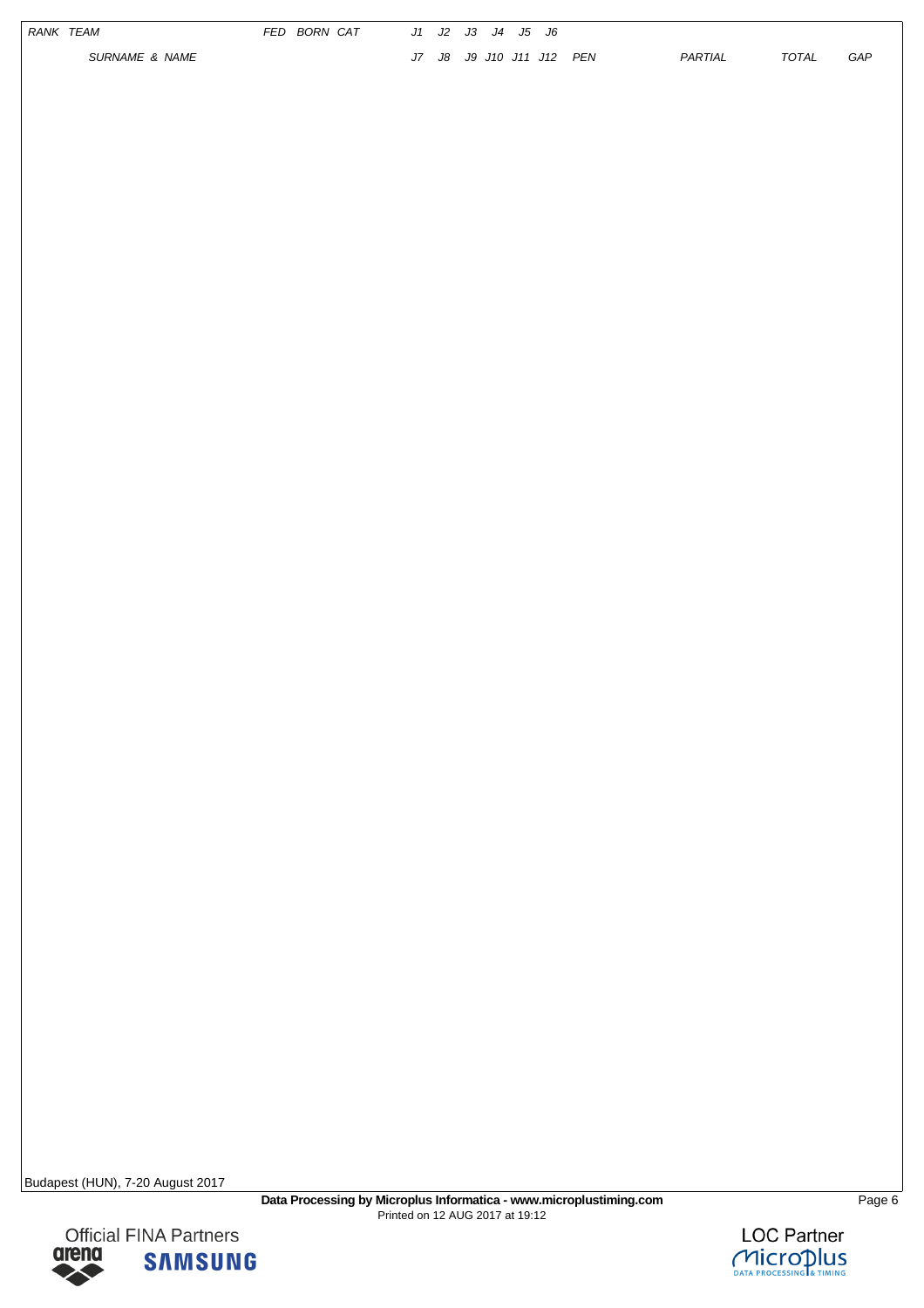| RANK | TEAM | FED | BORN | CAT | J1 | J2 | J3 | J4 | J5 | J6 | | | | |
|---|---|---|---|---|---|---|---|---|---|---|---|---|---|---|
| | SURNAME & NAME | | | | J7 | J8 | J9 | J10 | J11 | J12 | PEN | PARTIAL | TOTAL | GAP |

Budapest (HUN), 7-20 August 2017

**Data Processing by Microplus Informatica - www.microplustiming.com**

Printed on 12 AUG 2017 at 19:12

Official FINA Partners

LOC Partner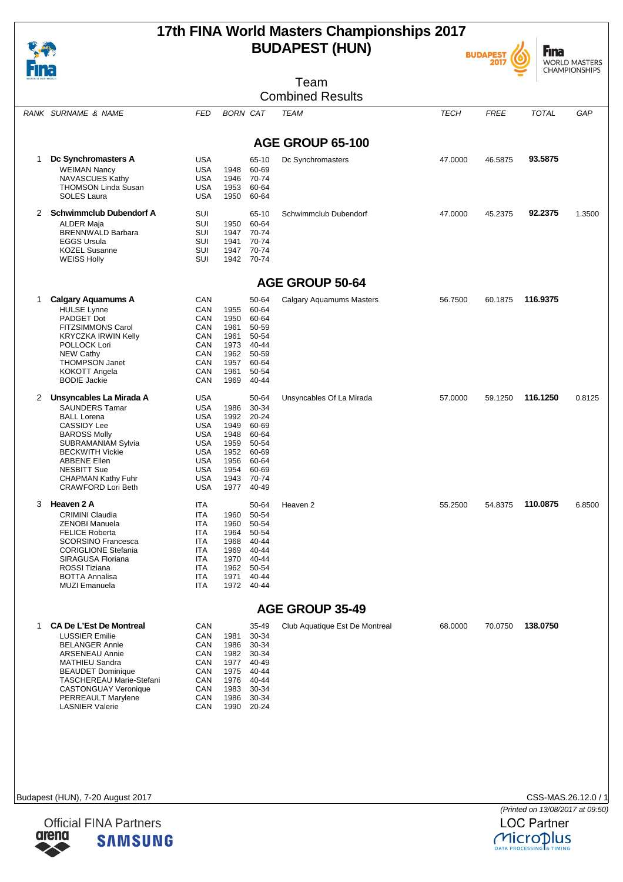# 17th FINA World Masters Championships 2017
# BUDAPEST (HUN)

## Team
## Combined Results

| RANK | SURNAME & NAME | FED | BORN | CAT | TEAM | TECH | FREE | TOTAL | GAP |
|---|---|---|---|---|---|---|---|---|---|
| | **AGE GROUP 65-100** | | | | | | | | |
| 1 | **Dc Synchromasters A** | USA | | 65-10 | Dc Synchromasters | 47.0000 | 46.5875 | **93.5875** | |
| | WEIMAN Nancy | USA | 1948 | 60-69 | | | | | |
| | NAVASCUES Kathy | USA | 1946 | 70-74 | | | | | |
| | THOMSON Linda Susan | USA | 1953 | 60-64 | | | | | |
| | SOLES Laura | USA | 1950 | 60-64 | | | | | |
| 2 | **Schwimmclub Dubendorf A** | SUI | | 65-10 | Schwimmclub Dubendorf | 47.0000 | 45.2375 | **92.2375** | 1.3500 |
| | ALDER Maja | SUI | 1950 | 60-64 | | | | | |
| | BRENNWALD Barbara | SUI | 1947 | 70-74 | | | | | |
| | EGGS Ursula | SUI | 1941 | 70-74 | | | | | |
| | KOZEL Susanne | SUI | 1947 | 70-74 | | | | | |
| | WEISS Holly | SUI | 1942 | 70-74 | | | | | |
| | **AGE GROUP 50-64** | | | | | | | | |
| 1 | **Calgary Aquamums A** | CAN | | 50-64 | Calgary Aquamums Masters | 56.7500 | 60.1875 | **116.9375** | |
| | HULSE Lynne | CAN | 1955 | 60-64 | | | | | |
| | PADGET Dot | CAN | 1950 | 60-64 | | | | | |
| | FITZSIMMONS Carol | CAN | 1961 | 50-59 | | | | | |
| | KRYCZKA IRWIN Kelly | CAN | 1961 | 50-54 | | | | | |
| | POLLOCK Lori | CAN | 1973 | 40-44 | | | | | |
| | NEW Cathy | CAN | 1962 | 50-59 | | | | | |
| | THOMPSON Janet | CAN | 1957 | 60-64 | | | | | |
| | KOKOTT Angela | CAN | 1961 | 50-54 | | | | | |
| | BODIE Jackie | CAN | 1969 | 40-44 | | | | | |
| 2 | **Unsyncables La Mirada A** | USA | | 50-64 | Unsyncables Of La Mirada | 57.0000 | 59.1250 | **116.1250** | 0.8125 |
| | SAUNDERS Tamar | USA | 1986 | 30-34 | | | | | |
| | BALL Lorena | USA | 1992 | 20-24 | | | | | |
| | CASSIDY Lee | USA | 1949 | 60-69 | | | | | |
| | BAROSS Molly | USA | 1948 | 60-64 | | | | | |
| | SUBRAMANIAM Sylvia | USA | 1959 | 50-54 | | | | | |
| | BECKWITH Vickie | USA | 1952 | 60-69 | | | | | |
| | ABBENE Ellen | USA | 1956 | 60-64 | | | | | |
| | NESBITT Sue | USA | 1954 | 60-69 | | | | | |
| | CHAPMAN Kathy Fuhr | USA | 1943 | 70-74 | | | | | |
| | CRAWFORD Lori Beth | USA | 1977 | 40-49 | | | | | |
| 3 | **Heaven 2 A** | ITA | | 50-64 | Heaven 2 | 55.2500 | 54.8375 | **110.0875** | 6.8500 |
| | CRIMINI Claudia | ITA | 1960 | 50-54 | | | | | |
| | ZENOBI Manuela | ITA | 1960 | 50-54 | | | | | |
| | FELICE Roberta | ITA | 1964 | 50-54 | | | | | |
| | SCORSINO Francesca | ITA | 1968 | 40-44 | | | | | |
| | CORIGLIONE Stefania | ITA | 1969 | 40-44 | | | | | |
| | SIRAGUSA Floriana | ITA | 1970 | 40-44 | | | | | |
| | ROSSI Tiziana | ITA | 1962 | 50-54 | | | | | |
| | BOTTA Annalisa | ITA | 1971 | 40-44 | | | | | |
| | MUZI Emanuela | ITA | 1972 | 40-44 | | | | | |
| | **AGE GROUP 35-49** | | | | | | | | |
| 1 | **CA De L'Est De Montreal** | CAN | | 35-49 | Club Aquatique Est De Montreal | 68.0000 | 70.0750 | **138.0750** | |
| | LUSSIER Emilie | CAN | 1981 | 30-34 | | | | | |
| | BELANGER Annie | CAN | 1986 | 30-34 | | | | | |
| | ARSENEAU Annie | CAN | 1982 | 30-34 | | | | | |
| | MATHIEU Sandra | CAN | 1977 | 40-49 | | | | | |
| | BEAUDET Dominique | CAN | 1975 | 40-44 | | | | | |
| | TASCHEREAU Marie-Stefani | CAN | 1976 | 40-44 | | | | | |
| | CASTONGUAY Veronique | CAN | 1983 | 30-34 | | | | | |
| | PERREAULT Marylene | CAN | 1986 | 30-34 | | | | | |
| | LASNIER Valerie | CAN | 1990 | 20-24 | | | | | |

Budapest (HUN), 7-20 August 2017

CSS-MAS.26.12.0 / 1

*(Printed on 13/08/2017 at 09:50)*

Official FINA Partners

LOC Partner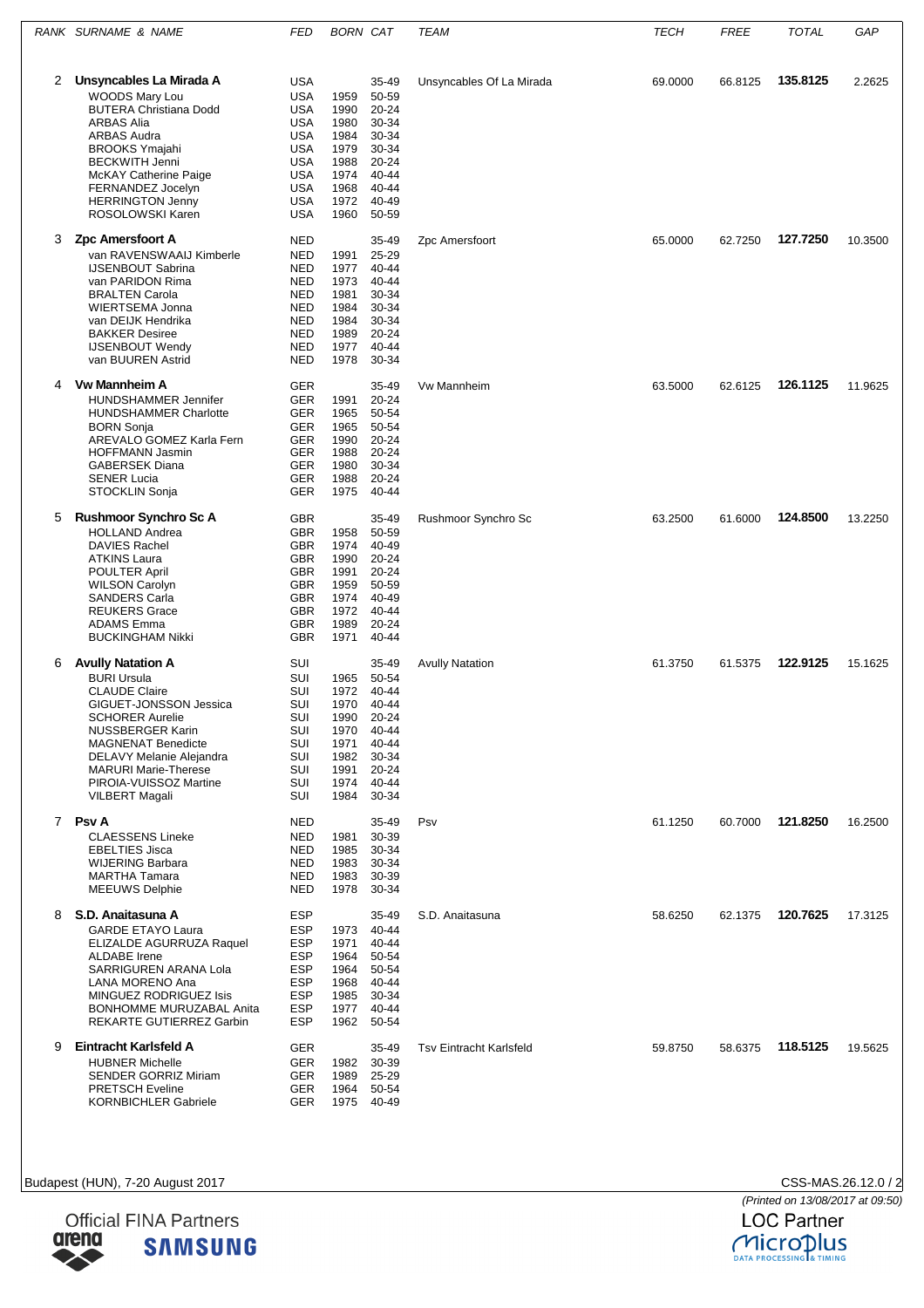| RANK | SURNAME & NAME | FED | BORN | CAT | TEAM | TECH | FREE | TOTAL | GAP |
|---|---|---|---|---|---|---|---|---|---|
| 2 | **Unsyncables La Mirada A** | USA | | 35-49 | Unsyncables Of La Mirada | 69.0000 | 66.8125 | **135.8125** | 2.2625 |
| | WOODS Mary Lou | USA | 1959 | 50-59 | | | | | |
| | BUTERA Christiana Dodd | USA | 1990 | 20-24 | | | | | |
| | ARBAS Alia | USA | 1980 | 30-34 | | | | | |
| | ARBAS Audra | USA | 1984 | 30-34 | | | | | |
| | BROOKS Ymajahi | USA | 1979 | 30-34 | | | | | |
| | BECKWITH Jenni | USA | 1988 | 20-24 | | | | | |
| | McKAY Catherine Paige | USA | 1974 | 40-44 | | | | | |
| | FERNANDEZ Jocelyn | USA | 1968 | 40-44 | | | | | |
| | HERRINGTON Jenny | USA | 1972 | 40-49 | | | | | |
| | ROSOLOWSKI Karen | USA | 1960 | 50-59 | | | | | |
| 3 | **Zpc Amersfoort A** | NED | | 35-49 | Zpc Amersfoort | 65.0000 | 62.7250 | **127.7250** | 10.3500 |
| | van RAVENSWAAIJ Kimberle | NED | 1991 | 25-29 | | | | | |
| | IJSENBOUT Sabrina | NED | 1977 | 40-44 | | | | | |
| | van PARIDON Rima | NED | 1973 | 40-44 | | | | | |
| | BRALTEN Carola | NED | 1981 | 30-34 | | | | | |
| | WIERTSEMA Jonna | NED | 1984 | 30-34 | | | | | |
| | van DEIJK Hendrika | NED | 1984 | 30-34 | | | | | |
| | BAKKER Desiree | NED | 1989 | 20-24 | | | | | |
| | IJSENBOUT Wendy | NED | 1977 | 40-44 | | | | | |
| | van BUUREN Astrid | NED | 1978 | 30-34 | | | | | |
| 4 | **Vw Mannheim A** | GER | | 35-49 | Vw Mannheim | 63.5000 | 62.6125 | **126.1125** | 11.9625 |
| | HUNDSHAMMER Jennifer | GER | 1991 | 20-24 | | | | | |
| | HUNDSHAMMER Charlotte | GER | 1965 | 50-54 | | | | | |
| | BORN Sonja | GER | 1965 | 50-54 | | | | | |
| | AREVALO GOMEZ Karla Fern | GER | 1990 | 20-24 | | | | | |
| | HOFFMANN Jasmin | GER | 1988 | 20-24 | | | | | |
| | GABERSEK Diana | GER | 1980 | 30-34 | | | | | |
| | SENER Lucia | GER | 1988 | 20-24 | | | | | |
| | STOCKLIN Sonja | GER | 1975 | 40-44 | | | | | |
| 5 | **Rushmoor Synchro Sc A** | GBR | | 35-49 | Rushmoor Synchro Sc | 63.2500 | 61.6000 | **124.8500** | 13.2250 |
| | HOLLAND Andrea | GBR | 1958 | 50-59 | | | | | |
| | DAVIES Rachel | GBR | 1974 | 40-49 | | | | | |
| | ATKINS Laura | GBR | 1990 | 20-24 | | | | | |
| | POULTER April | GBR | 1991 | 20-24 | | | | | |
| | WILSON Carolyn | GBR | 1959 | 50-59 | | | | | |
| | SANDERS Carla | GBR | 1974 | 40-49 | | | | | |
| | REUKERS Grace | GBR | 1972 | 40-44 | | | | | |
| | ADAMS Emma | GBR | 1989 | 20-24 | | | | | |
| | BUCKINGHAM Nikki | GBR | 1971 | 40-44 | | | | | |
| 6 | **Avully Natation A** | SUI | | 35-49 | Avully Natation | 61.3750 | 61.5375 | **122.9125** | 15.1625 |
| | BURI Ursula | SUI | 1965 | 50-54 | | | | | |
| | CLAUDE Claire | SUI | 1972 | 40-44 | | | | | |
| | GIGUET-JONSSON Jessica | SUI | 1970 | 40-44 | | | | | |
| | SCHORER Aurelie | SUI | 1990 | 20-24 | | | | | |
| | NUSSBERGER Karin | SUI | 1970 | 40-44 | | | | | |
| | MAGNENAT Benedicte | SUI | 1971 | 40-44 | | | | | |
| | DELAVY Melanie Alejandra | SUI | 1982 | 30-34 | | | | | |
| | MARURI Marie-Therese | SUI | 1991 | 20-24 | | | | | |
| | PIROIA-VUISSOZ Martine | SUI | 1974 | 40-44 | | | | | |
| | VILBERT Magali | SUI | 1984 | 30-34 | | | | | |
| 7 | **Psv A** | NED | | 35-49 | Psv | 61.1250 | 60.7000 | **121.8250** | 16.2500 |
| | CLAESSENS Lineke | NED | 1981 | 30-39 | | | | | |
| | EBELTIES Jisca | NED | 1985 | 30-34 | | | | | |
| | WIJERING Barbara | NED | 1983 | 30-34 | | | | | |
| | MARTHA Tamara | NED | 1983 | 30-39 | | | | | |
| | MEEUWS Delphie | NED | 1978 | 30-34 | | | | | |
| 8 | **S.D. Anaitasuna A** | ESP | | 35-49 | S.D. Anaitasuna | 58.6250 | 62.1375 | **120.7625** | 17.3125 |
| | GARDE ETAYO Laura | ESP | 1973 | 40-44 | | | | | |
| | ELIZALDE AGURRUZA Raquel | ESP | 1971 | 40-44 | | | | | |
| | ALDABE Irene | ESP | 1964 | 50-54 | | | | | |
| | SARRIGUREN ARANA Lola | ESP | 1964 | 50-54 | | | | | |
| | LANA MORENO Ana | ESP | 1968 | 40-44 | | | | | |
| | MINGUEZ RODRIGUEZ Isis | ESP | 1985 | 30-34 | | | | | |
| | BONHOMME MURUZABAL Anita | ESP | 1977 | 40-44 | | | | | |
| | REKARTE GUTIERREZ Garbin | ESP | 1962 | 50-54 | | | | | |
| 9 | **Eintracht Karlsfeld A** | GER | | 35-49 | Tsv Eintracht Karlsfeld | 59.8750 | 58.6375 | **118.5125** | 19.5625 |
| | HUBNER Michelle | GER | 1982 | 30-39 | | | | | |
| | SENDER GORRIZ Miriam | GER | 1989 | 25-29 | | | | | |
| | PRETSCH Eveline | GER | 1964 | 50-54 | | | | | |
| | KORNBICHLER Gabriele | GER | 1975 | 40-49 | | | | | |

Budapest (HUN), 7-20 August 2017

CSS-MAS.26.12.0 / 2

*(Printed on 13/08/2017 at 09:50)*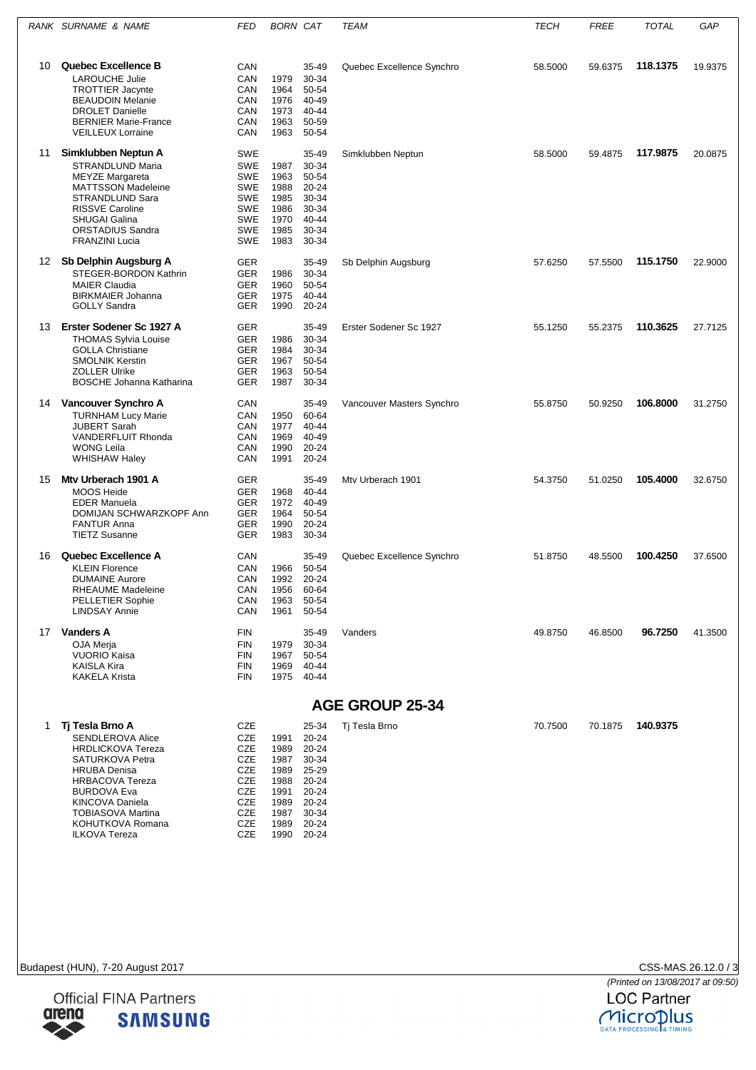| RANK | SURNAME & NAME | FED | BORN | CAT | TEAM | TECH | FREE | TOTAL | GAP |
|---|---|---|---|---|---|---|---|---|---|
| 10 | **Quebec Excellence B** | CAN | | 35-49 | Quebec Excellence Synchro | 58.5000 | 59.6375 | **118.1375** | 19.9375 |
| | LAROUCHE Julie | CAN | 1979 | 30-34 | | | | | |
| | TROTTIER Jacynte | CAN | 1964 | 50-54 | | | | | |
| | BEAUDOIN Melanie | CAN | 1976 | 40-49 | | | | | |
| | DROLET Danielle | CAN | 1973 | 40-44 | | | | | |
| | BERNIER Marie-France | CAN | 1963 | 50-59 | | | | | |
| | VEILLEUX Lorraine | CAN | 1963 | 50-54 | | | | | |
| 11 | **Simklubben Neptun A** | SWE | | 35-49 | Simklubben Neptun | 58.5000 | 59.4875 | **117.9875** | 20.0875 |
| | STRANDLUND Maria | SWE | 1987 | 30-34 | | | | | |
| | MEYZE Margareta | SWE | 1963 | 50-54 | | | | | |
| | MATTSSON Madeleine | SWE | 1988 | 20-24 | | | | | |
| | STRANDLUND Sara | SWE | 1985 | 30-34 | | | | | |
| | RISSVE Caroline | SWE | 1986 | 30-34 | | | | | |
| | SHUGAI Galina | SWE | 1970 | 40-44 | | | | | |
| | ORSTADIUS Sandra | SWE | 1985 | 30-34 | | | | | |
| | FRANZINI Lucia | SWE | 1983 | 30-34 | | | | | |
| 12 | **Sb Delphin Augsburg A** | GER | | 35-49 | Sb Delphin Augsburg | 57.6250 | 57.5500 | **115.1750** | 22.9000 |
| | STEGER-BORDON Kathrin | GER | 1986 | 30-34 | | | | | |
| | MAIER Claudia | GER | 1960 | 50-54 | | | | | |
| | BIRKMAIER Johanna | GER | 1975 | 40-44 | | | | | |
| | GOLLY Sandra | GER | 1990 | 20-24 | | | | | |
| 13 | **Erster Sodener Sc 1927 A** | GER | | 35-49 | Erster Sodener Sc 1927 | 55.1250 | 55.2375 | **110.3625** | 27.7125 |
| | THOMAS Sylvia Louise | GER | 1986 | 30-34 | | | | | |
| | GOLLA Christiane | GER | 1984 | 30-34 | | | | | |
| | SMOLNIK Kerstin | GER | 1967 | 50-54 | | | | | |
| | ZOLLER Ulrike | GER | 1963 | 50-54 | | | | | |
| | BOSCHE Johanna Katharina | GER | 1987 | 30-34 | | | | | |
| 14 | **Vancouver Synchro A** | CAN | | 35-49 | Vancouver Masters Synchro | 55.8750 | 50.9250 | **106.8000** | 31.2750 |
| | TURNHAM Lucy Marie | CAN | 1950 | 60-64 | | | | | |
| | JUBERT Sarah | CAN | 1977 | 40-44 | | | | | |
| | VANDERFLUIT Rhonda | CAN | 1969 | 40-49 | | | | | |
| | WONG Leila | CAN | 1990 | 20-24 | | | | | |
| | WHISHAW Haley | CAN | 1991 | 20-24 | | | | | |
| 15 | **Mtv Urberach 1901 A** | GER | | 35-49 | Mtv Urberach 1901 | 54.3750 | 51.0250 | **105.4000** | 32.6750 |
| | MOOS Heide | GER | 1968 | 40-44 | | | | | |
| | EDER Manuela | GER | 1972 | 40-49 | | | | | |
| | DOMIJAN SCHWARZKOPF Ann | GER | 1964 | 50-54 | | | | | |
| | FANTUR Anna | GER | 1990 | 20-24 | | | | | |
| | TIETZ Susanne | GER | 1983 | 30-34 | | | | | |
| 16 | **Quebec Excellence A** | CAN | | 35-49 | Quebec Excellence Synchro | 51.8750 | 48.5500 | **100.4250** | 37.6500 |
| | KLEIN Florence | CAN | 1966 | 50-54 | | | | | |
| | DUMAINE Aurore | CAN | 1992 | 20-24 | | | | | |
| | RHEAUME Madeleine | CAN | 1956 | 60-64 | | | | | |
| | PELLETIER Sophie | CAN | 1963 | 50-54 | | | | | |
| | LINDSAY Annie | CAN | 1961 | 50-54 | | | | | |
| 17 | **Vanders A** | FIN | | 35-49 | Vanders | 49.8750 | 46.8500 | **96.7250** | 41.3500 |
| | OJA Merja | FIN | 1979 | 30-34 | | | | | |
| | VUORIO Kaisa | FIN | 1967 | 50-54 | | | | | |
| | KAISLA Kira | FIN | 1969 | 40-44 | | | | | |
| | KAKELA Krista | FIN | 1975 | 40-44 | | | | | |

## AGE GROUP 25-34

| RANK | SURNAME & NAME | FED | BORN | CAT | TEAM | TECH | FREE | TOTAL | GAP |
|---|---|---|---|---|---|---|---|---|---|
| 1 | **Tj Tesla Brno A** | CZE | | 25-34 | Tj Tesla Brno | 70.7500 | 70.1875 | **140.9375** | |
| | SENDLEROVA Alice | CZE | 1991 | 20-24 | | | | | |
| | HRDLICKOVA Tereza | CZE | 1989 | 20-24 | | | | | |
| | SATURKOVA Petra | CZE | 1987 | 30-34 | | | | | |
| | HRUBA Denisa | CZE | 1989 | 25-29 | | | | | |
| | HRBACOVA Tereza | CZE | 1988 | 20-24 | | | | | |
| | BURDOVA Eva | CZE | 1991 | 20-24 | | | | | |
| | KINCOVA Daniela | CZE | 1989 | 20-24 | | | | | |
| | TOBIASOVA Martina | CZE | 1987 | 30-34 | | | | | |
| | KOHUTKOVA Romana | CZE | 1989 | 20-24 | | | | | |
| | ILKOVA Tereza | CZE | 1990 | 20-24 | | | | | |

Budapest (HUN), 7-20 August 2017

CSS-MAS.26.12.0 / 3

(Printed on 13/08/2017 at 09:50)

Official FINA Partners

LOC Partner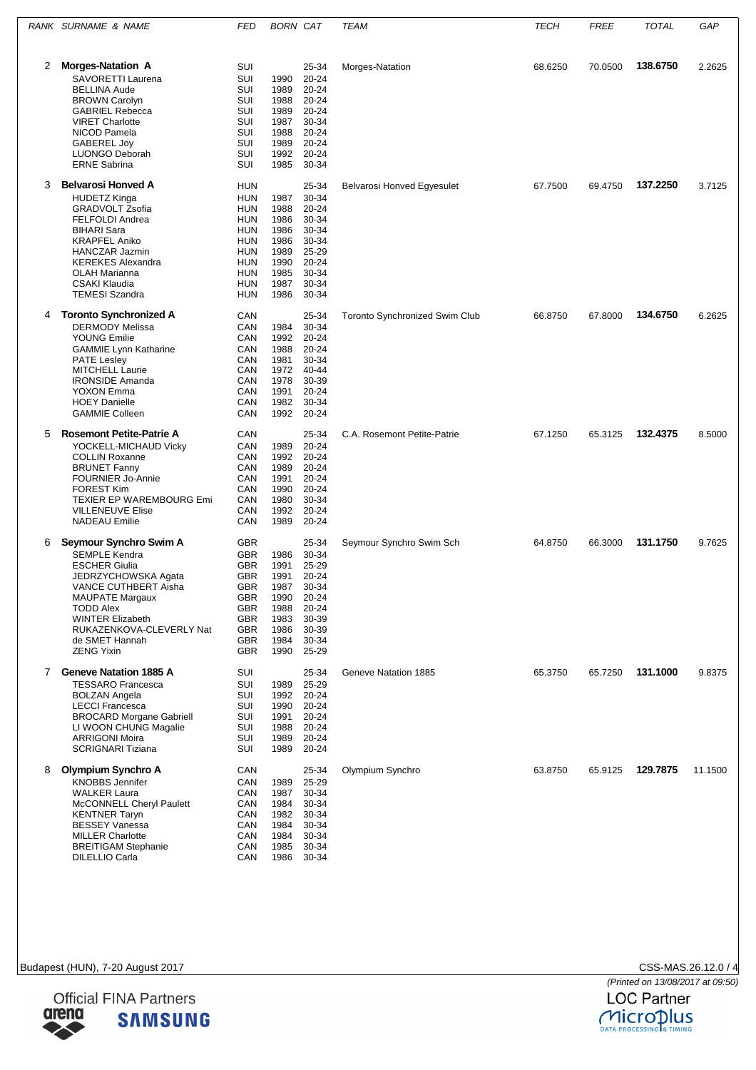| RANK | SURNAME & NAME | FED | BORN | CAT | TEAM | TECH | FREE | TOTAL | GAP |
|---|---|---|---|---|---|---|---|---|---|
| 2 | **Morges-Natation A** | SUI | | 25-34 | Morges-Natation | 68.6250 | 70.0500 | **138.6750** | 2.2625 |
| | SAVORETTI Laurena | SUI | 1990 | 20-24 | | | | | |
| | BELLINA Aude | SUI | 1989 | 20-24 | | | | | |
| | BROWN Carolyn | SUI | 1988 | 20-24 | | | | | |
| | GABRIEL Rebecca | SUI | 1989 | 20-24 | | | | | |
| | VIRET Charlotte | SUI | 1987 | 30-34 | | | | | |
| | NICOD Pamela | SUI | 1988 | 20-24 | | | | | |
| | GABEREL Joy | SUI | 1989 | 20-24 | | | | | |
| | LUONGO Deborah | SUI | 1992 | 20-24 | | | | | |
| | ERNE Sabrina | SUI | 1985 | 30-34 | | | | | |
| 3 | **Belvarosi Honved A** | HUN | | 25-34 | Belvarosi Honved Egyesulet | 67.7500 | 69.4750 | **137.2250** | 3.7125 |
| | HUDETZ Kinga | HUN | 1987 | 30-34 | | | | | |
| | GRADVOLT Zsofia | HUN | 1988 | 20-24 | | | | | |
| | FELFOLDI Andrea | HUN | 1986 | 30-34 | | | | | |
| | BIHARI Sara | HUN | 1986 | 30-34 | | | | | |
| | KRAPFEL Aniko | HUN | 1986 | 30-34 | | | | | |
| | HANCZAR Jazmin | HUN | 1989 | 25-29 | | | | | |
| | KEREKES Alexandra | HUN | 1990 | 20-24 | | | | | |
| | OLAH Marianna | HUN | 1985 | 30-34 | | | | | |
| | CSAKI Klaudia | HUN | 1987 | 30-34 | | | | | |
| | TEMESI Szandra | HUN | 1986 | 30-34 | | | | | |
| 4 | **Toronto Synchronized A** | CAN | | 25-34 | Toronto Synchronized Swim Club | 66.8750 | 67.8000 | **134.6750** | 6.2625 |
| | DERMODY Melissa | CAN | 1984 | 30-34 | | | | | |
| | YOUNG Emilie | CAN | 1992 | 20-24 | | | | | |
| | GAMMIE Lynn Katharine | CAN | 1988 | 20-24 | | | | | |
| | PATE Lesley | CAN | 1981 | 30-34 | | | | | |
| | MITCHELL Laurie | CAN | 1972 | 40-44 | | | | | |
| | IRONSIDE Amanda | CAN | 1978 | 30-39 | | | | | |
| | YOXON Emma | CAN | 1991 | 20-24 | | | | | |
| | HOEY Danielle | CAN | 1982 | 30-34 | | | | | |
| | GAMMIE Colleen | CAN | 1992 | 20-24 | | | | | |
| 5 | **Rosemont Petite-Patrie A** | CAN | | 25-34 | C.A. Rosemont Petite-Patrie | 67.1250 | 65.3125 | **132.4375** | 8.5000 |
| | YOCKELL-MICHAUD Vicky | CAN | 1989 | 20-24 | | | | | |
| | COLLIN Roxanne | CAN | 1992 | 20-24 | | | | | |
| | BRUNET Fanny | CAN | 1989 | 20-24 | | | | | |
| | FOURNIER Jo-Annie | CAN | 1991 | 20-24 | | | | | |
| | FOREST Kim | CAN | 1990 | 20-24 | | | | | |
| | TEXIER EP WAREMBOURG Emi | CAN | 1980 | 30-34 | | | | | |
| | VILLENEUVE Elise | CAN | 1992 | 20-24 | | | | | |
| | NADEAU Emilie | CAN | 1989 | 20-24 | | | | | |
| 6 | **Seymour Synchro Swim A** | GBR | | 25-34 | Seymour Synchro Swim Sch | 64.8750 | 66.3000 | **131.1750** | 9.7625 |
| | SEMPLE Kendra | GBR | 1986 | 30-34 | | | | | |
| | ESCHER Giulia | GBR | 1991 | 25-29 | | | | | |
| | JEDRZYCHOWSKA Agata | GBR | 1991 | 20-24 | | | | | |
| | VANCE CUTHBERT Aisha | GBR | 1987 | 30-34 | | | | | |
| | MAUPATE Margaux | GBR | 1990 | 20-24 | | | | | |
| | TODD Alex | GBR | 1988 | 20-24 | | | | | |
| | WINTER Elizabeth | GBR | 1983 | 30-39 | | | | | |
| | RUKAZENKOVA-CLEVERLY Nat | GBR | 1986 | 30-39 | | | | | |
| | de SMET Hannah | GBR | 1984 | 30-34 | | | | | |
| | ZENG Yixin | GBR | 1990 | 25-29 | | | | | |
| 7 | **Geneve Natation 1885 A** | SUI | | 25-34 | Geneve Natation 1885 | 65.3750 | 65.7250 | **131.1000** | 9.8375 |
| | TESSARO Francesca | SUI | 1989 | 25-29 | | | | | |
| | BOLZAN Angela | SUI | 1992 | 20-24 | | | | | |
| | LECCI Francesca | SUI | 1990 | 20-24 | | | | | |
| | BROCARD Morgane Gabriell | SUI | 1991 | 20-24 | | | | | |
| | LI WOON CHUNG Magalie | SUI | 1988 | 20-24 | | | | | |
| | ARRIGONI Moira | SUI | 1989 | 20-24 | | | | | |
| | SCRIGNARI Tiziana | SUI | 1989 | 20-24 | | | | | |
| 8 | **Olympium Synchro A** | CAN | | 25-34 | Olympium Synchro | 63.8750 | 65.9125 | **129.7875** | 11.1500 |
| | KNOBBS Jennifer | CAN | 1989 | 25-29 | | | | | |
| | WALKER Laura | CAN | 1987 | 30-34 | | | | | |
| | McCONNELL Cheryl Paulett | CAN | 1984 | 30-34 | | | | | |
| | KENTNER Taryn | CAN | 1982 | 30-34 | | | | | |
| | BESSEY Vanessa | CAN | 1984 | 30-34 | | | | | |
| | MILLER Charlotte | CAN | 1984 | 30-34 | | | | | |
| | BREITIGAM Stephanie | CAN | 1985 | 30-34 | | | | | |
| | DILELLIO Carla | CAN | 1986 | 30-34 | | | | | |

Budapest (HUN), 7-20 August 2017

CSS-MAS.26.12.0 / 4

*(Printed on 13/08/2017 at 09:50)*

Official FINA Partners

LOC Partner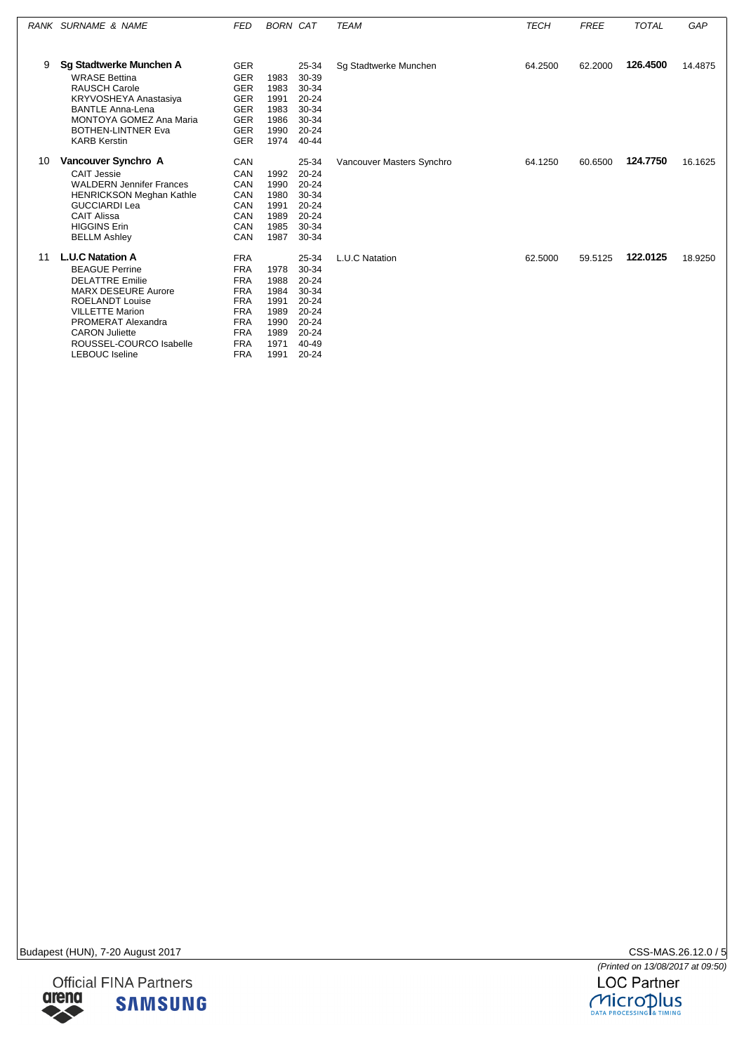| RANK | SURNAME & NAME | FED | BORN | CAT | TEAM | TECH | FREE | TOTAL | GAP |
|---|---|---|---|---|---|---|---|---|---|
| 9 | **Sg Stadtwerke Munchen A** | GER | | 25-34 | Sg Stadtwerke Munchen | 64.2500 | 62.2000 | **126.4500** | 14.4875 |
| | WRASE Bettina | GER | 1983 | 30-39 | | | | | |
| | RAUSCH Carole | GER | 1983 | 30-34 | | | | | |
| | KRYVOSHEYA Anastasiya | GER | 1991 | 20-24 | | | | | |
| | BANTLE Anna-Lena | GER | 1983 | 30-34 | | | | | |
| | MONTOYA GOMEZ Ana Maria | GER | 1986 | 30-34 | | | | | |
| | BOTHEN-LINTNER Eva | GER | 1990 | 20-24 | | | | | |
| | KARB Kerstin | GER | 1974 | 40-44 | | | | | |
| 10 | **Vancouver Synchro A** | CAN | | 25-34 | Vancouver Masters Synchro | 64.1250 | 60.6500 | **124.7750** | 16.1625 |
| | CAIT Jessie | CAN | 1992 | 20-24 | | | | | |
| | WALDERN Jennifer Frances | CAN | 1990 | 20-24 | | | | | |
| | HENRICKSON Meghan Kathle | CAN | 1980 | 30-34 | | | | | |
| | GUCCIARDI Lea | CAN | 1991 | 20-24 | | | | | |
| | CAIT Alissa | CAN | 1989 | 20-24 | | | | | |
| | HIGGINS Erin | CAN | 1985 | 30-34 | | | | | |
| | BELLM Ashley | CAN | 1987 | 30-34 | | | | | |
| 11 | **L.U.C Natation A** | FRA | | 25-34 | L.U.C Natation | 62.5000 | 59.5125 | **122.0125** | 18.9250 |
| | BEAGUE Perrine | FRA | 1978 | 30-34 | | | | | |
| | DELATTRE Emilie | FRA | 1988 | 20-24 | | | | | |
| | MARX DESEURE Aurore | FRA | 1984 | 30-34 | | | | | |
| | ROELANDT Louise | FRA | 1991 | 20-24 | | | | | |
| | VILLETTE Marion | FRA | 1989 | 20-24 | | | | | |
| | PROMERAT Alexandra | FRA | 1990 | 20-24 | | | | | |
| | CARON Juliette | FRA | 1989 | 20-24 | | | | | |
| | ROUSSEL-COURCO Isabelle | FRA | 1971 | 40-49 | | | | | |
| | LEBOUC Iseline | FRA | 1991 | 20-24 | | | | | |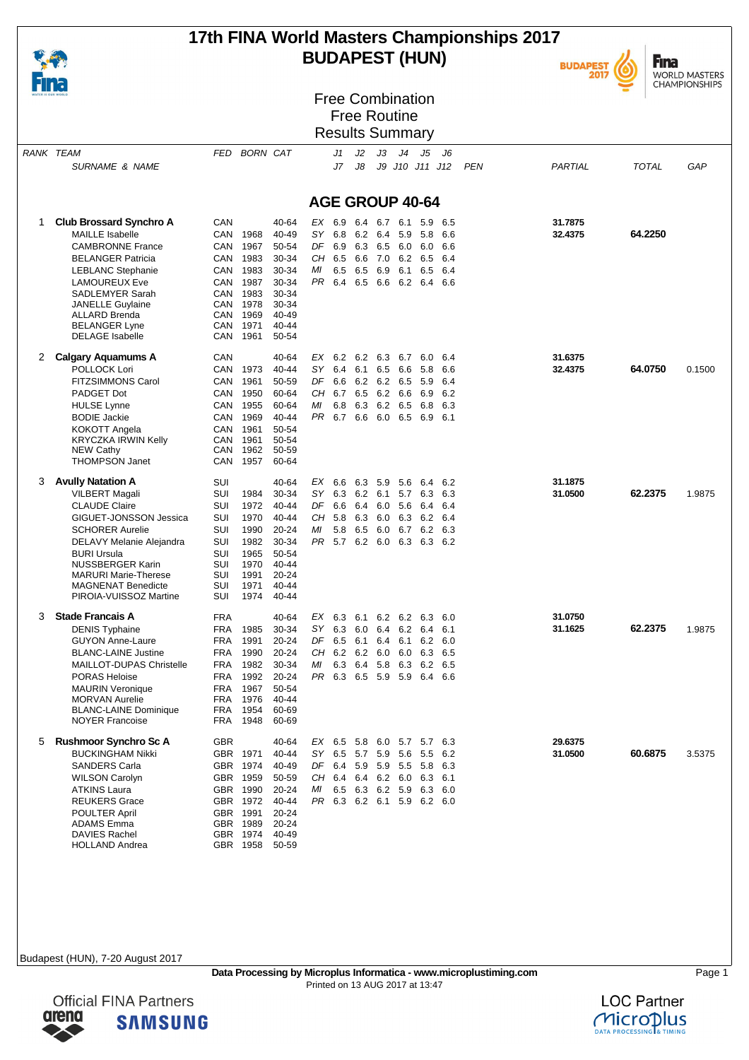# 17th FINA World Masters Championships 2017
# BUDAPEST (HUN)

## Free Combination
## Free Routine
## Results Summary

| RANK | TEAM / SURNAME & NAME | FED | BORN | CAT | | J1 / J7 | J2 / J8 | J3 / J9 | J4 / J10 | J5 / J11 | J6 / J12 | PEN | PARTIAL | TOTAL | GAP |
|---|---|---|---|---|---|---|---|---|---|---|---|---|---|---|---|

### AGE GROUP 40-64

| RANK | TEAM / SURNAME & NAME | FED | BORN | CAT | | J1 | J2 | J3 | J4 | J5 | J6 | PEN | PARTIAL | TOTAL | GAP |
|---|---|---|---|---|---|---|---|---|---|---|---|---|---|---|---|
| 1 | **Club Brossard Synchro A** | CAN | | 40-64 | EX | 6.9 | 6.4 | 6.7 | 6.1 | 5.9 | 6.5 | | **31.7875** | | |
| | MAILLE Isabelle | CAN | 1968 | 40-49 | SY | 6.8 | 6.2 | 6.4 | 5.9 | 5.8 | 6.6 | | **32.4375** | **64.2250** | |
| | CAMBRONNE France | CAN | 1967 | 50-54 | DF | 6.9 | 6.3 | 6.5 | 6.0 | 6.0 | 6.6 | | | | |
| | BELANGER Patricia | CAN | 1983 | 30-34 | CH | 6.5 | 6.6 | 7.0 | 6.2 | 6.5 | 6.4 | | | | |
| | LEBLANC Stephanie | CAN | 1983 | 30-34 | MI | 6.5 | 6.5 | 6.9 | 6.1 | 6.5 | 6.4 | | | | |
| | LAMOUREUX Eve | CAN | 1987 | 30-34 | PR | 6.4 | 6.5 | 6.6 | 6.2 | 6.4 | 6.6 | | | | |
| | SADLEMYER Sarah | CAN | 1983 | 30-34 | | | | | | | | | | | |
| | JANELLE Guylaine | CAN | 1978 | 30-34 | | | | | | | | | | | |
| | ALLARD Brenda | CAN | 1969 | 40-49 | | | | | | | | | | | |
| | BELANGER Lyne | CAN | 1971 | 40-44 | | | | | | | | | | | |
| | DELAGE Isabelle | CAN | 1961 | 50-54 | | | | | | | | | | | |
| 2 | **Calgary Aquamums A** | CAN | | 40-64 | EX | 6.2 | 6.2 | 6.3 | 6.7 | 6.0 | 6.4 | | **31.6375** | | |
| | POLLOCK Lori | CAN | 1973 | 40-44 | SY | 6.4 | 6.1 | 6.5 | 6.6 | 5.8 | 6.6 | | **32.4375** | **64.0750** | 0.1500 |
| | FITZSIMMONS Carol | CAN | 1961 | 50-59 | DF | 6.6 | 6.2 | 6.2 | 6.5 | 5.9 | 6.4 | | | | |
| | PADGET Dot | CAN | 1950 | 60-64 | CH | 6.7 | 6.5 | 6.2 | 6.6 | 6.9 | 6.2 | | | | |
| | HULSE Lynne | CAN | 1955 | 60-64 | MI | 6.8 | 6.3 | 6.2 | 6.5 | 6.8 | 6.3 | | | | |
| | BODIE Jackie | CAN | 1969 | 40-44 | PR | 6.7 | 6.6 | 6.0 | 6.5 | 6.9 | 6.1 | | | | |
| | KOKOTT Angela | CAN | 1961 | 50-54 | | | | | | | | | | | |
| | KRYCZKA IRWIN Kelly | CAN | 1961 | 50-54 | | | | | | | | | | | |
| | NEW Cathy | CAN | 1962 | 50-59 | | | | | | | | | | | |
| | THOMPSON Janet | CAN | 1957 | 60-64 | | | | | | | | | | | |
| 3 | **Avully Natation A** | SUI | | 40-64 | EX | 6.6 | 6.3 | 5.9 | 5.6 | 6.4 | 6.2 | | **31.1875** | | |
| | VILBERT Magali | SUI | 1984 | 30-34 | SY | 6.3 | 6.2 | 6.1 | 5.7 | 6.3 | 6.3 | | **31.0500** | **62.2375** | 1.9875 |
| | CLAUDE Claire | SUI | 1972 | 40-44 | DF | 6.6 | 6.4 | 6.0 | 5.6 | 6.4 | 6.4 | | | | |
| | GIGUET-JONSSON Jessica | SUI | 1970 | 40-44 | CH | 5.8 | 6.3 | 6.0 | 6.3 | 6.2 | 6.4 | | | | |
| | SCHORER Aurelie | SUI | 1990 | 20-24 | MI | 5.8 | 6.5 | 6.0 | 6.7 | 6.2 | 6.3 | | | | |
| | DELAVY Melanie Alejandra | SUI | 1982 | 30-34 | PR | 5.7 | 6.2 | 6.0 | 6.3 | 6.3 | 6.2 | | | | |
| | BURI Ursula | SUI | 1965 | 50-54 | | | | | | | | | | | |
| | NUSSBERGER Karin | SUI | 1970 | 40-44 | | | | | | | | | | | |
| | MARURI Marie-Therese | SUI | 1991 | 20-24 | | | | | | | | | | | |
| | MAGNENAT Benedicte | SUI | 1971 | 40-44 | | | | | | | | | | | |
| | PIROIA-VUISSOZ Martine | SUI | 1974 | 40-44 | | | | | | | | | | | |
| 3 | **Stade Francais A** | FRA | | 40-64 | EX | 6.3 | 6.1 | 6.2 | 6.2 | 6.3 | 6.0 | | **31.0750** | | |
| | DENIS Typhaine | FRA | 1985 | 30-34 | SY | 6.3 | 6.0 | 6.4 | 6.2 | 6.4 | 6.1 | | **31.1625** | **62.2375** | 1.9875 |
| | GUYON Anne-Laure | FRA | 1991 | 20-24 | DF | 6.5 | 6.1 | 6.4 | 6.1 | 6.2 | 6.0 | | | | |
| | BLANC-LAINE Justine | FRA | 1990 | 20-24 | CH | 6.2 | 6.2 | 6.0 | 6.0 | 6.3 | 6.5 | | | | |
| | MAILLOT-DUPAS Christelle | FRA | 1982 | 30-34 | MI | 6.3 | 6.4 | 5.8 | 6.3 | 6.2 | 6.5 | | | | |
| | PORAS Heloise | FRA | 1992 | 20-24 | PR | 6.3 | 6.5 | 5.9 | 5.9 | 6.4 | 6.6 | | | | |
| | MAURIN Veronique | FRA | 1967 | 50-54 | | | | | | | | | | | |
| | MORVAN Aurelie | FRA | 1976 | 40-44 | | | | | | | | | | | |
| | BLANC-LAINE Dominique | FRA | 1954 | 60-69 | | | | | | | | | | | |
| | NOYER Francoise | FRA | 1948 | 60-69 | | | | | | | | | | | |
| 5 | **Rushmoor Synchro Sc A** | GBR | | 40-64 | EX | 6.5 | 5.8 | 6.0 | 5.7 | 5.7 | 6.3 | | **29.6375** | | |
| | BUCKINGHAM Nikki | GBR | 1971 | 40-44 | SY | 6.5 | 5.7 | 5.9 | 5.6 | 5.5 | 6.2 | | **31.0500** | **60.6875** | 3.5375 |
| | SANDERS Carla | GBR | 1974 | 40-49 | DF | 6.4 | 5.9 | 5.9 | 5.5 | 5.8 | 6.3 | | | | |
| | WILSON Carolyn | GBR | 1959 | 50-59 | CH | 6.4 | 6.4 | 6.2 | 6.0 | 6.3 | 6.1 | | | | |
| | ATKINS Laura | GBR | 1990 | 20-24 | MI | 6.5 | 6.3 | 6.2 | 5.9 | 6.3 | 6.0 | | | | |
| | REUKERS Grace | GBR | 1972 | 40-44 | PR | 6.3 | 6.2 | 6.1 | 5.9 | 6.2 | 6.0 | | | | |
| | POULTER April | GBR | 1991 | 20-24 | | | | | | | | | | | |
| | ADAMS Emma | GBR | 1989 | 20-24 | | | | | | | | | | | |
| | DAVIES Rachel | GBR | 1974 | 40-49 | | | | | | | | | | | |
| | HOLLAND Andrea | GBR | 1958 | 50-59 | | | | | | | | | | | |

Budapest (HUN), 7-20 August 2017

Data Processing by Microplus Informatica - www.microplustiming.com
Printed on 13 AUG 2017 at 13:47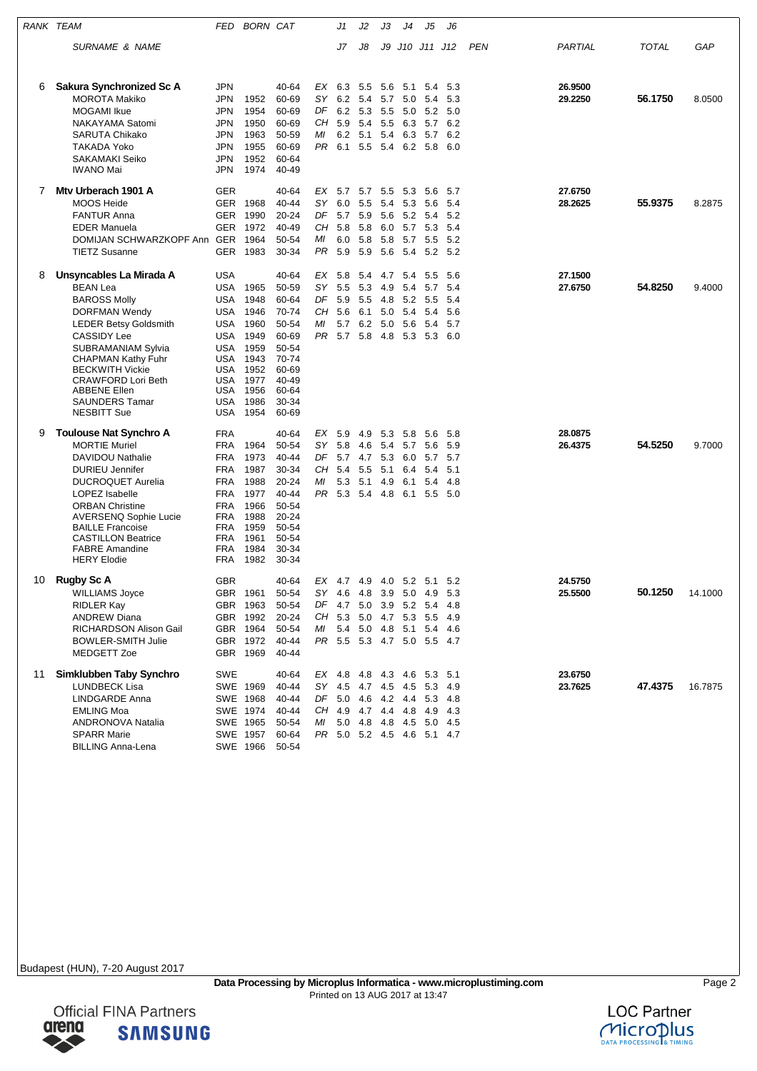| RANK | TEAM / SURNAME & NAME | FED | BORN | CAT | | J1 / J7 | J2 / J8 | J3 / J9 | J4 / J10 | J5 / J11 | J6 / J12 | PEN | PARTIAL | TOTAL | GAP |
|---|---|---|---|---|---|---|---|---|---|---|---|---|---|---|---|
| 6 | **Sakura Synchronized Sc A** | JPN | | 40-64 | EX | 6.3 | 5.5 | 5.6 | 5.1 | 5.4 | 5.3 | | 26.9500 | | |
| | MOROTA Makiko | JPN | 1952 | 60-69 | SY | 6.2 | 5.4 | 5.7 | 5.0 | 5.4 | 5.3 | | 29.2250 | 56.1750 | 8.0500 |
| | MOGAMI Ikue | JPN | 1954 | 60-69 | DF | 6.2 | 5.3 | 5.5 | 5.0 | 5.2 | 5.0 | | | | |
| | NAKAYAMA Satomi | JPN | 1950 | 60-69 | CH | 5.9 | 5.4 | 5.5 | 6.3 | 5.7 | 6.2 | | | | |
| | SARUTA Chikako | JPN | 1963 | 50-59 | MI | 6.2 | 5.1 | 5.4 | 6.3 | 5.7 | 6.2 | | | | |
| | TAKADA Yoko | JPN | 1955 | 60-69 | PR | 6.1 | 5.5 | 5.4 | 6.2 | 5.8 | 6.0 | | | | |
| | SAKAMAKI Seiko | JPN | 1952 | 60-64 | | | | | | | | | | | |
| | IWANO Mai | JPN | 1974 | 40-49 | | | | | | | | | | | |
| 7 | **Mtv Urberach 1901 A** | GER | | 40-64 | EX | 5.7 | 5.7 | 5.5 | 5.3 | 5.6 | 5.7 | | 27.6750 | | |
| | MOOS Heide | GER | 1968 | 40-44 | SY | 6.0 | 5.5 | 5.4 | 5.3 | 5.6 | 5.4 | | 28.2625 | 55.9375 | 8.2875 |
| | FANTUR Anna | GER | 1990 | 20-24 | DF | 5.7 | 5.9 | 5.6 | 5.2 | 5.4 | 5.2 | | | | |
| | EDER Manuela | GER | 1972 | 40-49 | CH | 5.8 | 5.8 | 6.0 | 5.7 | 5.3 | 5.4 | | | | |
| | DOMIJAN SCHWARZKOPF Ann | GER | 1964 | 50-54 | MI | 6.0 | 5.8 | 5.8 | 5.7 | 5.5 | 5.2 | | | | |
| | TIETZ Susanne | GER | 1983 | 30-34 | PR | 5.9 | 5.9 | 5.6 | 5.4 | 5.2 | 5.2 | | | | |
| 8 | **Unsyncables La Mirada A** | USA | | 40-64 | EX | 5.8 | 5.4 | 4.7 | 5.4 | 5.5 | 5.6 | | 27.1500 | | |
| | BEAN Lea | USA | 1965 | 50-59 | SY | 5.5 | 5.3 | 4.9 | 5.4 | 5.7 | 5.4 | | 27.6750 | 54.8250 | 9.4000 |
| | BAROSS Molly | USA | 1948 | 60-64 | DF | 5.9 | 5.5 | 4.8 | 5.2 | 5.5 | 5.4 | | | | |
| | DORFMAN Wendy | USA | 1946 | 70-74 | CH | 5.6 | 6.1 | 5.0 | 5.4 | 5.4 | 5.6 | | | | |
| | LEDER Betsy Goldsmith | USA | 1960 | 50-54 | MI | 5.7 | 6.2 | 5.0 | 5.6 | 5.4 | 5.7 | | | | |
| | CASSIDY Lee | USA | 1949 | 60-69 | PR | 5.7 | 5.8 | 4.8 | 5.3 | 5.3 | 6.0 | | | | |
| | SUBRAMANIAM Sylvia | USA | 1959 | 50-54 | | | | | | | | | | | |
| | CHAPMAN Kathy Fuhr | USA | 1943 | 70-74 | | | | | | | | | | | |
| | BECKWITH Vickie | USA | 1952 | 60-69 | | | | | | | | | | | |
| | CRAWFORD Lori Beth | USA | 1977 | 40-49 | | | | | | | | | | | |
| | ABBENE Ellen | USA | 1956 | 60-64 | | | | | | | | | | | |
| | SAUNDERS Tamar | USA | 1986 | 30-34 | | | | | | | | | | | |
| | NESBITT Sue | USA | 1954 | 60-69 | | | | | | | | | | | |
| 9 | **Toulouse Nat Synchro A** | FRA | | 40-64 | EX | 5.9 | 4.9 | 5.3 | 5.8 | 5.6 | 5.8 | | 28.0875 | | |
| | MORTIE Muriel | FRA | 1964 | 50-54 | SY | 5.8 | 4.6 | 5.4 | 5.7 | 5.6 | 5.9 | | 26.4375 | 54.5250 | 9.7000 |
| | DAVIDOU Nathalie | FRA | 1973 | 40-44 | DF | 5.7 | 4.7 | 5.3 | 6.0 | 5.7 | 5.7 | | | | |
| | DURIEU Jennifer | FRA | 1987 | 30-34 | CH | 5.4 | 5.5 | 5.1 | 6.4 | 5.4 | 5.1 | | | | |
| | DUCROQUET Aurelia | FRA | 1988 | 20-24 | MI | 5.3 | 5.1 | 4.9 | 6.1 | 5.4 | 4.8 | | | | |
| | LOPEZ Isabelle | FRA | 1977 | 40-44 | PR | 5.3 | 5.4 | 4.8 | 6.1 | 5.5 | 5.0 | | | | |
| | ORBAN Christine | FRA | 1966 | 50-54 | | | | | | | | | | | |
| | AVERSENQ Sophie Lucie | FRA | 1988 | 20-24 | | | | | | | | | | | |
| | BAILLE Francoise | FRA | 1959 | 50-54 | | | | | | | | | | | |
| | CASTILLON Beatrice | FRA | 1961 | 50-54 | | | | | | | | | | | |
| | FABRE Amandine | FRA | 1984 | 30-34 | | | | | | | | | | | |
| | HERY Elodie | FRA | 1982 | 30-34 | | | | | | | | | | | |
| 10 | **Rugby Sc A** | GBR | | 40-64 | EX | 4.7 | 4.9 | 4.0 | 5.2 | 5.1 | 5.2 | | 24.5750 | | |
| | WILLIAMS Joyce | GBR | 1961 | 50-54 | SY | 4.6 | 4.8 | 3.9 | 5.0 | 4.9 | 5.3 | | 25.5500 | 50.1250 | 14.1000 |
| | RIDLER Kay | GBR | 1963 | 50-54 | DF | 4.7 | 5.0 | 3.9 | 5.2 | 5.4 | 4.8 | | | | |
| | ANDREW Diana | GBR | 1992 | 20-24 | CH | 5.3 | 5.0 | 4.7 | 5.3 | 5.5 | 4.9 | | | | |
| | RICHARDSON Alison Gail | GBR | 1964 | 50-54 | MI | 5.4 | 5.0 | 4.8 | 5.1 | 5.4 | 4.6 | | | | |
| | BOWLER-SMITH Julie | GBR | 1972 | 40-44 | PR | 5.5 | 5.3 | 4.7 | 5.0 | 5.5 | 4.7 | | | | |
| | MEDGETT Zoe | GBR | 1969 | 40-44 | | | | | | | | | | | |
| 11 | **Simklubben Taby Synchro** | SWE | | 40-64 | EX | 4.8 | 4.8 | 4.3 | 4.6 | 5.3 | 5.1 | | 23.6750 | | |
| | LUNDBECK Lisa | SWE | 1969 | 40-44 | SY | 4.5 | 4.7 | 4.5 | 4.5 | 5.3 | 4.9 | | 23.7625 | 47.4375 | 16.7875 |
| | LINDGARDE Anna | SWE | 1968 | 40-44 | DF | 5.0 | 4.6 | 4.2 | 4.4 | 5.3 | 4.8 | | | | |
| | EMLING Moa | SWE | 1974 | 40-44 | CH | 4.9 | 4.7 | 4.4 | 4.8 | 4.9 | 4.3 | | | | |
| | ANDRONOVA Natalia | SWE | 1965 | 50-54 | MI | 5.0 | 4.8 | 4.8 | 4.5 | 5.0 | 4.5 | | | | |
| | SPARR Marie | SWE | 1957 | 60-64 | PR | 5.0 | 5.2 | 4.5 | 4.6 | 5.1 | 4.7 | | | | |
| | BILLING Anna-Lena | SWE | 1966 | 50-54 | | | | | | | | | | | |

Budapest (HUN), 7-20 August 2017

**Data Processing by Microplus Informatica - www.microplustiming.com**
Printed on 13 AUG 2017 at 13:47

Official FINA Partners

LOC Partner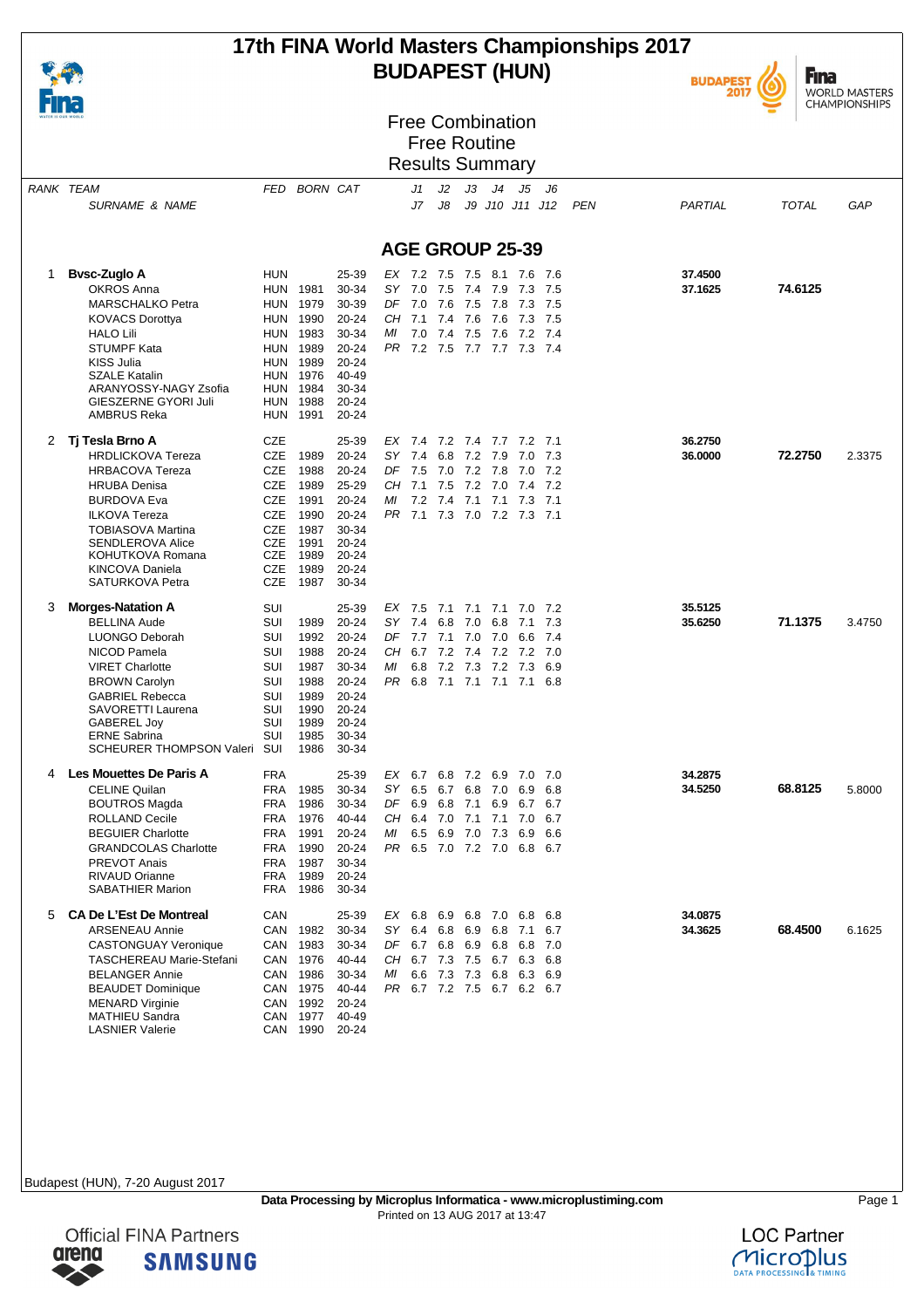# 17th FINA World Masters Championships 2017
## BUDAPEST (HUN)

### Free Combination
### Free Routine
### Results Summary

## AGE GROUP 25-39

| RANK | TEAM / SURNAME & NAME | FED | BORN | CAT | | J1 / J7 | J2 / J8 | J3 / J9 | J4 / J10 | J5 / J11 | J6 / J12 | PEN | PARTIAL | TOTAL | GAP |
|---|---|---|---|---|---|---|---|---|---|---|---|---|---|---|---|
| 1 | **Bvsc-Zuglo A** | HUN | | 25-39 | EX | 7.2 | 7.5 | 7.5 | 8.1 | 7.6 | 7.6 | | **37.4500** | | |
| | OKROS Anna | HUN | 1981 | 30-34 | SY | 7.0 | 7.5 | 7.4 | 7.9 | 7.3 | 7.5 | | **37.1625** | **74.6125** | |
| | MARSCHALKO Petra | HUN | 1979 | 30-39 | DF | 7.0 | 7.6 | 7.5 | 7.8 | 7.3 | 7.5 | | | | |
| | KOVACS Dorottya | HUN | 1990 | 20-24 | CH | 7.1 | 7.4 | 7.6 | 7.6 | 7.3 | 7.5 | | | | |
| | HALO Lili | HUN | 1983 | 30-34 | MI | 7.0 | 7.4 | 7.5 | 7.6 | 7.2 | 7.4 | | | | |
| | STUMPF Kata | HUN | 1989 | 20-24 | PR | 7.2 | 7.5 | 7.7 | 7.7 | 7.3 | 7.4 | | | | |
| | KISS Julia | HUN | 1989 | 20-24 | | | | | | | | | | | |
| | SZALE Katalin | HUN | 1976 | 40-49 | | | | | | | | | | | |
| | ARANYOSSY-NAGY Zsofia | HUN | 1984 | 30-34 | | | | | | | | | | | |
| | GIESZERNE GYORI Juli | HUN | 1988 | 20-24 | | | | | | | | | | | |
| | AMBRUS Reka | HUN | 1991 | 20-24 | | | | | | | | | | | |
| 2 | **Tj Tesla Brno A** | CZE | | 25-39 | EX | 7.4 | 7.2 | 7.4 | 7.7 | 7.2 | 7.1 | | **36.2750** | | |
| | HRDLICKOVA Tereza | CZE | 1989 | 20-24 | SY | 7.4 | 6.8 | 7.2 | 7.9 | 7.0 | 7.3 | | **36.0000** | **72.2750** | 2.3375 |
| | HRBACOVA Tereza | CZE | 1988 | 20-24 | DF | 7.5 | 7.0 | 7.2 | 7.8 | 7.0 | 7.2 | | | | |
| | HRUBA Denisa | CZE | 1989 | 25-29 | CH | 7.1 | 7.5 | 7.2 | 7.0 | 7.4 | 7.2 | | | | |
| | BURDOVA Eva | CZE | 1991 | 20-24 | MI | 7.2 | 7.4 | 7.1 | 7.1 | 7.3 | 7.1 | | | | |
| | ILKOVA Tereza | CZE | 1990 | 20-24 | PR | 7.1 | 7.3 | 7.0 | 7.2 | 7.3 | 7.1 | | | | |
| | TOBIASOVA Martina | CZE | 1987 | 30-34 | | | | | | | | | | | |
| | SENDLEROVA Alice | CZE | 1991 | 20-24 | | | | | | | | | | | |
| | KOHUTKOVA Romana | CZE | 1989 | 20-24 | | | | | | | | | | | |
| | KINCOVA Daniela | CZE | 1989 | 20-24 | | | | | | | | | | | |
| | SATURKOVA Petra | CZE | 1987 | 30-34 | | | | | | | | | | | |
| 3 | **Morges-Natation A** | SUI | | 25-39 | EX | 7.5 | 7.1 | 7.1 | 7.1 | 7.0 | 7.2 | | **35.5125** | | |
| | BELLINA Aude | SUI | 1989 | 20-24 | SY | 7.4 | 6.8 | 7.0 | 6.8 | 7.1 | 7.3 | | **35.6250** | **71.1375** | 3.4750 |
| | LUONGO Deborah | SUI | 1992 | 20-24 | DF | 7.7 | 7.1 | 7.0 | 7.0 | 6.6 | 7.4 | | | | |
| | NICOD Pamela | SUI | 1988 | 20-24 | CH | 6.7 | 7.2 | 7.4 | 7.2 | 7.2 | 7.0 | | | | |
| | VIRET Charlotte | SUI | 1987 | 30-34 | MI | 6.8 | 7.2 | 7.3 | 7.2 | 7.3 | 6.9 | | | | |
| | BROWN Carolyn | SUI | 1988 | 20-24 | PR | 6.8 | 7.1 | 7.1 | 7.1 | 7.1 | 6.8 | | | | |
| | GABRIEL Rebecca | SUI | 1989 | 20-24 | | | | | | | | | | | |
| | SAVORETTI Laurena | SUI | 1990 | 20-24 | | | | | | | | | | | |
| | GABEREL Joy | SUI | 1989 | 20-24 | | | | | | | | | | | |
| | ERNE Sabrina | SUI | 1985 | 30-34 | | | | | | | | | | | |
| | SCHEURER THOMPSON Valeri | SUI | 1986 | 30-34 | | | | | | | | | | | |
| 4 | **Les Mouettes De Paris A** | FRA | | 25-39 | EX | 6.7 | 6.8 | 7.2 | 6.9 | 7.0 | 7.0 | | **34.2875** | | |
| | CELINE Quilan | FRA | 1985 | 30-34 | SY | 6.5 | 6.7 | 6.8 | 7.0 | 6.9 | 6.8 | | **34.5250** | **68.8125** | 5.8000 |
| | BOUTROS Magda | FRA | 1986 | 30-34 | DF | 6.9 | 6.8 | 7.1 | 6.9 | 6.7 | 6.7 | | | | |
| | ROLLAND Cecile | FRA | 1976 | 40-44 | CH | 6.4 | 7.0 | 7.1 | 7.1 | 7.0 | 6.7 | | | | |
| | BEGUIER Charlotte | FRA | 1991 | 20-24 | MI | 6.5 | 6.9 | 7.0 | 7.3 | 6.9 | 6.6 | | | | |
| | GRANDCOLAS Charlotte | FRA | 1990 | 20-24 | PR | 6.5 | 7.0 | 7.2 | 7.0 | 6.8 | 6.7 | | | | |
| | PREVOT Anais | FRA | 1987 | 30-34 | | | | | | | | | | | |
| | RIVAUD Orianne | FRA | 1989 | 20-24 | | | | | | | | | | | |
| | SABATHIER Marion | FRA | 1986 | 30-34 | | | | | | | | | | | |
| 5 | **CA De L'Est De Montreal** | CAN | | 25-39 | EX | 6.8 | 6.9 | 6.8 | 7.0 | 6.8 | 6.8 | | **34.0875** | | |
| | ARSENEAU Annie | CAN | 1982 | 30-34 | SY | 6.4 | 6.8 | 6.9 | 6.8 | 7.1 | 6.7 | | **34.3625** | **68.4500** | 6.1625 |
| | CASTONGUAY Veronique | CAN | 1983 | 30-34 | DF | 6.7 | 6.8 | 6.9 | 6.8 | 6.8 | 7.0 | | | | |
| | TASCHEREAU Marie-Stefani | CAN | 1976 | 40-44 | CH | 6.7 | 7.3 | 7.5 | 6.7 | 6.3 | 6.8 | | | | |
| | BELANGER Annie | CAN | 1986 | 30-34 | MI | 6.6 | 7.3 | 7.3 | 6.8 | 6.3 | 6.9 | | | | |
| | BEAUDET Dominique | CAN | 1975 | 40-44 | PR | 6.7 | 7.2 | 7.5 | 6.7 | 6.2 | 6.7 | | | | |
| | MENARD Virginie | CAN | 1992 | 20-24 | | | | | | | | | | | |
| | MATHIEU Sandra | CAN | 1977 | 40-49 | | | | | | | | | | | |
| | LASNIER Valerie | CAN | 1990 | 20-24 | | | | | | | | | | | |

Budapest (HUN), 7-20 August 2017

**Data Processing by Microplus Informatica - www.microplustiming.com**
Printed on 13 AUG 2017 at 13:47

Official FINA Partners — LOC Partner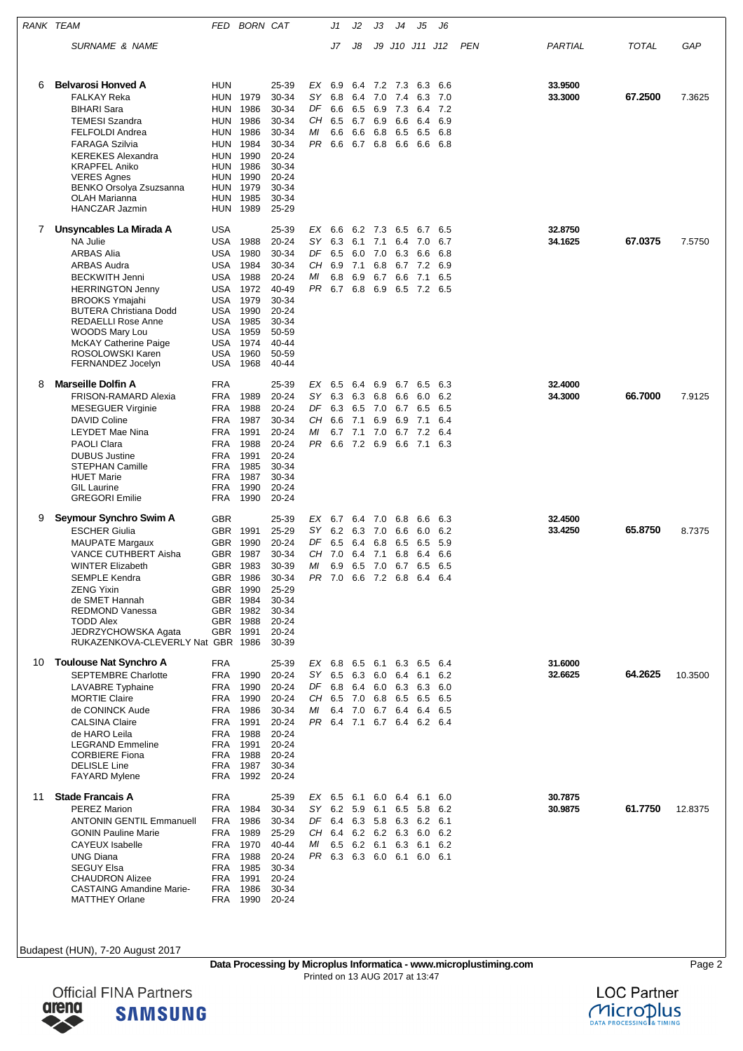| RANK | TEAM | FED | BORN | CAT | | J1 | J2 | J3 | J4 | J5 | J6 | PEN | PARTIAL | TOTAL | GAP |
|---|---|---|---|---|---|---|---|---|---|---|---|---|---|---|---|
| | SURNAME & NAME | | | | | J7 | J8 | J9 | J10 | J11 | J12 | | | | |
| 6 | **Belvarosi Honved A** | HUN | | 25-39 | EX | 6.9 | 6.4 | 7.2 | 7.3 | 6.3 | 6.6 | | 33.9500 | | |
| | FALKAY Reka | HUN | 1979 | 30-34 | SY | 6.8 | 6.4 | 7.0 | 7.4 | 6.3 | 7.0 | | 33.3000 | 67.2500 | 7.3625 |
| | BIHARI Sara | HUN | 1986 | 30-34 | DF | 6.6 | 6.5 | 6.9 | 7.3 | 6.4 | 7.2 | | | | |
| | TEMESI Szandra | HUN | 1986 | 30-34 | CH | 6.5 | 6.7 | 6.9 | 6.6 | 6.4 | 6.9 | | | | |
| | FELFOLDI Andrea | HUN | 1986 | 30-34 | MI | 6.6 | 6.6 | 6.8 | 6.5 | 6.5 | 6.8 | | | | |
| | FARAGA Szilvia | HUN | 1984 | 30-34 | PR | 6.6 | 6.7 | 6.8 | 6.6 | 6.6 | 6.8 | | | | |
| | KEREKES Alexandra | HUN | 1990 | 20-24 | | | | | | | | | | | |
| | KRAPFEL Aniko | HUN | 1986 | 30-34 | | | | | | | | | | | |
| | VERES Agnes | HUN | 1990 | 20-24 | | | | | | | | | | | |
| | BENKO Orsolya Zsuzsanna | HUN | 1979 | 30-34 | | | | | | | | | | | |
| | OLAH Marianna | HUN | 1985 | 30-34 | | | | | | | | | | | |
| | HANCZAR Jazmin | HUN | 1989 | 25-29 | | | | | | | | | | | |
| 7 | **Unsyncables La Mirada A** | USA | | 25-39 | EX | 6.6 | 6.2 | 7.3 | 6.5 | 6.7 | 6.5 | | 32.8750 | | |
| | NA Julie | USA | 1988 | 20-24 | SY | 6.3 | 6.1 | 7.1 | 6.4 | 7.0 | 6.7 | | 34.1625 | 67.0375 | 7.5750 |
| | ARBAS Alia | USA | 1980 | 30-34 | DF | 6.5 | 6.0 | 7.0 | 6.3 | 6.6 | 6.8 | | | | |
| | ARBAS Audra | USA | 1984 | 30-34 | CH | 6.9 | 7.1 | 6.8 | 6.7 | 7.2 | 6.9 | | | | |
| | BECKWITH Jenni | USA | 1988 | 20-24 | MI | 6.8 | 6.9 | 6.7 | 6.6 | 7.1 | 6.5 | | | | |
| | HERRINGTON Jenny | USA | 1972 | 40-49 | PR | 6.7 | 6.8 | 6.9 | 6.5 | 7.2 | 6.5 | | | | |
| | BROOKS Ymajahi | USA | 1979 | 30-34 | | | | | | | | | | | |
| | BUTERA Christiana Dodd | USA | 1990 | 20-24 | | | | | | | | | | | |
| | REDAELLI Rose Anne | USA | 1985 | 30-34 | | | | | | | | | | | |
| | WOODS Mary Lou | USA | 1959 | 50-59 | | | | | | | | | | | |
| | McKAY Catherine Paige | USA | 1974 | 40-44 | | | | | | | | | | | |
| | ROSOLOWSKI Karen | USA | 1960 | 50-59 | | | | | | | | | | | |
| | FERNANDEZ Jocelyn | USA | 1968 | 40-44 | | | | | | | | | | | |
| 8 | **Marseille Dolfin A** | FRA | | 25-39 | EX | 6.5 | 6.4 | 6.9 | 6.7 | 6.5 | 6.3 | | 32.4000 | | |
| | FRISON-RAMARD Alexia | FRA | 1989 | 20-24 | SY | 6.3 | 6.3 | 6.8 | 6.6 | 6.0 | 6.2 | | 34.3000 | 66.7000 | 7.9125 |
| | MESEGUER Virginie | FRA | 1988 | 20-24 | DF | 6.3 | 6.5 | 7.0 | 6.7 | 6.5 | 6.5 | | | | |
| | DAVID Coline | FRA | 1987 | 30-34 | CH | 6.6 | 7.1 | 6.9 | 6.9 | 7.1 | 6.4 | | | | |
| | LEYDET Mae Nina | FRA | 1991 | 20-24 | MI | 6.7 | 7.1 | 7.0 | 6.7 | 7.2 | 6.4 | | | | |
| | PAOLI Clara | FRA | 1988 | 20-24 | PR | 6.6 | 7.2 | 6.9 | 6.6 | 7.1 | 6.3 | | | | |
| | DUBUS Justine | FRA | 1991 | 20-24 | | | | | | | | | | | |
| | STEPHAN Camille | FRA | 1985 | 30-34 | | | | | | | | | | | |
| | HUET Marie | FRA | 1987 | 30-34 | | | | | | | | | | | |
| | GIL Laurine | FRA | 1990 | 20-24 | | | | | | | | | | | |
| | GREGORI Emilie | FRA | 1990 | 20-24 | | | | | | | | | | | |
| 9 | **Seymour Synchro Swim A** | GBR | | 25-39 | EX | 6.7 | 6.4 | 7.0 | 6.8 | 6.6 | 6.3 | | 32.4500 | | |
| | ESCHER Giulia | GBR | 1991 | 25-29 | SY | 6.2 | 6.3 | 7.0 | 6.6 | 6.0 | 6.2 | | 33.4250 | 65.8750 | 8.7375 |
| | MAUPATE Margaux | GBR | 1990 | 20-24 | DF | 6.5 | 6.4 | 6.8 | 6.5 | 6.5 | 5.9 | | | | |
| | VANCE CUTHBERT Aisha | GBR | 1987 | 30-34 | CH | 7.0 | 6.4 | 7.1 | 6.8 | 6.4 | 6.6 | | | | |
| | WINTER Elizabeth | GBR | 1983 | 30-39 | MI | 6.9 | 6.5 | 7.0 | 6.7 | 6.5 | 6.5 | | | | |
| | SEMPLE Kendra | GBR | 1986 | 30-34 | PR | 7.0 | 6.6 | 7.2 | 6.8 | 6.4 | 6.4 | | | | |
| | ZENG Yixin | GBR | 1990 | 25-29 | | | | | | | | | | | |
| | de SMET Hannah | GBR | 1984 | 30-34 | | | | | | | | | | | |
| | REDMOND Vanessa | GBR | 1982 | 30-34 | | | | | | | | | | | |
| | TODD Alex | GBR | 1988 | 20-24 | | | | | | | | | | | |
| | JEDRZYCHOWSKA Agata | GBR | 1991 | 20-24 | | | | | | | | | | | |
| | RUKAZENKOVA-CLEVERLY Nat | GBR | 1986 | 30-39 | | | | | | | | | | | |
| 10 | **Toulouse Nat Synchro A** | FRA | | 25-39 | EX | 6.8 | 6.5 | 6.1 | 6.3 | 6.5 | 6.4 | | 31.6000 | | |
| | SEPTEMBRE Charlotte | FRA | 1990 | 20-24 | SY | 6.5 | 6.3 | 6.0 | 6.4 | 6.1 | 6.2 | | 32.6625 | 64.2625 | 10.3500 |
| | LAVABRE Typhaine | FRA | 1990 | 20-24 | DF | 6.8 | 6.4 | 6.0 | 6.3 | 6.3 | 6.0 | | | | |
| | MORTIE Claire | FRA | 1990 | 20-24 | CH | 6.5 | 7.0 | 6.8 | 6.5 | 6.5 | 6.5 | | | | |
| | de CONINCK Aude | FRA | 1986 | 30-34 | MI | 6.4 | 7.0 | 6.7 | 6.4 | 6.4 | 6.5 | | | | |
| | CALSINA Claire | FRA | 1991 | 20-24 | PR | 6.4 | 7.1 | 6.7 | 6.4 | 6.2 | 6.4 | | | | |
| | de HARO Leila | FRA | 1988 | 20-24 | | | | | | | | | | | |
| | LEGRAND Emmeline | FRA | 1991 | 20-24 | | | | | | | | | | | |
| | CORBIERE Fiona | FRA | 1988 | 20-24 | | | | | | | | | | | |
| | DELISLE Line | FRA | 1987 | 30-34 | | | | | | | | | | | |
| | FAYARD Mylene | FRA | 1992 | 20-24 | | | | | | | | | | | |
| 11 | **Stade Francais A** | FRA | | 25-39 | EX | 6.5 | 6.1 | 6.0 | 6.4 | 6.1 | 6.0 | | 30.7875 | | |
| | PEREZ Marion | FRA | 1984 | 30-34 | SY | 6.2 | 5.9 | 6.1 | 6.5 | 5.8 | 6.2 | | 30.9875 | 61.7750 | 12.8375 |
| | ANTONIN GENTIL Emmanuell | FRA | 1986 | 30-34 | DF | 6.4 | 6.3 | 5.8 | 6.3 | 6.2 | 6.1 | | | | |
| | GONIN Pauline Marie | FRA | 1989 | 25-29 | CH | 6.4 | 6.2 | 6.2 | 6.3 | 6.0 | 6.2 | | | | |
| | CAYEUX Isabelle | FRA | 1970 | 40-44 | MI | 6.5 | 6.2 | 6.1 | 6.3 | 6.1 | 6.2 | | | | |
| | UNG Diana | FRA | 1988 | 20-24 | PR | 6.3 | 6.3 | 6.0 | 6.1 | 6.0 | 6.1 | | | | |
| | SEGUY Elsa | FRA | 1985 | 30-34 | | | | | | | | | | | |
| | CHAUDRON Alizee | FRA | 1991 | 20-24 | | | | | | | | | | | |
| | CASTAING Amandine Marie- | FRA | 1986 | 30-34 | | | | | | | | | | | |
| | MATTHEY Orlane | FRA | 1990 | 20-24 | | | | | | | | | | | |

Budapest (HUN), 7-20 August 2017

**Data Processing by Microplus Informatica - www.microplustiming.com**
Printed on 13 AUG 2017 at 13:47

Official FINA Partners arena SAMSUNG

LOC Partner Microplus DATA PROCESSING & TIMING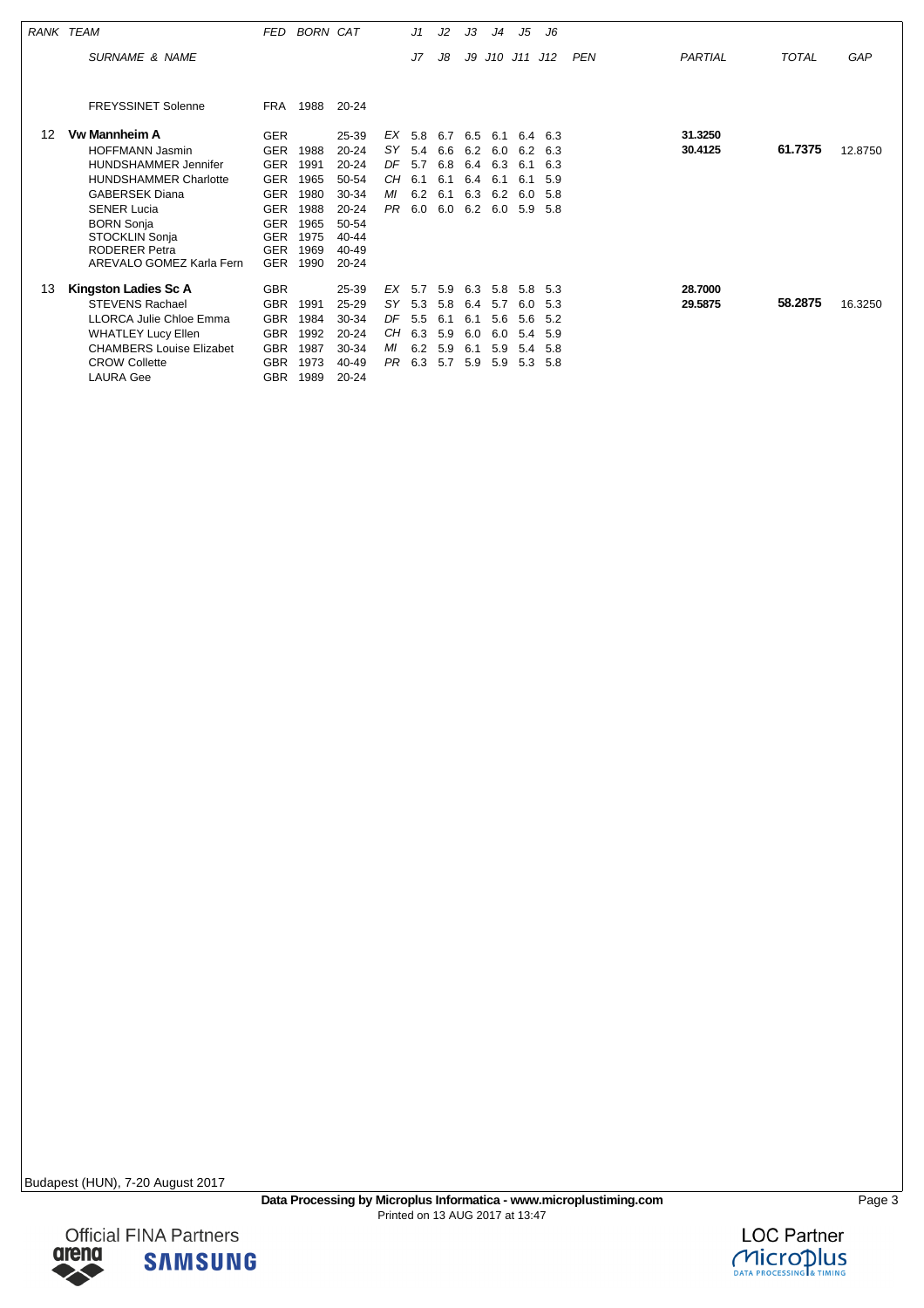| RANK | TEAM / SURNAME & NAME | FED | BORN | CAT | | J1 / J7 | J2 / J8 | J3 / J9 | J4 / J10 | J5 / J11 | J6 / J12 | PEN | PARTIAL | TOTAL | GAP |
|---|---|---|---|---|---|---|---|---|---|---|---|---|---|---|---|
| | FREYSSINET Solenne | FRA | 1988 | 20-24 | | | | | | | | | | | |
| 12 | **Vw Mannheim A** | GER | | 25-39 | EX | 5.8 | 6.7 | 6.5 | 6.1 | 6.4 | 6.3 | | **31.3250** | | |
| | HOFFMANN Jasmin | GER | 1988 | 20-24 | SY | 5.4 | 6.6 | 6.2 | 6.0 | 6.2 | 6.3 | | **30.4125** | **61.7375** | 12.8750 |
| | HUNDSHAMMER Jennifer | GER | 1991 | 20-24 | DF | 5.7 | 6.8 | 6.4 | 6.3 | 6.1 | 6.3 | | | | |
| | HUNDSHAMMER Charlotte | GER | 1965 | 50-54 | CH | 6.1 | 6.1 | 6.4 | 6.1 | 6.1 | 5.9 | | | | |
| | GABERSEK Diana | GER | 1980 | 30-34 | MI | 6.2 | 6.1 | 6.3 | 6.2 | 6.0 | 5.8 | | | | |
| | SENER Lucia | GER | 1988 | 20-24 | PR | 6.0 | 6.0 | 6.2 | 6.0 | 5.9 | 5.8 | | | | |
| | BORN Sonja | GER | 1965 | 50-54 | | | | | | | | | | | |
| | STOCKLIN Sonja | GER | 1975 | 40-44 | | | | | | | | | | | |
| | RODERER Petra | GER | 1969 | 40-49 | | | | | | | | | | | |
| | AREVALO GOMEZ Karla Fern | GER | 1990 | 20-24 | | | | | | | | | | | |
| 13 | **Kingston Ladies Sc A** | GBR | | 25-39 | EX | 5.7 | 5.9 | 6.3 | 5.8 | 5.8 | 5.3 | | **28.7000** | | |
| | STEVENS Rachael | GBR | 1991 | 25-29 | SY | 5.3 | 5.8 | 6.4 | 5.7 | 6.0 | 5.3 | | **29.5875** | **58.2875** | 16.3250 |
| | LLORCA Julie Chloe Emma | GBR | 1984 | 30-34 | DF | 5.5 | 6.1 | 6.1 | 5.6 | 5.6 | 5.2 | | | | |
| | WHATLEY Lucy Ellen | GBR | 1992 | 20-24 | CH | 6.3 | 5.9 | 6.0 | 6.0 | 5.4 | 5.9 | | | | |
| | CHAMBERS Louise Elizabet | GBR | 1987 | 30-34 | MI | 6.2 | 5.9 | 6.1 | 5.9 | 5.4 | 5.8 | | | | |
| | CROW Collette | GBR | 1973 | 40-49 | PR | 6.3 | 5.7 | 5.9 | 5.9 | 5.3 | 5.8 | | | | |
| | LAURA Gee | GBR | 1989 | 20-24 | | | | | | | | | | | |

Budapest (HUN), 7-20 August 2017

**Data Processing by Microplus Informatica - www.microplustiming.com**
Printed on 13 AUG 2017 at 13:47

Official FINA Partners arena SAMSUNG

LOC Partner Microplus DATA PROCESSING & TIMING